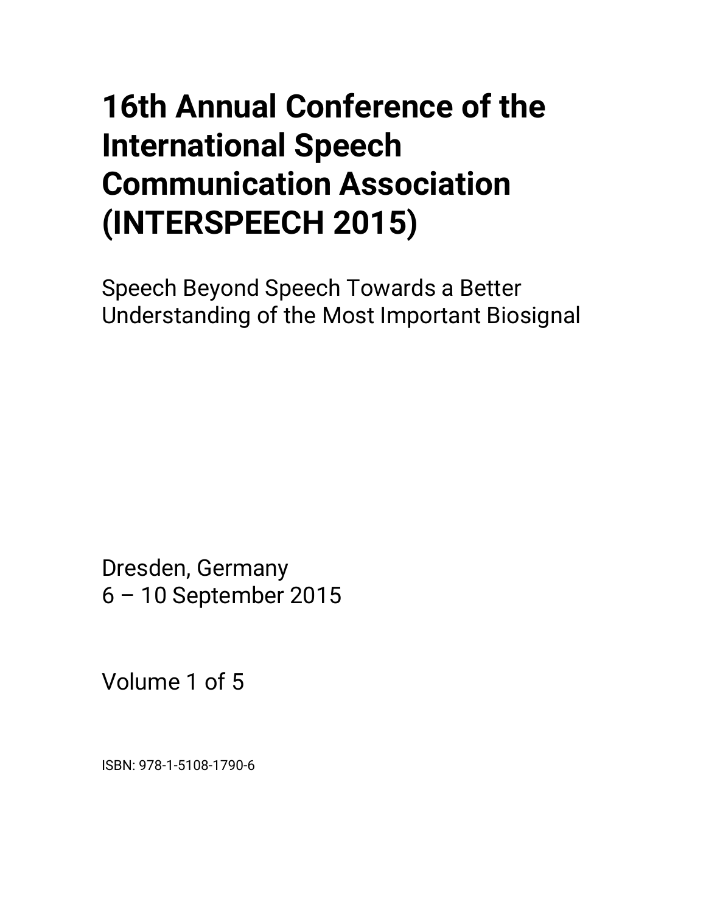# 16th Annual Conference of the International Speech Communication Association (INTERSPEECH 2015)

Speech Beyond Speech Towards a Better Understanding of the Most Important Biosignal

Dresden, Germany
6 – 10 September 2015

Volume 1 of 5

ISBN: 978-1-5108-1790-6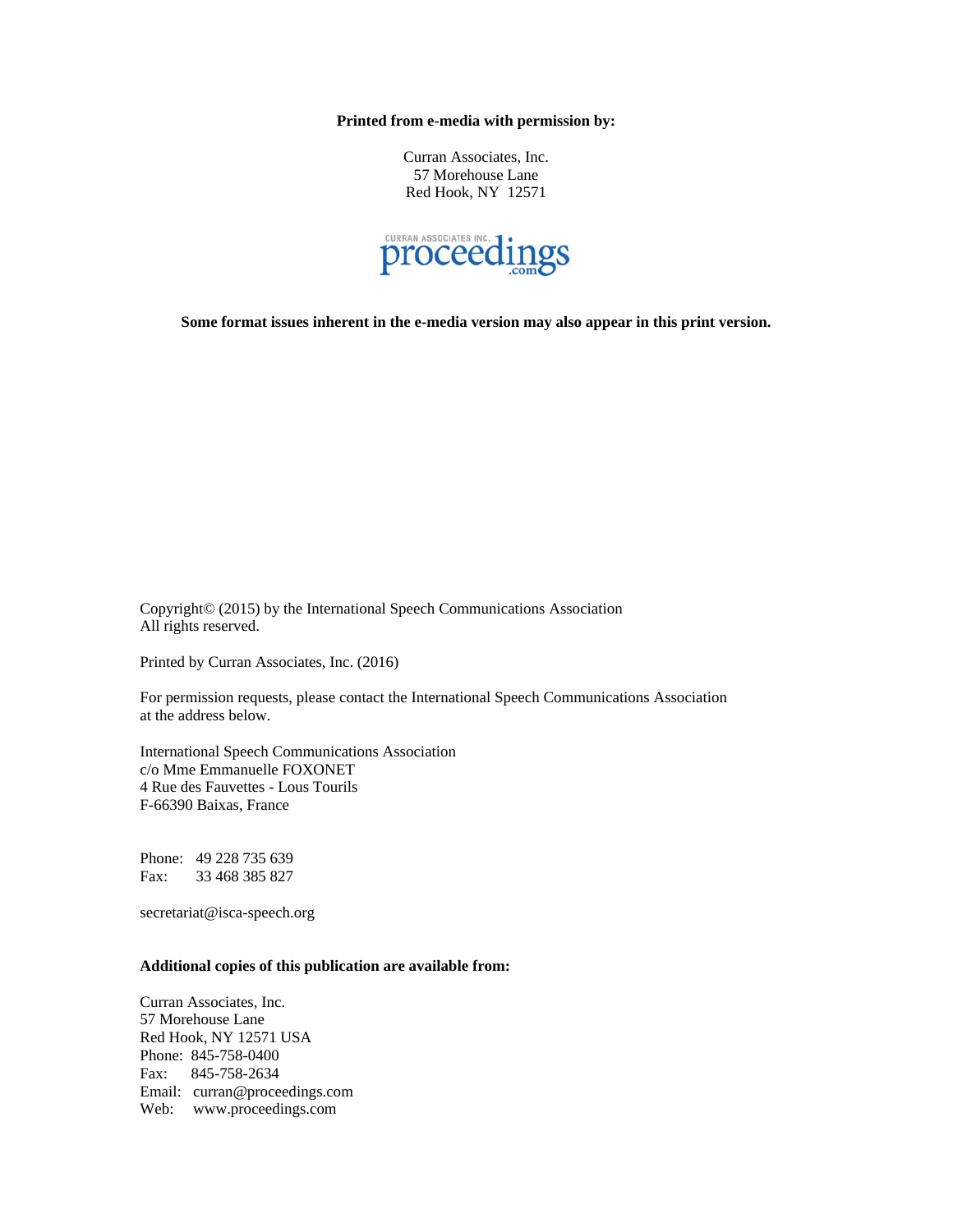**Printed from e-media with permission by:**

Curran Associates, Inc.
57 Morehouse Lane
Red Hook, NY 12571

**Some format issues inherent in the e-media version may also appear in this print version.**

Copyright© (2015) by the International Speech Communications Association
All rights reserved.

Printed by Curran Associates, Inc. (2016)

For permission requests, please contact the International Speech Communications Association at the address below.

International Speech Communications Association
c/o Mme Emmanuelle FOXONET
4 Rue des Fauvettes - Lous Tourils
F-66390 Baixas, France

Phone: 49 228 735 639
Fax: 33 468 385 827

secretariat@isca-speech.org

**Additional copies of this publication are available from:**

Curran Associates, Inc.
57 Morehouse Lane
Red Hook, NY 12571 USA
Phone: 845-758-0400
Fax: 845-758-2634
Email: curran@proceedings.com
Web: www.proceedings.com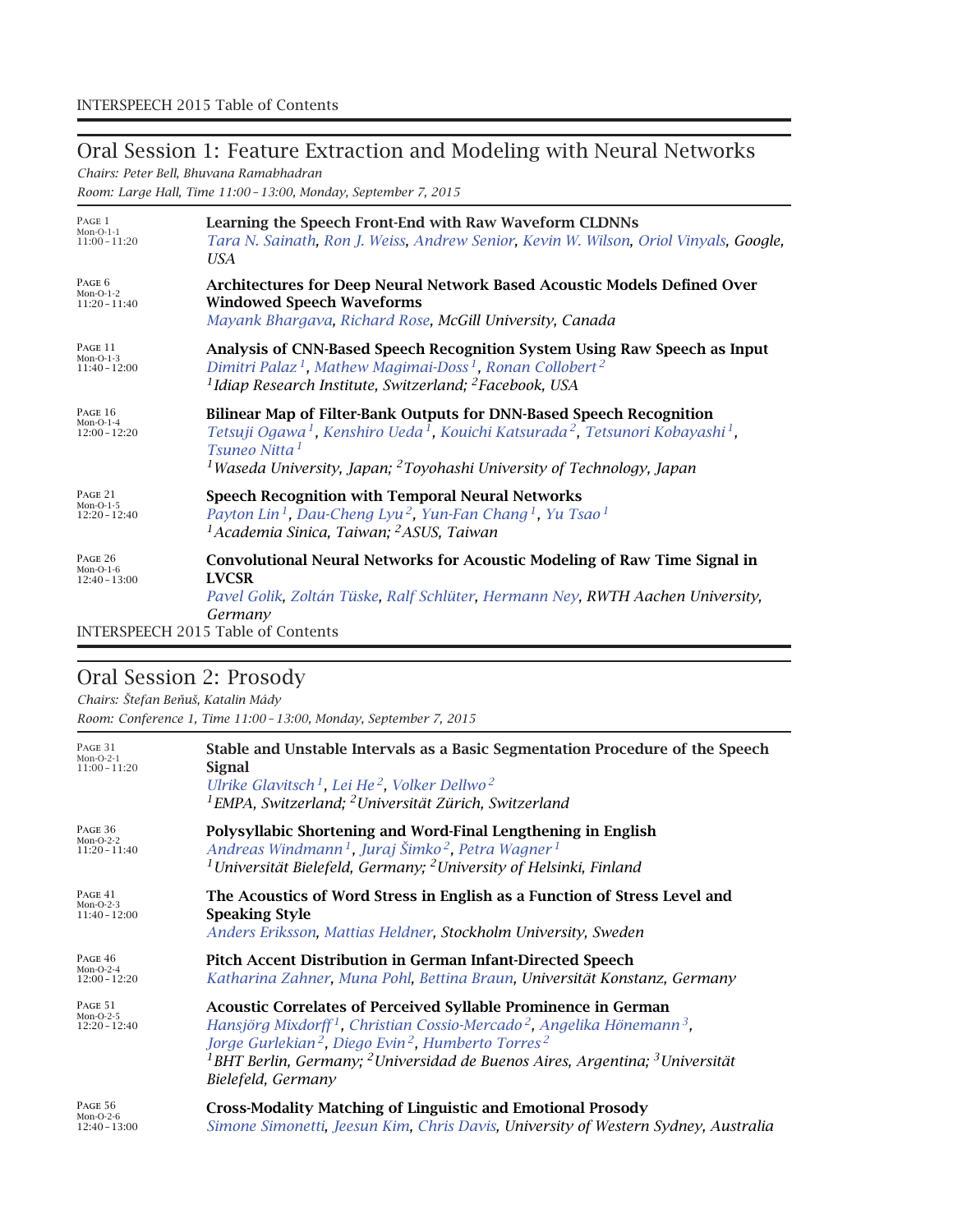## Oral Session 1: Feature Extraction and Modeling with Neural Networks

*Chairs: Peter Bell, Bhuvana Ramabhadran*

*Room: Large Hall, Time 11:00 – 13:00, Monday, September 7, 2015*

| | |
|---|---|
| PAGE 1<br>Mon-O-1-1<br>11:00 – 11:20 | **Learning the Speech Front-End with Raw Waveform CLDNNs**<br>*Tara N. Sainath, Ron J. Weiss, Andrew Senior, Kevin W. Wilson, Oriol Vinyals, Google, USA* |
| PAGE 6<br>Mon-O-1-2<br>11:20 – 11:40 | **Architectures for Deep Neural Network Based Acoustic Models Defined Over Windowed Speech Waveforms**<br>*Mayank Bhargava, Richard Rose, McGill University, Canada* |
| PAGE 11<br>Mon-O-1-3<br>11:40 – 12:00 | **Analysis of CNN-Based Speech Recognition System Using Raw Speech as Input**<br>*Dimitri Palaz [1], Mathew Magimai-Doss [1], Ronan Collobert [2]*<br>*[1]Idiap Research Institute, Switzerland; [2]Facebook, USA* |
| PAGE 16<br>Mon-O-1-4<br>12:00 – 12:20 | **Bilinear Map of Filter-Bank Outputs for DNN-Based Speech Recognition**<br>*Tetsuji Ogawa [1], Kenshiro Ueda [1], Kouichi Katsurada [2], Tetsunori Kobayashi [1], Tsuneo Nitta [1]*<br>*[1]Waseda University, Japan; [2]Toyohashi University of Technology, Japan* |
| PAGE 21<br>Mon-O-1-5<br>12:20 – 12:40 | **Speech Recognition with Temporal Neural Networks**<br>*Payton Lin [1], Dau-Cheng Lyu [2], Yun-Fan Chang [1], Yu Tsao [1]*<br>*[1]Academia Sinica, Taiwan; [2]ASUS, Taiwan* |
| PAGE 26<br>Mon-O-1-6<br>12:40 – 13:00 | **Convolutional Neural Networks for Acoustic Modeling of Raw Time Signal in LVCSR**<br>*Pavel Golik, Zoltán Tüske, Ralf Schlüter, Hermann Ney, RWTH Aachen University, Germany* |

## Oral Session 2: Prosody

*Chairs: Štefan Beňuš, Katalin Mády*

*Room: Conference 1, Time 11:00 – 13:00, Monday, September 7, 2015*

| | |
|---|---|
| PAGE 31<br>Mon-O-2-1<br>11:00 – 11:20 | **Stable and Unstable Intervals as a Basic Segmentation Procedure of the Speech Signal**<br>*Ulrike Glavitsch [1], Lei He [2], Volker Dellwo [2]*<br>*[1]EMPA, Switzerland; [2]Universität Zürich, Switzerland* |
| PAGE 36<br>Mon-O-2-2<br>11:20 – 11:40 | **Polysyllabic Shortening and Word-Final Lengthening in English**<br>*Andreas Windmann [1], Juraj Šimko [2], Petra Wagner [1]*<br>*[1]Universität Bielefeld, Germany; [2]University of Helsinki, Finland* |
| PAGE 41<br>Mon-O-2-3<br>11:40 – 12:00 | **The Acoustics of Word Stress in English as a Function of Stress Level and Speaking Style**<br>*Anders Eriksson, Mattias Heldner, Stockholm University, Sweden* |
| PAGE 46<br>Mon-O-2-4<br>12:00 – 12:20 | **Pitch Accent Distribution in German Infant-Directed Speech**<br>*Katharina Zahner, Muna Pohl, Bettina Braun, Universität Konstanz, Germany* |
| PAGE 51<br>Mon-O-2-5<br>12:20 – 12:40 | **Acoustic Correlates of Perceived Syllable Prominence in German**<br>*Hansjörg Mixdorff [1], Christian Cossio-Mercado [2], Angelika Hönemann [3], Jorge Gurlekian [2], Diego Evin [2], Humberto Torres [2]*<br>*[1]BHT Berlin, Germany; [2]Universidad de Buenos Aires, Argentina; [3]Universität Bielefeld, Germany* |
| PAGE 56<br>Mon-O-2-6<br>12:40 – 13:00 | **Cross-Modality Matching of Linguistic and Emotional Prosody**<br>*Simone Simonetti, Jeesun Kim, Chris Davis, University of Western Sydney, Australia* |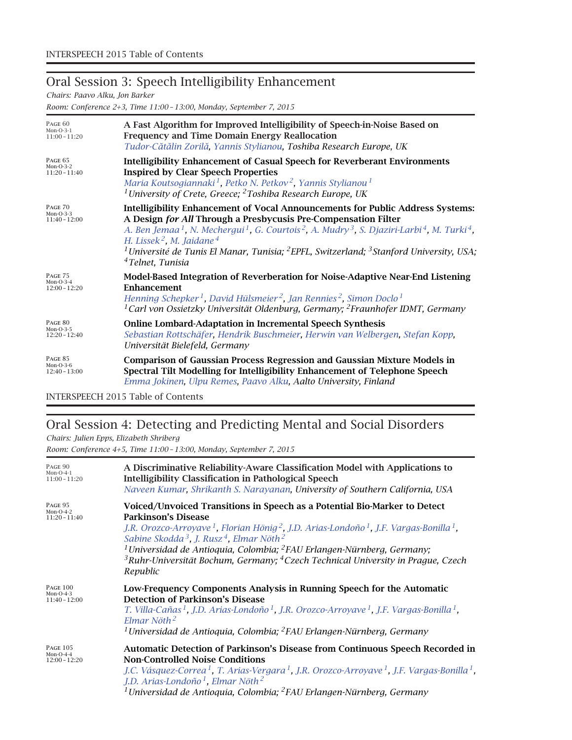## Oral Session 3: Speech Intelligibility Enhancement

*Chairs: Paavo Alku, Jon Barker*

*Room: Conference 2+3, Time 11:00 – 13:00, Monday, September 7, 2015*

PAGE 60
Mon-O-3-1
11:00 – 11:20

**A Fast Algorithm for Improved Intelligibility of Speech-in-Noise Based on Frequency and Time Domain Energy Reallocation**
Tudor-Cătălin Zorilă, Yannis Stylianou, *Toshiba Research Europe, UK*

PAGE 65
Mon-O-3-2
11:20 – 11:40

**Intelligibility Enhancement of Casual Speech for Reverberant Environments Inspired by Clear Speech Properties**
Maria Koutsogiannaki[1], Petko N. Petkov[2], Yannis Stylianou[1]
*[1]University of Crete, Greece; [2]Toshiba Research Europe, UK*

PAGE 70
Mon-O-3-3
11:40 – 12:00

**Intelligibility Enhancement of Vocal Announcements for Public Address Systems: A Design *for All* Through a Presbycusis Pre-Compensation Filter**
A. Ben Jemaa[1], N. Mechergui[1], G. Courtois[2], A. Mudry[3], S. Djaziri-Larbi[4], M. Turki[4], H. Lissek[2], M. Jaidane[4]
*[1]Université de Tunis El Manar, Tunisia; [2]EPFL, Switzerland; [3]Stanford University, USA; [4]Telnet, Tunisia*

PAGE 75
Mon-O-3-4
12:00 – 12:20

**Model-Based Integration of Reverberation for Noise-Adaptive Near-End Listening Enhancement**
Henning Schepker[1], David Hülsmeier[2], Jan Rennies[2], Simon Doclo[1]
*[1]Carl von Ossietzky Universität Oldenburg, Germany; [2]Fraunhofer IDMT, Germany*

PAGE 80
Mon-O-3-5
12:20 – 12:40

**Online Lombard-Adaptation in Incremental Speech Synthesis**
Sebastian Rottschäfer, Hendrik Buschmeier, Herwin van Welbergen, Stefan Kopp, *Universität Bielefeld, Germany*

PAGE 85
Mon-O-3-6
12:40 – 13:00

**Comparison of Gaussian Process Regression and Gaussian Mixture Models in Spectral Tilt Modelling for Intelligibility Enhancement of Telephone Speech**
Emma Jokinen, Ulpu Remes, Paavo Alku, *Aalto University, Finland*

## Oral Session 4: Detecting and Predicting Mental and Social Disorders

*Chairs: Julien Epps, Elizabeth Shriberg*

*Room: Conference 4+5, Time 11:00 – 13:00, Monday, September 7, 2015*

PAGE 90
Mon-O-4-1
11:00 – 11:20

**A Discriminative Reliability-Aware Classification Model with Applications to Intelligibility Classification in Pathological Speech**
Naveen Kumar, Shrikanth S. Narayanan, *University of Southern California, USA*

PAGE 95
Mon-O-4-2
11:20 – 11:40

**Voiced/Unvoiced Transitions in Speech as a Potential Bio-Marker to Detect Parkinson's Disease**
J.R. Orozco-Arroyave[1], Florian Hönig[2], J.D. Arias-Londoño[1], J.F. Vargas-Bonilla[1], Sabine Skodda[3], J. Rusz[4], Elmar Nöth[2]
*[1]Universidad de Antioquia, Colombia; [2]FAU Erlangen-Nürnberg, Germany; [3]Ruhr-Universität Bochum, Germany; [4]Czech Technical University in Prague, Czech Republic*

PAGE 100
Mon-O-4-3
11:40 – 12:00

**Low-Frequency Components Analysis in Running Speech for the Automatic Detection of Parkinson's Disease**
T. Villa-Cañas[1], J.D. Arias-Londoño[1], J.R. Orozco-Arroyave[1], J.F. Vargas-Bonilla[1], Elmar Nöth[2]
*[1]Universidad de Antioquia, Colombia; [2]FAU Erlangen-Nürnberg, Germany*

PAGE 105
Mon-O-4-4
12:00 – 12:20

**Automatic Detection of Parkinson's Disease from Continuous Speech Recorded in Non-Controlled Noise Conditions**
J.C. Vásquez-Correa[1], T. Arias-Vergara[1], J.R. Orozco-Arroyave[1], J.F. Vargas-Bonilla[1], J.D. Arias-Londoño[1], Elmar Nöth[2]
*[1]Universidad de Antioquia, Colombia; [2]FAU Erlangen-Nürnberg, Germany*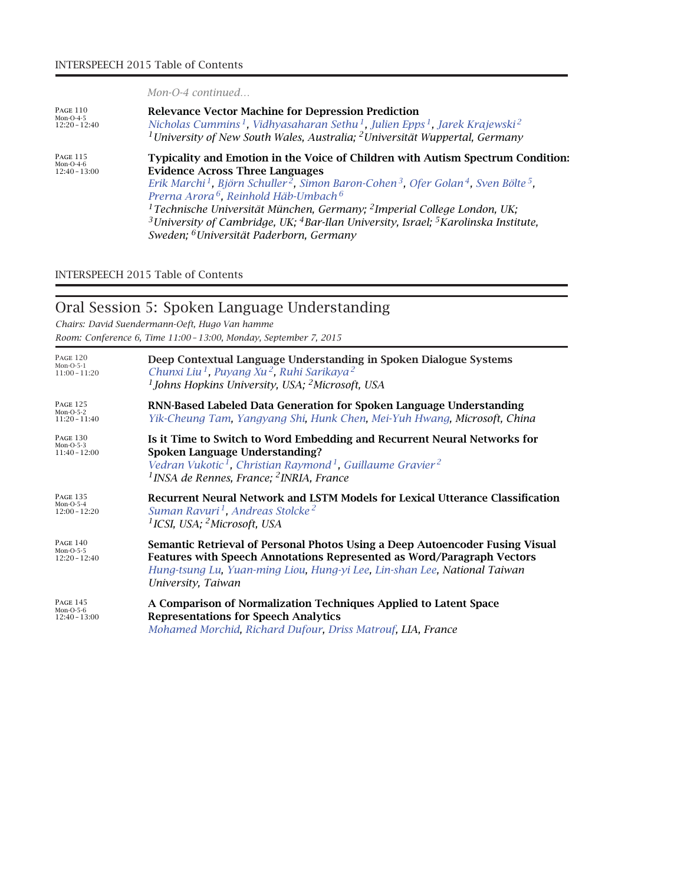*Mon-O-4 continued...*

PAGE 110
Mon-O-4-5
12:20 – 12:40

**Relevance Vector Machine for Depression Prediction**
*Nicholas Cummins[1], Vidhyasaharan Sethu[1], Julien Epps[1], Jarek Krajewski[2]*
*[1]University of New South Wales, Australia; [2]Universität Wuppertal, Germany*

PAGE 115
Mon-O-4-6
12:40 – 13:00

**Typicality and Emotion in the Voice of Children with Autism Spectrum Condition: Evidence Across Three Languages**
*Erik Marchi[1], Björn Schuller[2], Simon Baron-Cohen[3], Ofer Golan[4], Sven Bölte[5], Prerna Arora[6], Reinhold Häb-Umbach[6]*
*[1]Technische Universität München, Germany; [2]Imperial College London, UK; [3]University of Cambridge, UK; [4]Bar-Ilan University, Israel; [5]Karolinska Institute, Sweden; [6]Universität Paderborn, Germany*

## Oral Session 5: Spoken Language Understanding

*Chairs: David Suendermann-Oeft, Hugo Van hamme*
*Room: Conference 6, Time 11:00 – 13:00, Monday, September 7, 2015*

PAGE 120
Mon-O-5-1
11:00 – 11:20

**Deep Contextual Language Understanding in Spoken Dialogue Systems**
*Chunxi Liu[1], Puyang Xu[2], Ruhi Sarikaya[2]*
*[1]Johns Hopkins University, USA; [2]Microsoft, USA*

PAGE 125
Mon-O-5-2
11:20 – 11:40

**RNN-Based Labeled Data Generation for Spoken Language Understanding**
*Yik-Cheung Tam, Yangyang Shi, Hunk Chen, Mei-Yuh Hwang, Microsoft, China*

PAGE 130
Mon-O-5-3
11:40 – 12:00

**Is it Time to Switch to Word Embedding and Recurrent Neural Networks for Spoken Language Understanding?**
*Vedran Vukotic[1], Christian Raymond[1], Guillaume Gravier[2]*
*[1]INSA de Rennes, France; [2]INRIA, France*

PAGE 135
Mon-O-5-4
12:00 – 12:20

**Recurrent Neural Network and LSTM Models for Lexical Utterance Classification**
*Suman Ravuri[1], Andreas Stolcke[2]*
*[1]ICSI, USA; [2]Microsoft, USA*

PAGE 140
Mon-O-5-5
12:20 – 12:40

**Semantic Retrieval of Personal Photos Using a Deep Autoencoder Fusing Visual Features with Speech Annotations Represented as Word/Paragraph Vectors**
*Hung-tsung Lu, Yuan-ming Liou, Hung-yi Lee, Lin-shan Lee, National Taiwan University, Taiwan*

PAGE 145
Mon-O-5-6
12:40 – 13:00

**A Comparison of Normalization Techniques Applied to Latent Space Representations for Speech Analytics**
*Mohamed Morchid, Richard Dufour, Driss Matrouf, LIA, France*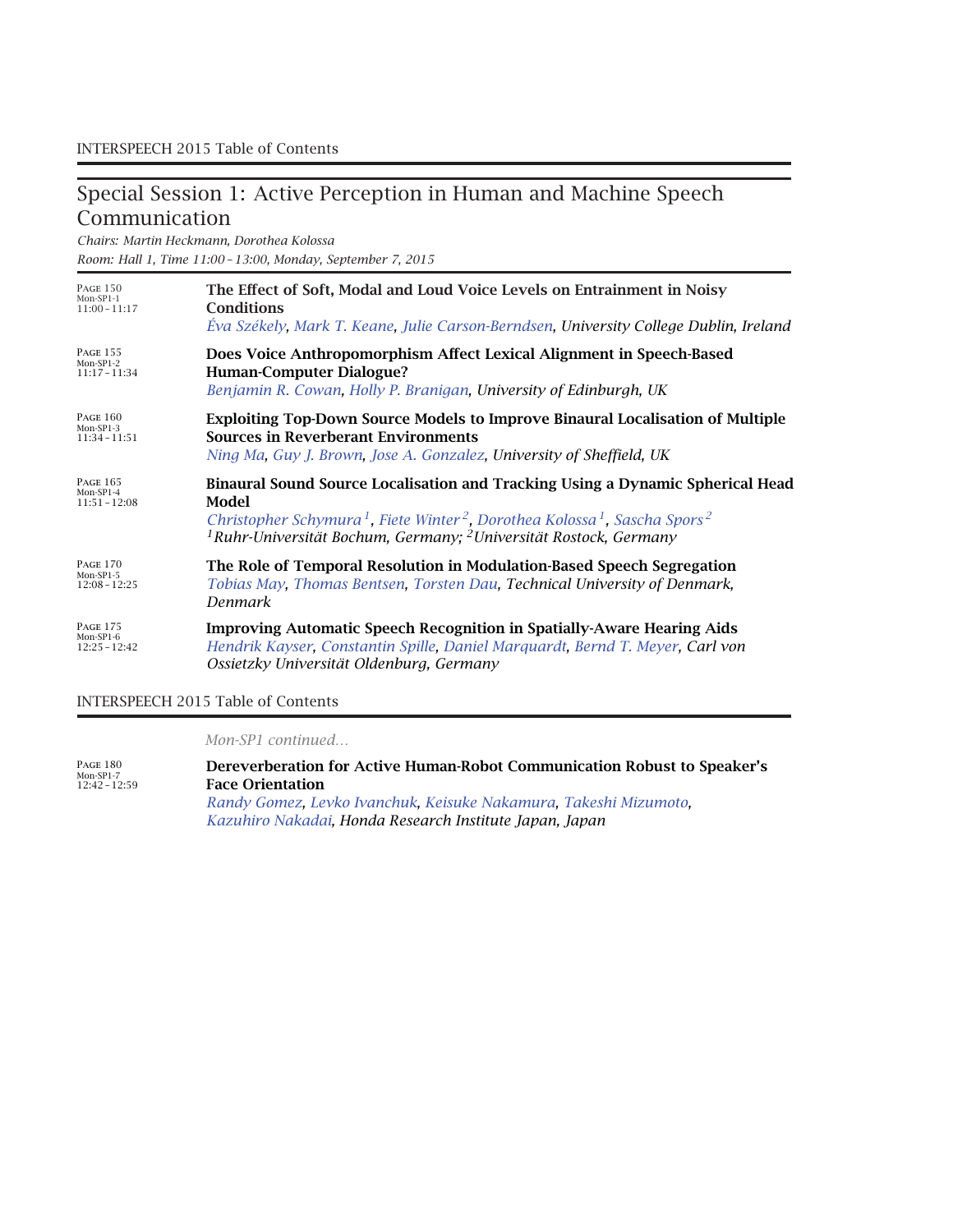## Special Session 1: Active Perception in Human and Machine Speech Communication

*Chairs: Martin Heckmann, Dorothea Kolossa*

*Room: Hall 1, Time 11:00 – 13:00, Monday, September 7, 2015*

PAGE 150
Mon-SP1-1
11:00 – 11:17

**The Effect of Soft, Modal and Loud Voice Levels on Entrainment in Noisy Conditions**
*Éva Székely, Mark T. Keane, Julie Carson-Berndsen, University College Dublin, Ireland*

PAGE 155
Mon-SP1-2
11:17 – 11:34

**Does Voice Anthropomorphism Affect Lexical Alignment in Speech-Based Human-Computer Dialogue?**
*Benjamin R. Cowan, Holly P. Branigan, University of Edinburgh, UK*

PAGE 160
Mon-SP1-3
11:34 – 11:51

**Exploiting Top-Down Source Models to Improve Binaural Localisation of Multiple Sources in Reverberant Environments**
*Ning Ma, Guy J. Brown, Jose A. Gonzalez, University of Sheffield, UK*

PAGE 165
Mon-SP1-4
11:51 – 12:08

**Binaural Sound Source Localisation and Tracking Using a Dynamic Spherical Head Model**
*Christopher Schymura[1], Fiete Winter[2], Dorothea Kolossa[1], Sascha Spors[2]*
*[1]Ruhr-Universität Bochum, Germany; [2]Universität Rostock, Germany*

PAGE 170
Mon-SP1-5
12:08 – 12:25

**The Role of Temporal Resolution in Modulation-Based Speech Segregation**
*Tobias May, Thomas Bentsen, Torsten Dau, Technical University of Denmark, Denmark*

PAGE 175
Mon-SP1-6
12:25 – 12:42

**Improving Automatic Speech Recognition in Spatially-Aware Hearing Aids**
*Hendrik Kayser, Constantin Spille, Daniel Marquardt, Bernd T. Meyer, Carl von Ossietzky Universität Oldenburg, Germany*

*Mon-SP1 continued…*

PAGE 180
Mon-SP1-7
12:42 – 12:59

**Dereverberation for Active Human-Robot Communication Robust to Speaker's Face Orientation**
*Randy Gomez, Levko Ivanchuk, Keisuke Nakamura, Takeshi Mizumoto, Kazuhiro Nakadai, Honda Research Institute Japan, Japan*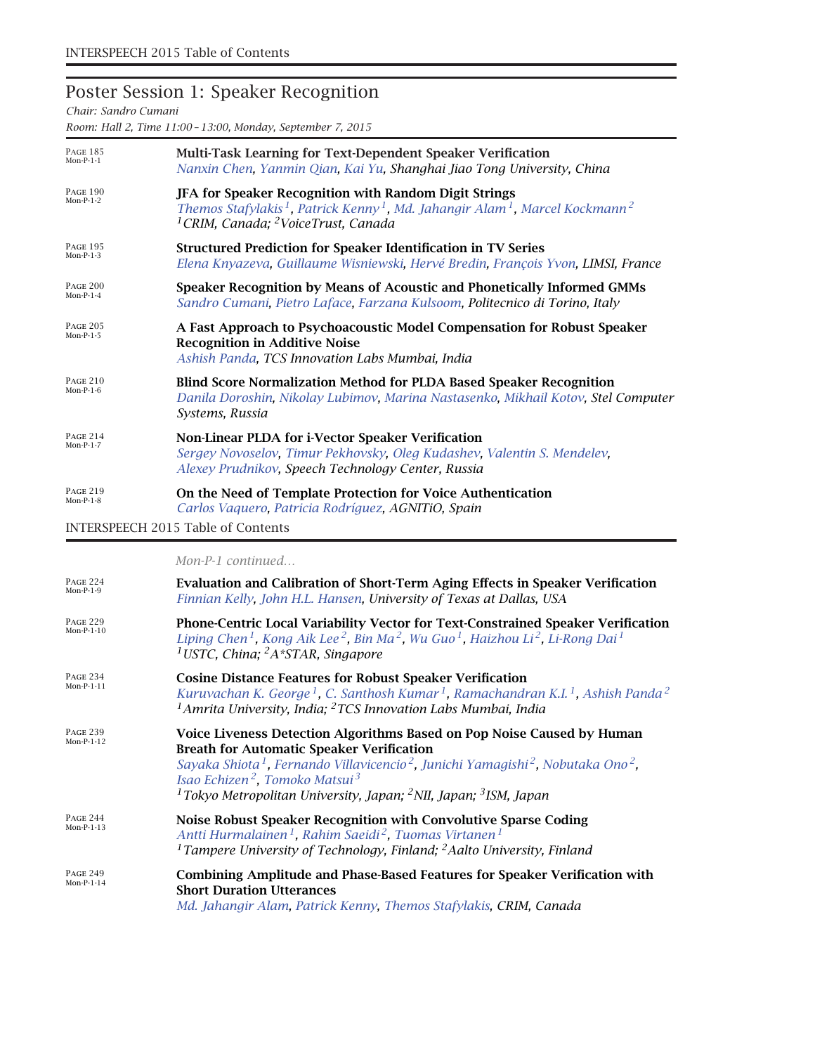## Poster Session 1: Speaker Recognition

*Chair: Sandro Cumani*

*Room: Hall 2, Time 11:00 – 13:00, Monday, September 7, 2015*

PAGE 185
Mon-P-1-1

**Multi-Task Learning for Text-Dependent Speaker Verification**
*Nanxin Chen, Yanmin Qian, Kai Yu, Shanghai Jiao Tong University, China*

PAGE 190
Mon-P-1-2

**JFA for Speaker Recognition with Random Digit Strings**
*Themos Stafylakis[1], Patrick Kenny[1], Md. Jahangir Alam[1], Marcel Kockmann[2]*
*[1]CRIM, Canada; [2]VoiceTrust, Canada*

PAGE 195
Mon-P-1-3

**Structured Prediction for Speaker Identification in TV Series**
*Elena Knyazeva, Guillaume Wisniewski, Hervé Bredin, François Yvon, LIMSI, France*

PAGE 200
Mon-P-1-4

**Speaker Recognition by Means of Acoustic and Phonetically Informed GMMs**
*Sandro Cumani, Pietro Laface, Farzana Kulsoom, Politecnico di Torino, Italy*

PAGE 205
Mon-P-1-5

**A Fast Approach to Psychoacoustic Model Compensation for Robust Speaker Recognition in Additive Noise**
*Ashish Panda, TCS Innovation Labs Mumbai, India*

PAGE 210
Mon-P-1-6

**Blind Score Normalization Method for PLDA Based Speaker Recognition**
*Danila Doroshin, Nikolay Lubimov, Marina Nastasenko, Mikhail Kotov, Stel Computer Systems, Russia*

PAGE 214
Mon-P-1-7

**Non-Linear PLDA for i-Vector Speaker Verification**
*Sergey Novoselov, Timur Pekhovsky, Oleg Kudashev, Valentin S. Mendelev, Alexey Prudnikov, Speech Technology Center, Russia*

PAGE 219
Mon-P-1-8

**On the Need of Template Protection for Voice Authentication**
*Carlos Vaquero, Patricia Rodríguez, AGNITiO, Spain*

*Mon-P-1 continued...*

PAGE 224
Mon-P-1-9

**Evaluation and Calibration of Short-Term Aging Effects in Speaker Verification**
*Finnian Kelly, John H.L. Hansen, University of Texas at Dallas, USA*

PAGE 229
Mon-P-1-10

**Phone-Centric Local Variability Vector for Text-Constrained Speaker Verification**
*Liping Chen[1], Kong Aik Lee[2], Bin Ma[2], Wu Guo[1], Haizhou Li[2], Li-Rong Dai[1]*
*[1]USTC, China; [2]A*STAR, Singapore*

PAGE 234
Mon-P-1-11

**Cosine Distance Features for Robust Speaker Verification**
*Kuruvachan K. George[1], C. Santhosh Kumar[1], Ramachandran K.I.[1], Ashish Panda[2]*
*[1]Amrita University, India; [2]TCS Innovation Labs Mumbai, India*

PAGE 239
Mon-P-1-12

**Voice Liveness Detection Algorithms Based on Pop Noise Caused by Human Breath for Automatic Speaker Verification**
*Sayaka Shiota[1], Fernando Villavicencio[2], Junichi Yamagishi[2], Nobutaka Ono[2], Isao Echizen[2], Tomoko Matsui[3]*
*[1]Tokyo Metropolitan University, Japan; [2]NII, Japan; [3]ISM, Japan*

PAGE 244
Mon-P-1-13

**Noise Robust Speaker Recognition with Convolutive Sparse Coding**
*Antti Hurmalainen[1], Rahim Saeidi[2], Tuomas Virtanen[1]*
*[1]Tampere University of Technology, Finland; [2]Aalto University, Finland*

PAGE 249
Mon-P-1-14

**Combining Amplitude and Phase-Based Features for Speaker Verification with Short Duration Utterances**
*Md. Jahangir Alam, Patrick Kenny, Themos Stafylakis, CRIM, Canada*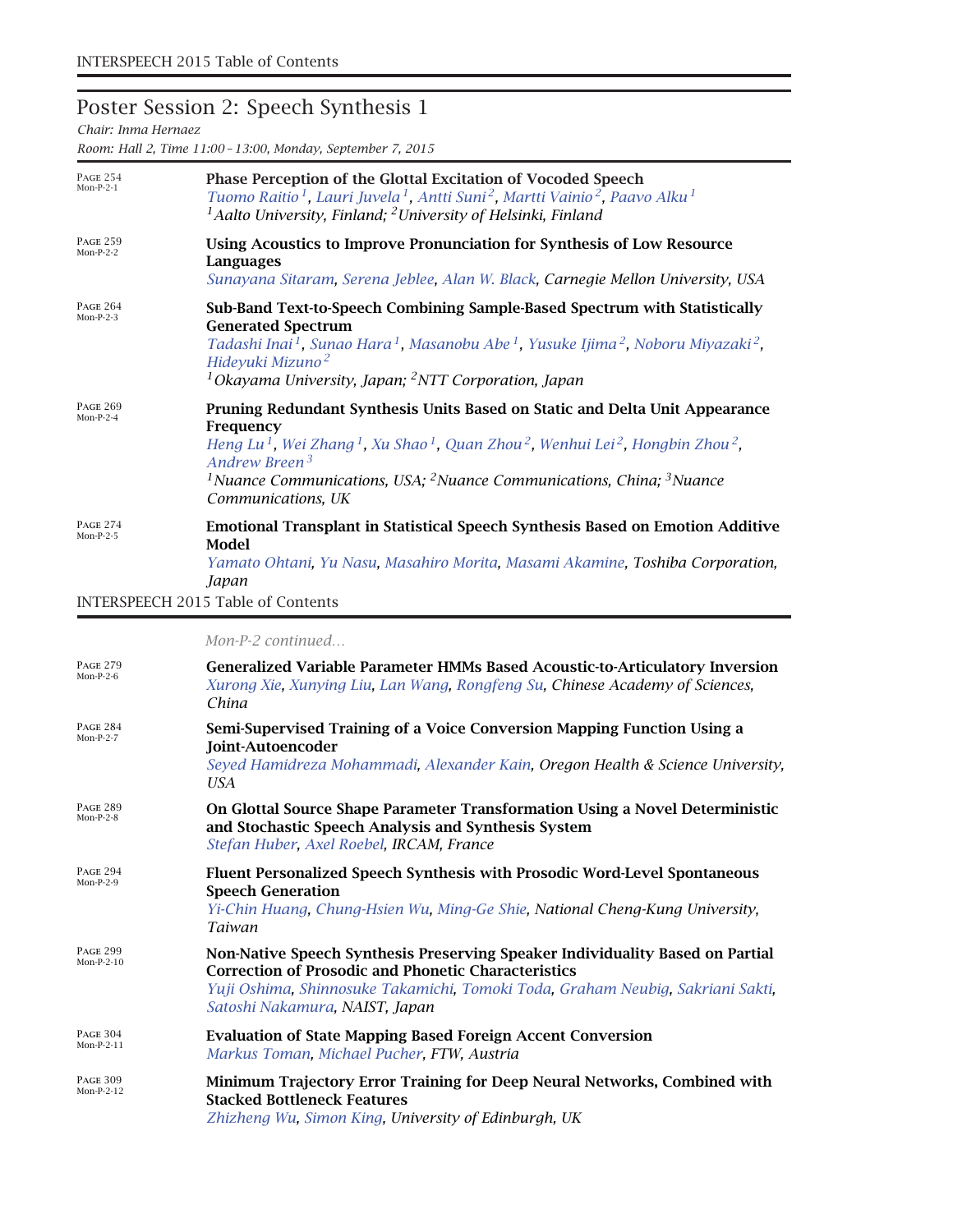## Poster Session 2: Speech Synthesis 1

*Chair: Inma Hernaez*

*Room: Hall 2, Time 11:00 – 13:00, Monday, September 7, 2015*

PAGE 254
Mon-P-2-1

**Phase Perception of the Glottal Excitation of Vocoded Speech**
*Tuomo Raitio[1], Lauri Juvela[1], Antti Suni[2], Martti Vainio[2], Paavo Alku[1]*
*[1]Aalto University, Finland; [2]University of Helsinki, Finland*

PAGE 259
Mon-P-2-2

**Using Acoustics to Improve Pronunciation for Synthesis of Low Resource Languages**
*Sunayana Sitaram, Serena Jeblee, Alan W. Black, Carnegie Mellon University, USA*

PAGE 264
Mon-P-2-3

**Sub-Band Text-to-Speech Combining Sample-Based Spectrum with Statistically Generated Spectrum**
*Tadashi Inai[1], Sunao Hara[1], Masanobu Abe[1], Yusuke Ijima[2], Noboru Miyazaki[2], Hideyuki Mizuno[2]*
*[1]Okayama University, Japan; [2]NTT Corporation, Japan*

PAGE 269
Mon-P-2-4

**Pruning Redundant Synthesis Units Based on Static and Delta Unit Appearance Frequency**
*Heng Lu[1], Wei Zhang[1], Xu Shao[1], Quan Zhou[2], Wenhui Lei[2], Hongbin Zhou[2], Andrew Breen[3]*
*[1]Nuance Communications, USA; [2]Nuance Communications, China; [3]Nuance Communications, UK*

PAGE 274
Mon-P-2-5

**Emotional Transplant in Statistical Speech Synthesis Based on Emotion Additive Model**
*Yamato Ohtani, Yu Nasu, Masahiro Morita, Masami Akamine, Toshiba Corporation, Japan*

*Mon-P-2 continued…*

PAGE 279
Mon-P-2-6

**Generalized Variable Parameter HMMs Based Acoustic-to-Articulatory Inversion**
*Xurong Xie, Xunying Liu, Lan Wang, Rongfeng Su, Chinese Academy of Sciences, China*

PAGE 284
Mon-P-2-7

**Semi-Supervised Training of a Voice Conversion Mapping Function Using a Joint-Autoencoder**
*Seyed Hamidreza Mohammadi, Alexander Kain, Oregon Health & Science University, USA*

PAGE 289
Mon-P-2-8

**On Glottal Source Shape Parameter Transformation Using a Novel Deterministic and Stochastic Speech Analysis and Synthesis System**
*Stefan Huber, Axel Roebel, IRCAM, France*

PAGE 294
Mon-P-2-9

**Fluent Personalized Speech Synthesis with Prosodic Word-Level Spontaneous Speech Generation**
*Yi-Chin Huang, Chung-Hsien Wu, Ming-Ge Shie, National Cheng-Kung University, Taiwan*

PAGE 299
Mon-P-2-10

**Non-Native Speech Synthesis Preserving Speaker Individuality Based on Partial Correction of Prosodic and Phonetic Characteristics**
*Yuji Oshima, Shinnosuke Takamichi, Tomoki Toda, Graham Neubig, Sakriani Sakti, Satoshi Nakamura, NAIST, Japan*

PAGE 304
Mon-P-2-11

**Evaluation of State Mapping Based Foreign Accent Conversion**
*Markus Toman, Michael Pucher, FTW, Austria*

PAGE 309
Mon-P-2-12

**Minimum Trajectory Error Training for Deep Neural Networks, Combined with Stacked Bottleneck Features**
*Zhizheng Wu, Simon King, University of Edinburgh, UK*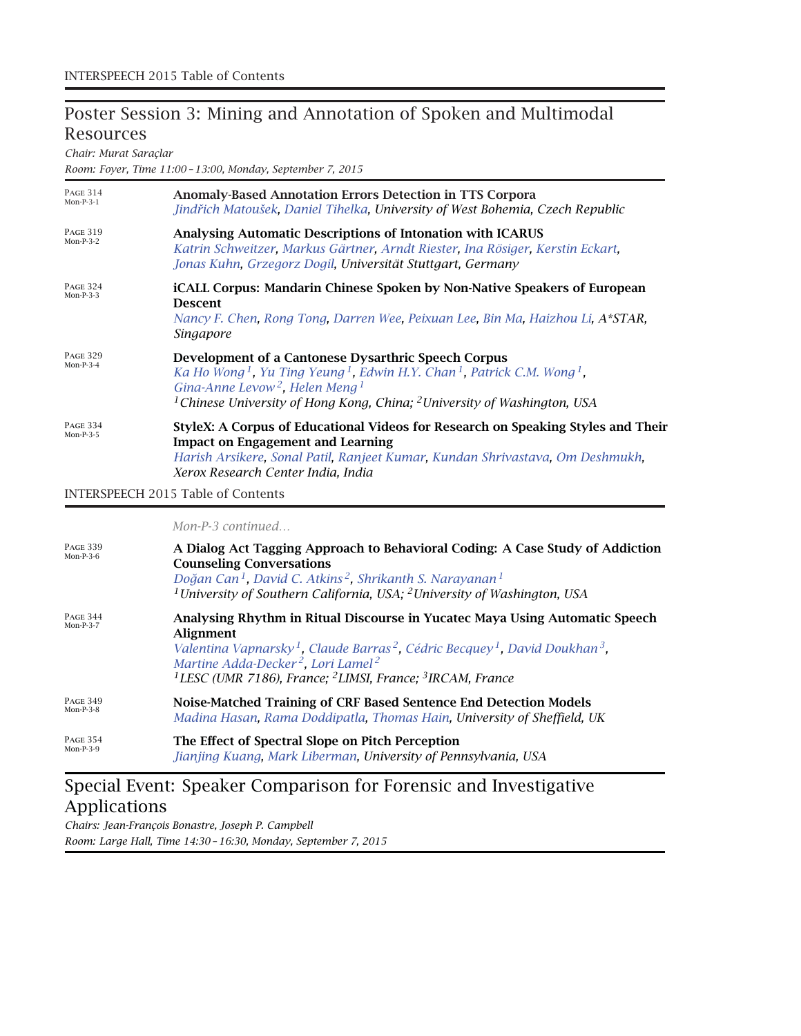## Poster Session 3: Mining and Annotation of Spoken and Multimodal Resources

*Chair: Murat Saraçlar*

*Room: Foyer, Time 11:00 – 13:00, Monday, September 7, 2015*

PAGE 314
Mon-P-3-1

**Anomaly-Based Annotation Errors Detection in TTS Corpora**
*Jindřich Matoušek, Daniel Tihelka, University of West Bohemia, Czech Republic*

PAGE 319
Mon-P-3-2

**Analysing Automatic Descriptions of Intonation with ICARUS**
*Katrin Schweitzer, Markus Gärtner, Arndt Riester, Ina Rösiger, Kerstin Eckart, Jonas Kuhn, Grzegorz Dogil, Universität Stuttgart, Germany*

PAGE 324
Mon-P-3-3

**iCALL Corpus: Mandarin Chinese Spoken by Non-Native Speakers of European Descent**
*Nancy F. Chen, Rong Tong, Darren Wee, Peixuan Lee, Bin Ma, Haizhou Li, A*STAR, Singapore*

PAGE 329
Mon-P-3-4

**Development of a Cantonese Dysarthric Speech Corpus**
*Ka Ho Wong[1], Yu Ting Yeung[1], Edwin H.Y. Chan[1], Patrick C.M. Wong[1], Gina-Anne Levow[2], Helen Meng[1]*
*[1]Chinese University of Hong Kong, China; [2]University of Washington, USA*

PAGE 334
Mon-P-3-5

**StyleX: A Corpus of Educational Videos for Research on Speaking Styles and Their Impact on Engagement and Learning**
*Harish Arsikere, Sonal Patil, Ranjeet Kumar, Kundan Shrivastava, Om Deshmukh, Xerox Research Center India, India*

*Mon-P-3 continued...*

PAGE 339
Mon-P-3-6

**A Dialog Act Tagging Approach to Behavioral Coding: A Case Study of Addiction Counseling Conversations**
*Doğan Can[1], David C. Atkins[2], Shrikanth S. Narayanan[1]*
*[1]University of Southern California, USA; [2]University of Washington, USA*

PAGE 344
Mon-P-3-7

**Analysing Rhythm in Ritual Discourse in Yucatec Maya Using Automatic Speech Alignment**
*Valentina Vapnarsky[1], Claude Barras[2], Cédric Becquey[1], David Doukhan[3], Martine Adda-Decker[2], Lori Lamel[2]*
*[1]LESC (UMR 7186), France; [2]LIMSI, France; [3]IRCAM, France*

PAGE 349
Mon-P-3-8

**Noise-Matched Training of CRF Based Sentence End Detection Models**
*Madina Hasan, Rama Doddipatla, Thomas Hain, University of Sheffield, UK*

PAGE 354
Mon-P-3-9

**The Effect of Spectral Slope on Pitch Perception**
*Jianjing Kuang, Mark Liberman, University of Pennsylvania, USA*

## Special Event: Speaker Comparison for Forensic and Investigative Applications

*Chairs: Jean-François Bonastre, Joseph P. Campbell*

*Room: Large Hall, Time 14:30 – 16:30, Monday, September 7, 2015*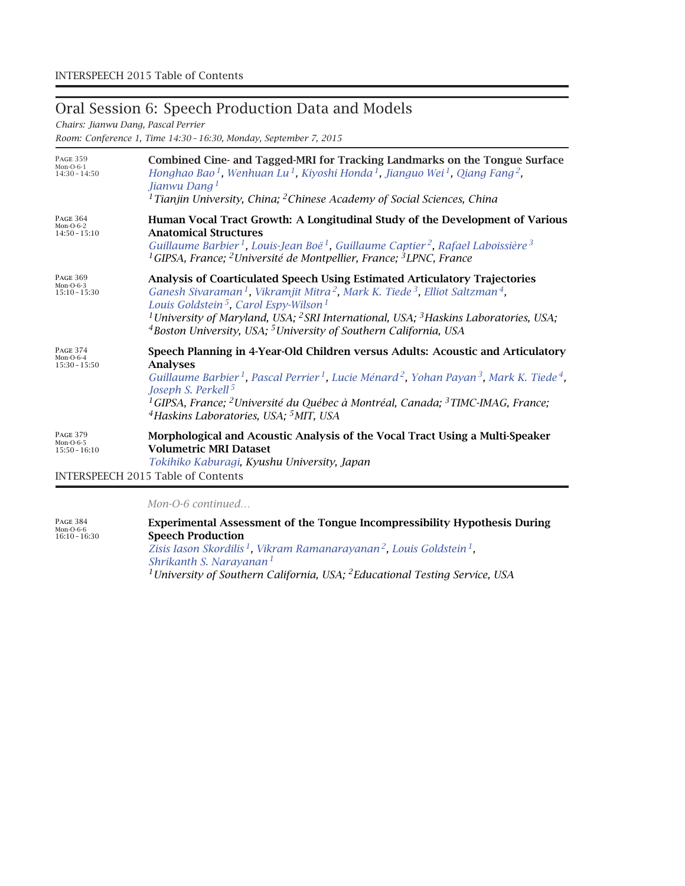## Oral Session 6: Speech Production Data and Models

*Chairs: Jianwu Dang, Pascal Perrier*

*Room: Conference 1, Time 14:30 – 16:30, Monday, September 7, 2015*

Page 359
Mon-O-6-1
14:30 – 14:50

**Combined Cine- and Tagged-MRI for Tracking Landmarks on the Tongue Surface**
*Honghao Bao*[1], *Wenhuan Lu*[1], *Kiyoshi Honda*[1], *Jianguo Wei*[1], *Qiang Fang*[2], *Jianwu Dang*[1]
[1]*Tianjin University, China;* [2]*Chinese Academy of Social Sciences, China*

Page 364
Mon-O-6-2
14:50 – 15:10

**Human Vocal Tract Growth: A Longitudinal Study of the Development of Various Anatomical Structures**
*Guillaume Barbier*[1], *Louis-Jean Boë*[1], *Guillaume Captier*[2], *Rafael Laboissière*[3]
[1]*GIPSA, France;* [2]*Université de Montpellier, France;* [3]*LPNC, France*

Page 369
Mon-O-6-3
15:10 – 15:30

**Analysis of Coarticulated Speech Using Estimated Articulatory Trajectories**
*Ganesh Sivaraman*[1], *Vikramjit Mitra*[2], *Mark K. Tiede*[3], *Elliot Saltzman*[4], *Louis Goldstein*[5], *Carol Espy-Wilson*[1]
[1]*University of Maryland, USA;* [2]*SRI International, USA;* [3]*Haskins Laboratories, USA;* [4]*Boston University, USA;* [5]*University of Southern California, USA*

Page 374
Mon-O-6-4
15:30 – 15:50

**Speech Planning in 4-Year-Old Children versus Adults: Acoustic and Articulatory Analyses**
*Guillaume Barbier*[1], *Pascal Perrier*[1], *Lucie Ménard*[2], *Yohan Payan*[3], *Mark K. Tiede*[4], *Joseph S. Perkell*[5]
[1]*GIPSA, France;* [2]*Université du Québec à Montréal, Canada;* [3]*TIMC-IMAG, France;* [4]*Haskins Laboratories, USA;* [5]*MIT, USA*

Page 379
Mon-O-6-5
15:50 – 16:10

**Morphological and Acoustic Analysis of the Vocal Tract Using a Multi-Speaker Volumetric MRI Dataset**
*Tokihiko Kaburagi, Kyushu University, Japan*

*Mon-O-6 continued…*

Page 384
Mon-O-6-6
16:10 – 16:30

**Experimental Assessment of the Tongue Incompressibility Hypothesis During Speech Production**
*Zisis Iason Skordilis*[1], *Vikram Ramanarayanan*[2], *Louis Goldstein*[1], *Shrikanth S. Narayanan*[1]
[1]*University of Southern California, USA;* [2]*Educational Testing Service, USA*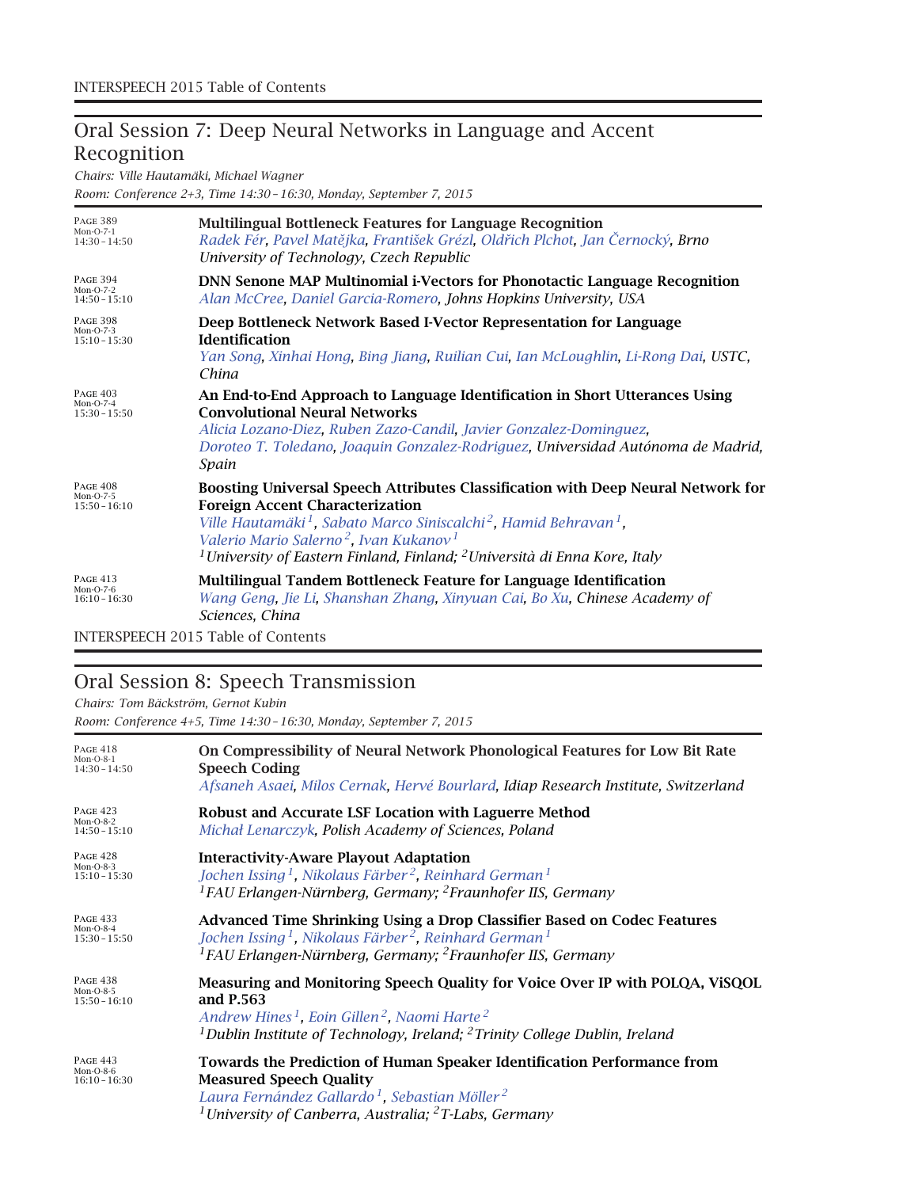## Oral Session 7: Deep Neural Networks in Language and Accent Recognition

*Chairs: Ville Hautamäki, Michael Wagner*

*Room: Conference 2+3, Time 14:30 – 16:30, Monday, September 7, 2015*

PAGE 389
Mon-O-7-1
14:30 – 14:50

**Multilingual Bottleneck Features for Language Recognition**
*Radek Fér, Pavel Matějka, František Grézl, Oldřich Plchot, Jan Černocký, Brno University of Technology, Czech Republic*

PAGE 394
Mon-O-7-2
14:50 – 15:10

**DNN Senone MAP Multinomial i-Vectors for Phonotactic Language Recognition**
*Alan McCree, Daniel Garcia-Romero, Johns Hopkins University, USA*

PAGE 398
Mon-O-7-3
15:10 – 15:30

**Deep Bottleneck Network Based I-Vector Representation for Language Identification**
*Yan Song, Xinhai Hong, Bing Jiang, Ruilian Cui, Ian McLoughlin, Li-Rong Dai, USTC, China*

PAGE 403
Mon-O-7-4
15:30 – 15:50

**An End-to-End Approach to Language Identification in Short Utterances Using Convolutional Neural Networks**
*Alicia Lozano-Diez, Ruben Zazo-Candil, Javier Gonzalez-Dominguez, Doroteo T. Toledano, Joaquin Gonzalez-Rodriguez, Universidad Autónoma de Madrid, Spain*

PAGE 408
Mon-O-7-5
15:50 – 16:10

**Boosting Universal Speech Attributes Classification with Deep Neural Network for Foreign Accent Characterization**
*Ville Hautamäki[1], Sabato Marco Siniscalchi[2], Hamid Behravan[1], Valerio Mario Salerno[2], Ivan Kukanov[1]*
*[1]University of Eastern Finland, Finland; [2]Università di Enna Kore, Italy*

PAGE 413
Mon-O-7-6
16:10 – 16:30

**Multilingual Tandem Bottleneck Feature for Language Identification**
*Wang Geng, Jie Li, Shanshan Zhang, Xinyuan Cai, Bo Xu, Chinese Academy of Sciences, China*

## Oral Session 8: Speech Transmission

*Chairs: Tom Bäckström, Gernot Kubin*

*Room: Conference 4+5, Time 14:30 – 16:30, Monday, September 7, 2015*

PAGE 418
Mon-O-8-1
14:30 – 14:50

**On Compressibility of Neural Network Phonological Features for Low Bit Rate Speech Coding**
*Afsaneh Asaei, Milos Cernak, Hervé Bourlard, Idiap Research Institute, Switzerland*

PAGE 423
Mon-O-8-2
14:50 – 15:10

**Robust and Accurate LSF Location with Laguerre Method**
*Michał Lenarczyk, Polish Academy of Sciences, Poland*

PAGE 428
Mon-O-8-3
15:10 – 15:30

**Interactivity-Aware Playout Adaptation**
*Jochen Issing[1], Nikolaus Färber[2], Reinhard German[1]*
*[1]FAU Erlangen-Nürnberg, Germany; [2]Fraunhofer IIS, Germany*

PAGE 433
Mon-O-8-4
15:30 – 15:50

**Advanced Time Shrinking Using a Drop Classifier Based on Codec Features**
*Jochen Issing[1], Nikolaus Färber[2], Reinhard German[1]*
*[1]FAU Erlangen-Nürnberg, Germany; [2]Fraunhofer IIS, Germany*

PAGE 438
Mon-O-8-5
15:50 – 16:10

**Measuring and Monitoring Speech Quality for Voice Over IP with POLQA, ViSQOL and P.563**
*Andrew Hines[1], Eoin Gillen[2], Naomi Harte[2]*
*[1]Dublin Institute of Technology, Ireland; [2]Trinity College Dublin, Ireland*

PAGE 443
Mon-O-8-6
16:10 – 16:30

**Towards the Prediction of Human Speaker Identification Performance from Measured Speech Quality**
*Laura Fernández Gallardo[1], Sebastian Möller[2]*
*[1]University of Canberra, Australia; [2]T-Labs, Germany*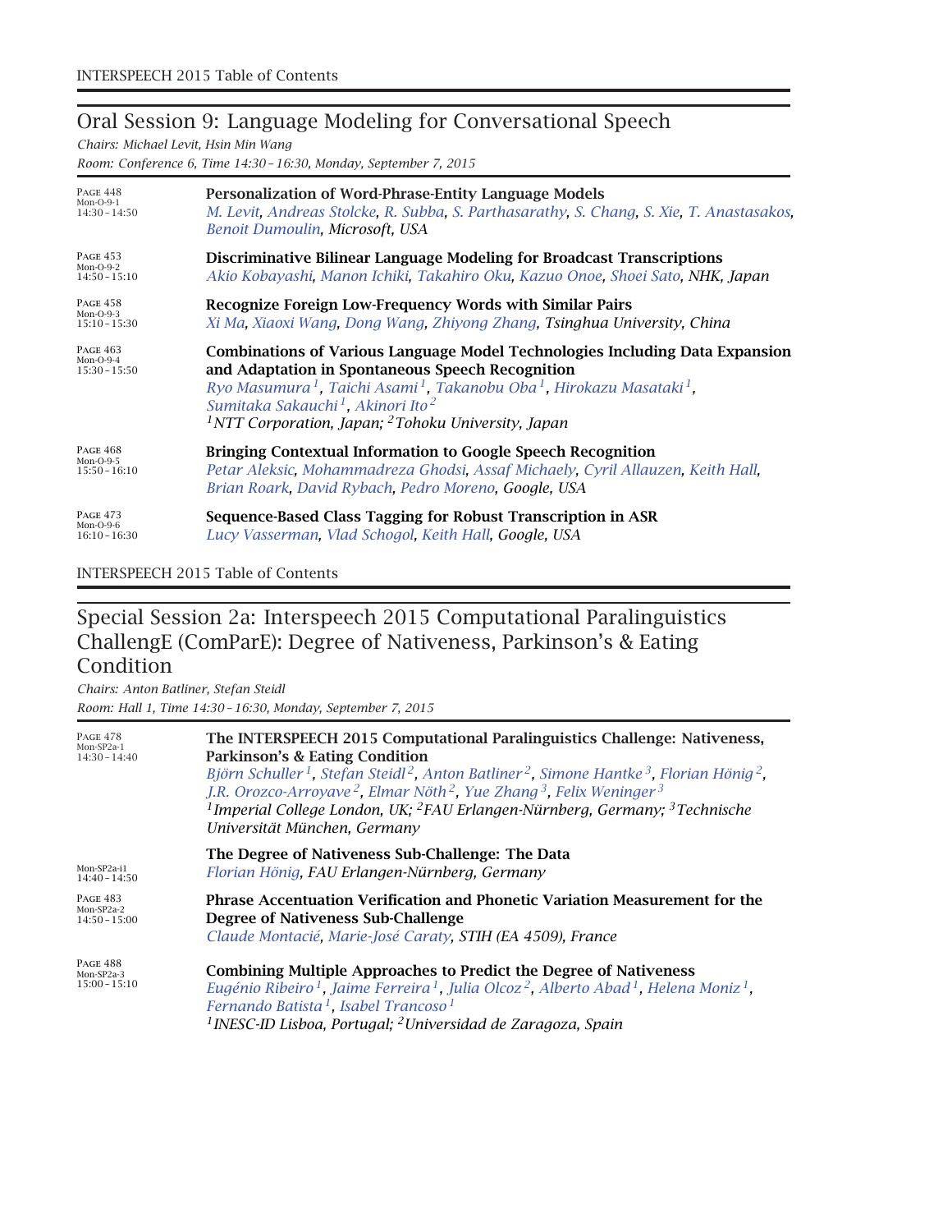## Oral Session 9: Language Modeling for Conversational Speech

*Chairs: Michael Levit, Hsin Min Wang*

*Room: Conference 6, Time 14:30 – 16:30, Monday, September 7, 2015*

PAGE 448
Mon-O-9-1
14:30 – 14:50

**Personalization of Word-Phrase-Entity Language Models**
*M. Levit, Andreas Stolcke, R. Subba, S. Parthasarathy, S. Chang, S. Xie, T. Anastasakos, Benoit Dumoulin, Microsoft, USA*

PAGE 453
Mon-O-9-2
14:50 – 15:10

**Discriminative Bilinear Language Modeling for Broadcast Transcriptions**
*Akio Kobayashi, Manon Ichiki, Takahiro Oku, Kazuo Onoe, Shoei Sato, NHK, Japan*

PAGE 458
Mon-O-9-3
15:10 – 15:30

**Recognize Foreign Low-Frequency Words with Similar Pairs**
*Xi Ma, Xiaoxi Wang, Dong Wang, Zhiyong Zhang, Tsinghua University, China*

PAGE 463
Mon-O-9-4
15:30 – 15:50

**Combinations of Various Language Model Technologies Including Data Expansion and Adaptation in Spontaneous Speech Recognition**
*Ryo Masumura[1], Taichi Asami[1], Takanobu Oba[1], Hirokazu Masataki[1], Sumitaka Sakauchi[1], Akinori Ito[2]*
*[1]NTT Corporation, Japan; [2]Tohoku University, Japan*

PAGE 468
Mon-O-9-5
15:50 – 16:10

**Bringing Contextual Information to Google Speech Recognition**
*Petar Aleksic, Mohammadreza Ghodsi, Assaf Michaely, Cyril Allauzen, Keith Hall, Brian Roark, David Rybach, Pedro Moreno, Google, USA*

PAGE 473
Mon-O-9-6
16:10 – 16:30

**Sequence-Based Class Tagging for Robust Transcription in ASR**
*Lucy Vasserman, Vlad Schogol, Keith Hall, Google, USA*

## Special Session 2a: Interspeech 2015 Computational Paralinguistics ChallengE (ComParE): Degree of Nativeness, Parkinson's & Eating Condition

*Chairs: Anton Batliner, Stefan Steidl*

*Room: Hall 1, Time 14:30 – 16:30, Monday, September 7, 2015*

PAGE 478
Mon-SP2a-1
14:30 – 14:40

**The INTERSPEECH 2015 Computational Paralinguistics Challenge: Nativeness, Parkinson's & Eating Condition**
*Björn Schuller[1], Stefan Steidl[2], Anton Batliner[2], Simone Hantke[3], Florian Hönig[2], J.R. Orozco-Arroyave[2], Elmar Nöth[2], Yue Zhang[3], Felix Weninger[3]*
*[1]Imperial College London, UK; [2]FAU Erlangen-Nürnberg, Germany; [3]Technische Universität München, Germany*

Mon-SP2a-i1
14:40 – 14:50

**The Degree of Nativeness Sub-Challenge: The Data**
*Florian Hönig, FAU Erlangen-Nürnberg, Germany*

PAGE 483
Mon-SP2a-2
14:50 – 15:00

**Phrase Accentuation Verification and Phonetic Variation Measurement for the Degree of Nativeness Sub-Challenge**
*Claude Montacié, Marie-José Caraty, STIH (EA 4509), France*

PAGE 488
Mon-SP2a-3
15:00 – 15:10

**Combining Multiple Approaches to Predict the Degree of Nativeness**
*Eugénio Ribeiro[1], Jaime Ferreira[1], Julia Olcoz[2], Alberto Abad[1], Helena Moniz[1], Fernando Batista[1], Isabel Trancoso[1]*
*[1]INESC-ID Lisboa, Portugal; [2]Universidad de Zaragoza, Spain*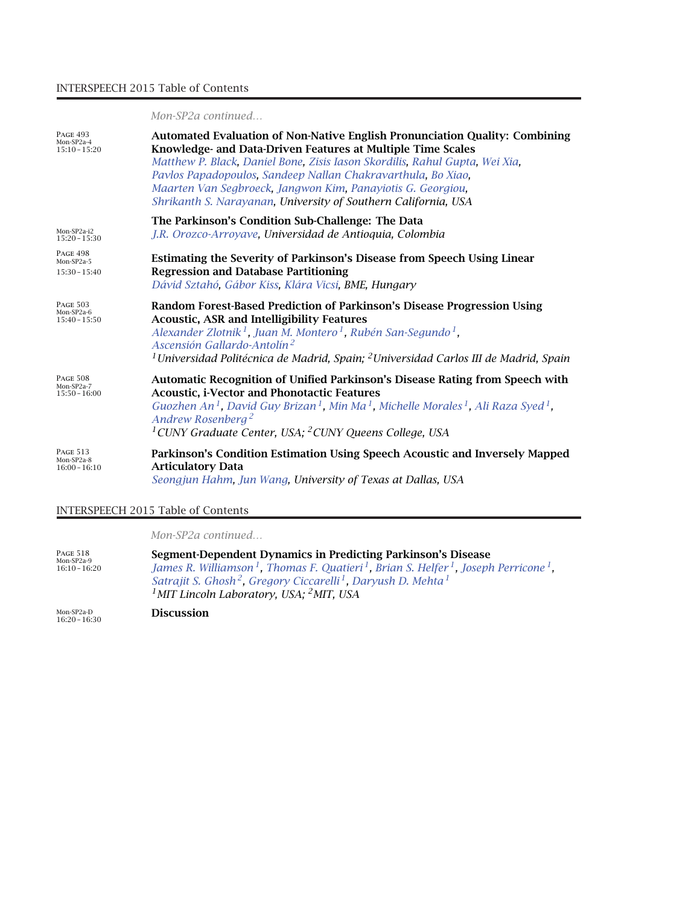*Mon-SP2a continued...*

PAGE 493
Mon-SP2a-4
15:10 – 15:20

**Automated Evaluation of Non-Native English Pronunciation Quality: Combining Knowledge- and Data-Driven Features at Multiple Time Scales**
*Matthew P. Black, Daniel Bone, Zisis Iason Skordilis, Rahul Gupta, Wei Xia, Pavlos Papadopoulos, Sandeep Nallan Chakravarthula, Bo Xiao, Maarten Van Segbroeck, Jangwon Kim, Panayiotis G. Georgiou, Shrikanth S. Narayanan, University of Southern California, USA*

Mon-SP2a-i2
15:20 – 15:30

**The Parkinson's Condition Sub-Challenge: The Data**
*J.R. Orozco-Arroyave, Universidad de Antioquia, Colombia*

PAGE 498
Mon-SP2a-5
15:30 – 15:40

**Estimating the Severity of Parkinson's Disease from Speech Using Linear Regression and Database Partitioning**
*Dávid Sztahó, Gábor Kiss, Klára Vicsi, BME, Hungary*

PAGE 503
Mon-SP2a-6
15:40 – 15:50

**Random Forest-Based Prediction of Parkinson's Disease Progression Using Acoustic, ASR and Intelligibility Features**
*Alexander Zlotnik[1], Juan M. Montero[1], Rubén San-Segundo[1], Ascensión Gallardo-Antolín[2]*
*[1]Universidad Politécnica de Madrid, Spain; [2]Universidad Carlos III de Madrid, Spain*

PAGE 508
Mon-SP2a-7
15:50 – 16:00

**Automatic Recognition of Unified Parkinson's Disease Rating from Speech with Acoustic, i-Vector and Phonotactic Features**
*Guozhen An[1], David Guy Brizan[1], Min Ma[1], Michelle Morales[1], Ali Raza Syed[1], Andrew Rosenberg[2]*
*[1]CUNY Graduate Center, USA; [2]CUNY Queens College, USA*

PAGE 513
Mon-SP2a-8
16:00 – 16:10

**Parkinson's Condition Estimation Using Speech Acoustic and Inversely Mapped Articulatory Data**
*Seongjun Hahm, Jun Wang, University of Texas at Dallas, USA*

*Mon-SP2a continued...*

PAGE 518
Mon-SP2a-9
16:10 – 16:20

**Segment-Dependent Dynamics in Predicting Parkinson's Disease**
*James R. Williamson[1], Thomas F. Quatieri[1], Brian S. Helfer[1], Joseph Perricone[1], Satrajit S. Ghosh[2], Gregory Ciccarelli[1], Daryush D. Mehta[1]*
*[1]MIT Lincoln Laboratory, USA; [2]MIT, USA*

Mon-SP2a-D
16:20 – 16:30

**Discussion**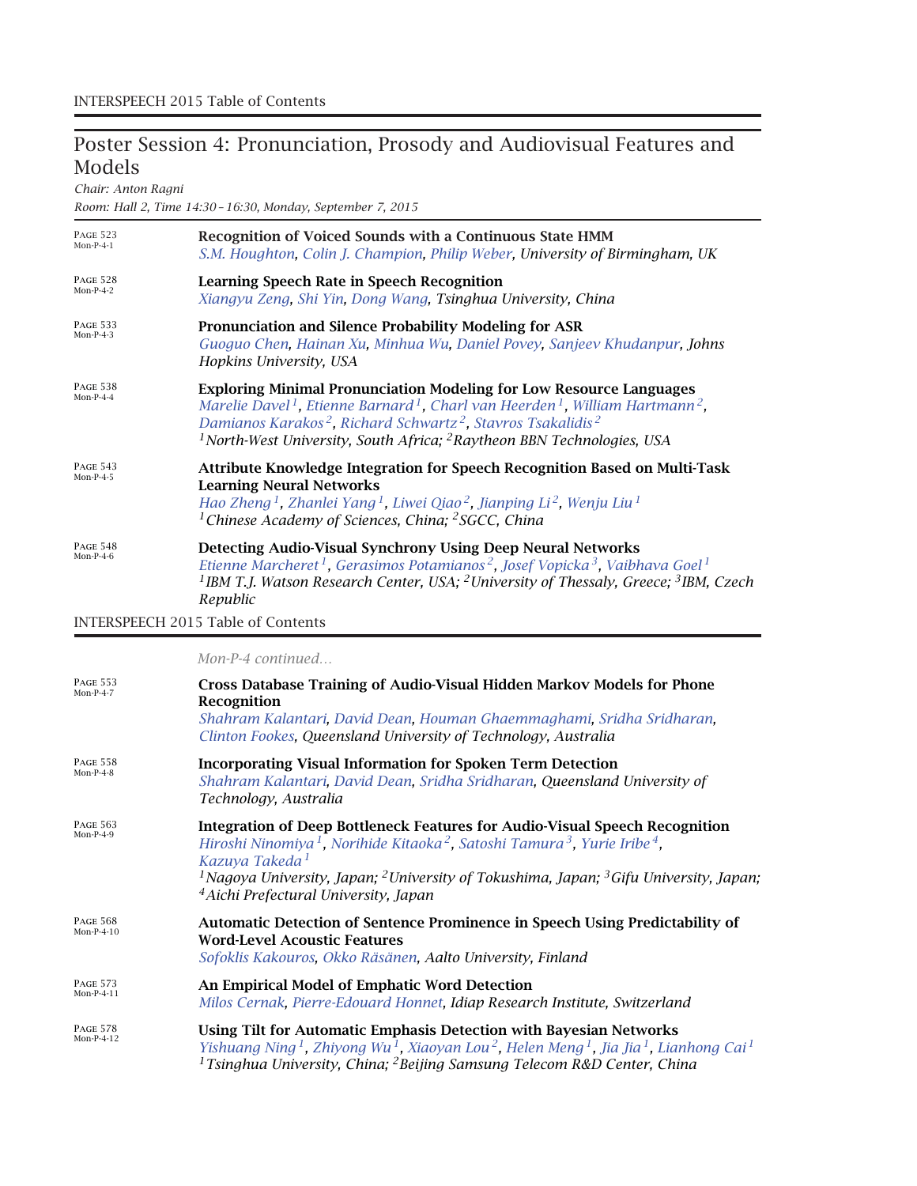## Poster Session 4: Pronunciation, Prosody and Audiovisual Features and Models

*Chair: Anton Ragni*

*Room: Hall 2, Time 14:30 – 16:30, Monday, September 7, 2015*

PAGE 523 Mon-P-4-1

**Recognition of Voiced Sounds with a Continuous State HMM**
*S.M. Houghton, Colin J. Champion, Philip Weber, University of Birmingham, UK*

PAGE 528 Mon-P-4-2

**Learning Speech Rate in Speech Recognition**
*Xiangyu Zeng, Shi Yin, Dong Wang, Tsinghua University, China*

PAGE 533 Mon-P-4-3

**Pronunciation and Silence Probability Modeling for ASR**
*Guoguo Chen, Hainan Xu, Minhua Wu, Daniel Povey, Sanjeev Khudanpur, Johns Hopkins University, USA*

PAGE 538 Mon-P-4-4

**Exploring Minimal Pronunciation Modeling for Low Resource Languages**
*Marelie Davel[1], Etienne Barnard[1], Charl van Heerden[1], William Hartmann[2], Damianos Karakos[2], Richard Schwartz[2], Stavros Tsakalidis[2]*
*[1]North-West University, South Africa; [2]Raytheon BBN Technologies, USA*

PAGE 543 Mon-P-4-5

**Attribute Knowledge Integration for Speech Recognition Based on Multi-Task Learning Neural Networks**
*Hao Zheng[1], Zhanlei Yang[1], Liwei Qiao[2], Jianping Li[2], Wenju Liu[1]*
*[1]Chinese Academy of Sciences, China; [2]SGCC, China*

PAGE 548 Mon-P-4-6

**Detecting Audio-Visual Synchrony Using Deep Neural Networks**
*Etienne Marcheret[1], Gerasimos Potamianos[2], Josef Vopicka[3], Vaibhava Goel[1]*
*[1]IBM T.J. Watson Research Center, USA; [2]University of Thessaly, Greece; [3]IBM, Czech Republic*

*Mon-P-4 continued...*

PAGE 553 Mon-P-4-7

**Cross Database Training of Audio-Visual Hidden Markov Models for Phone Recognition**
*Shahram Kalantari, David Dean, Houman Ghaemmaghami, Sridha Sridharan, Clinton Fookes, Queensland University of Technology, Australia*

PAGE 558 Mon-P-4-8

**Incorporating Visual Information for Spoken Term Detection**
*Shahram Kalantari, David Dean, Sridha Sridharan, Queensland University of Technology, Australia*

PAGE 563 Mon-P-4-9

**Integration of Deep Bottleneck Features for Audio-Visual Speech Recognition**
*Hiroshi Ninomiya[1], Norihide Kitaoka[2], Satoshi Tamura[3], Yurie Iribe[4], Kazuya Takeda[1]*
*[1]Nagoya University, Japan; [2]University of Tokushima, Japan; [3]Gifu University, Japan; [4]Aichi Prefectural University, Japan*

PAGE 568 Mon-P-4-10

**Automatic Detection of Sentence Prominence in Speech Using Predictability of Word-Level Acoustic Features**
*Sofoklis Kakouros, Okko Räsänen, Aalto University, Finland*

PAGE 573 Mon-P-4-11

**An Empirical Model of Emphatic Word Detection**
*Milos Cernak, Pierre-Edouard Honnet, Idiap Research Institute, Switzerland*

PAGE 578 Mon-P-4-12

**Using Tilt for Automatic Emphasis Detection with Bayesian Networks**
*Yishuang Ning[1], Zhiyong Wu[1], Xiaoyan Lou[2], Helen Meng[1], Jia Jia[1], Lianhong Cai[1]*
*[1]Tsinghua University, China; [2]Beijing Samsung Telecom R&D Center, China*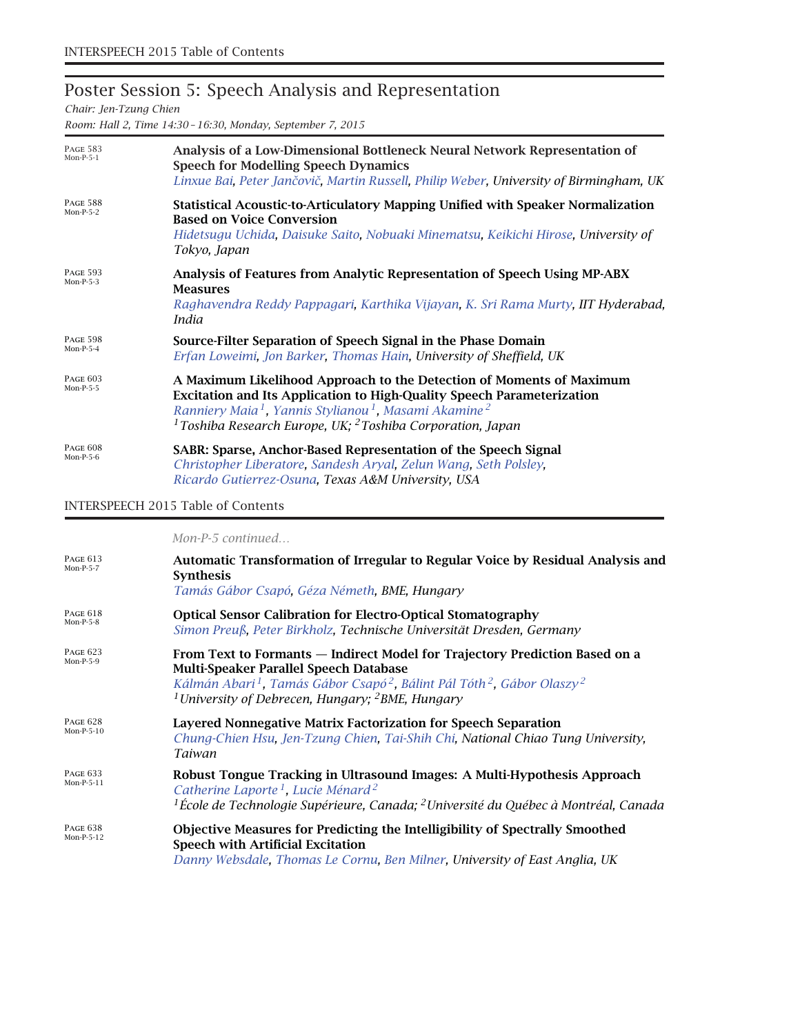## Poster Session 5: Speech Analysis and Representation

*Chair: Jen-Tzung Chien*

*Room: Hall 2, Time 14:30 – 16:30, Monday, September 7, 2015*

PAGE 583 Mon-P-5-1

**Analysis of a Low-Dimensional Bottleneck Neural Network Representation of Speech for Modelling Speech Dynamics**
*Linxue Bai, Peter Jančovič, Martin Russell, Philip Weber, University of Birmingham, UK*

PAGE 588 Mon-P-5-2

**Statistical Acoustic-to-Articulatory Mapping Unified with Speaker Normalization Based on Voice Conversion**
*Hidetsugu Uchida, Daisuke Saito, Nobuaki Minematsu, Keikichi Hirose, University of Tokyo, Japan*

PAGE 593 Mon-P-5-3

**Analysis of Features from Analytic Representation of Speech Using MP-ABX Measures**
*Raghavendra Reddy Pappagari, Karthika Vijayan, K. Sri Rama Murty, IIT Hyderabad, India*

PAGE 598 Mon-P-5-4

**Source-Filter Separation of Speech Signal in the Phase Domain**
*Erfan Loweimi, Jon Barker, Thomas Hain, University of Sheffield, UK*

PAGE 603 Mon-P-5-5

**A Maximum Likelihood Approach to the Detection of Moments of Maximum Excitation and Its Application to High-Quality Speech Parameterization**
*Ranniery Maia[1], Yannis Stylianou[1], Masami Akamine[2]*
*[1]Toshiba Research Europe, UK; [2]Toshiba Corporation, Japan*

PAGE 608 Mon-P-5-6

**SABR: Sparse, Anchor-Based Representation of the Speech Signal**
*Christopher Liberatore, Sandesh Aryal, Zelun Wang, Seth Polsley, Ricardo Gutierrez-Osuna, Texas A&M University, USA*

*Mon-P-5 continued…*

PAGE 613 Mon-P-5-7

**Automatic Transformation of Irregular to Regular Voice by Residual Analysis and Synthesis**
*Tamás Gábor Csapó, Géza Németh, BME, Hungary*

PAGE 618 Mon-P-5-8

**Optical Sensor Calibration for Electro-Optical Stomatography**
*Simon Preuß, Peter Birkholz, Technische Universität Dresden, Germany*

PAGE 623 Mon-P-5-9

**From Text to Formants — Indirect Model for Trajectory Prediction Based on a Multi-Speaker Parallel Speech Database**
*Kálmán Abari[1], Tamás Gábor Csapó[2], Bálint Pál Tóth[2], Gábor Olaszy[2]*
*[1]University of Debrecen, Hungary; [2]BME, Hungary*

PAGE 628 Mon-P-5-10

**Layered Nonnegative Matrix Factorization for Speech Separation**
*Chung-Chien Hsu, Jen-Tzung Chien, Tai-Shih Chi, National Chiao Tung University, Taiwan*

PAGE 633 Mon-P-5-11

**Robust Tongue Tracking in Ultrasound Images: A Multi-Hypothesis Approach**
*Catherine Laporte[1], Lucie Ménard[2]*
*[1]École de Technologie Supérieure, Canada; [2]Université du Québec à Montréal, Canada*

PAGE 638 Mon-P-5-12

**Objective Measures for Predicting the Intelligibility of Spectrally Smoothed Speech with Artificial Excitation**
*Danny Websdale, Thomas Le Cornu, Ben Milner, University of East Anglia, UK*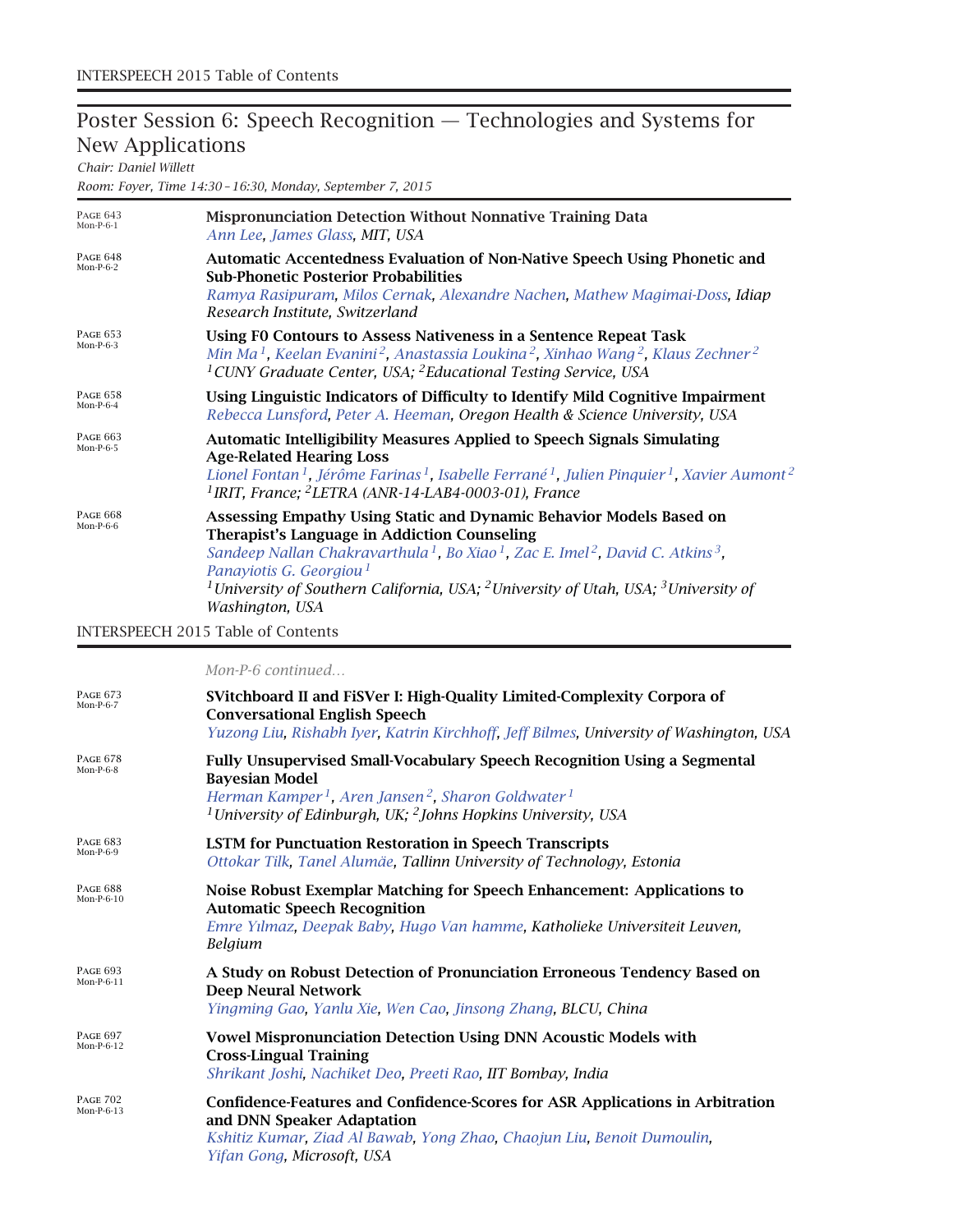## Poster Session 6: Speech Recognition — Technologies and Systems for New Applications

*Chair: Daniel Willett*

*Room: Foyer, Time 14:30 – 16:30, Monday, September 7, 2015*

PAGE 643 Mon-P-6-1
**Mispronunciation Detection Without Nonnative Training Data**
*Ann Lee, James Glass, MIT, USA*

PAGE 648 Mon-P-6-2
**Automatic Accentedness Evaluation of Non-Native Speech Using Phonetic and Sub-Phonetic Posterior Probabilities**
*Ramya Rasipuram, Milos Cernak, Alexandre Nachen, Mathew Magimai-Doss, Idiap Research Institute, Switzerland*

PAGE 653 Mon-P-6-3
**Using F0 Contours to Assess Nativeness in a Sentence Repeat Task**
*Min Ma[1], Keelan Evanini[2], Anastassia Loukina[2], Xinhao Wang[2], Klaus Zechner[2]*
*[1]CUNY Graduate Center, USA; [2]Educational Testing Service, USA*

PAGE 658 Mon-P-6-4
**Using Linguistic Indicators of Difficulty to Identify Mild Cognitive Impairment**
*Rebecca Lunsford, Peter A. Heeman, Oregon Health & Science University, USA*

PAGE 663 Mon-P-6-5
**Automatic Intelligibility Measures Applied to Speech Signals Simulating Age-Related Hearing Loss**
*Lionel Fontan[1], Jérôme Farinas[1], Isabelle Ferrané[1], Julien Pinquier[1], Xavier Aumont[2]*
*[1]IRIT, France; [2]LETRA (ANR-14-LAB4-0003-01), France*

PAGE 668 Mon-P-6-6
**Assessing Empathy Using Static and Dynamic Behavior Models Based on Therapist's Language in Addiction Counseling**
*Sandeep Nallan Chakravarthula[1], Bo Xiao[1], Zac E. Imel[2], David C. Atkins[3], Panayiotis G. Georgiou[1]*
*[1]University of Southern California, USA; [2]University of Utah, USA; [3]University of Washington, USA*

*Mon-P-6 continued...*

PAGE 673 Mon-P-6-7
**SVitchboard II and FiSVer I: High-Quality Limited-Complexity Corpora of Conversational English Speech**
*Yuzong Liu, Rishabh Iyer, Katrin Kirchhoff, Jeff Bilmes, University of Washington, USA*

PAGE 678 Mon-P-6-8
**Fully Unsupervised Small-Vocabulary Speech Recognition Using a Segmental Bayesian Model**
*Herman Kamper[1], Aren Jansen[2], Sharon Goldwater[1]*
*[1]University of Edinburgh, UK; [2]Johns Hopkins University, USA*

PAGE 683 Mon-P-6-9
**LSTM for Punctuation Restoration in Speech Transcripts**
*Ottokar Tilk, Tanel Alumäe, Tallinn University of Technology, Estonia*

PAGE 688 Mon-P-6-10
**Noise Robust Exemplar Matching for Speech Enhancement: Applications to Automatic Speech Recognition**
*Emre Yılmaz, Deepak Baby, Hugo Van hamme, Katholieke Universiteit Leuven, Belgium*

PAGE 693 Mon-P-6-11
**A Study on Robust Detection of Pronunciation Erroneous Tendency Based on Deep Neural Network**
*Yingming Gao, Yanlu Xie, Wen Cao, Jinsong Zhang, BLCU, China*

PAGE 697 Mon-P-6-12
**Vowel Mispronunciation Detection Using DNN Acoustic Models with Cross-Lingual Training**
*Shrikant Joshi, Nachiket Deo, Preeti Rao, IIT Bombay, India*

PAGE 702 Mon-P-6-13
**Confidence-Features and Confidence-Scores for ASR Applications in Arbitration and DNN Speaker Adaptation**
*Kshitiz Kumar, Ziad Al Bawab, Yong Zhao, Chaojun Liu, Benoit Dumoulin, Yifan Gong, Microsoft, USA*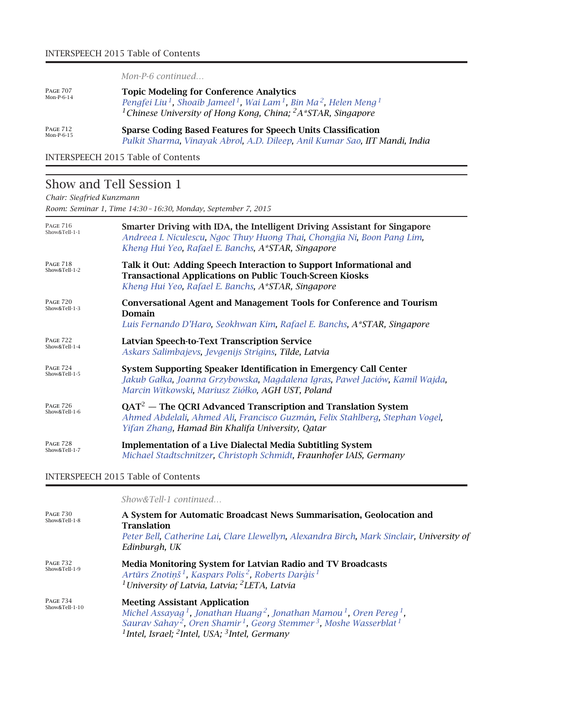*Mon-P-6 continued…*

Page 707
Mon-P-6-14

**Topic Modeling for Conference Analytics**
*Pengfei Liu[1], Shoaib Jameel[1], Wai Lam[1], Bin Ma[2], Helen Meng[1]*
*[1]Chinese University of Hong Kong, China; [2]A*STAR, Singapore*

Page 712
Mon-P-6-15

**Sparse Coding Based Features for Speech Units Classification**
*Pulkit Sharma, Vinayak Abrol, A.D. Dileep, Anil Kumar Sao, IIT Mandi, India*

## Show and Tell Session 1

*Chair: Siegfried Kunzmann*

*Room: Seminar 1, Time 14:30 – 16:30, Monday, September 7, 2015*

Page 716
Show&Tell-1-1

**Smarter Driving with IDA, the Intelligent Driving Assistant for Singapore**
*Andreea I. Niculescu, Ngoc Thuy Huong Thai, Chongjia Ni, Boon Pang Lim, Kheng Hui Yeo, Rafael E. Banchs, A*STAR, Singapore*

Page 718
Show&Tell-1-2

**Talk it Out: Adding Speech Interaction to Support Informational and Transactional Applications on Public Touch-Screen Kiosks**
*Kheng Hui Yeo, Rafael E. Banchs, A*STAR, Singapore*

Page 720
Show&Tell-1-3

**Conversational Agent and Management Tools for Conference and Tourism Domain**
*Luis Fernando D'Haro, Seokhwan Kim, Rafael E. Banchs, A*STAR, Singapore*

Page 722
Show&Tell-1-4

**Latvian Speech-to-Text Transcription Service**
*Askars Salimbajevs, Jevgenijs Strigins, Tilde, Latvia*

Page 724
Show&Tell-1-5

**System Supporting Speaker Identification in Emergency Call Center**
*Jakub Gałka, Joanna Grzybowska, Magdalena Igras, Paweł Jaciów, Kamil Wajda, Marcin Witkowski, Mariusz Ziółko, AGH UST, Poland*

Page 726
Show&Tell-1-6

**QAT$^2$ — The QCRI Advanced Transcription and Translation System**
*Ahmed Abdelali, Ahmed Ali, Francisco Guzmán, Felix Stahlberg, Stephan Vogel, Yifan Zhang, Hamad Bin Khalifa University, Qatar*

Page 728
Show&Tell-1-7

**Implementation of a Live Dialectal Media Subtitling System**
*Michael Stadtschnitzer, Christoph Schmidt, Fraunhofer IAIS, Germany*

*Show&Tell-1 continued…*

Page 730
Show&Tell-1-8

**A System for Automatic Broadcast News Summarisation, Geolocation and Translation**
*Peter Bell, Catherine Lai, Clare Llewellyn, Alexandra Birch, Mark Sinclair, University of Edinburgh, UK*

Page 732
Show&Tell-1-9

**Media Monitoring System for Latvian Radio and TV Broadcasts**
*Artūrs Znotiņš[1], Kaspars Polis[2], Roberts Darģis[1]*
*[1]University of Latvia, Latvia; [2]LETA, Latvia*

Page 734
Show&Tell-1-10

**Meeting Assistant Application**
*Michel Assayag[1], Jonathan Huang[2], Jonathan Mamou[1], Oren Pereg[1], Saurav Sahay[2], Oren Shamir[1], Georg Stemmer[3], Moshe Wasserblat[1]*
*[1]Intel, Israel; [2]Intel, USA; [3]Intel, Germany*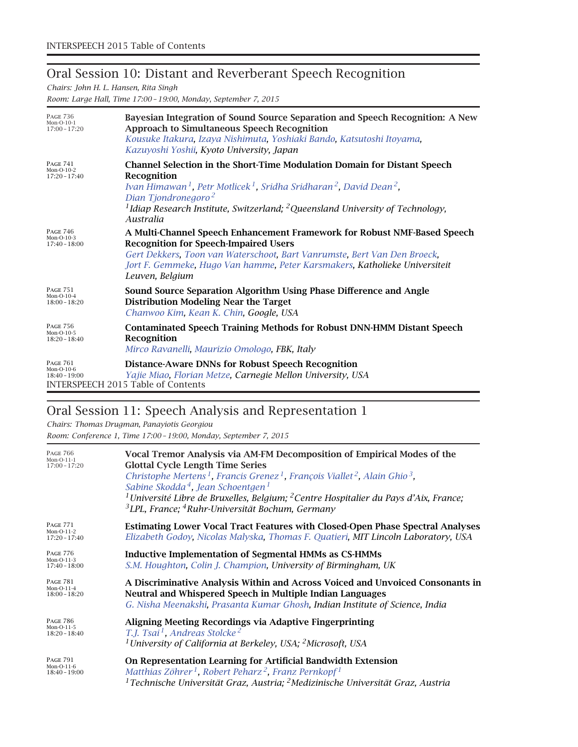## Oral Session 10: Distant and Reverberant Speech Recognition

*Chairs: John H. L. Hansen, Rita Singh*

*Room: Large Hall, Time 17:00 – 19:00, Monday, September 7, 2015*

PAGE 736
Mon-O-10-1
17:00 – 17:20

**Bayesian Integration of Sound Source Separation and Speech Recognition: A New Approach to Simultaneous Speech Recognition**
*Kousuke Itakura, Izaya Nishimuta, Yoshiaki Bando, Katsutoshi Itoyama, Kazuyoshi Yoshii, Kyoto University, Japan*

PAGE 741
Mon-O-10-2
17:20 – 17:40

**Channel Selection in the Short-Time Modulation Domain for Distant Speech Recognition**
*Ivan Himawan[1], Petr Motlicek[1], Sridha Sridharan[2], David Dean[2], Dian Tjondronegoro[2]*
*[1]Idiap Research Institute, Switzerland; [2]Queensland University of Technology, Australia*

PAGE 746
Mon-O-10-3
17:40 – 18:00

**A Multi-Channel Speech Enhancement Framework for Robust NMF-Based Speech Recognition for Speech-Impaired Users**
*Gert Dekkers, Toon van Waterschoot, Bart Vanrumste, Bert Van Den Broeck, Jort F. Gemmeke, Hugo Van hamme, Peter Karsmakers, Katholieke Universiteit Leuven, Belgium*

PAGE 751
Mon-O-10-4
18:00 – 18:20

**Sound Source Separation Algorithm Using Phase Difference and Angle Distribution Modeling Near the Target**
*Chanwoo Kim, Kean K. Chin, Google, USA*

PAGE 756
Mon-O-10-5
18:20 – 18:40

**Contaminated Speech Training Methods for Robust DNN-HMM Distant Speech Recognition**
*Mirco Ravanelli, Maurizio Omologo, FBK, Italy*

PAGE 761
Mon-O-10-6
18:40 – 19:00

**Distance-Aware DNNs for Robust Speech Recognition**
*Yajie Miao, Florian Metze, Carnegie Mellon University, USA*

## Oral Session 11: Speech Analysis and Representation 1

*Chairs: Thomas Drugman, Panayiotis Georgiou*

*Room: Conference 1, Time 17:00 – 19:00, Monday, September 7, 2015*

PAGE 766
Mon-O-11-1
17:00 – 17:20

**Vocal Tremor Analysis via AM-FM Decomposition of Empirical Modes of the Glottal Cycle Length Time Series**
*Christophe Mertens[1], Francis Grenez[1], François Viallet[2], Alain Ghio[3], Sabine Skodda[4], Jean Schoentgen[1]*
*[1]Université Libre de Bruxelles, Belgium; [2]Centre Hospitalier du Pays d'Aix, France; [3]LPL, France; [4]Ruhr-Universität Bochum, Germany*

PAGE 771
Mon-O-11-2
17:20 – 17:40

**Estimating Lower Vocal Tract Features with Closed-Open Phase Spectral Analyses**
*Elizabeth Godoy, Nicolas Malyska, Thomas F. Quatieri, MIT Lincoln Laboratory, USA*

PAGE 776
Mon-O-11-3
17:40 – 18:00

**Inductive Implementation of Segmental HMMs as CS-HMMs**
*S.M. Houghton, Colin J. Champion, University of Birmingham, UK*

PAGE 781
Mon-O-11-4
18:00 – 18:20

**A Discriminative Analysis Within and Across Voiced and Unvoiced Consonants in Neutral and Whispered Speech in Multiple Indian Languages**
*G. Nisha Meenakshi, Prasanta Kumar Ghosh, Indian Institute of Science, India*

PAGE 786
Mon-O-11-5
18:20 – 18:40

**Aligning Meeting Recordings via Adaptive Fingerprinting**
*T.J. Tsai[1], Andreas Stolcke[2]*
*[1]University of California at Berkeley, USA; [2]Microsoft, USA*

PAGE 791
Mon-O-11-6
18:40 – 19:00

**On Representation Learning for Artificial Bandwidth Extension**
*Matthias Zöhrer[1], Robert Peharz[2], Franz Pernkopf[1]*
*[1]Technische Universität Graz, Austria; [2]Medizinische Universität Graz, Austria*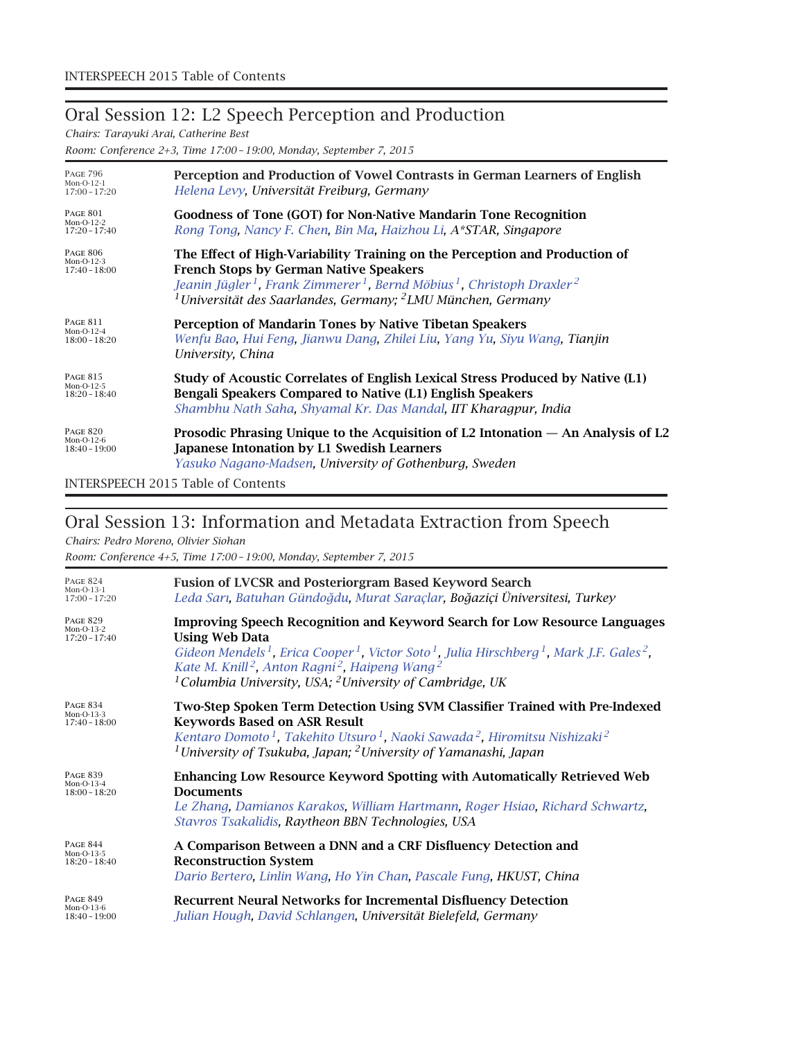## Oral Session 12: L2 Speech Perception and Production

*Chairs: Tarayuki Arai, Catherine Best*

*Room: Conference 2+3, Time 17:00 – 19:00, Monday, September 7, 2015*

PAGE 796
Mon-O-12-1
17:00 – 17:20

**Perception and Production of Vowel Contrasts in German Learners of English**
*Helena Levy, Universität Freiburg, Germany*

PAGE 801
Mon-O-12-2
17:20 – 17:40

**Goodness of Tone (GOT) for Non-Native Mandarin Tone Recognition**
*Rong Tong, Nancy F. Chen, Bin Ma, Haizhou Li, A*STAR, Singapore*

PAGE 806
Mon-O-12-3
17:40 – 18:00

**The Effect of High-Variability Training on the Perception and Production of French Stops by German Native Speakers**
*Jeanin Jügler[1], Frank Zimmerer[1], Bernd Möbius[1], Christoph Draxler[2]*
*[1]Universität des Saarlandes, Germany; [2]LMU München, Germany*

PAGE 811
Mon-O-12-4
18:00 – 18:20

**Perception of Mandarin Tones by Native Tibetan Speakers**
*Wenfu Bao, Hui Feng, Jianwu Dang, Zhilei Liu, Yang Yu, Siyu Wang, Tianjin University, China*

PAGE 815
Mon-O-12-5
18:20 – 18:40

**Study of Acoustic Correlates of English Lexical Stress Produced by Native (L1) Bengali Speakers Compared to Native (L1) English Speakers**
*Shambhu Nath Saha, Shyamal Kr. Das Mandal, IIT Kharagpur, India*

PAGE 820
Mon-O-12-6
18:40 – 19:00

**Prosodic Phrasing Unique to the Acquisition of L2 Intonation — An Analysis of L2 Japanese Intonation by L1 Swedish Learners**
*Yasuko Nagano-Madsen, University of Gothenburg, Sweden*

## Oral Session 13: Information and Metadata Extraction from Speech

*Chairs: Pedro Moreno, Olivier Siohan*

*Room: Conference 4+5, Time 17:00 – 19:00, Monday, September 7, 2015*

PAGE 824
Mon-O-13-1
17:00 – 17:20

**Fusion of LVCSR and Posteriorgram Based Keyword Search**
*Leda Sarı, Batuhan Gündoğdu, Murat Saraçlar, Boğaziçi Üniversitesi, Turkey*

PAGE 829
Mon-O-13-2
17:20 – 17:40

**Improving Speech Recognition and Keyword Search for Low Resource Languages Using Web Data**
*Gideon Mendels[1], Erica Cooper[1], Victor Soto[1], Julia Hirschberg[1], Mark J.F. Gales[2], Kate M. Knill[2], Anton Ragni[2], Haipeng Wang[2]*
*[1]Columbia University, USA; [2]University of Cambridge, UK*

PAGE 834
Mon-O-13-3
17:40 – 18:00

**Two-Step Spoken Term Detection Using SVM Classifier Trained with Pre-Indexed Keywords Based on ASR Result**
*Kentaro Domoto[1], Takehito Utsuro[1], Naoki Sawada[2], Hiromitsu Nishizaki[2]*
*[1]University of Tsukuba, Japan; [2]University of Yamanashi, Japan*

PAGE 839
Mon-O-13-4
18:00 – 18:20

**Enhancing Low Resource Keyword Spotting with Automatically Retrieved Web Documents**
*Le Zhang, Damianos Karakos, William Hartmann, Roger Hsiao, Richard Schwartz, Stavros Tsakalidis, Raytheon BBN Technologies, USA*

PAGE 844
Mon-O-13-5
18:20 – 18:40

**A Comparison Between a DNN and a CRF Disfluency Detection and Reconstruction System**
*Dario Bertero, Linlin Wang, Ho Yin Chan, Pascale Fung, HKUST, China*

PAGE 849
Mon-O-13-6
18:40 – 19:00

**Recurrent Neural Networks for Incremental Disfluency Detection**
*Julian Hough, David Schlangen, Universität Bielefeld, Germany*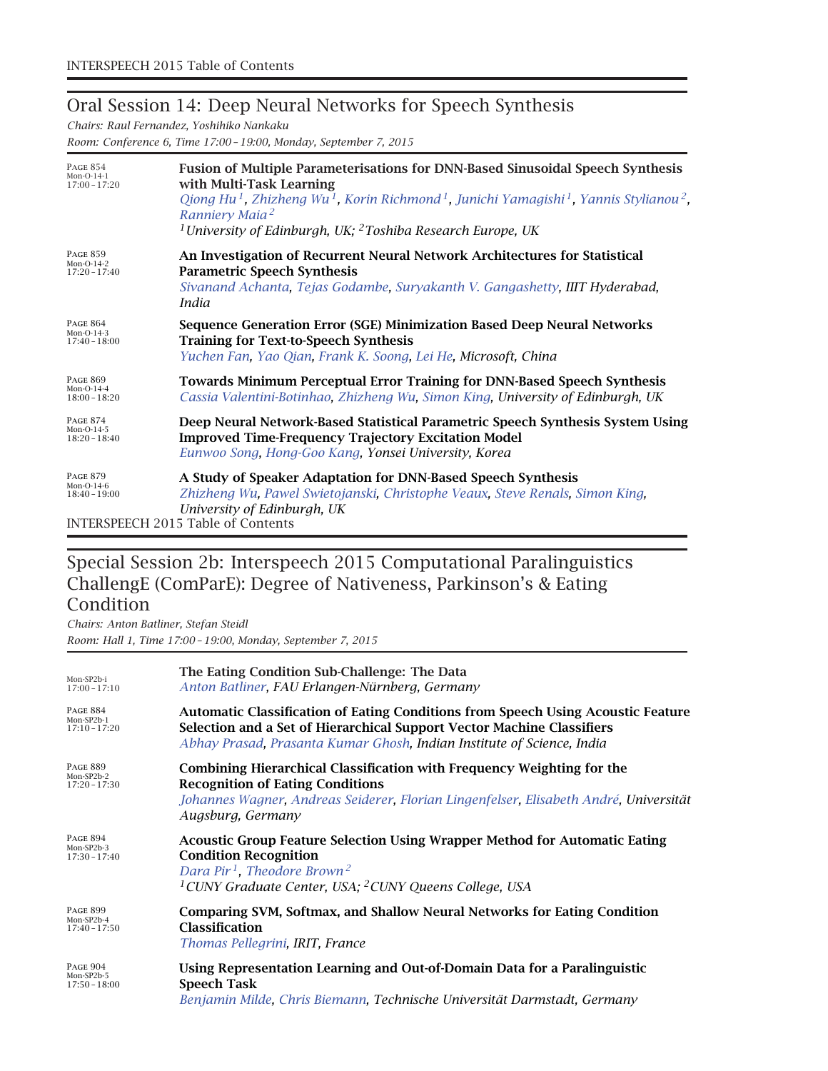## Oral Session 14: Deep Neural Networks for Speech Synthesis

*Chairs: Raul Fernandez, Yoshihiko Nankaku*

*Room: Conference 6, Time 17:00 – 19:00, Monday, September 7, 2015*

Page 854
Mon-O-14-1
17:00 – 17:20

**Fusion of Multiple Parameterisations for DNN-Based Sinusoidal Speech Synthesis with Multi-Task Learning**
*Qiong Hu[1], Zhizheng Wu[1], Korin Richmond[1], Junichi Yamagishi[1], Yannis Stylianou[2], Ranniery Maia[2]*
*[1]University of Edinburgh, UK; [2]Toshiba Research Europe, UK*

Page 859
Mon-O-14-2
17:20 – 17:40

**An Investigation of Recurrent Neural Network Architectures for Statistical Parametric Speech Synthesis**
*Sivanand Achanta, Tejas Godambe, Suryakanth V. Gangashetty, IIIT Hyderabad, India*

Page 864
Mon-O-14-3
17:40 – 18:00

**Sequence Generation Error (SGE) Minimization Based Deep Neural Networks Training for Text-to-Speech Synthesis**
*Yuchen Fan, Yao Qian, Frank K. Soong, Lei He, Microsoft, China*

Page 869
Mon-O-14-4
18:00 – 18:20

**Towards Minimum Perceptual Error Training for DNN-Based Speech Synthesis**
*Cassia Valentini-Botinhao, Zhizheng Wu, Simon King, University of Edinburgh, UK*

Page 874
Mon-O-14-5
18:20 – 18:40

**Deep Neural Network-Based Statistical Parametric Speech Synthesis System Using Improved Time-Frequency Trajectory Excitation Model**
*Eunwoo Song, Hong-Goo Kang, Yonsei University, Korea*

Page 879
Mon-O-14-6
18:40 – 19:00

**A Study of Speaker Adaptation for DNN-Based Speech Synthesis**
*Zhizheng Wu, Pawel Swietojanski, Christophe Veaux, Steve Renals, Simon King, University of Edinburgh, UK*

## Special Session 2b: Interspeech 2015 Computational Paralinguistics ChallengE (ComParE): Degree of Nativeness, Parkinson's & Eating Condition

*Chairs: Anton Batliner, Stefan Steidl*

*Room: Hall 1, Time 17:00 – 19:00, Monday, September 7, 2015*

Mon-SP2b-i
17:00 – 17:10

**The Eating Condition Sub-Challenge: The Data**
*Anton Batliner, FAU Erlangen-Nürnberg, Germany*

Page 884
Mon-SP2b-1
17:10 – 17:20

**Automatic Classification of Eating Conditions from Speech Using Acoustic Feature Selection and a Set of Hierarchical Support Vector Machine Classifiers**
*Abhay Prasad, Prasanta Kumar Ghosh, Indian Institute of Science, India*

Page 889
Mon-SP2b-2
17:20 – 17:30

**Combining Hierarchical Classification with Frequency Weighting for the Recognition of Eating Conditions**
*Johannes Wagner, Andreas Seiderer, Florian Lingenfelser, Elisabeth André, Universität Augsburg, Germany*

Page 894
Mon-SP2b-3
17:30 – 17:40

**Acoustic Group Feature Selection Using Wrapper Method for Automatic Eating Condition Recognition**
*Dara Pir[1], Theodore Brown[2]*
*[1]CUNY Graduate Center, USA; [2]CUNY Queens College, USA*

Page 899
Mon-SP2b-4
17:40 – 17:50

**Comparing SVM, Softmax, and Shallow Neural Networks for Eating Condition Classification**
*Thomas Pellegrini, IRIT, France*

Page 904
Mon-SP2b-5
17:50 – 18:00

**Using Representation Learning and Out-of-Domain Data for a Paralinguistic Speech Task**
*Benjamin Milde, Chris Biemann, Technische Universität Darmstadt, Germany*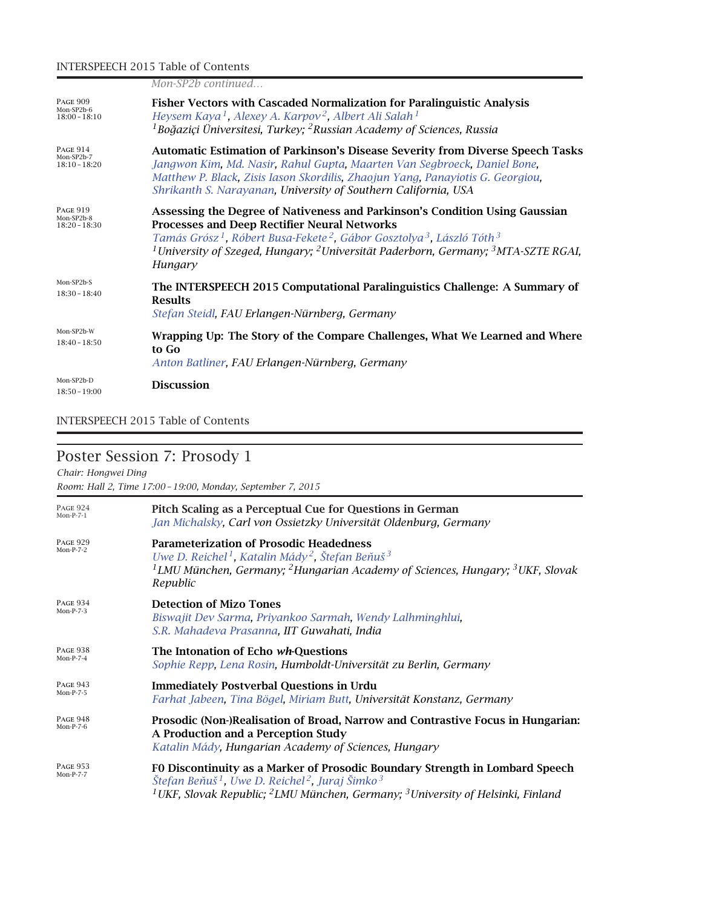*Mon-SP2b continued…*

PAGE 909
Mon-SP2b-6
18:00 – 18:10

**Fisher Vectors with Cascaded Normalization for Paralinguistic Analysis**
*Heysem Kaya*[1], *Alexey A. Karpov*[2], *Albert Ali Salah*[1]
[1]*Boğaziçi Üniversitesi, Turkey;* [2]*Russian Academy of Sciences, Russia*

PAGE 914
Mon-SP2b-7
18:10 – 18:20

**Automatic Estimation of Parkinson's Disease Severity from Diverse Speech Tasks**
*Jangwon Kim, Md. Nasir, Rahul Gupta, Maarten Van Segbroeck, Daniel Bone, Matthew P. Black, Zisis Iason Skordilis, Zhaojun Yang, Panayiotis G. Georgiou, Shrikanth S. Narayanan, University of Southern California, USA*

PAGE 919
Mon-SP2b-8
18:20 – 18:30

**Assessing the Degree of Nativeness and Parkinson's Condition Using Gaussian Processes and Deep Rectifier Neural Networks**
*Tamás Grósz*[1], *Róbert Busa-Fekete*[2], *Gábor Gosztolya*[3], *László Tóth*[3]
[1]*University of Szeged, Hungary;* [2]*Universität Paderborn, Germany;* [3]*MTA-SZTE RGAI, Hungary*

Mon-SP2b-S
18:30 – 18:40

**The INTERSPEECH 2015 Computational Paralinguistics Challenge: A Summary of Results**
*Stefan Steidl, FAU Erlangen-Nürnberg, Germany*

Mon-SP2b-W
18:40 – 18:50

**Wrapping Up: The Story of the Compare Challenges, What We Learned and Where to Go**
*Anton Batliner, FAU Erlangen-Nürnberg, Germany*

Mon-SP2b-D
18:50 – 19:00

**Discussion**

## Poster Session 7: Prosody 1

*Chair: Hongwei Ding*
*Room: Hall 2, Time 17:00 – 19:00, Monday, September 7, 2015*

PAGE 924
Mon-P-7-1

**Pitch Scaling as a Perceptual Cue for Questions in German**
*Jan Michalsky, Carl von Ossietzky Universität Oldenburg, Germany*

PAGE 929
Mon-P-7-2

**Parameterization of Prosodic Headedness**
*Uwe D. Reichel*[1], *Katalin Mády*[2], *Štefan Beňuš*[3]
[1]*LMU München, Germany;* [2]*Hungarian Academy of Sciences, Hungary;* [3]*UKF, Slovak Republic*

PAGE 934
Mon-P-7-3

**Detection of Mizo Tones**
*Biswajit Dev Sarma, Priyankoo Sarmah, Wendy Lalhminghlui, S.R. Mahadeva Prasanna, IIT Guwahati, India*

PAGE 938
Mon-P-7-4

**The Intonation of Echo *wh*-Questions**
*Sophie Repp, Lena Rosin, Humboldt-Universität zu Berlin, Germany*

PAGE 943
Mon-P-7-5

**Immediately Postverbal Questions in Urdu**
*Farhat Jabeen, Tina Bögel, Miriam Butt, Universität Konstanz, Germany*

PAGE 948
Mon-P-7-6

**Prosodic (Non-)Realisation of Broad, Narrow and Contrastive Focus in Hungarian: A Production and a Perception Study**
*Katalin Mády, Hungarian Academy of Sciences, Hungary*

PAGE 953
Mon-P-7-7

**F0 Discontinuity as a Marker of Prosodic Boundary Strength in Lombard Speech**
*Štefan Beňuš*[1], *Uwe D. Reichel*[2], *Juraj Šimko*[3]
[1]*UKF, Slovak Republic;* [2]*LMU München, Germany;* [3]*University of Helsinki, Finland*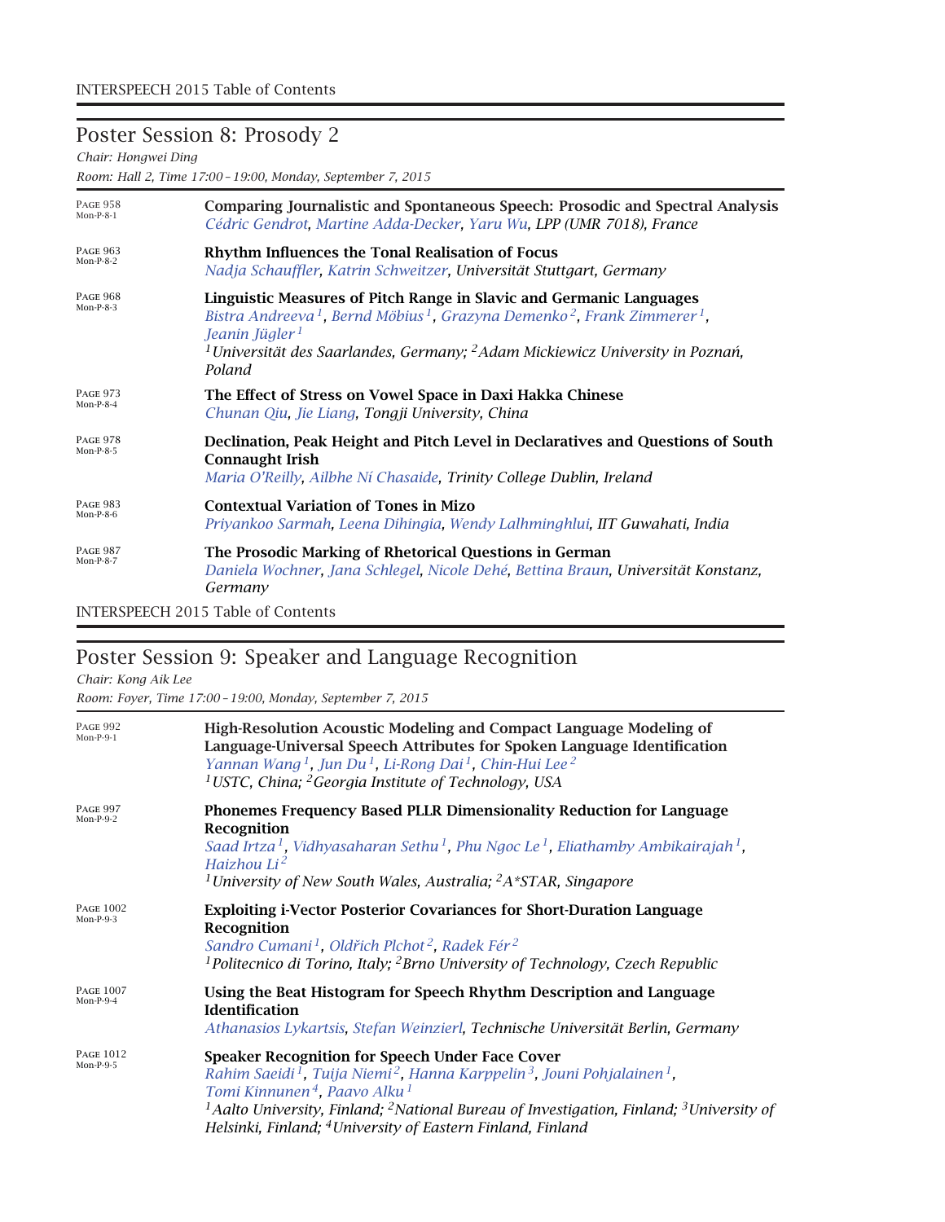## Poster Session 8: Prosody 2

*Chair: Hongwei Ding*

*Room: Hall 2, Time 17:00 – 19:00, Monday, September 7, 2015*

PAGE 958
Mon-P-8-1

**Comparing Journalistic and Spontaneous Speech: Prosodic and Spectral Analysis**
*Cédric Gendrot, Martine Adda-Decker, Yaru Wu, LPP (UMR 7018), France*

PAGE 963
Mon-P-8-2

**Rhythm Influences the Tonal Realisation of Focus**
*Nadja Schauffler, Katrin Schweitzer, Universität Stuttgart, Germany*

PAGE 968
Mon-P-8-3

**Linguistic Measures of Pitch Range in Slavic and Germanic Languages**
*Bistra Andreeva[1], Bernd Möbius[1], Grazyna Demenko[2], Frank Zimmerer[1], Jeanin Jügler[1]*
*[1]Universität des Saarlandes, Germany; [2]Adam Mickiewicz University in Poznań, Poland*

PAGE 973
Mon-P-8-4

**The Effect of Stress on Vowel Space in Daxi Hakka Chinese**
*Chunan Qiu, Jie Liang, Tongji University, China*

PAGE 978
Mon-P-8-5

**Declination, Peak Height and Pitch Level in Declaratives and Questions of South Connaught Irish**
*Maria O'Reilly, Ailbhe Ní Chasaide, Trinity College Dublin, Ireland*

PAGE 983
Mon-P-8-6

**Contextual Variation of Tones in Mizo**
*Priyankoo Sarmah, Leena Dihingia, Wendy Lalhminghlui, IIT Guwahati, India*

PAGE 987
Mon-P-8-7

**The Prosodic Marking of Rhetorical Questions in German**
*Daniela Wochner, Jana Schlegel, Nicole Dehé, Bettina Braun, Universität Konstanz, Germany*

## Poster Session 9: Speaker and Language Recognition

*Chair: Kong Aik Lee*

*Room: Foyer, Time 17:00 – 19:00, Monday, September 7, 2015*

PAGE 992
Mon-P-9-1

**High-Resolution Acoustic Modeling and Compact Language Modeling of Language-Universal Speech Attributes for Spoken Language Identification**
*Yannan Wang[1], Jun Du[1], Li-Rong Dai[1], Chin-Hui Lee[2]*
*[1]USTC, China; [2]Georgia Institute of Technology, USA*

PAGE 997
Mon-P-9-2

**Phonemes Frequency Based PLLR Dimensionality Reduction for Language Recognition**
*Saad Irtza[1], Vidhyasaharan Sethu[1], Phu Ngoc Le[1], Eliathamby Ambikairajah[1], Haizhou Li[2]*
*[1]University of New South Wales, Australia; [2]A*STAR, Singapore*

PAGE 1002
Mon-P-9-3

**Exploiting i-Vector Posterior Covariances for Short-Duration Language Recognition**
*Sandro Cumani[1], Oldřich Plchot[2], Radek Fér[2]*
*[1]Politecnico di Torino, Italy; [2]Brno University of Technology, Czech Republic*

PAGE 1007
Mon-P-9-4

**Using the Beat Histogram for Speech Rhythm Description and Language Identification**
*Athanasios Lykartsis, Stefan Weinzierl, Technische Universität Berlin, Germany*

PAGE 1012
Mon-P-9-5

**Speaker Recognition for Speech Under Face Cover**
*Rahim Saeidi[1], Tuija Niemi[2], Hanna Karppelin[3], Jouni Pohjalainen[1], Tomi Kinnunen[4], Paavo Alku[1]*
*[1]Aalto University, Finland; [2]National Bureau of Investigation, Finland; [3]University of Helsinki, Finland; [4]University of Eastern Finland, Finland*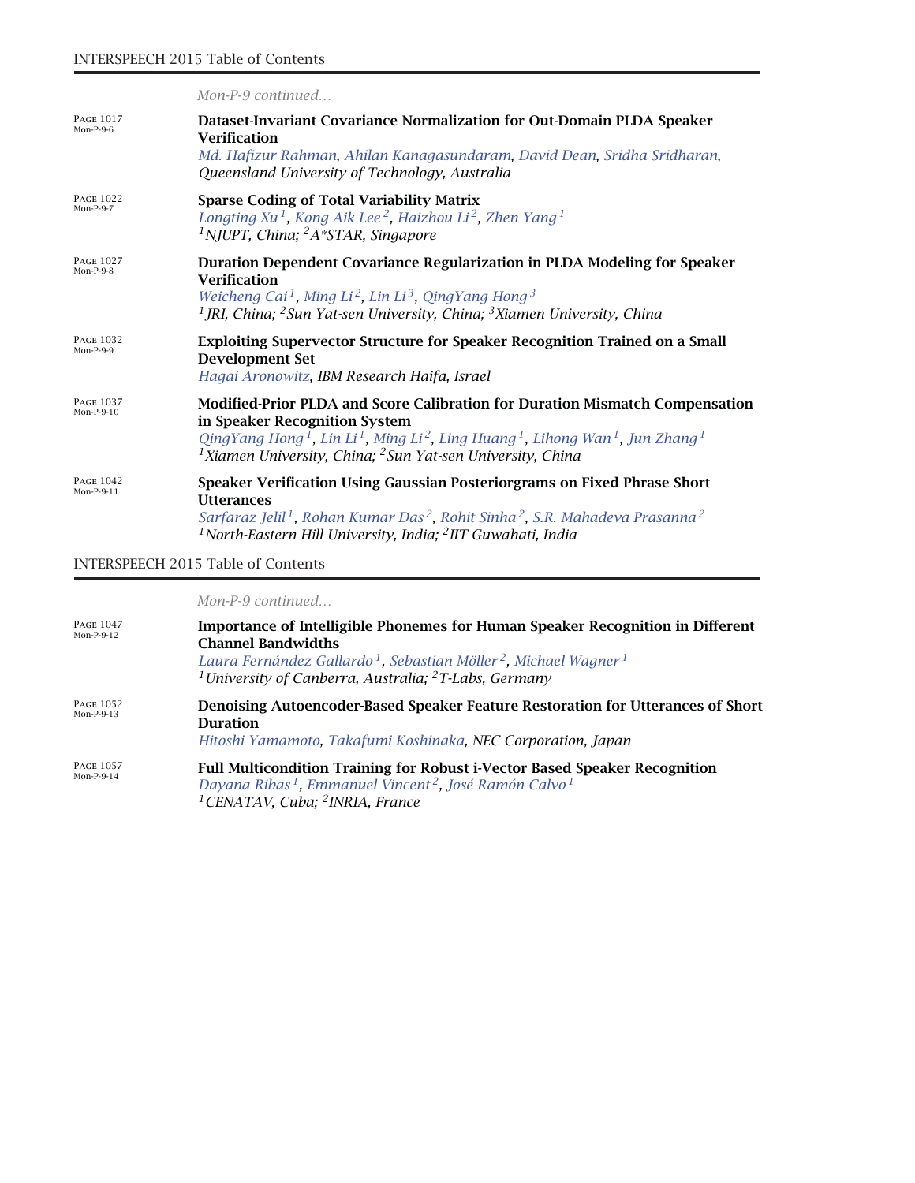*Mon-P-9 continued…*

PAGE 1017
Mon-P-9-6

**Dataset-Invariant Covariance Normalization for Out-Domain PLDA Speaker Verification**
*Md. Hafizur Rahman, Ahilan Kanagasundaram, David Dean, Sridha Sridharan, Queensland University of Technology, Australia*

PAGE 1022
Mon-P-9-7

**Sparse Coding of Total Variability Matrix**
*Longting Xu[1], Kong Aik Lee[2], Haizhou Li[2], Zhen Yang[1]*
*[1]NJUPT, China; [2]A*STAR, Singapore*

PAGE 1027
Mon-P-9-8

**Duration Dependent Covariance Regularization in PLDA Modeling for Speaker Verification**
*Weicheng Cai[1], Ming Li[2], Lin Li[3], QingYang Hong[3]*
*[1]JRI, China; [2]Sun Yat-sen University, China; [3]Xiamen University, China*

PAGE 1032
Mon-P-9-9

**Exploiting Supervector Structure for Speaker Recognition Trained on a Small Development Set**
*Hagai Aronowitz, IBM Research Haifa, Israel*

PAGE 1037
Mon-P-9-10

**Modified-Prior PLDA and Score Calibration for Duration Mismatch Compensation in Speaker Recognition System**
*QingYang Hong[1], Lin Li[1], Ming Li[2], Ling Huang[1], Lihong Wan[1], Jun Zhang[1]*
*[1]Xiamen University, China; [2]Sun Yat-sen University, China*

PAGE 1042
Mon-P-9-11

**Speaker Verification Using Gaussian Posteriorgrams on Fixed Phrase Short Utterances**
*Sarfaraz Jelil[1], Rohan Kumar Das[2], Rohit Sinha[2], S.R. Mahadeva Prasanna[2]*
*[1]North-Eastern Hill University, India; [2]IIT Guwahati, India*

*Mon-P-9 continued…*

PAGE 1047
Mon-P-9-12

**Importance of Intelligible Phonemes for Human Speaker Recognition in Different Channel Bandwidths**
*Laura Fernández Gallardo[1], Sebastian Möller[2], Michael Wagner[1]*
*[1]University of Canberra, Australia; [2]T-Labs, Germany*

PAGE 1052
Mon-P-9-13

**Denoising Autoencoder-Based Speaker Feature Restoration for Utterances of Short Duration**
*Hitoshi Yamamoto, Takafumi Koshinaka, NEC Corporation, Japan*

PAGE 1057
Mon-P-9-14

**Full Multicondition Training for Robust i-Vector Based Speaker Recognition**
*Dayana Ribas[1], Emmanuel Vincent[2], José Ramón Calvo[1]*
*[1]CENATAV, Cuba; [2]INRIA, France*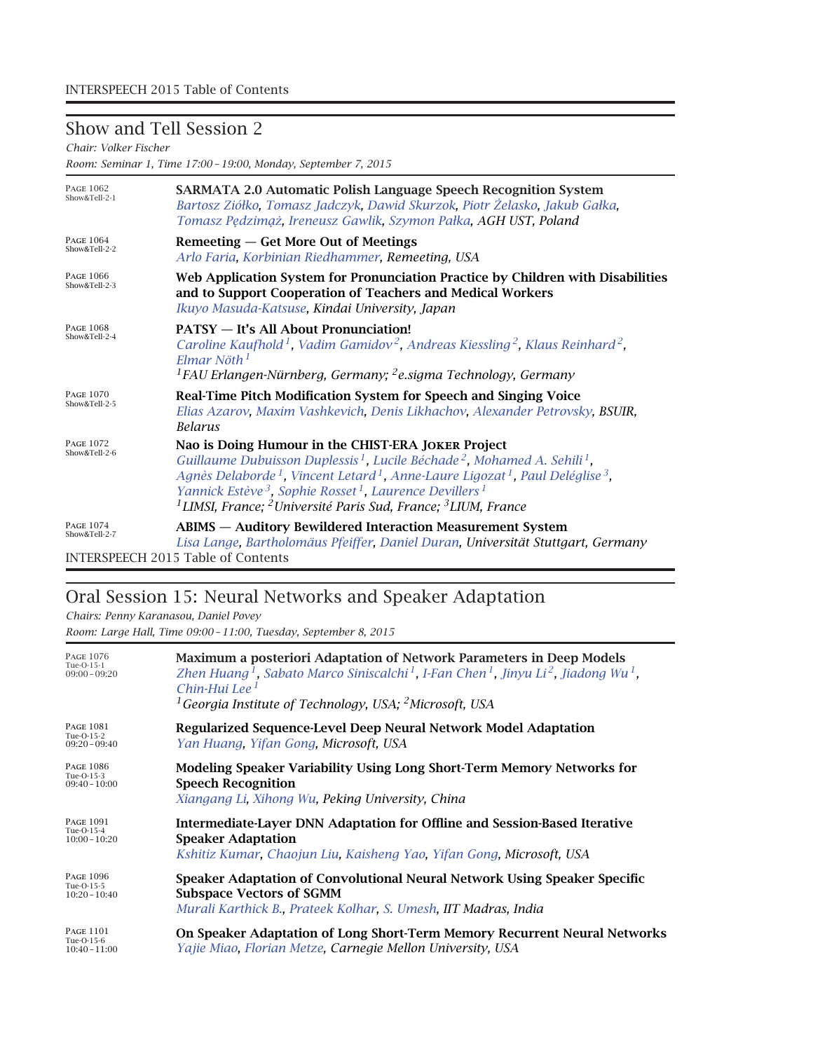## Show and Tell Session 2

*Chair: Volker Fischer*

*Room: Seminar 1, Time 17:00 – 19:00, Monday, September 7, 2015*

PAGE 1062 Show&Tell-2-1
**SARMATA 2.0 Automatic Polish Language Speech Recognition System**
*Bartosz Ziółko, Tomasz Jadczyk, Dawid Skurzok, Piotr Żelasko, Jakub Gałka, Tomasz Pędzimąż, Ireneusz Gawlik, Szymon Pałka, AGH UST, Poland*

PAGE 1064 Show&Tell-2-2
**Remeeting — Get More Out of Meetings**
*Arlo Faria, Korbinian Riedhammer, Remeeting, USA*

PAGE 1066 Show&Tell-2-3
**Web Application System for Pronunciation Practice by Children with Disabilities and to Support Cooperation of Teachers and Medical Workers**
*Ikuyo Masuda-Katsuse, Kindai University, Japan*

PAGE 1068 Show&Tell-2-4
**PATSY — It's All About Pronunciation!**
*Caroline Kaufhold[1], Vadim Gamidov[2], Andreas Kiessling[2], Klaus Reinhard[2], Elmar Nöth[1]*
*[1]FAU Erlangen-Nürnberg, Germany; [2]e.sigma Technology, Germany*

PAGE 1070 Show&Tell-2-5
**Real-Time Pitch Modification System for Speech and Singing Voice**
*Elias Azarov, Maxim Vashkevich, Denis Likhachov, Alexander Petrovsky, BSUIR, Belarus*

PAGE 1072 Show&Tell-2-6
**Nao is Doing Humour in the CHIST-ERA JOKER Project**
*Guillaume Dubuisson Duplessis[1], Lucile Béchade[2], Mohamed A. Sehili[1], Agnès Delaborde[1], Vincent Letard[1], Anne-Laure Ligozat[1], Paul Deléglise[3], Yannick Estève[3], Sophie Rosset[1], Laurence Devillers[1]*
*[1]LIMSI, France; [2]Université Paris Sud, France; [3]LIUM, France*

PAGE 1074 Show&Tell-2-7
**ABIMS — Auditory Bewildered Interaction Measurement System**
*Lisa Lange, Bartholomäus Pfeiffer, Daniel Duran, Universität Stuttgart, Germany*

## Oral Session 15: Neural Networks and Speaker Adaptation

*Chairs: Penny Karanasou, Daniel Povey*

*Room: Large Hall, Time 09:00 – 11:00, Tuesday, September 8, 2015*

PAGE 1076 Tue-O-15-1 09:00 – 09:20
**Maximum a posteriori Adaptation of Network Parameters in Deep Models**
*Zhen Huang[1], Sabato Marco Siniscalchi[1], I-Fan Chen[1], Jinyu Li[2], Jiadong Wu[1], Chin-Hui Lee[1]*
*[1]Georgia Institute of Technology, USA; [2]Microsoft, USA*

PAGE 1081 Tue-O-15-2 09:20 – 09:40
**Regularized Sequence-Level Deep Neural Network Model Adaptation**
*Yan Huang, Yifan Gong, Microsoft, USA*

PAGE 1086 Tue-O-15-3 09:40 – 10:00
**Modeling Speaker Variability Using Long Short-Term Memory Networks for Speech Recognition**
*Xiangang Li, Xihong Wu, Peking University, China*

PAGE 1091 Tue-O-15-4 10:00 – 10:20
**Intermediate-Layer DNN Adaptation for Offline and Session-Based Iterative Speaker Adaptation**
*Kshitiz Kumar, Chaojun Liu, Kaisheng Yao, Yifan Gong, Microsoft, USA*

PAGE 1096 Tue-O-15-5 10:20 – 10:40
**Speaker Adaptation of Convolutional Neural Network Using Speaker Specific Subspace Vectors of SGMM**
*Murali Karthick B., Prateek Kolhar, S. Umesh, IIT Madras, India*

PAGE 1101 Tue-O-15-6 10:40 – 11:00
**On Speaker Adaptation of Long Short-Term Memory Recurrent Neural Networks**
*Yajie Miao, Florian Metze, Carnegie Mellon University, USA*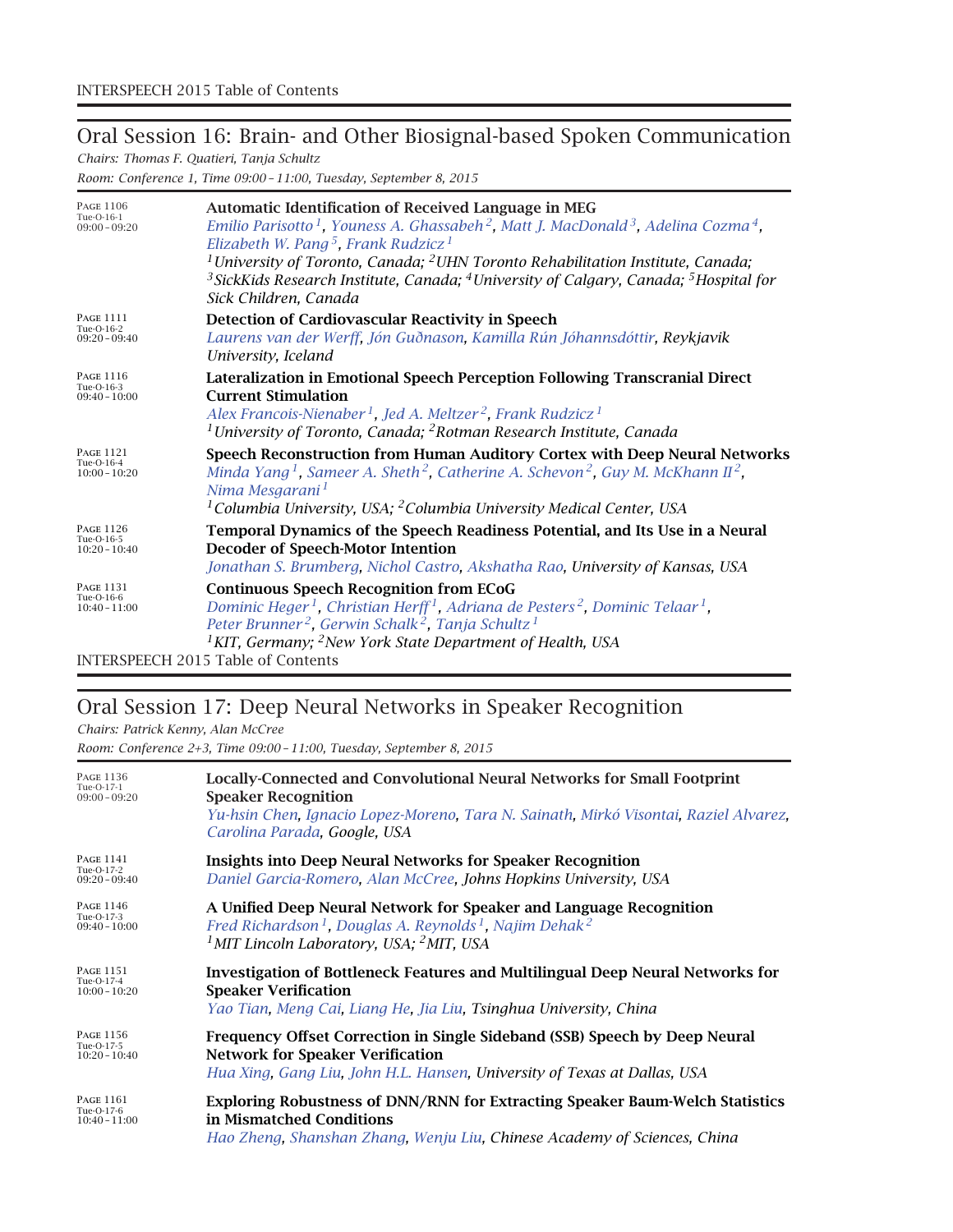## Oral Session 16: Brain- and Other Biosignal-based Spoken Communication

*Chairs: Thomas F. Quatieri, Tanja Schultz*

*Room: Conference 1, Time 09:00 – 11:00, Tuesday, September 8, 2015*

PAGE 1106
Tue-O-16-1
09:00 – 09:20

**Automatic Identification of Received Language in MEG**
*Emilio Parisotto[1], Youness A. Ghassabeh[2], Matt J. MacDonald[3], Adelina Cozma[4], Elizabeth W. Pang[5], Frank Rudzicz[1]*
*[1]University of Toronto, Canada; [2]UHN Toronto Rehabilitation Institute, Canada; [3]SickKids Research Institute, Canada; [4]University of Calgary, Canada; [5]Hospital for Sick Children, Canada*

PAGE 1111
Tue-O-16-2
09:20 – 09:40

**Detection of Cardiovascular Reactivity in Speech**
*Laurens van der Werff, Jón Guðnason, Kamilla Rún Jóhannsdóttir, Reykjavik University, Iceland*

PAGE 1116
Tue-O-16-3
09:40 – 10:00

**Lateralization in Emotional Speech Perception Following Transcranial Direct Current Stimulation**
*Alex Francois-Nienaber[1], Jed A. Meltzer[2], Frank Rudzicz[1]*
*[1]University of Toronto, Canada; [2]Rotman Research Institute, Canada*

PAGE 1121
Tue-O-16-4
10:00 – 10:20

**Speech Reconstruction from Human Auditory Cortex with Deep Neural Networks**
*Minda Yang[1], Sameer A. Sheth[2], Catherine A. Schevon[2], Guy M. McKhann II[2], Nima Mesgarani[1]*
*[1]Columbia University, USA; [2]Columbia University Medical Center, USA*

PAGE 1126
Tue-O-16-5
10:20 – 10:40

**Temporal Dynamics of the Speech Readiness Potential, and Its Use in a Neural Decoder of Speech-Motor Intention**
*Jonathan S. Brumberg, Nichol Castro, Akshatha Rao, University of Kansas, USA*

PAGE 1131
Tue-O-16-6
10:40 – 11:00

**Continuous Speech Recognition from ECoG**
*Dominic Heger[1], Christian Herff[1], Adriana de Pesters[2], Dominic Telaar[1], Peter Brunner[2], Gerwin Schalk[2], Tanja Schultz[1]*
*[1]KIT, Germany; [2]New York State Department of Health, USA*

## Oral Session 17: Deep Neural Networks in Speaker Recognition

*Chairs: Patrick Kenny, Alan McCree*

*Room: Conference 2+3, Time 09:00 – 11:00, Tuesday, September 8, 2015*

PAGE 1136
Tue-O-17-1
09:00 – 09:20

**Locally-Connected and Convolutional Neural Networks for Small Footprint Speaker Recognition**
*Yu-hsin Chen, Ignacio Lopez-Moreno, Tara N. Sainath, Mirkó Visontai, Raziel Alvarez, Carolina Parada, Google, USA*

PAGE 1141
Tue-O-17-2
09:20 – 09:40

**Insights into Deep Neural Networks for Speaker Recognition**
*Daniel Garcia-Romero, Alan McCree, Johns Hopkins University, USA*

PAGE 1146
Tue-O-17-3
09:40 – 10:00

**A Unified Deep Neural Network for Speaker and Language Recognition**
*Fred Richardson[1], Douglas A. Reynolds[1], Najim Dehak[2]*
*[1]MIT Lincoln Laboratory, USA; [2]MIT, USA*

PAGE 1151
Tue-O-17-4
10:00 – 10:20

**Investigation of Bottleneck Features and Multilingual Deep Neural Networks for Speaker Verification**
*Yao Tian, Meng Cai, Liang He, Jia Liu, Tsinghua University, China*

PAGE 1156
Tue-O-17-5
10:20 – 10:40

**Frequency Offset Correction in Single Sideband (SSB) Speech by Deep Neural Network for Speaker Verification**
*Hua Xing, Gang Liu, John H.L. Hansen, University of Texas at Dallas, USA*

PAGE 1161
Tue-O-17-6
10:40 – 11:00

**Exploring Robustness of DNN/RNN for Extracting Speaker Baum-Welch Statistics in Mismatched Conditions**
*Hao Zheng, Shanshan Zhang, Wenju Liu, Chinese Academy of Sciences, China*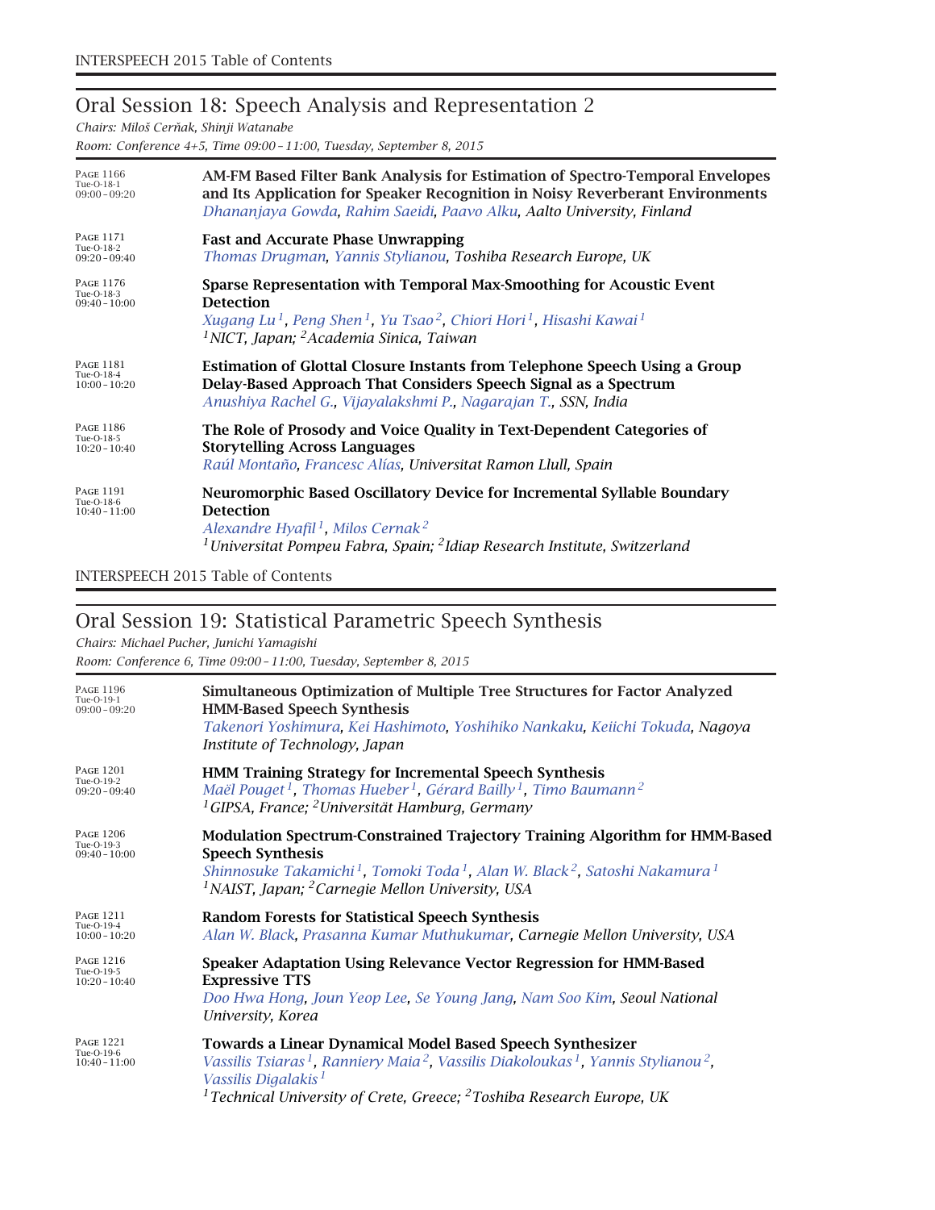## Oral Session 18: Speech Analysis and Representation 2

*Chairs: Miloš Cerňak, Shinji Watanabe*

*Room: Conference 4+5, Time 09:00 – 11:00, Tuesday, September 8, 2015*

PAGE 1166
Tue-O-18-1
09:00 – 09:20

**AM-FM Based Filter Bank Analysis for Estimation of Spectro-Temporal Envelopes and Its Application for Speaker Recognition in Noisy Reverberant Environments**
*Dhananjaya Gowda, Rahim Saeidi, Paavo Alku, Aalto University, Finland*

PAGE 1171
Tue-O-18-2
09:20 – 09:40

**Fast and Accurate Phase Unwrapping**
*Thomas Drugman, Yannis Stylianou, Toshiba Research Europe, UK*

PAGE 1176
Tue-O-18-3
09:40 – 10:00

**Sparse Representation with Temporal Max-Smoothing for Acoustic Event Detection**
*Xugang Lu[1], Peng Shen[1], Yu Tsao[2], Chiori Hori[1], Hisashi Kawai[1]*
*[1]NICT, Japan; [2]Academia Sinica, Taiwan*

PAGE 1181
Tue-O-18-4
10:00 – 10:20

**Estimation of Glottal Closure Instants from Telephone Speech Using a Group Delay-Based Approach That Considers Speech Signal as a Spectrum**
*Anushiya Rachel G., Vijayalakshmi P., Nagarajan T., SSN, India*

PAGE 1186
Tue-O-18-5
10:20 – 10:40

**The Role of Prosody and Voice Quality in Text-Dependent Categories of Storytelling Across Languages**
*Raúl Montaño, Francesc Alías, Universitat Ramon Llull, Spain*

PAGE 1191
Tue-O-18-6
10:40 – 11:00

**Neuromorphic Based Oscillatory Device for Incremental Syllable Boundary Detection**
*Alexandre Hyafil[1], Milos Cernak[2]*
*[1]Universitat Pompeu Fabra, Spain; [2]Idiap Research Institute, Switzerland*

## Oral Session 19: Statistical Parametric Speech Synthesis

*Chairs: Michael Pucher, Junichi Yamagishi*

*Room: Conference 6, Time 09:00 – 11:00, Tuesday, September 8, 2015*

PAGE 1196
Tue-O-19-1
09:00 – 09:20

**Simultaneous Optimization of Multiple Tree Structures for Factor Analyzed HMM-Based Speech Synthesis**
*Takenori Yoshimura, Kei Hashimoto, Yoshihiko Nankaku, Keiichi Tokuda, Nagoya Institute of Technology, Japan*

PAGE 1201
Tue-O-19-2
09:20 – 09:40

**HMM Training Strategy for Incremental Speech Synthesis**
*Maël Pouget[1], Thomas Hueber[1], Gérard Bailly[1], Timo Baumann[2]*
*[1]GIPSA, France; [2]Universität Hamburg, Germany*

PAGE 1206
Tue-O-19-3
09:40 – 10:00

**Modulation Spectrum-Constrained Trajectory Training Algorithm for HMM-Based Speech Synthesis**
*Shinnosuke Takamichi[1], Tomoki Toda[1], Alan W. Black[2], Satoshi Nakamura[1]*
*[1]NAIST, Japan; [2]Carnegie Mellon University, USA*

PAGE 1211
Tue-O-19-4
10:00 – 10:20

**Random Forests for Statistical Speech Synthesis**
*Alan W. Black, Prasanna Kumar Muthukumar, Carnegie Mellon University, USA*

PAGE 1216
Tue-O-19-5
10:20 – 10:40

**Speaker Adaptation Using Relevance Vector Regression for HMM-Based Expressive TTS**
*Doo Hwa Hong, Joun Yeop Lee, Se Young Jang, Nam Soo Kim, Seoul National University, Korea*

PAGE 1221
Tue-O-19-6
10:40 – 11:00

**Towards a Linear Dynamical Model Based Speech Synthesizer**
*Vassilis Tsiaras[1], Ranniery Maia[2], Vassilis Diakoloukas[1], Yannis Stylianou[2], Vassilis Digalakis[1]*
*[1]Technical University of Crete, Greece; [2]Toshiba Research Europe, UK*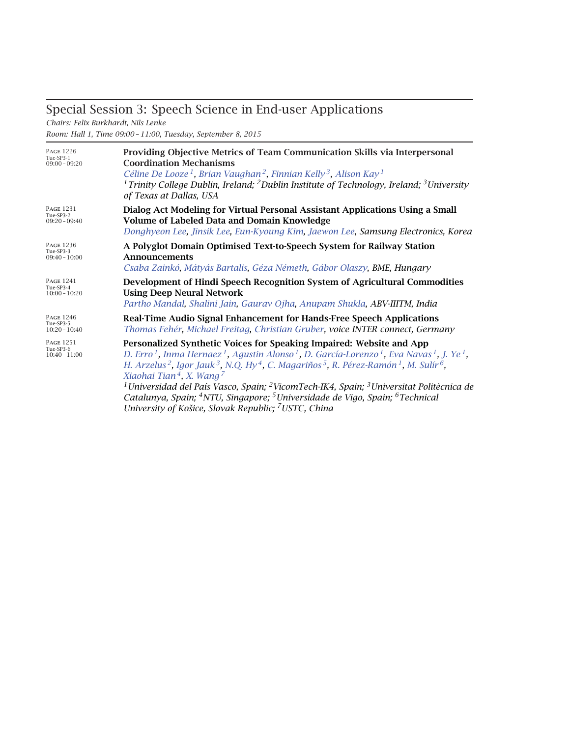## Special Session 3: Speech Science in End-user Applications

*Chairs: Felix Burkhardt, Nils Lenke*

*Room: Hall 1, Time 09:00 – 11:00, Tuesday, September 8, 2015*

Page 1226
Tue-SP3-1
09:00 – 09:20

**Providing Objective Metrics of Team Communication Skills via Interpersonal Coordination Mechanisms**

*Céline De Looze*[1], *Brian Vaughan*[2], *Finnian Kelly*[3], *Alison Kay*[1]

[1]*Trinity College Dublin, Ireland;* [2]*Dublin Institute of Technology, Ireland;* [3]*University of Texas at Dallas, USA*

Page 1231
Tue-SP3-2
09:20 – 09:40

**Dialog Act Modeling for Virtual Personal Assistant Applications Using a Small Volume of Labeled Data and Domain Knowledge**

*Donghyeon Lee, Jinsik Lee, Eun-Kyoung Kim, Jaewon Lee, Samsung Electronics, Korea*

Page 1236
Tue-SP3-3
09:40 – 10:00

**A Polyglot Domain Optimised Text-to-Speech System for Railway Station Announcements**

*Csaba Zainkó, Mátyás Bartalis, Géza Németh, Gábor Olaszy, BME, Hungary*

Page 1241
Tue-SP3-4
10:00 – 10:20

**Development of Hindi Speech Recognition System of Agricultural Commodities Using Deep Neural Network**

*Partho Mandal, Shalini Jain, Gaurav Ojha, Anupam Shukla, ABV-IIITM, India*

Page 1246
Tue-SP3-5
10:20 – 10:40

**Real-Time Audio Signal Enhancement for Hands-Free Speech Applications**

*Thomas Fehér, Michael Freitag, Christian Gruber, voice INTER connect, Germany*

Page 1251
Tue-SP3-6
10:40 – 11:00

**Personalized Synthetic Voices for Speaking Impaired: Website and App**

*D. Erro*[1], *Inma Hernaez*[1], *Agustin Alonso*[1], *D. García-Lorenzo*[1], *Eva Navas*[1], *J. Ye*[1], *H. Arzelus*[2], *Igor Jauk*[3], *N.Q. Hy*[4], *C. Magariños*[5], *R. Pérez-Ramón*[1], *M. Sulír*[6], *Xiaohai Tian*[4], *X. Wang*[7]

[1]*Universidad del País Vasco, Spain;* [2]*VicomTech-IK4, Spain;* [3]*Universitat Politècnica de Catalunya, Spain;* [4]*NTU, Singapore;* [5]*Universidade de Vigo, Spain;* [6]*Technical University of Košice, Slovak Republic;* [7]*USTC, China*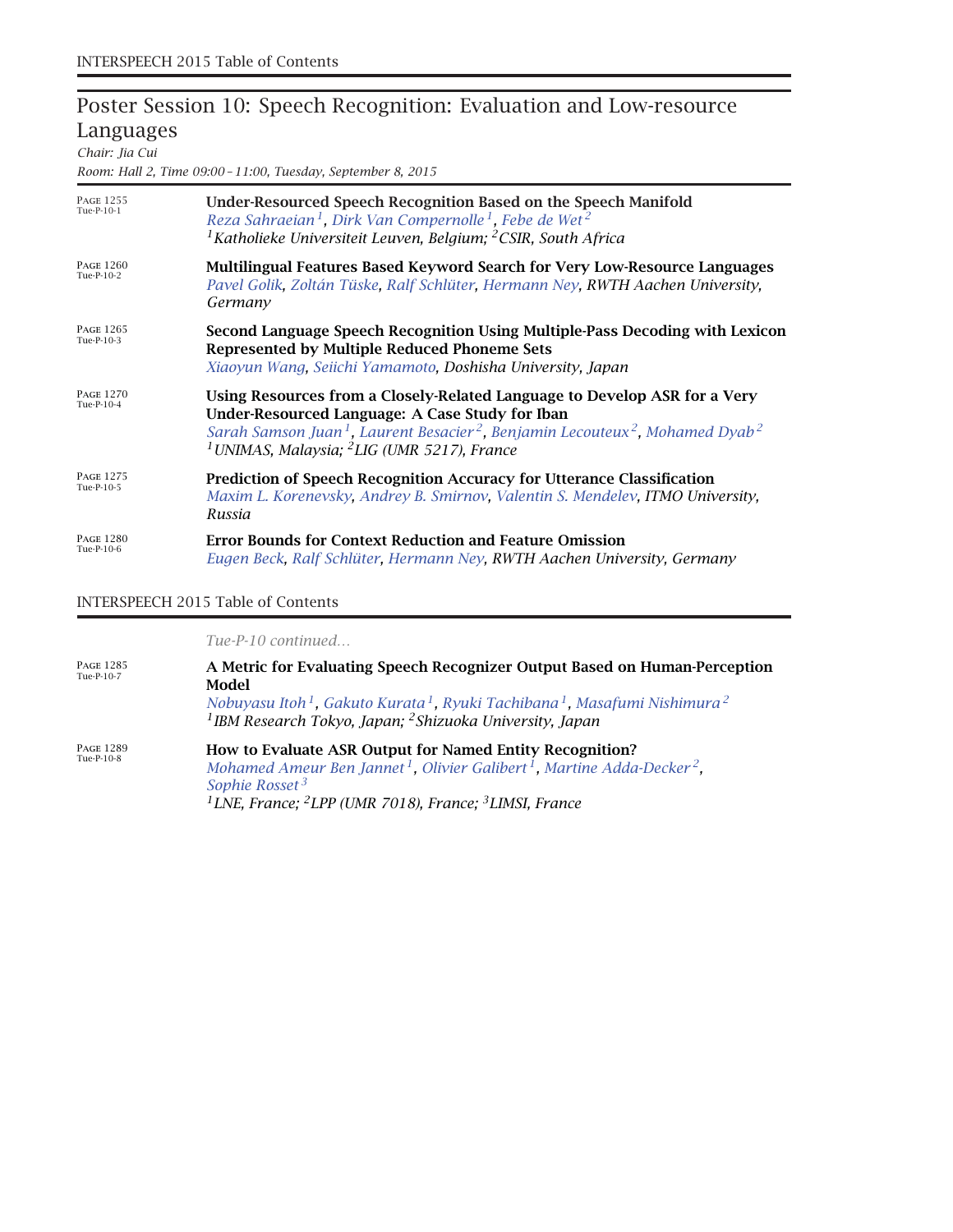## Poster Session 10: Speech Recognition: Evaluation and Low-resource Languages

*Chair: Jia Cui*

*Room: Hall 2, Time 09:00 – 11:00, Tuesday, September 8, 2015*

PAGE 1255
Tue-P-10-1

**Under-Resourced Speech Recognition Based on the Speech Manifold**
*Reza Sahraeian[1], Dirk Van Compernolle[1], Febe de Wet[2]*
*[1]Katholieke Universiteit Leuven, Belgium; [2]CSIR, South Africa*

PAGE 1260
Tue-P-10-2

**Multilingual Features Based Keyword Search for Very Low-Resource Languages**
*Pavel Golik, Zoltán Tüske, Ralf Schlüter, Hermann Ney, RWTH Aachen University, Germany*

PAGE 1265
Tue-P-10-3

**Second Language Speech Recognition Using Multiple-Pass Decoding with Lexicon Represented by Multiple Reduced Phoneme Sets**
*Xiaoyun Wang, Seiichi Yamamoto, Doshisha University, Japan*

PAGE 1270
Tue-P-10-4

**Using Resources from a Closely-Related Language to Develop ASR for a Very Under-Resourced Language: A Case Study for Iban**
*Sarah Samson Juan[1], Laurent Besacier[2], Benjamin Lecouteux[2], Mohamed Dyab[2]*
*[1]UNIMAS, Malaysia; [2]LIG (UMR 5217), France*

PAGE 1275
Tue-P-10-5

**Prediction of Speech Recognition Accuracy for Utterance Classification**
*Maxim L. Korenevsky, Andrey B. Smirnov, Valentin S. Mendelev, ITMO University, Russia*

PAGE 1280
Tue-P-10-6

**Error Bounds for Context Reduction and Feature Omission**
*Eugen Beck, Ralf Schlüter, Hermann Ney, RWTH Aachen University, Germany*

*Tue-P-10 continued…*

PAGE 1285
Tue-P-10-7

**A Metric for Evaluating Speech Recognizer Output Based on Human-Perception Model**
*Nobuyasu Itoh[1], Gakuto Kurata[1], Ryuki Tachibana[1], Masafumi Nishimura[2]*
*[1]IBM Research Tokyo, Japan; [2]Shizuoka University, Japan*

PAGE 1289
Tue-P-10-8

**How to Evaluate ASR Output for Named Entity Recognition?**
*Mohamed Ameur Ben Jannet[1], Olivier Galibert[1], Martine Adda-Decker[2], Sophie Rosset[3]*
*[1]LNE, France; [2]LPP (UMR 7018), France; [3]LIMSI, France*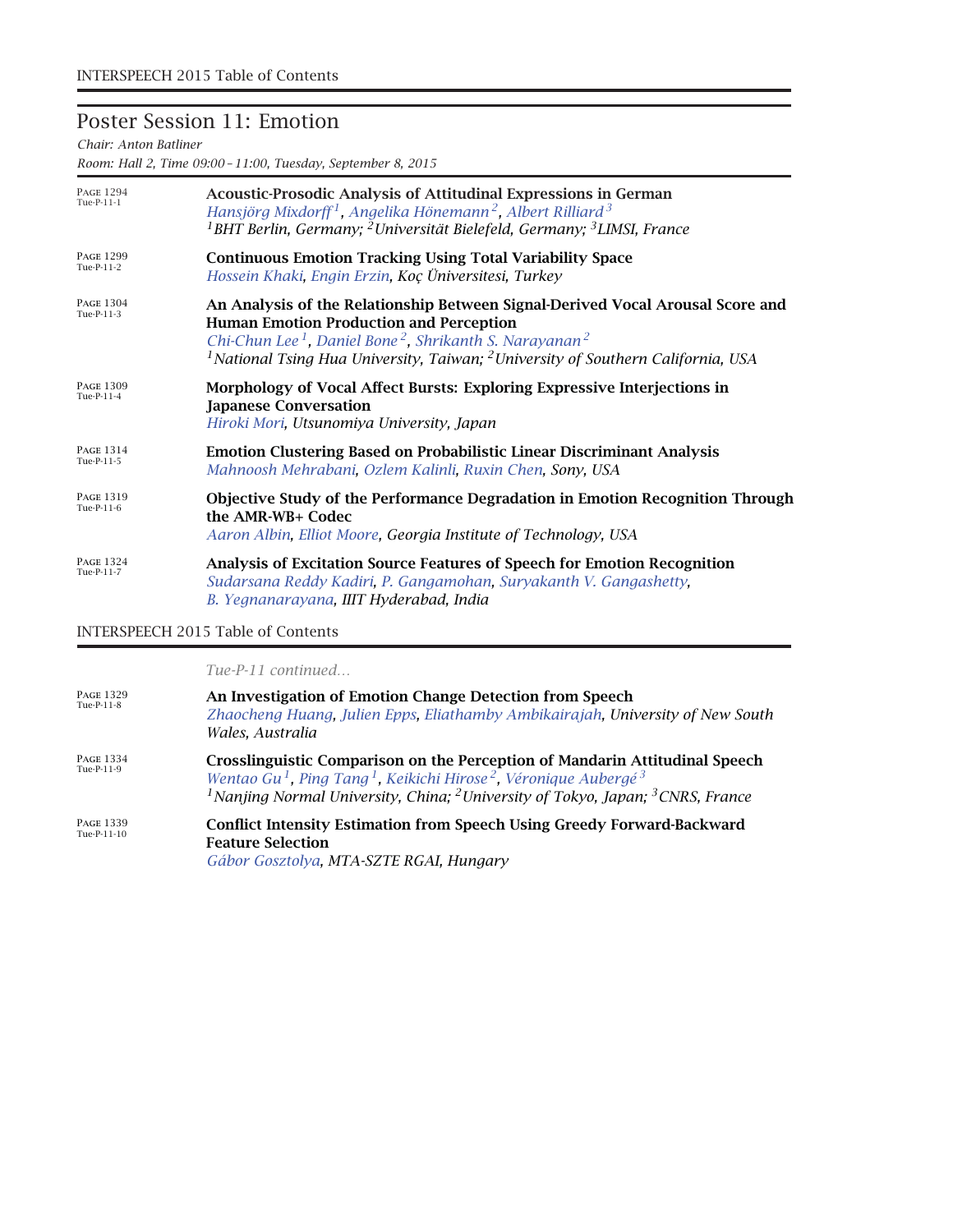## Poster Session 11: Emotion

*Chair: Anton Batliner*

*Room: Hall 2, Time 09:00 – 11:00, Tuesday, September 8, 2015*

PAGE 1294
Tue-P-11-1

**Acoustic-Prosodic Analysis of Attitudinal Expressions in German**
*Hansjörg Mixdorff[1], Angelika Hönemann[2], Albert Rilliard[3]*
*[1]BHT Berlin, Germany; [2]Universität Bielefeld, Germany; [3]LIMSI, France*

PAGE 1299
Tue-P-11-2

**Continuous Emotion Tracking Using Total Variability Space**
*Hossein Khaki, Engin Erzin, Koç Üniversitesi, Turkey*

PAGE 1304
Tue-P-11-3

**An Analysis of the Relationship Between Signal-Derived Vocal Arousal Score and Human Emotion Production and Perception**
*Chi-Chun Lee[1], Daniel Bone[2], Shrikanth S. Narayanan[2]*
*[1]National Tsing Hua University, Taiwan; [2]University of Southern California, USA*

PAGE 1309
Tue-P-11-4

**Morphology of Vocal Affect Bursts: Exploring Expressive Interjections in Japanese Conversation**
*Hiroki Mori, Utsunomiya University, Japan*

PAGE 1314
Tue-P-11-5

**Emotion Clustering Based on Probabilistic Linear Discriminant Analysis**
*Mahnoosh Mehrabani, Ozlem Kalinli, Ruxin Chen, Sony, USA*

PAGE 1319
Tue-P-11-6

**Objective Study of the Performance Degradation in Emotion Recognition Through the AMR-WB+ Codec**
*Aaron Albin, Elliot Moore, Georgia Institute of Technology, USA*

PAGE 1324
Tue-P-11-7

**Analysis of Excitation Source Features of Speech for Emotion Recognition**
*Sudarsana Reddy Kadiri, P. Gangamohan, Suryakanth V. Gangashetty, B. Yegnanarayana, IIIT Hyderabad, India*

*Tue-P-11 continued…*

PAGE 1329
Tue-P-11-8

**An Investigation of Emotion Change Detection from Speech**
*Zhaocheng Huang, Julien Epps, Eliathamby Ambikairajah, University of New South Wales, Australia*

PAGE 1334
Tue-P-11-9

**Crosslinguistic Comparison on the Perception of Mandarin Attitudinal Speech**
*Wentao Gu[1], Ping Tang[1], Keikichi Hirose[2], Véronique Aubergé[3]*
*[1]Nanjing Normal University, China; [2]University of Tokyo, Japan; [3]CNRS, France*

PAGE 1339
Tue-P-11-10

**Conflict Intensity Estimation from Speech Using Greedy Forward-Backward Feature Selection**
*Gábor Gosztolya, MTA-SZTE RGAI, Hungary*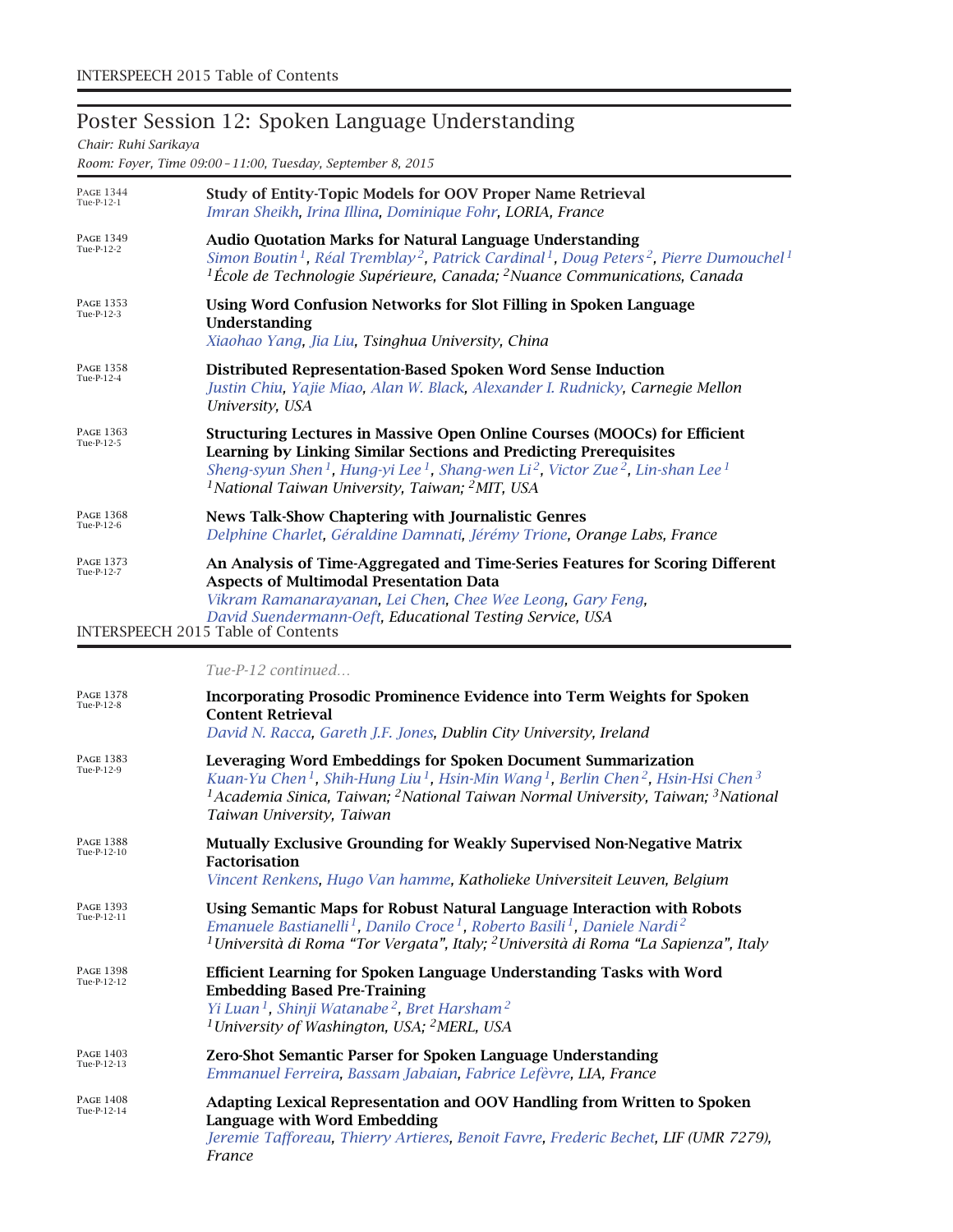## Poster Session 12: Spoken Language Understanding

*Chair: Ruhi Sarikaya*

*Room: Foyer, Time 09:00 – 11:00, Tuesday, September 8, 2015*

PAGE 1344 Tue-P-12-1

**Study of Entity-Topic Models for OOV Proper Name Retrieval**
*Imran Sheikh, Irina Illina, Dominique Fohr, LORIA, France*

PAGE 1349 Tue-P-12-2

**Audio Quotation Marks for Natural Language Understanding**
*Simon Boutin[1], Réal Tremblay[2], Patrick Cardinal[1], Doug Peters[2], Pierre Dumouchel[1]*
*[1]École de Technologie Supérieure, Canada; [2]Nuance Communications, Canada*

PAGE 1353 Tue-P-12-3

**Using Word Confusion Networks for Slot Filling in Spoken Language Understanding**
*Xiaohao Yang, Jia Liu, Tsinghua University, China*

PAGE 1358 Tue-P-12-4

**Distributed Representation-Based Spoken Word Sense Induction**
*Justin Chiu, Yajie Miao, Alan W. Black, Alexander I. Rudnicky, Carnegie Mellon University, USA*

PAGE 1363 Tue-P-12-5

**Structuring Lectures in Massive Open Online Courses (MOOCs) for Efficient Learning by Linking Similar Sections and Predicting Prerequisites**
*Sheng-syun Shen[1], Hung-yi Lee[1], Shang-wen Li[2], Victor Zue[2], Lin-shan Lee[1]*
*[1]National Taiwan University, Taiwan; [2]MIT, USA*

PAGE 1368 Tue-P-12-6

**News Talk-Show Chaptering with Journalistic Genres**
*Delphine Charlet, Géraldine Damnati, Jérémy Trione, Orange Labs, France*

PAGE 1373 Tue-P-12-7

**An Analysis of Time-Aggregated and Time-Series Features for Scoring Different Aspects of Multimodal Presentation Data**
*Vikram Ramanarayanan, Lei Chen, Chee Wee Leong, Gary Feng, David Suendermann-Oeft, Educational Testing Service, USA*

*Tue-P-12 continued…*

PAGE 1378 Tue-P-12-8

**Incorporating Prosodic Prominence Evidence into Term Weights for Spoken Content Retrieval**
*David N. Racca, Gareth J.F. Jones, Dublin City University, Ireland*

PAGE 1383 Tue-P-12-9

**Leveraging Word Embeddings for Spoken Document Summarization**
*Kuan-Yu Chen[1], Shih-Hung Liu[1], Hsin-Min Wang[1], Berlin Chen[2], Hsin-Hsi Chen[3]*
*[1]Academia Sinica, Taiwan; [2]National Taiwan Normal University, Taiwan; [3]National Taiwan University, Taiwan*

PAGE 1388 Tue-P-12-10

**Mutually Exclusive Grounding for Weakly Supervised Non-Negative Matrix Factorisation**
*Vincent Renkens, Hugo Van hamme, Katholieke Universiteit Leuven, Belgium*

PAGE 1393 Tue-P-12-11

**Using Semantic Maps for Robust Natural Language Interaction with Robots**
*Emanuele Bastianelli[1], Danilo Croce[1], Roberto Basili[1], Daniele Nardi[2]*
*[1]Università di Roma "Tor Vergata", Italy; [2]Università di Roma "La Sapienza", Italy*

PAGE 1398 Tue-P-12-12

**Efficient Learning for Spoken Language Understanding Tasks with Word Embedding Based Pre-Training**
*Yi Luan[1], Shinji Watanabe[2], Bret Harsham[2]*
*[1]University of Washington, USA; [2]MERL, USA*

PAGE 1403 Tue-P-12-13

**Zero-Shot Semantic Parser for Spoken Language Understanding**
*Emmanuel Ferreira, Bassam Jabaian, Fabrice Lefèvre, LIA, France*

PAGE 1408 Tue-P-12-14

**Adapting Lexical Representation and OOV Handling from Written to Spoken Language with Word Embedding**
*Jeremie Tafforeau, Thierry Artieres, Benoit Favre, Frederic Bechet, LIF (UMR 7279), France*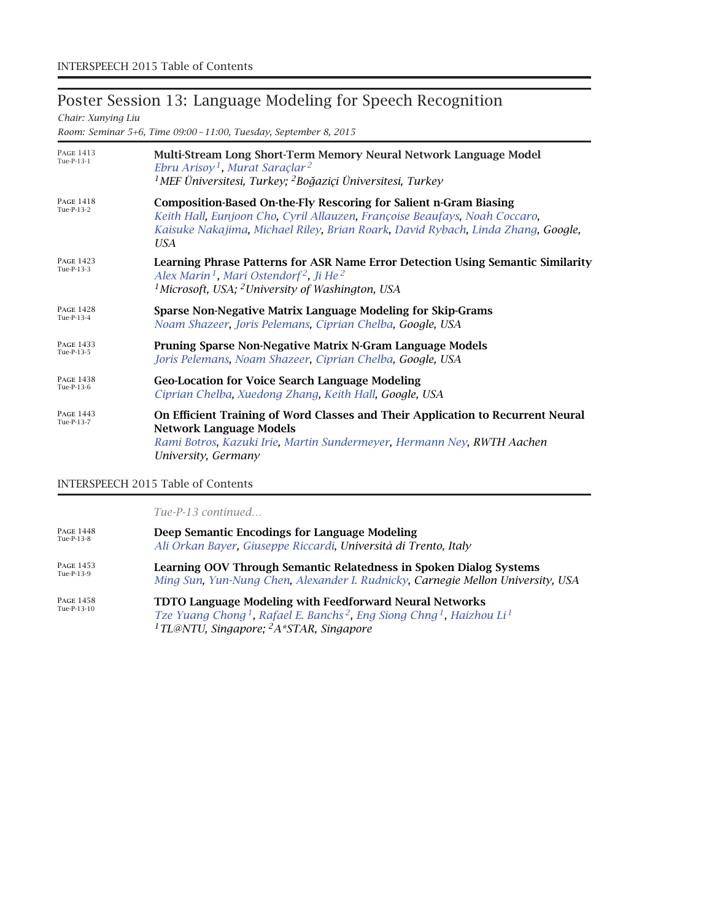## Poster Session 13: Language Modeling for Speech Recognition

*Chair: Xunying Liu*

*Room: Seminar 5+6, Time 09:00 – 11:00, Tuesday, September 8, 2015*

PAGE 1413
Tue-P-13-1

**Multi-Stream Long Short-Term Memory Neural Network Language Model**
*Ebru Arisoy*[1], *Murat Saraçlar*[2]
[1]*MEF Üniversitesi, Turkey;* [2]*Boğaziçi Üniversitesi, Turkey*

PAGE 1418
Tue-P-13-2

**Composition-Based On-the-Fly Rescoring for Salient n-Gram Biasing**
*Keith Hall, Eunjoon Cho, Cyril Allauzen, Françoise Beaufays, Noah Coccaro, Kaisuke Nakajima, Michael Riley, Brian Roark, David Rybach, Linda Zhang, Google, USA*

PAGE 1423
Tue-P-13-3

**Learning Phrase Patterns for ASR Name Error Detection Using Semantic Similarity**
*Alex Marin*[1], *Mari Ostendorf*[2], *Ji He*[2]
[1]*Microsoft, USA;* [2]*University of Washington, USA*

PAGE 1428
Tue-P-13-4

**Sparse Non-Negative Matrix Language Modeling for Skip-Grams**
*Noam Shazeer, Joris Pelemans, Ciprian Chelba, Google, USA*

PAGE 1433
Tue-P-13-5

**Pruning Sparse Non-Negative Matrix N-Gram Language Models**
*Joris Pelemans, Noam Shazeer, Ciprian Chelba, Google, USA*

PAGE 1438
Tue-P-13-6

**Geo-Location for Voice Search Language Modeling**
*Ciprian Chelba, Xuedong Zhang, Keith Hall, Google, USA*

PAGE 1443
Tue-P-13-7

**On Efficient Training of Word Classes and Their Application to Recurrent Neural Network Language Models**
*Rami Botros, Kazuki Irie, Martin Sundermeyer, Hermann Ney, RWTH Aachen University, Germany*

*Tue-P-13 continued…*

PAGE 1448
Tue-P-13-8

**Deep Semantic Encodings for Language Modeling**
*Ali Orkan Bayer, Giuseppe Riccardi, Università di Trento, Italy*

PAGE 1453
Tue-P-13-9

**Learning OOV Through Semantic Relatedness in Spoken Dialog Systems**
*Ming Sun, Yun-Nung Chen, Alexander I. Rudnicky, Carnegie Mellon University, USA*

PAGE 1458
Tue-P-13-10

**TDTO Language Modeling with Feedforward Neural Networks**
*Tze Yuang Chong*[1], *Rafael E. Banchs*[2], *Eng Siong Chng*[1], *Haizhou Li*[1]
[1]*TL@NTU, Singapore;* [2]*A*STAR, Singapore*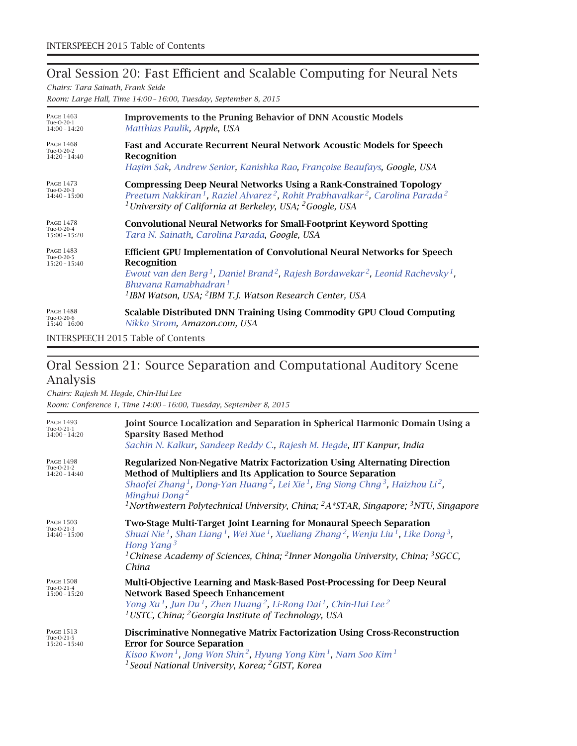## Oral Session 20: Fast Efficient and Scalable Computing for Neural Nets

*Chairs: Tara Sainath, Frank Seide*

*Room: Large Hall, Time 14:00 – 16:00, Tuesday, September 8, 2015*

PAGE 1463
Tue-O-20-1
14:00 – 14:20

**Improvements to the Pruning Behavior of DNN Acoustic Models**
*Matthias Paulik, Apple, USA*

PAGE 1468
Tue-O-20-2
14:20 – 14:40

**Fast and Accurate Recurrent Neural Network Acoustic Models for Speech Recognition**
*Haşim Sak, Andrew Senior, Kanishka Rao, Françoise Beaufays, Google, USA*

PAGE 1473
Tue-O-20-3
14:40 – 15:00

**Compressing Deep Neural Networks Using a Rank-Constrained Topology**
*Preetum Nakkiran[1], Raziel Alvarez[2], Rohit Prabhavalkar[2], Carolina Parada[2]*
*[1]University of California at Berkeley, USA; [2]Google, USA*

PAGE 1478
Tue-O-20-4
15:00 – 15:20

**Convolutional Neural Networks for Small-Footprint Keyword Spotting**
*Tara N. Sainath, Carolina Parada, Google, USA*

PAGE 1483
Tue-O-20-5
15:20 – 15:40

**Efficient GPU Implementation of Convolutional Neural Networks for Speech Recognition**
*Ewout van den Berg[1], Daniel Brand[2], Rajesh Bordawekar[2], Leonid Rachevsky[1], Bhuvana Ramabhadran[1]*
*[1]IBM Watson, USA; [2]IBM T.J. Watson Research Center, USA*

PAGE 1488
Tue-O-20-6
15:40 – 16:00

**Scalable Distributed DNN Training Using Commodity GPU Cloud Computing**
*Nikko Strom, Amazon.com, USA*

## Oral Session 21: Source Separation and Computational Auditory Scene Analysis

*Chairs: Rajesh M. Hegde, Chin-Hui Lee*

*Room: Conference 1, Time 14:00 – 16:00, Tuesday, September 8, 2015*

PAGE 1493
Tue-O-21-1
14:00 – 14:20

**Joint Source Localization and Separation in Spherical Harmonic Domain Using a Sparsity Based Method**
*Sachin N. Kalkur, Sandeep Reddy C., Rajesh M. Hegde, IIT Kanpur, India*

PAGE 1498
Tue-O-21-2
14:20 – 14:40

**Regularized Non-Negative Matrix Factorization Using Alternating Direction Method of Multipliers and Its Application to Source Separation**
*Shaofei Zhang[1], Dong-Yan Huang[2], Lei Xie[1], Eng Siong Chng[3], Haizhou Li[2], Minghui Dong[2]*
*[1]Northwestern Polytechnical University, China; [2]A\*STAR, Singapore; [3]NTU, Singapore*

PAGE 1503
Tue-O-21-3
14:40 – 15:00

**Two-Stage Multi-Target Joint Learning for Monaural Speech Separation**
*Shuai Nie[1], Shan Liang[1], Wei Xue[1], Xueliang Zhang[2], Wenju Liu[1], Like Dong[3], Hong Yang[3]*
*[1]Chinese Academy of Sciences, China; [2]Inner Mongolia University, China; [3]SGCC, China*

PAGE 1508
Tue-O-21-4
15:00 – 15:20

**Multi-Objective Learning and Mask-Based Post-Processing for Deep Neural Network Based Speech Enhancement**
*Yong Xu[1], Jun Du[1], Zhen Huang[2], Li-Rong Dai[1], Chin-Hui Lee[2]*
*[1]USTC, China; [2]Georgia Institute of Technology, USA*

PAGE 1513
Tue-O-21-5
15:20 – 15:40

**Discriminative Nonnegative Matrix Factorization Using Cross-Reconstruction Error for Source Separation**
*Kisoo Kwon[1], Jong Won Shin[2], Hyung Yong Kim[1], Nam Soo Kim[1]*
*[1]Seoul National University, Korea; [2]GIST, Korea*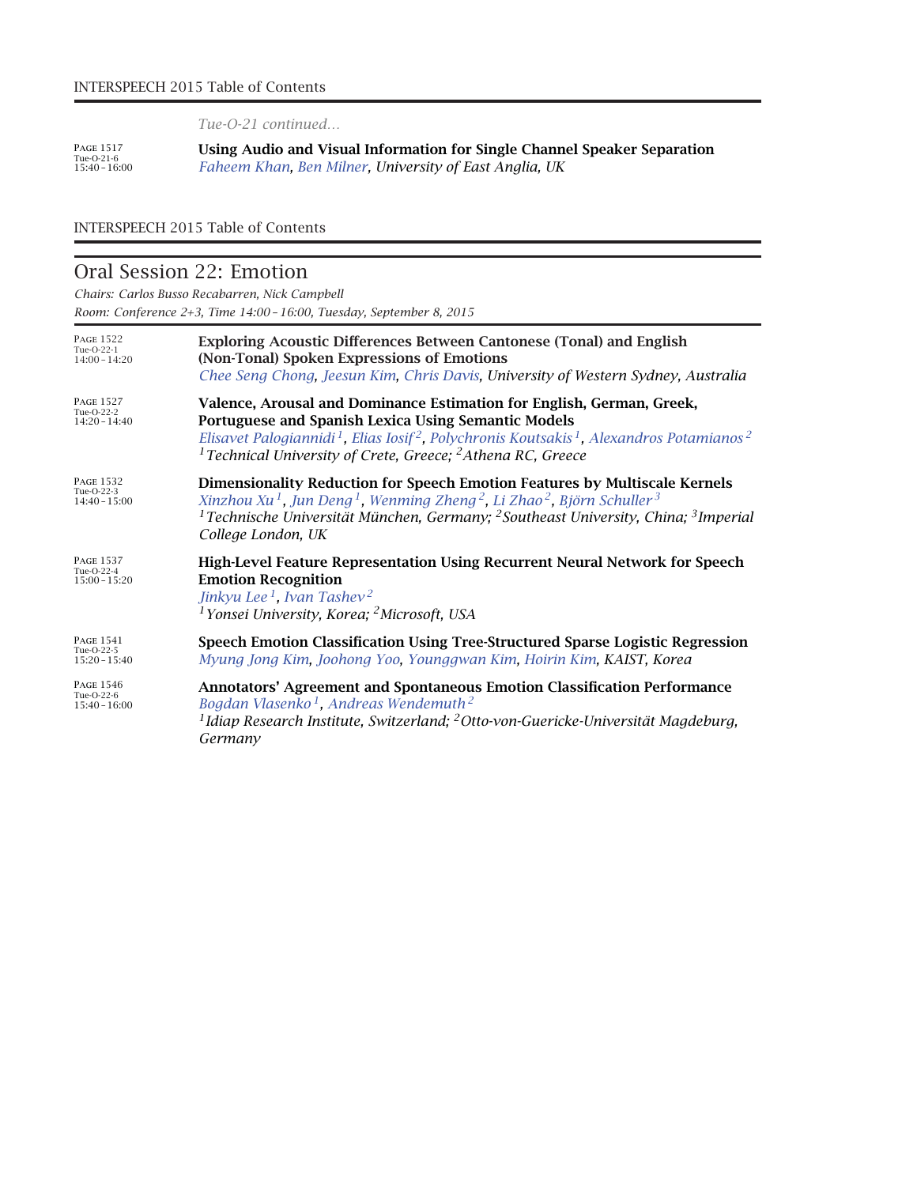*Tue-O-21 continued…*

PAGE 1517
Tue-O-21-6
15:40 – 16:00

**Using Audio and Visual Information for Single Channel Speaker Separation**
*Faheem Khan, Ben Milner, University of East Anglia, UK*

## Oral Session 22: Emotion

*Chairs: Carlos Busso Recabarren, Nick Campbell*
*Room: Conference 2+3, Time 14:00 – 16:00, Tuesday, September 8, 2015*

PAGE 1522
Tue-O-22-1
14:00 – 14:20

**Exploring Acoustic Differences Between Cantonese (Tonal) and English (Non-Tonal) Spoken Expressions of Emotions**
*Chee Seng Chong, Jeesun Kim, Chris Davis, University of Western Sydney, Australia*

PAGE 1527
Tue-O-22-2
14:20 – 14:40

**Valence, Arousal and Dominance Estimation for English, German, Greek, Portuguese and Spanish Lexica Using Semantic Models**
*Elisavet Palogiannidi[1], Elias Iosif[2], Polychronis Koutsakis[1], Alexandros Potamianos[2]*
*[1]Technical University of Crete, Greece; [2]Athena RC, Greece*

PAGE 1532
Tue-O-22-3
14:40 – 15:00

**Dimensionality Reduction for Speech Emotion Features by Multiscale Kernels**
*Xinzhou Xu[1], Jun Deng[1], Wenming Zheng[2], Li Zhao[2], Björn Schuller[3]*
*[1]Technische Universität München, Germany; [2]Southeast University, China; [3]Imperial College London, UK*

PAGE 1537
Tue-O-22-4
15:00 – 15:20

**High-Level Feature Representation Using Recurrent Neural Network for Speech Emotion Recognition**
*Jinkyu Lee[1], Ivan Tashev[2]*
*[1]Yonsei University, Korea; [2]Microsoft, USA*

PAGE 1541
Tue-O-22-5
15:20 – 15:40

**Speech Emotion Classification Using Tree-Structured Sparse Logistic Regression**
*Myung Jong Kim, Joohong Yoo, Younggwan Kim, Hoirin Kim, KAIST, Korea*

PAGE 1546
Tue-O-22-6
15:40 – 16:00

**Annotators' Agreement and Spontaneous Emotion Classification Performance**
*Bogdan Vlasenko[1], Andreas Wendemuth[2]*
*[1]Idiap Research Institute, Switzerland; [2]Otto-von-Guericke-Universität Magdeburg, Germany*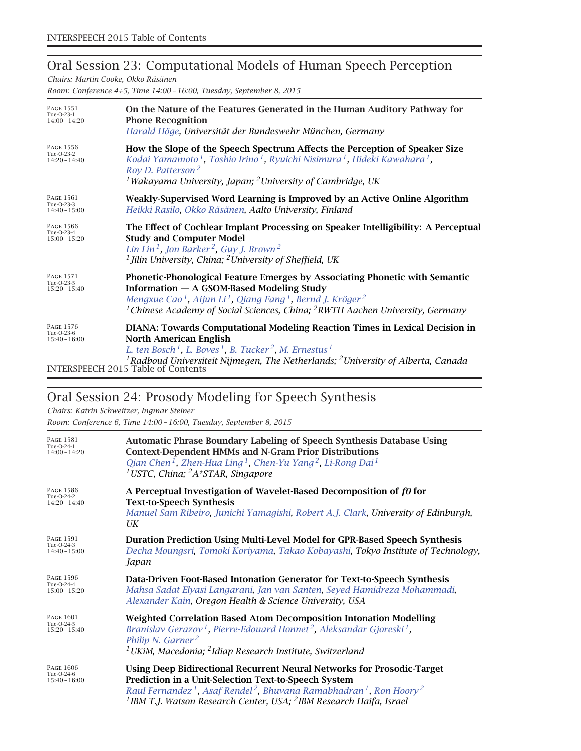## Oral Session 23: Computational Models of Human Speech Perception

*Chairs: Martin Cooke, Okko Räsänen*

*Room: Conference 4+5, Time 14:00 – 16:00, Tuesday, September 8, 2015*

PAGE 1551
Tue-O-23-1
14:00 – 14:20

**On the Nature of the Features Generated in the Human Auditory Pathway for Phone Recognition**
*Harald Höge, Universität der Bundeswehr München, Germany*

PAGE 1556
Tue-O-23-2
14:20 – 14:40

**How the Slope of the Speech Spectrum Affects the Perception of Speaker Size**
*Kodai Yamamoto[1], Toshio Irino[1], Ryuichi Nisimura[1], Hideki Kawahara[1], Roy D. Patterson[2]*
*[1]Wakayama University, Japan; [2]University of Cambridge, UK*

PAGE 1561
Tue-O-23-3
14:40 – 15:00

**Weakly-Supervised Word Learning is Improved by an Active Online Algorithm**
*Heikki Rasilo, Okko Räsänen, Aalto University, Finland*

PAGE 1566
Tue-O-23-4
15:00 – 15:20

**The Effect of Cochlear Implant Processing on Speaker Intelligibility: A Perceptual Study and Computer Model**
*Lin Lin[1], Jon Barker[2], Guy J. Brown[2]*
*[1]Jilin University, China; [2]University of Sheffield, UK*

PAGE 1571
Tue-O-23-5
15:20 – 15:40

**Phonetic-Phonological Feature Emerges by Associating Phonetic with Semantic Information — A GSOM-Based Modeling Study**
*Mengxue Cao[1], Aijun Li[1], Qiang Fang[1], Bernd J. Kröger[2]*
*[1]Chinese Academy of Social Sciences, China; [2]RWTH Aachen University, Germany*

PAGE 1576
Tue-O-23-6
15:40 – 16:00

**DIANA: Towards Computational Modeling Reaction Times in Lexical Decision in North American English**
*L. ten Bosch[1], L. Boves[1], B. Tucker[2], M. Ernestus[1]*
*[1]Radboud Universiteit Nijmegen, The Netherlands; [2]University of Alberta, Canada*

## Oral Session 24: Prosody Modeling for Speech Synthesis

*Chairs: Katrin Schweitzer, Ingmar Steiner*

*Room: Conference 6, Time 14:00 – 16:00, Tuesday, September 8, 2015*

PAGE 1581
Tue-O-24-1
14:00 – 14:20

**Automatic Phrase Boundary Labeling of Speech Synthesis Database Using Context-Dependent HMMs and N-Gram Prior Distributions**
*Qian Chen[1], Zhen-Hua Ling[1], Chen-Yu Yang[2], Li-Rong Dai[1]*
*[1]USTC, China; [2]A\*STAR, Singapore*

PAGE 1586
Tue-O-24-2
14:20 – 14:40

**A Perceptual Investigation of Wavelet-Based Decomposition of *f0* for Text-to-Speech Synthesis**
*Manuel Sam Ribeiro, Junichi Yamagishi, Robert A.J. Clark, University of Edinburgh, UK*

PAGE 1591
Tue-O-24-3
14:40 – 15:00

**Duration Prediction Using Multi-Level Model for GPR-Based Speech Synthesis**
*Decha Moungsri, Tomoki Koriyama, Takao Kobayashi, Tokyo Institute of Technology, Japan*

PAGE 1596
Tue-O-24-4
15:00 – 15:20

**Data-Driven Foot-Based Intonation Generator for Text-to-Speech Synthesis**
*Mahsa Sadat Elyasi Langarani, Jan van Santen, Seyed Hamidreza Mohammadi, Alexander Kain, Oregon Health & Science University, USA*

PAGE 1601
Tue-O-24-5
15:20 – 15:40

**Weighted Correlation Based Atom Decomposition Intonation Modelling**
*Branislav Gerazov[1], Pierre-Edouard Honnet[2], Aleksandar Gjoreski[1], Philip N. Garner[2]*
*[1]UKiM, Macedonia; [2]Idiap Research Institute, Switzerland*

PAGE 1606
Tue-O-24-6
15:40 – 16:00

**Using Deep Bidirectional Recurrent Neural Networks for Prosodic-Target Prediction in a Unit-Selection Text-to-Speech System**
*Raul Fernandez[1], Asaf Rendel[2], Bhuvana Ramabhadran[1], Ron Hoory[2]*
*[1]IBM T.J. Watson Research Center, USA; [2]IBM Research Haifa, Israel*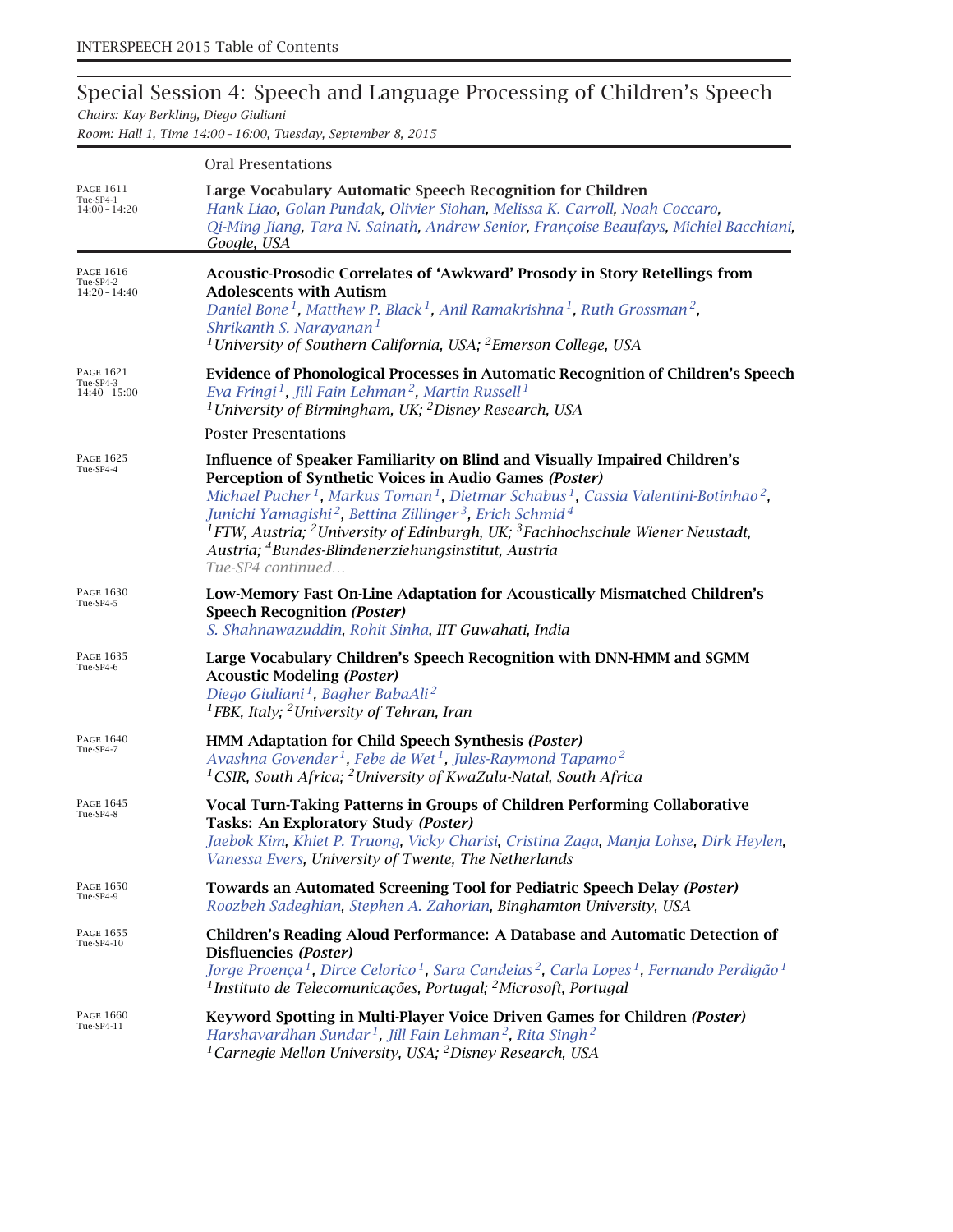## Special Session 4: Speech and Language Processing of Children's Speech

*Chairs: Kay Berkling, Diego Giuliani*

*Room: Hall 1, Time 14:00 – 16:00, Tuesday, September 8, 2015*

### Oral Presentations

PAGE 1611
Tue-SP4-1
14:00 – 14:20

**Large Vocabulary Automatic Speech Recognition for Children**
*Hank Liao, Golan Pundak, Olivier Siohan, Melissa K. Carroll, Noah Coccaro, Qi-Ming Jiang, Tara N. Sainath, Andrew Senior, Françoise Beaufays, Michiel Bacchiani, Google, USA*

PAGE 1616
Tue-SP4-2
14:20 – 14:40

**Acoustic-Prosodic Correlates of 'Awkward' Prosody in Story Retellings from Adolescents with Autism**
*Daniel Bone [1], Matthew P. Black [1], Anil Ramakrishna [1], Ruth Grossman [2], Shrikanth S. Narayanan [1]*
*[1] University of Southern California, USA; [2] Emerson College, USA*

PAGE 1621
Tue-SP4-3
14:40 – 15:00

**Evidence of Phonological Processes in Automatic Recognition of Children's Speech**
*Eva Fringi [1], Jill Fain Lehman [2], Martin Russell [1]*
*[1] University of Birmingham, UK; [2] Disney Research, USA*

### Poster Presentations

PAGE 1625
Tue-SP4-4

**Influence of Speaker Familiarity on Blind and Visually Impaired Children's Perception of Synthetic Voices in Audio Games *(Poster)***
*Michael Pucher [1], Markus Toman [1], Dietmar Schabus [1], Cassia Valentini-Botinhao [2], Junichi Yamagishi [2], Bettina Zillinger [3], Erich Schmid [4]*
*[1] FTW, Austria; [2] University of Edinburgh, UK; [3] Fachhochschule Wiener Neustadt, Austria; [4] Bundes-Blindenerziehungsinstitut, Austria*

*Tue-SP4 continued…*

PAGE 1630
Tue-SP4-5

**Low-Memory Fast On-Line Adaptation for Acoustically Mismatched Children's Speech Recognition *(Poster)***
*S. Shahnawazuddin, Rohit Sinha, IIT Guwahati, India*

PAGE 1635
Tue-SP4-6

**Large Vocabulary Children's Speech Recognition with DNN-HMM and SGMM Acoustic Modeling *(Poster)***
*Diego Giuliani [1], Bagher BabaAli [2]*
*[1] FBK, Italy; [2] University of Tehran, Iran*

PAGE 1640
Tue-SP4-7

**HMM Adaptation for Child Speech Synthesis *(Poster)***
*Avashna Govender [1], Febe de Wet [1], Jules-Raymond Tapamo [2]*
*[1] CSIR, South Africa; [2] University of KwaZulu-Natal, South Africa*

PAGE 1645
Tue-SP4-8

**Vocal Turn-Taking Patterns in Groups of Children Performing Collaborative Tasks: An Exploratory Study *(Poster)***
*Jaebok Kim, Khiet P. Truong, Vicky Charisi, Cristina Zaga, Manja Lohse, Dirk Heylen, Vanessa Evers, University of Twente, The Netherlands*

PAGE 1650
Tue-SP4-9

**Towards an Automated Screening Tool for Pediatric Speech Delay *(Poster)***
*Roozbeh Sadeghian, Stephen A. Zahorian, Binghamton University, USA*

PAGE 1655
Tue-SP4-10

**Children's Reading Aloud Performance: A Database and Automatic Detection of Disfluencies *(Poster)***
*Jorge Proença [1], Dirce Celorico [1], Sara Candeias [2], Carla Lopes [1], Fernando Perdigão [1]*
*[1] Instituto de Telecomunicações, Portugal; [2] Microsoft, Portugal*

PAGE 1660
Tue-SP4-11

**Keyword Spotting in Multi-Player Voice Driven Games for Children *(Poster)***
*Harshavardhan Sundar [1], Jill Fain Lehman [2], Rita Singh [2]*
*[1] Carnegie Mellon University, USA; [2] Disney Research, USA*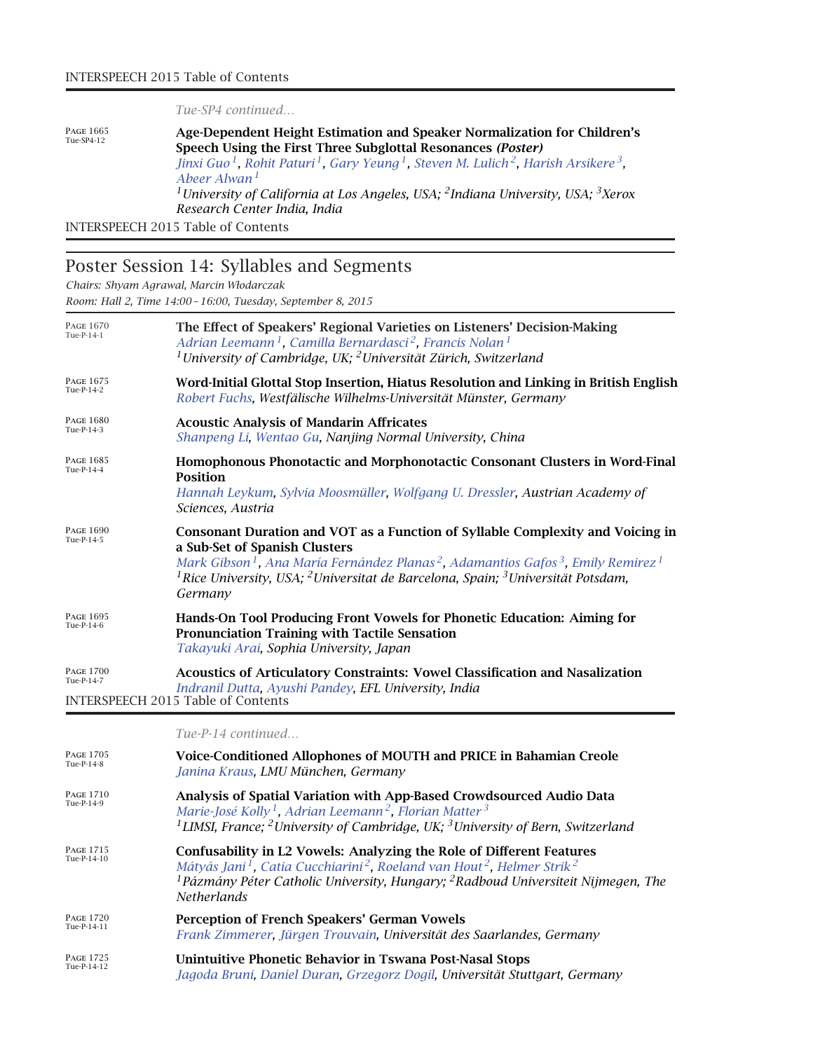*Tue-SP4 continued...*

Page 1665
Tue-SP4-12

**Age-Dependent Height Estimation and Speaker Normalization for Children's Speech Using the First Three Subglottal Resonances *(Poster)***
Jinxi Guo[1], Rohit Paturi[1], Gary Yeung[1], Steven M. Lulich[2], Harish Arsikere[3], Abeer Alwan[1]
*[1]University of California at Los Angeles, USA; [2]Indiana University, USA; [3]Xerox Research Center India, India*

## Poster Session 14: Syllables and Segments

*Chairs: Shyam Agrawal, Marcin Włodarczak*
*Room: Hall 2, Time 14:00 – 16:00, Tuesday, September 8, 2015*

Page 1670
Tue-P-14-1

**The Effect of Speakers' Regional Varieties on Listeners' Decision-Making**
Adrian Leemann[1], Camilla Bernardasci[2], Francis Nolan[1]
*[1]University of Cambridge, UK; [2]Universität Zürich, Switzerland*

Page 1675
Tue-P-14-2

**Word-Initial Glottal Stop Insertion, Hiatus Resolution and Linking in British English**
Robert Fuchs, *Westfälische Wilhelms-Universität Münster, Germany*

Page 1680
Tue-P-14-3

**Acoustic Analysis of Mandarin Affricates**
Shanpeng Li, Wentao Gu, *Nanjing Normal University, China*

Page 1685
Tue-P-14-4

**Homophonous Phonotactic and Morphonotactic Consonant Clusters in Word-Final Position**
Hannah Leykum, Sylvia Moosmüller, Wolfgang U. Dressler, *Austrian Academy of Sciences, Austria*

Page 1690
Tue-P-14-5

**Consonant Duration and VOT as a Function of Syllable Complexity and Voicing in a Sub-Set of Spanish Clusters**
Mark Gibson[1], Ana María Fernández Planas[2], Adamantios Gafos[3], Emily Remirez[1]
*[1]Rice University, USA; [2]Universitat de Barcelona, Spain; [3]Universität Potsdam, Germany*

Page 1695
Tue-P-14-6

**Hands-On Tool Producing Front Vowels for Phonetic Education: Aiming for Pronunciation Training with Tactile Sensation**
Takayuki Arai, *Sophia University, Japan*

Page 1700
Tue-P-14-7

**Acoustics of Articulatory Constraints: Vowel Classification and Nasalization**
Indranil Dutta, Ayushi Pandey, *EFL University, India*

*Tue-P-14 continued...*

Page 1705
Tue-P-14-8

**Voice-Conditioned Allophones of MOUTH and PRICE in Bahamian Creole**
Janina Kraus, *LMU München, Germany*

Page 1710
Tue-P-14-9

**Analysis of Spatial Variation with App-Based Crowdsourced Audio Data**
Marie-José Kolly[1], Adrian Leemann[2], Florian Matter[3]
*[1]LIMSI, France; [2]University of Cambridge, UK; [3]University of Bern, Switzerland*

Page 1715
Tue-P-14-10

**Confusability in L2 Vowels: Analyzing the Role of Different Features**
Mátyás Jani[1], Catia Cucchiarini[2], Roeland van Hout[2], Helmer Strik[2]
*[1]Pázmány Péter Catholic University, Hungary; [2]Radboud Universiteit Nijmegen, The Netherlands*

Page 1720
Tue-P-14-11

**Perception of French Speakers' German Vowels**
Frank Zimmerer, Jürgen Trouvain, *Universität des Saarlandes, Germany*

Page 1725
Tue-P-14-12

**Unintuitive Phonetic Behavior in Tswana Post-Nasal Stops**
Jagoda Bruni, Daniel Duran, Grzegorz Dogil, *Universität Stuttgart, Germany*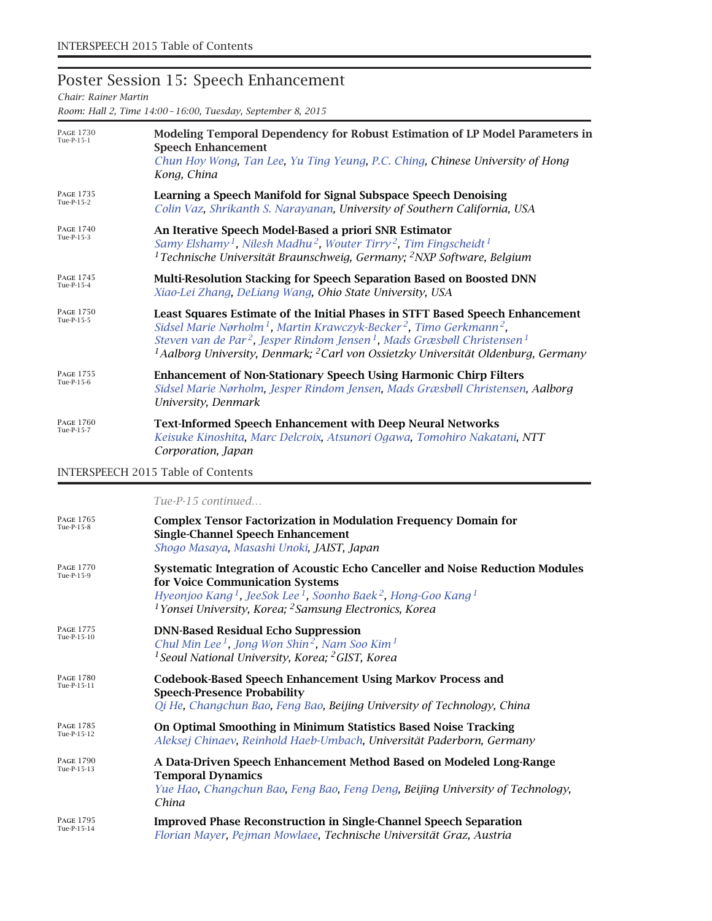## Poster Session 15: Speech Enhancement

*Chair: Rainer Martin*

*Room: Hall 2, Time 14:00 – 16:00, Tuesday, September 8, 2015*

PAGE 1730
Tue-P-15-1

**Modeling Temporal Dependency for Robust Estimation of LP Model Parameters in Speech Enhancement**
*Chun Hoy Wong, Tan Lee, Yu Ting Yeung, P.C. Ching, Chinese University of Hong Kong, China*

PAGE 1735
Tue-P-15-2

**Learning a Speech Manifold for Signal Subspace Speech Denoising**
*Colin Vaz, Shrikanth S. Narayanan, University of Southern California, USA*

PAGE 1740
Tue-P-15-3

**An Iterative Speech Model-Based a priori SNR Estimator**
*Samy Elshamy[1], Nilesh Madhu[2], Wouter Tirry[2], Tim Fingscheidt[1]*
*[1]Technische Universität Braunschweig, Germany; [2]NXP Software, Belgium*

PAGE 1745
Tue-P-15-4

**Multi-Resolution Stacking for Speech Separation Based on Boosted DNN**
*Xiao-Lei Zhang, DeLiang Wang, Ohio State University, USA*

PAGE 1750
Tue-P-15-5

**Least Squares Estimate of the Initial Phases in STFT Based Speech Enhancement**
*Sidsel Marie Nørholm[1], Martin Krawczyk-Becker[2], Timo Gerkmann[2], Steven van de Par[2], Jesper Rindom Jensen[1], Mads Græsbøll Christensen[1]*
*[1]Aalborg University, Denmark; [2]Carl von Ossietzky Universität Oldenburg, Germany*

PAGE 1755
Tue-P-15-6

**Enhancement of Non-Stationary Speech Using Harmonic Chirp Filters**
*Sidsel Marie Nørholm, Jesper Rindom Jensen, Mads Græsbøll Christensen, Aalborg University, Denmark*

PAGE 1760
Tue-P-15-7

**Text-Informed Speech Enhancement with Deep Neural Networks**
*Keisuke Kinoshita, Marc Delcroix, Atsunori Ogawa, Tomohiro Nakatani, NTT Corporation, Japan*

*Tue-P-15 continued...*

PAGE 1765
Tue-P-15-8

**Complex Tensor Factorization in Modulation Frequency Domain for Single-Channel Speech Enhancement**
*Shogo Masaya, Masashi Unoki, JAIST, Japan*

PAGE 1770
Tue-P-15-9

**Systematic Integration of Acoustic Echo Canceller and Noise Reduction Modules for Voice Communication Systems**
*Hyeonjoo Kang[1], JeeSok Lee[1], Soonho Baek[2], Hong-Goo Kang[1]*
*[1]Yonsei University, Korea; [2]Samsung Electronics, Korea*

PAGE 1775
Tue-P-15-10

**DNN-Based Residual Echo Suppression**
*Chul Min Lee[1], Jong Won Shin[2], Nam Soo Kim[1]*
*[1]Seoul National University, Korea; [2]GIST, Korea*

PAGE 1780
Tue-P-15-11

**Codebook-Based Speech Enhancement Using Markov Process and Speech-Presence Probability**
*Qi He, Changchun Bao, Feng Bao, Beijing University of Technology, China*

PAGE 1785
Tue-P-15-12

**On Optimal Smoothing in Minimum Statistics Based Noise Tracking**
*Aleksej Chinaev, Reinhold Haeb-Umbach, Universität Paderborn, Germany*

PAGE 1790
Tue-P-15-13

**A Data-Driven Speech Enhancement Method Based on Modeled Long-Range Temporal Dynamics**
*Yue Hao, Changchun Bao, Feng Bao, Feng Deng, Beijing University of Technology, China*

PAGE 1795
Tue-P-15-14

**Improved Phase Reconstruction in Single-Channel Speech Separation**
*Florian Mayer, Pejman Mowlaee, Technische Universität Graz, Austria*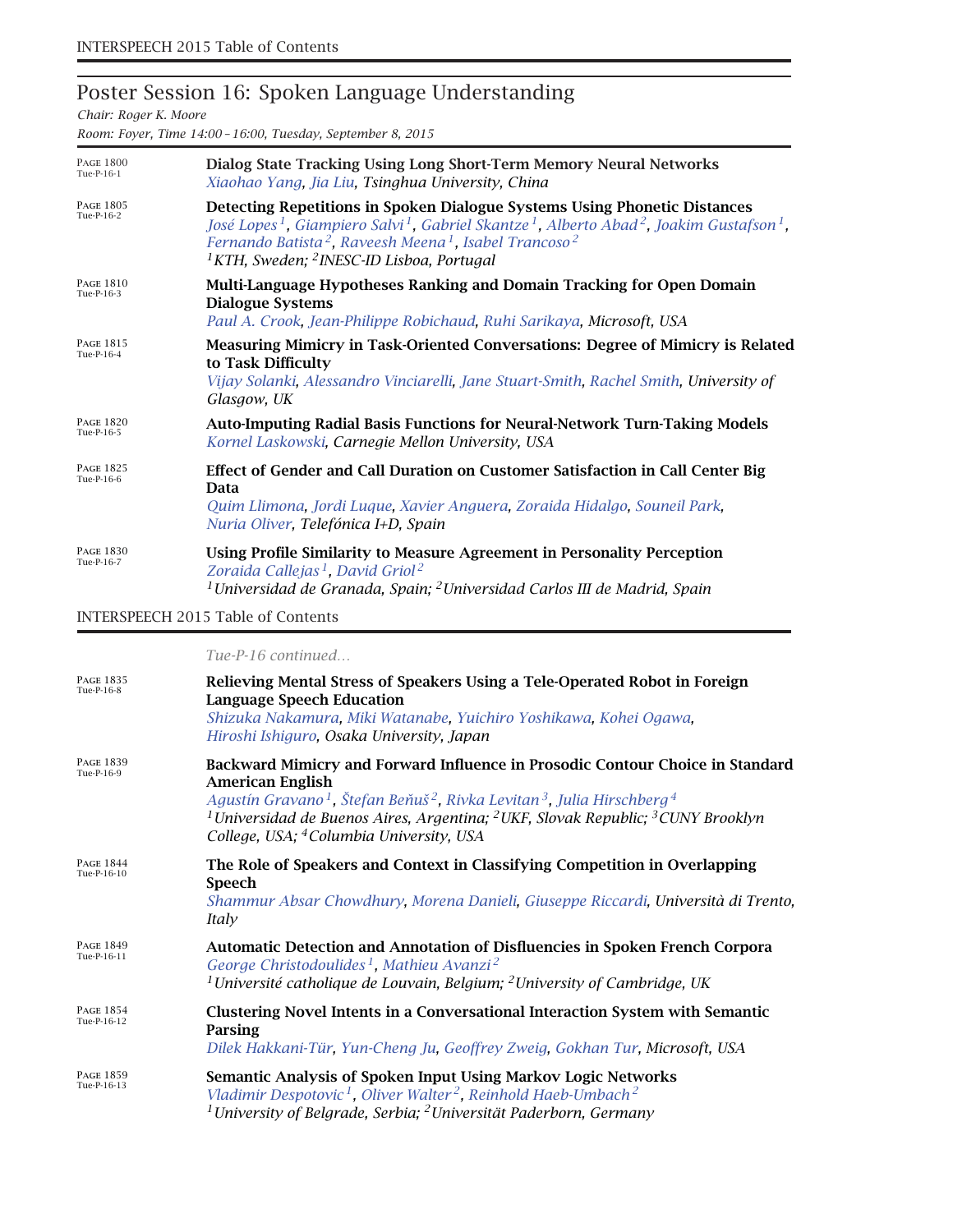## Poster Session 16: Spoken Language Understanding

*Chair: Roger K. Moore*

*Room: Foyer, Time 14:00 – 16:00, Tuesday, September 8, 2015*

PAGE 1800 Tue-P-16-1
**Dialog State Tracking Using Long Short-Term Memory Neural Networks**
*Xiaohao Yang, Jia Liu, Tsinghua University, China*

PAGE 1805 Tue-P-16-2
**Detecting Repetitions in Spoken Dialogue Systems Using Phonetic Distances**
*José Lopes[1], Giampiero Salvi[1], Gabriel Skantze[1], Alberto Abad[2], Joakim Gustafson[1], Fernando Batista[2], Raveesh Meena[1], Isabel Trancoso[2]*
*[1]KTH, Sweden; [2]INESC-ID Lisboa, Portugal*

PAGE 1810 Tue-P-16-3
**Multi-Language Hypotheses Ranking and Domain Tracking for Open Domain Dialogue Systems**
*Paul A. Crook, Jean-Philippe Robichaud, Ruhi Sarikaya, Microsoft, USA*

PAGE 1815 Tue-P-16-4
**Measuring Mimicry in Task-Oriented Conversations: Degree of Mimicry is Related to Task Difficulty**
*Vijay Solanki, Alessandro Vinciarelli, Jane Stuart-Smith, Rachel Smith, University of Glasgow, UK*

PAGE 1820 Tue-P-16-5
**Auto-Imputing Radial Basis Functions for Neural-Network Turn-Taking Models**
*Kornel Laskowski, Carnegie Mellon University, USA*

PAGE 1825 Tue-P-16-6
**Effect of Gender and Call Duration on Customer Satisfaction in Call Center Big Data**
*Quim Llimona, Jordi Luque, Xavier Anguera, Zoraida Hidalgo, Souneil Park, Nuria Oliver, Telefónica I+D, Spain*

PAGE 1830 Tue-P-16-7
**Using Profile Similarity to Measure Agreement in Personality Perception**
*Zoraida Callejas[1], David Griol[2]*
*[1]Universidad de Granada, Spain; [2]Universidad Carlos III de Madrid, Spain*

*Tue-P-16 continued...*

PAGE 1835 Tue-P-16-8
**Relieving Mental Stress of Speakers Using a Tele-Operated Robot in Foreign Language Speech Education**
*Shizuka Nakamura, Miki Watanabe, Yuichiro Yoshikawa, Kohei Ogawa, Hiroshi Ishiguro, Osaka University, Japan*

PAGE 1839 Tue-P-16-9
**Backward Mimicry and Forward Influence in Prosodic Contour Choice in Standard American English**
*Agustín Gravano[1], Štefan Beňuš[2], Rivka Levitan[3], Julia Hirschberg[4]*
*[1]Universidad de Buenos Aires, Argentina; [2]UKF, Slovak Republic; [3]CUNY Brooklyn College, USA; [4]Columbia University, USA*

PAGE 1844 Tue-P-16-10
**The Role of Speakers and Context in Classifying Competition in Overlapping Speech**
*Shammur Absar Chowdhury, Morena Danieli, Giuseppe Riccardi, Università di Trento, Italy*

PAGE 1849 Tue-P-16-11
**Automatic Detection and Annotation of Disfluencies in Spoken French Corpora**
*George Christodoulides[1], Mathieu Avanzi[2]*
*[1]Université catholique de Louvain, Belgium; [2]University of Cambridge, UK*

PAGE 1854 Tue-P-16-12
**Clustering Novel Intents in a Conversational Interaction System with Semantic Parsing**
*Dilek Hakkani-Tür, Yun-Cheng Ju, Geoffrey Zweig, Gokhan Tur, Microsoft, USA*

PAGE 1859 Tue-P-16-13
**Semantic Analysis of Spoken Input Using Markov Logic Networks**
*Vladimir Despotovic[1], Oliver Walter[2], Reinhold Haeb-Umbach[2]*
*[1]University of Belgrade, Serbia; [2]Universität Paderborn, Germany*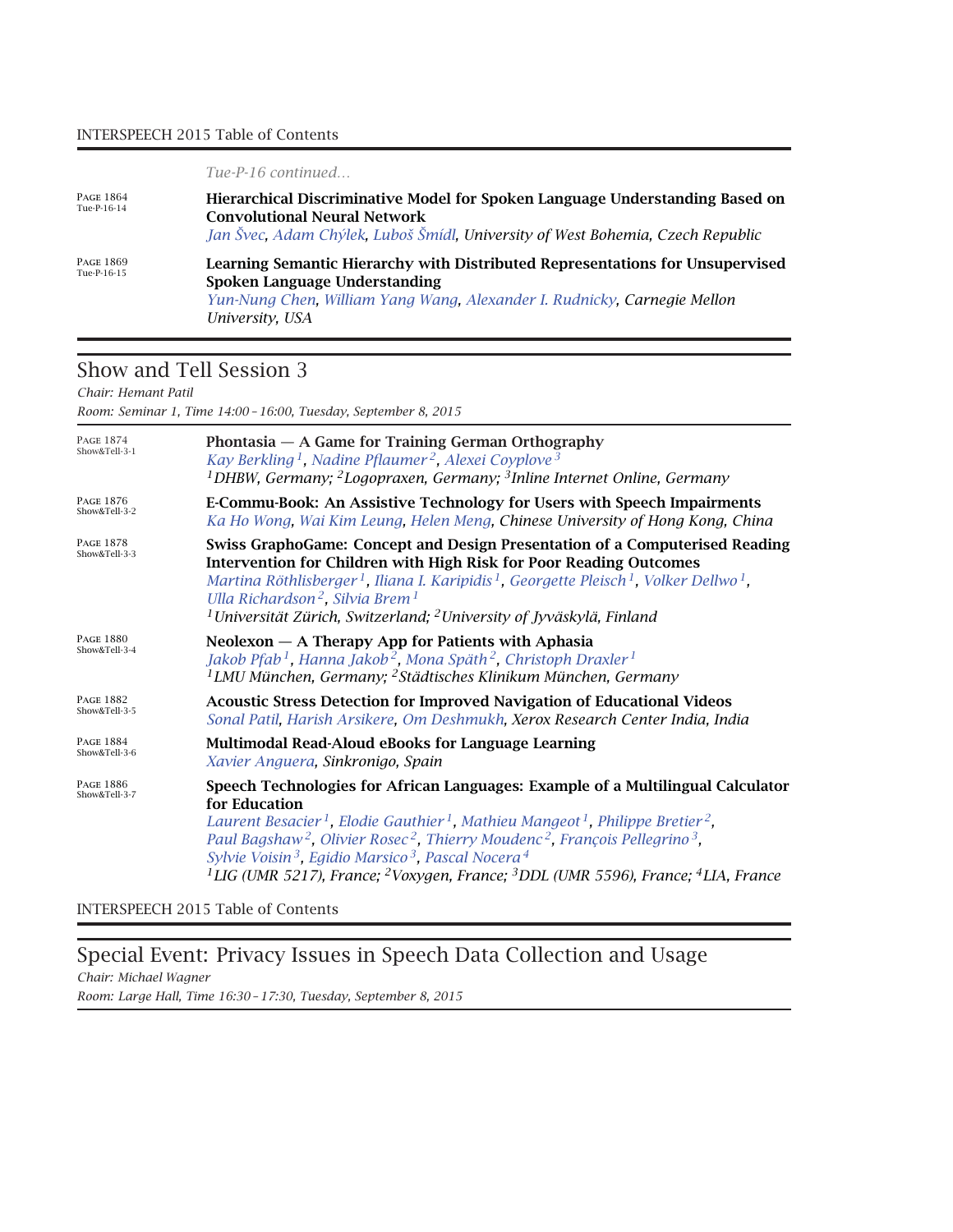*Tue-P-16 continued…*

PAGE 1864
Tue-P-16-14

**Hierarchical Discriminative Model for Spoken Language Understanding Based on Convolutional Neural Network**
*Jan Švec, Adam Chýlek, Luboš Šmídl, University of West Bohemia, Czech Republic*

PAGE 1869
Tue-P-16-15

**Learning Semantic Hierarchy with Distributed Representations for Unsupervised Spoken Language Understanding**
*Yun-Nung Chen, William Yang Wang, Alexander I. Rudnicky, Carnegie Mellon University, USA*

## Show and Tell Session 3

*Chair: Hemant Patil*

*Room: Seminar 1, Time 14:00–16:00, Tuesday, September 8, 2015*

PAGE 1874
Show&Tell-3-1

**Phontasia — A Game for Training German Orthography**
*Kay Berkling [1], Nadine Pflaumer [2], Alexei Coyplove [3]*
*[1]DHBW, Germany; [2]Logopraxen, Germany; [3]Inline Internet Online, Germany*

PAGE 1876
Show&Tell-3-2

**E-Commu-Book: An Assistive Technology for Users with Speech Impairments**
*Ka Ho Wong, Wai Kim Leung, Helen Meng, Chinese University of Hong Kong, China*

PAGE 1878
Show&Tell-3-3

**Swiss GraphoGame: Concept and Design Presentation of a Computerised Reading Intervention for Children with High Risk for Poor Reading Outcomes**
*Martina Röthlisberger [1], Iliana I. Karipidis [1], Georgette Pleisch [1], Volker Dellwo [1], Ulla Richardson [2], Silvia Brem [1]*
*[1]Universität Zürich, Switzerland; [2]University of Jyväskylä, Finland*

PAGE 1880
Show&Tell-3-4

**Neolexon — A Therapy App for Patients with Aphasia**
*Jakob Pfab [1], Hanna Jakob [2], Mona Späth [2], Christoph Draxler [1]*
*[1]LMU München, Germany; [2]Städtisches Klinikum München, Germany*

PAGE 1882
Show&Tell-3-5

**Acoustic Stress Detection for Improved Navigation of Educational Videos**
*Sonal Patil, Harish Arsikere, Om Deshmukh, Xerox Research Center India, India*

PAGE 1884
Show&Tell-3-6

**Multimodal Read-Aloud eBooks for Language Learning**
*Xavier Anguera, Sinkronigo, Spain*

PAGE 1886
Show&Tell-3-7

**Speech Technologies for African Languages: Example of a Multilingual Calculator for Education**
*Laurent Besacier [1], Elodie Gauthier [1], Mathieu Mangeot [1], Philippe Bretier [2], Paul Bagshaw [2], Olivier Rosec [2], Thierry Moudenc [2], François Pellegrino [3], Sylvie Voisin [3], Egidio Marsico [3], Pascal Nocera [4]*
*[1]LIG (UMR 5217), France; [2]Voxygen, France; [3]DDL (UMR 5596), France; [4]LIA, France*

## Special Event: Privacy Issues in Speech Data Collection and Usage

*Chair: Michael Wagner*

*Room: Large Hall, Time 16:30–17:30, Tuesday, September 8, 2015*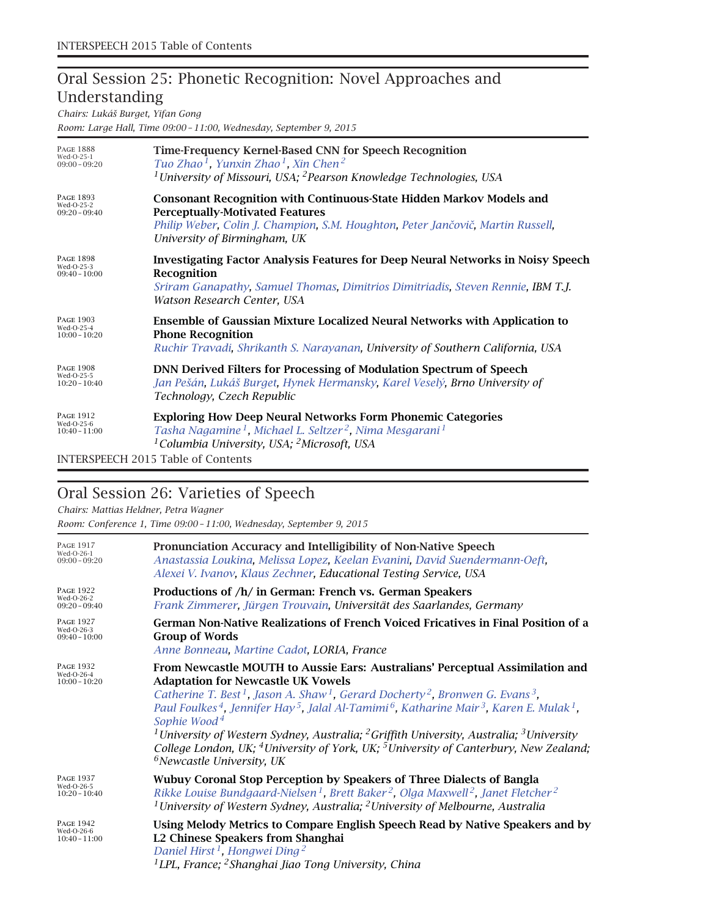## Oral Session 25: Phonetic Recognition: Novel Approaches and Understanding

*Chairs: Lukáš Burget, Yifan Gong*

*Room: Large Hall, Time 09:00 – 11:00, Wednesday, September 9, 2015*

PAGE 1888
Wed-O-25-1
09:00 – 09:20

**Time-Frequency Kernel-Based CNN for Speech Recognition**
*Tuo Zhao[1], Yunxin Zhao[1], Xin Chen[2]*
*[1]University of Missouri, USA; [2]Pearson Knowledge Technologies, USA*

PAGE 1893
Wed-O-25-2
09:20 – 09:40

**Consonant Recognition with Continuous-State Hidden Markov Models and Perceptually-Motivated Features**
*Philip Weber, Colin J. Champion, S.M. Houghton, Peter Jančovič, Martin Russell, University of Birmingham, UK*

PAGE 1898
Wed-O-25-3
09:40 – 10:00

**Investigating Factor Analysis Features for Deep Neural Networks in Noisy Speech Recognition**
*Sriram Ganapathy, Samuel Thomas, Dimitrios Dimitriadis, Steven Rennie, IBM T.J. Watson Research Center, USA*

PAGE 1903
Wed-O-25-4
10:00 – 10:20

**Ensemble of Gaussian Mixture Localized Neural Networks with Application to Phone Recognition**
*Ruchir Travadi, Shrikanth S. Narayanan, University of Southern California, USA*

PAGE 1908
Wed-O-25-5
10:20 – 10:40

**DNN Derived Filters for Processing of Modulation Spectrum of Speech**
*Jan Pešán, Lukáš Burget, Hynek Hermansky, Karel Veselý, Brno University of Technology, Czech Republic*

PAGE 1912
Wed-O-25-6
10:40 – 11:00

**Exploring How Deep Neural Networks Form Phonemic Categories**
*Tasha Nagamine[1], Michael L. Seltzer[2], Nima Mesgarani[1]*
*[1]Columbia University, USA; [2]Microsoft, USA*

## Oral Session 26: Varieties of Speech

*Chairs: Mattias Heldner, Petra Wagner*

*Room: Conference 1, Time 09:00 – 11:00, Wednesday, September 9, 2015*

PAGE 1917
Wed-O-26-1
09:00 – 09:20

**Pronunciation Accuracy and Intelligibility of Non-Native Speech**
*Anastassia Loukina, Melissa Lopez, Keelan Evanini, David Suendermann-Oeft, Alexei V. Ivanov, Klaus Zechner, Educational Testing Service, USA*

PAGE 1922
Wed-O-26-2
09:20 – 09:40

**Productions of /h/ in German: French vs. German Speakers**
*Frank Zimmerer, Jürgen Trouvain, Universität des Saarlandes, Germany*

PAGE 1927
Wed-O-26-3
09:40 – 10:00

**German Non-Native Realizations of French Voiced Fricatives in Final Position of a Group of Words**
*Anne Bonneau, Martine Cadot, LORIA, France*

PAGE 1932
Wed-O-26-4
10:00 – 10:20

**From Newcastle MOUTH to Aussie Ears: Australians' Perceptual Assimilation and Adaptation for Newcastle UK Vowels**
*Catherine T. Best[1], Jason A. Shaw[1], Gerard Docherty[2], Bronwen G. Evans[3], Paul Foulkes[4], Jennifer Hay[5], Jalal Al-Tamimi[6], Katharine Mair[3], Karen E. Mulak[1], Sophie Wood[4]*
*[1]University of Western Sydney, Australia; [2]Griffith University, Australia; [3]University College London, UK; [4]University of York, UK; [5]University of Canterbury, New Zealand; [6]Newcastle University, UK*

PAGE 1937
Wed-O-26-5
10:20 – 10:40

**Wubuy Coronal Stop Perception by Speakers of Three Dialects of Bangla**
*Rikke Louise Bundgaard-Nielsen[1], Brett Baker[2], Olga Maxwell[2], Janet Fletcher[2]*
*[1]University of Western Sydney, Australia; [2]University of Melbourne, Australia*

PAGE 1942
Wed-O-26-6
10:40 – 11:00

**Using Melody Metrics to Compare English Speech Read by Native Speakers and by L2 Chinese Speakers from Shanghai**
*Daniel Hirst[1], Hongwei Ding[2]*
*[1]LPL, France; [2]Shanghai Jiao Tong University, China*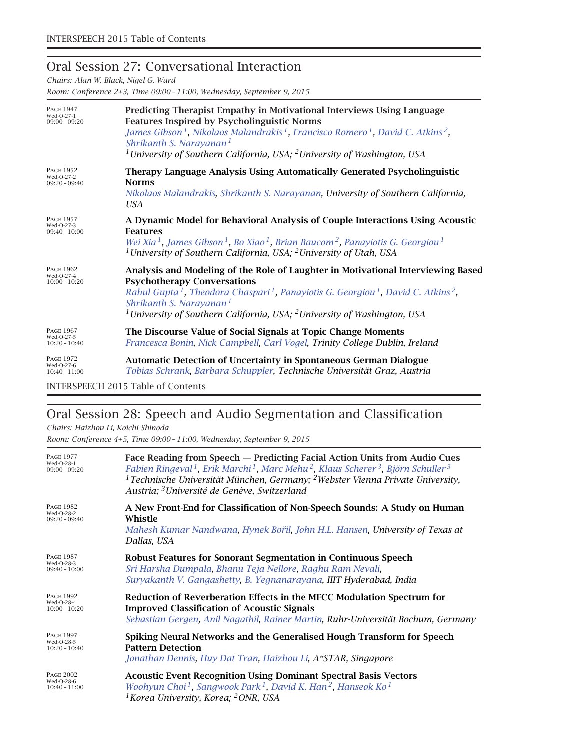## Oral Session 27: Conversational Interaction

*Chairs: Alan W. Black, Nigel G. Ward*

*Room: Conference 2+3, Time 09:00 – 11:00, Wednesday, September 9, 2015*

PAGE 1947
Wed-O-27-1
09:00 – 09:20

**Predicting Therapist Empathy in Motivational Interviews Using Language Features Inspired by Psycholinguistic Norms**
*James Gibson[1], Nikolaos Malandrakis[1], Francisco Romero[1], David C. Atkins[2], Shrikanth S. Narayanan[1]*
*[1]University of Southern California, USA; [2]University of Washington, USA*

PAGE 1952
Wed-O-27-2
09:20 – 09:40

**Therapy Language Analysis Using Automatically Generated Psycholinguistic Norms**
*Nikolaos Malandrakis, Shrikanth S. Narayanan, University of Southern California, USA*

PAGE 1957
Wed-O-27-3
09:40 – 10:00

**A Dynamic Model for Behavioral Analysis of Couple Interactions Using Acoustic Features**
*Wei Xia[1], James Gibson[1], Bo Xiao[1], Brian Baucom[2], Panayiotis G. Georgiou[1]*
*[1]University of Southern California, USA; [2]University of Utah, USA*

PAGE 1962
Wed-O-27-4
10:00 – 10:20

**Analysis and Modeling of the Role of Laughter in Motivational Interviewing Based Psychotherapy Conversations**
*Rahul Gupta[1], Theodora Chaspari[1], Panayiotis G. Georgiou[1], David C. Atkins[2], Shrikanth S. Narayanan[1]*
*[1]University of Southern California, USA; [2]University of Washington, USA*

PAGE 1967
Wed-O-27-5
10:20 – 10:40

**The Discourse Value of Social Signals at Topic Change Moments**
*Francesca Bonin, Nick Campbell, Carl Vogel, Trinity College Dublin, Ireland*

PAGE 1972
Wed-O-27-6
10:40 – 11:00

**Automatic Detection of Uncertainty in Spontaneous German Dialogue**
*Tobias Schrank, Barbara Schuppler, Technische Universität Graz, Austria*

## Oral Session 28: Speech and Audio Segmentation and Classification

*Chairs: Haizhou Li, Koichi Shinoda*

*Room: Conference 4+5, Time 09:00 – 11:00, Wednesday, September 9, 2015*

PAGE 1977
Wed-O-28-1
09:00 – 09:20

**Face Reading from Speech — Predicting Facial Action Units from Audio Cues**
*Fabien Ringeval[1], Erik Marchi[1], Marc Mehu[2], Klaus Scherer[3], Björn Schuller[3]*
*[1]Technische Universität München, Germany; [2]Webster Vienna Private University, Austria; [3]Université de Genève, Switzerland*

PAGE 1982
Wed-O-28-2
09:20 – 09:40

**A New Front-End for Classification of Non-Speech Sounds: A Study on Human Whistle**
*Mahesh Kumar Nandwana, Hynek Bořil, John H.L. Hansen, University of Texas at Dallas, USA*

PAGE 1987
Wed-O-28-3
09:40 – 10:00

**Robust Features for Sonorant Segmentation in Continuous Speech**
*Sri Harsha Dumpala, Bhanu Teja Nellore, Raghu Ram Nevali, Suryakanth V. Gangashetty, B. Yegnanarayana, IIIT Hyderabad, India*

PAGE 1992
Wed-O-28-4
10:00 – 10:20

**Reduction of Reverberation Effects in the MFCC Modulation Spectrum for Improved Classification of Acoustic Signals**
*Sebastian Gergen, Anil Nagathil, Rainer Martin, Ruhr-Universität Bochum, Germany*

PAGE 1997
Wed-O-28-5
10:20 – 10:40

**Spiking Neural Networks and the Generalised Hough Transform for Speech Pattern Detection**
*Jonathan Dennis, Huy Dat Tran, Haizhou Li, A*STAR, Singapore*

PAGE 2002
Wed-O-28-6
10:40 – 11:00

**Acoustic Event Recognition Using Dominant Spectral Basis Vectors**
*Woohyun Choi[1], Sangwook Park[1], David K. Han[2], Hanseok Ko[1]*
*[1]Korea University, Korea; [2]ONR, USA*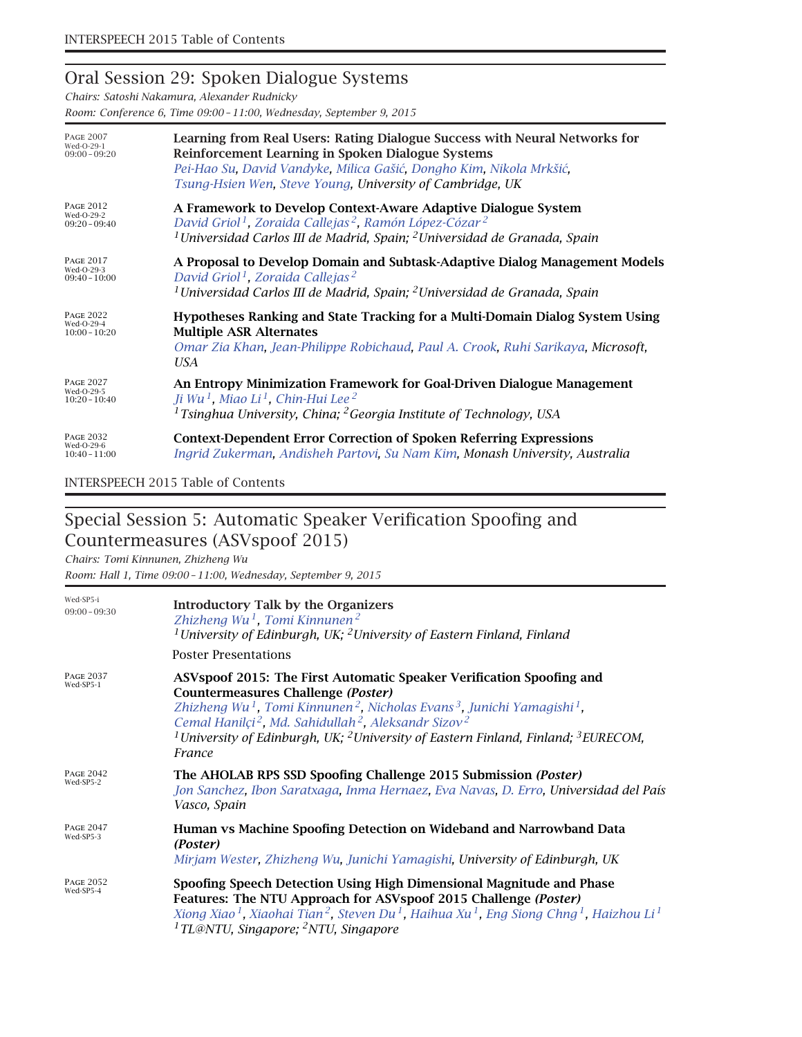## Oral Session 29: Spoken Dialogue Systems

*Chairs: Satoshi Nakamura, Alexander Rudnicky*

*Room: Conference 6, Time 09:00 – 11:00, Wednesday, September 9, 2015*

PAGE 2007
Wed-O-29-1
09:00 – 09:20

**Learning from Real Users: Rating Dialogue Success with Neural Networks for Reinforcement Learning in Spoken Dialogue Systems**
*Pei-Hao Su, David Vandyke, Milica Gašić, Dongho Kim, Nikola Mrkšić, Tsung-Hsien Wen, Steve Young, University of Cambridge, UK*

PAGE 2012
Wed-O-29-2
09:20 – 09:40

**A Framework to Develop Context-Aware Adaptive Dialogue System**
*David Griol[1], Zoraida Callejas[2], Ramón López-Cózar[2]*
*[1]Universidad Carlos III de Madrid, Spain; [2]Universidad de Granada, Spain*

PAGE 2017
Wed-O-29-3
09:40 – 10:00

**A Proposal to Develop Domain and Subtask-Adaptive Dialog Management Models**
*David Griol[1], Zoraida Callejas[2]*
*[1]Universidad Carlos III de Madrid, Spain; [2]Universidad de Granada, Spain*

PAGE 2022
Wed-O-29-4
10:00 – 10:20

**Hypotheses Ranking and State Tracking for a Multi-Domain Dialog System Using Multiple ASR Alternates**
*Omar Zia Khan, Jean-Philippe Robichaud, Paul A. Crook, Ruhi Sarikaya, Microsoft, USA*

PAGE 2027
Wed-O-29-5
10:20 – 10:40

**An Entropy Minimization Framework for Goal-Driven Dialogue Management**
*Ji Wu[1], Miao Li[1], Chin-Hui Lee[2]*
*[1]Tsinghua University, China; [2]Georgia Institute of Technology, USA*

PAGE 2032
Wed-O-29-6
10:40 – 11:00

**Context-Dependent Error Correction of Spoken Referring Expressions**
*Ingrid Zukerman, Andisheh Partovi, Su Nam Kim, Monash University, Australia*

## Special Session 5: Automatic Speaker Verification Spoofing and Countermeasures (ASVspoof 2015)

*Chairs: Tomi Kinnunen, Zhizheng Wu*

*Room: Hall 1, Time 09:00 – 11:00, Wednesday, September 9, 2015*

Wed-SP5-i
09:00 – 09:30

**Introductory Talk by the Organizers**
*Zhizheng Wu[1], Tomi Kinnunen[2]*
*[1]University of Edinburgh, UK; [2]University of Eastern Finland, Finland*

Poster Presentations

PAGE 2037
Wed-SP5-1

**ASVspoof 2015: The First Automatic Speaker Verification Spoofing and Countermeasures Challenge *(Poster)***
*Zhizheng Wu[1], Tomi Kinnunen[2], Nicholas Evans[3], Junichi Yamagishi[1], Cemal Hanilçi[2], Md. Sahidullah[2], Aleksandr Sizov[2]*
*[1]University of Edinburgh, UK; [2]University of Eastern Finland, Finland; [3]EURECOM, France*

PAGE 2042
Wed-SP5-2

**The AHOLAB RPS SSD Spoofing Challenge 2015 Submission *(Poster)***
*Jon Sanchez, Ibon Saratxaga, Inma Hernaez, Eva Navas, D. Erro, Universidad del País Vasco, Spain*

PAGE 2047
Wed-SP5-3

**Human vs Machine Spoofing Detection on Wideband and Narrowband Data *(Poster)***
*Mirjam Wester, Zhizheng Wu, Junichi Yamagishi, University of Edinburgh, UK*

PAGE 2052
Wed-SP5-4

**Spoofing Speech Detection Using High Dimensional Magnitude and Phase Features: The NTU Approach for ASVspoof 2015 Challenge *(Poster)***
*Xiong Xiao[1], Xiaohai Tian[2], Steven Du[1], Haihua Xu[1], Eng Siong Chng[1], Haizhou Li[1]*
*[1]TL@NTU, Singapore; [2]NTU, Singapore*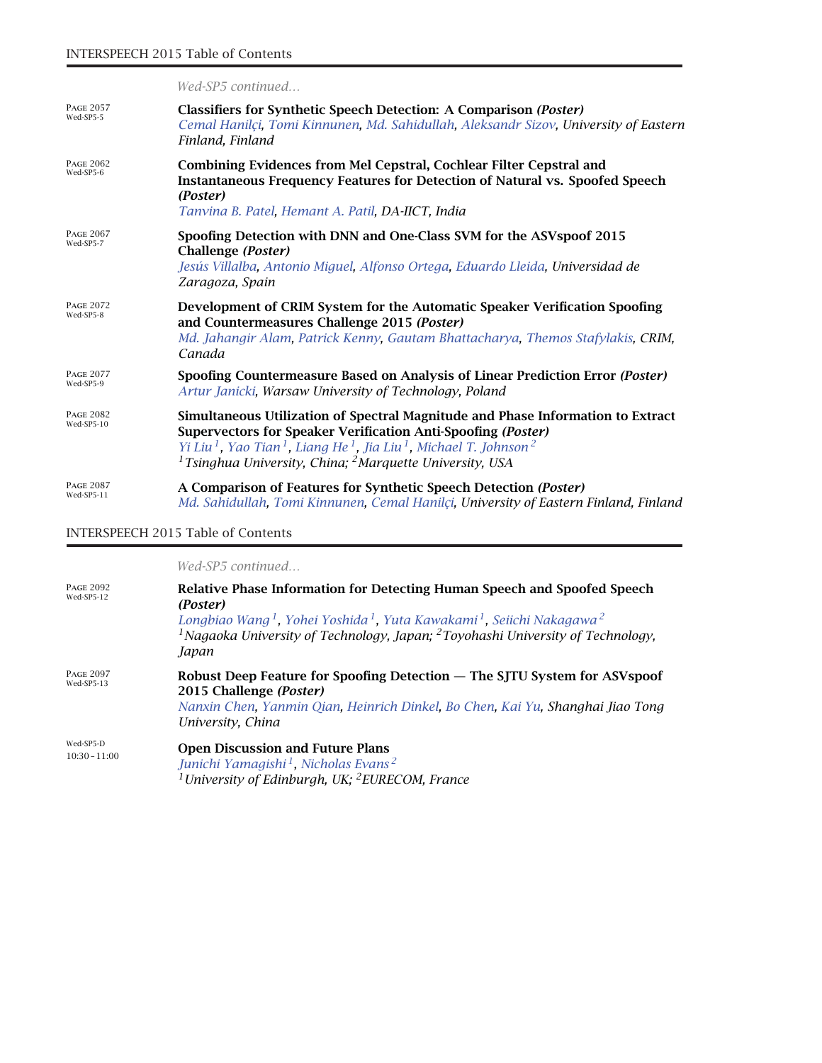*Wed-SP5 continued...*

PAGE 2057
Wed-SP5-5

**Classifiers for Synthetic Speech Detection: A Comparison *(Poster)***
*Cemal Hanilçi, Tomi Kinnunen, Md. Sahidullah, Aleksandr Sizov, University of Eastern Finland, Finland*

PAGE 2062
Wed-SP5-6

**Combining Evidences from Mel Cepstral, Cochlear Filter Cepstral and Instantaneous Frequency Features for Detection of Natural vs. Spoofed Speech *(Poster)***
*Tanvina B. Patel, Hemant A. Patil, DA-IICT, India*

PAGE 2067
Wed-SP5-7

**Spoofing Detection with DNN and One-Class SVM for the ASVspoof 2015 Challenge *(Poster)***
*Jesús Villalba, Antonio Miguel, Alfonso Ortega, Eduardo Lleida, Universidad de Zaragoza, Spain*

PAGE 2072
Wed-SP5-8

**Development of CRIM System for the Automatic Speaker Verification Spoofing and Countermeasures Challenge 2015 *(Poster)***
*Md. Jahangir Alam, Patrick Kenny, Gautam Bhattacharya, Themos Stafylakis, CRIM, Canada*

PAGE 2077
Wed-SP5-9

**Spoofing Countermeasure Based on Analysis of Linear Prediction Error *(Poster)***
*Artur Janicki, Warsaw University of Technology, Poland*

PAGE 2082
Wed-SP5-10

**Simultaneous Utilization of Spectral Magnitude and Phase Information to Extract Supervectors for Speaker Verification Anti-Spoofing *(Poster)***
*Yi Liu[1], Yao Tian[1], Liang He[1], Jia Liu[1], Michael T. Johnson[2]*
*[1]Tsinghua University, China; [2]Marquette University, USA*

PAGE 2087
Wed-SP5-11

**A Comparison of Features for Synthetic Speech Detection *(Poster)***
*Md. Sahidullah, Tomi Kinnunen, Cemal Hanilçi, University of Eastern Finland, Finland*

*Wed-SP5 continued...*

PAGE 2092
Wed-SP5-12

**Relative Phase Information for Detecting Human Speech and Spoofed Speech *(Poster)***
*Longbiao Wang[1], Yohei Yoshida[1], Yuta Kawakami[1], Seiichi Nakagawa[2]*
*[1]Nagaoka University of Technology, Japan; [2]Toyohashi University of Technology, Japan*

PAGE 2097
Wed-SP5-13

**Robust Deep Feature for Spoofing Detection — The SJTU System for ASVspoof 2015 Challenge *(Poster)***
*Nanxin Chen, Yanmin Qian, Heinrich Dinkel, Bo Chen, Kai Yu, Shanghai Jiao Tong University, China*

Wed-SP5-D
10:30 – 11:00

**Open Discussion and Future Plans**
*Junichi Yamagishi[1], Nicholas Evans[2]*
*[1]University of Edinburgh, UK; [2]EURECOM, France*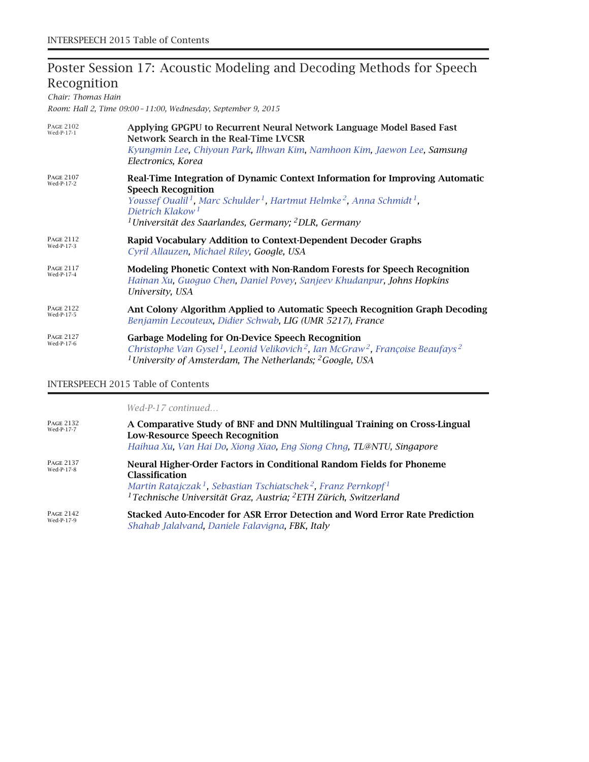## Poster Session 17: Acoustic Modeling and Decoding Methods for Speech Recognition

*Chair: Thomas Hain*

*Room: Hall 2, Time 09:00 – 11:00, Wednesday, September 9, 2015*

Page 2102
Wed-P-17-1

**Applying GPGPU to Recurrent Neural Network Language Model Based Fast Network Search in the Real-Time LVCSR**
*Kyungmin Lee, Chiyoun Park, Ilhwan Kim, Namhoon Kim, Jaewon Lee, Samsung Electronics, Korea*

Page 2107
Wed-P-17-2

**Real-Time Integration of Dynamic Context Information for Improving Automatic Speech Recognition**
*Youssef Oualil[1], Marc Schulder[1], Hartmut Helmke[2], Anna Schmidt[1], Dietrich Klakow[1]*
*[1]Universität des Saarlandes, Germany; [2]DLR, Germany*

Page 2112
Wed-P-17-3

**Rapid Vocabulary Addition to Context-Dependent Decoder Graphs**
*Cyril Allauzen, Michael Riley, Google, USA*

Page 2117
Wed-P-17-4

**Modeling Phonetic Context with Non-Random Forests for Speech Recognition**
*Hainan Xu, Guoguo Chen, Daniel Povey, Sanjeev Khudanpur, Johns Hopkins University, USA*

Page 2122
Wed-P-17-5

**Ant Colony Algorithm Applied to Automatic Speech Recognition Graph Decoding**
*Benjamin Lecouteux, Didier Schwab, LIG (UMR 5217), France*

Page 2127
Wed-P-17-6

**Garbage Modeling for On-Device Speech Recognition**
*Christophe Van Gysel[1], Leonid Velikovich[2], Ian McGraw[2], Françoise Beaufays[2]*
*[1]University of Amsterdam, The Netherlands; [2]Google, USA*

*Wed-P-17 continued…*

Page 2132
Wed-P-17-7

**A Comparative Study of BNF and DNN Multilingual Training on Cross-Lingual Low-Resource Speech Recognition**
*Haihua Xu, Van Hai Do, Xiong Xiao, Eng Siong Chng, TL@NTU, Singapore*

Page 2137
Wed-P-17-8

**Neural Higher-Order Factors in Conditional Random Fields for Phoneme Classification**
*Martin Ratajczak[1], Sebastian Tschiatschek[2], Franz Pernkopf[1]*
*[1]Technische Universität Graz, Austria; [2]ETH Zürich, Switzerland*

Page 2142
Wed-P-17-9

**Stacked Auto-Encoder for ASR Error Detection and Word Error Rate Prediction**
*Shahab Jalalvand, Daniele Falavigna, FBK, Italy*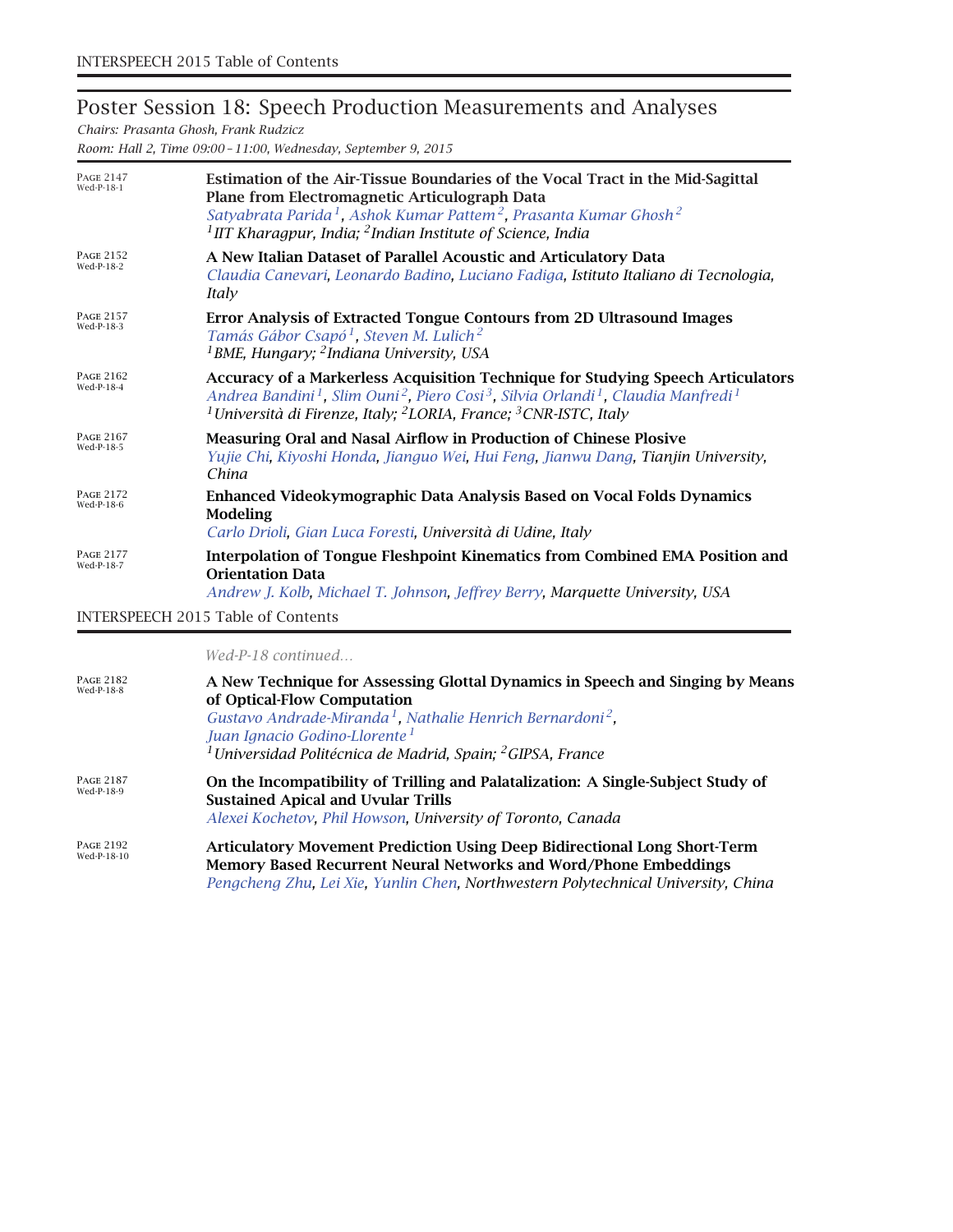## Poster Session 18: Speech Production Measurements and Analyses

*Chairs: Prasanta Ghosh, Frank Rudzicz*

*Room: Hall 2, Time 09:00 – 11:00, Wednesday, September 9, 2015*

PAGE 2147 Wed-P-18-1

**Estimation of the Air-Tissue Boundaries of the Vocal Tract in the Mid-Sagittal Plane from Electromagnetic Articulograph Data**
*Satyabrata Parida*[1], *Ashok Kumar Pattem*[2], *Prasanta Kumar Ghosh*[2]
[1]*IIT Kharagpur, India;* [2]*Indian Institute of Science, India*

PAGE 2152 Wed-P-18-2

**A New Italian Dataset of Parallel Acoustic and Articulatory Data**
*Claudia Canevari, Leonardo Badino, Luciano Fadiga, Istituto Italiano di Tecnologia, Italy*

PAGE 2157 Wed-P-18-3

**Error Analysis of Extracted Tongue Contours from 2D Ultrasound Images**
*Tamás Gábor Csapó*[1], *Steven M. Lulich*[2]
[1]*BME, Hungary;* [2]*Indiana University, USA*

PAGE 2162 Wed-P-18-4

**Accuracy of a Markerless Acquisition Technique for Studying Speech Articulators**
*Andrea Bandini*[1], *Slim Ouni*[2], *Piero Cosi*[3], *Silvia Orlandi*[1], *Claudia Manfredi*[1]
[1]*Università di Firenze, Italy;* [2]*LORIA, France;* [3]*CNR-ISTC, Italy*

PAGE 2167 Wed-P-18-5

**Measuring Oral and Nasal Airflow in Production of Chinese Plosive**
*Yujie Chi, Kiyoshi Honda, Jianguo Wei, Hui Feng, Jianwu Dang, Tianjin University, China*

PAGE 2172 Wed-P-18-6

**Enhanced Videokymographic Data Analysis Based on Vocal Folds Dynamics Modeling**
*Carlo Drioli, Gian Luca Foresti, Università di Udine, Italy*

PAGE 2177 Wed-P-18-7

**Interpolation of Tongue Fleshpoint Kinematics from Combined EMA Position and Orientation Data**
*Andrew J. Kolb, Michael T. Johnson, Jeffrey Berry, Marquette University, USA*

*Wed-P-18 continued…*

PAGE 2182 Wed-P-18-8

**A New Technique for Assessing Glottal Dynamics in Speech and Singing by Means of Optical-Flow Computation**
*Gustavo Andrade-Miranda*[1], *Nathalie Henrich Bernardoni*[2], *Juan Ignacio Godino-Llorente*[1]
[1]*Universidad Politécnica de Madrid, Spain;* [2]*GIPSA, France*

PAGE 2187 Wed-P-18-9

**On the Incompatibility of Trilling and Palatalization: A Single-Subject Study of Sustained Apical and Uvular Trills**
*Alexei Kochetov, Phil Howson, University of Toronto, Canada*

PAGE 2192 Wed-P-18-10

**Articulatory Movement Prediction Using Deep Bidirectional Long Short-Term Memory Based Recurrent Neural Networks and Word/Phone Embeddings**
*Pengcheng Zhu, Lei Xie, Yunlin Chen, Northwestern Polytechnical University, China*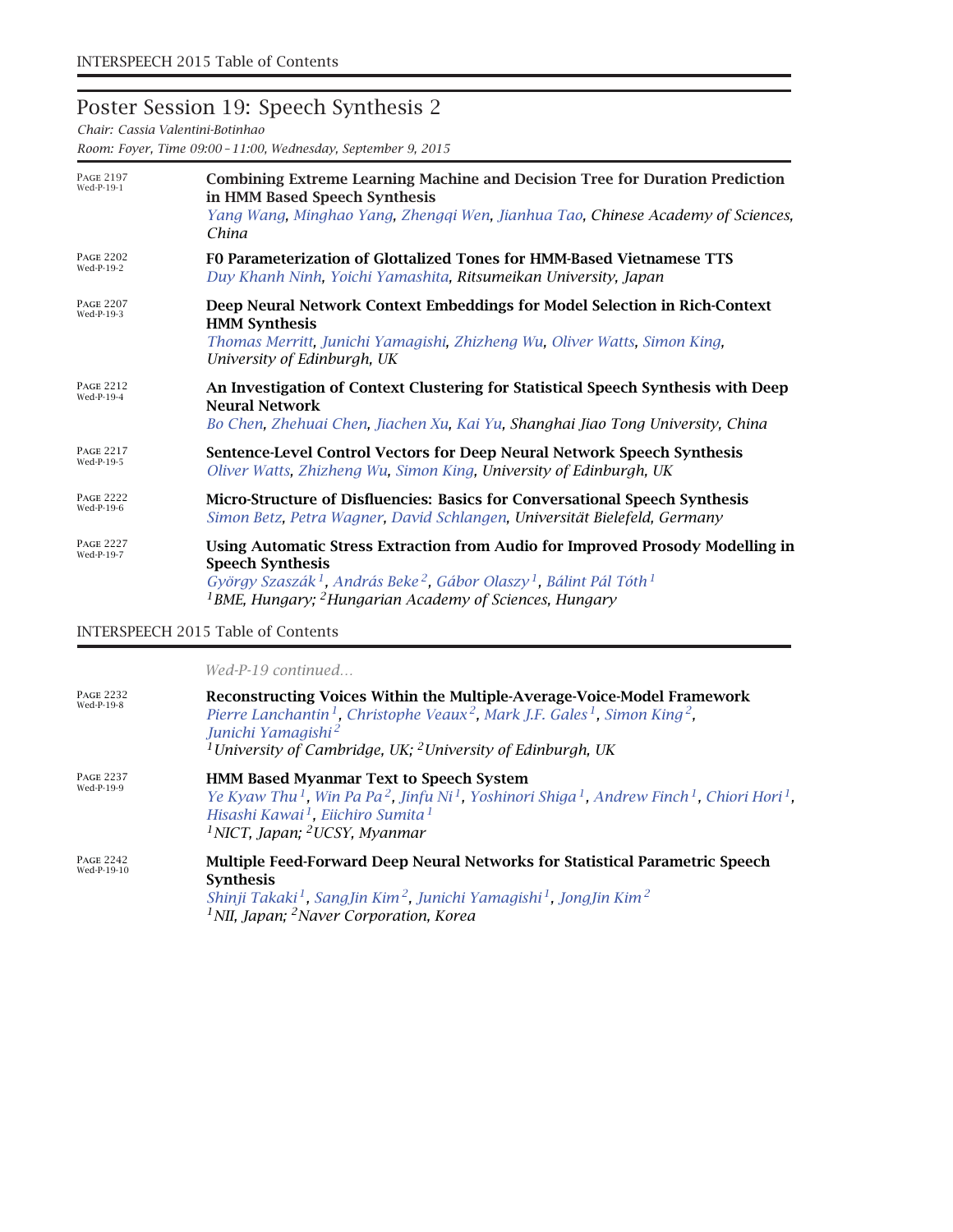## Poster Session 19: Speech Synthesis 2

*Chair: Cassia Valentini-Botinhao*

*Room: Foyer, Time 09:00 – 11:00, Wednesday, September 9, 2015*

PAGE 2197 Wed-P-19-1
**Combining Extreme Learning Machine and Decision Tree for Duration Prediction in HMM Based Speech Synthesis**
*Yang Wang, Minghao Yang, Zhengqi Wen, Jianhua Tao, Chinese Academy of Sciences, China*

PAGE 2202 Wed-P-19-2
**F0 Parameterization of Glottalized Tones for HMM-Based Vietnamese TTS**
*Duy Khanh Ninh, Yoichi Yamashita, Ritsumeikan University, Japan*

PAGE 2207 Wed-P-19-3
**Deep Neural Network Context Embeddings for Model Selection in Rich-Context HMM Synthesis**
*Thomas Merritt, Junichi Yamagishi, Zhizheng Wu, Oliver Watts, Simon King, University of Edinburgh, UK*

PAGE 2212 Wed-P-19-4
**An Investigation of Context Clustering for Statistical Speech Synthesis with Deep Neural Network**
*Bo Chen, Zhehuai Chen, Jiachen Xu, Kai Yu, Shanghai Jiao Tong University, China*

PAGE 2217 Wed-P-19-5
**Sentence-Level Control Vectors for Deep Neural Network Speech Synthesis**
*Oliver Watts, Zhizheng Wu, Simon King, University of Edinburgh, UK*

PAGE 2222 Wed-P-19-6
**Micro-Structure of Disfluencies: Basics for Conversational Speech Synthesis**
*Simon Betz, Petra Wagner, David Schlangen, Universität Bielefeld, Germany*

PAGE 2227 Wed-P-19-7
**Using Automatic Stress Extraction from Audio for Improved Prosody Modelling in Speech Synthesis**
*György Szaszák[1], András Beke[2], Gábor Olaszy[1], Bálint Pál Tóth[1]*
*[1]BME, Hungary; [2]Hungarian Academy of Sciences, Hungary*

*Wed-P-19 continued…*

PAGE 2232 Wed-P-19-8
**Reconstructing Voices Within the Multiple-Average-Voice-Model Framework**
*Pierre Lanchantin[1], Christophe Veaux[2], Mark J.F. Gales[1], Simon King[2], Junichi Yamagishi[2]*
*[1]University of Cambridge, UK; [2]University of Edinburgh, UK*

PAGE 2237 Wed-P-19-9
**HMM Based Myanmar Text to Speech System**
*Ye Kyaw Thu[1], Win Pa Pa[2], Jinfu Ni[1], Yoshinori Shiga[1], Andrew Finch[1], Chiori Hori[1], Hisashi Kawai[1], Eiichiro Sumita[1]*
*[1]NICT, Japan; [2]UCSY, Myanmar*

PAGE 2242 Wed-P-19-10
**Multiple Feed-Forward Deep Neural Networks for Statistical Parametric Speech Synthesis**
*Shinji Takaki[1], SangJin Kim[2], Junichi Yamagishi[1], JongJin Kim[2]*
*[1]NII, Japan; [2]Naver Corporation, Korea*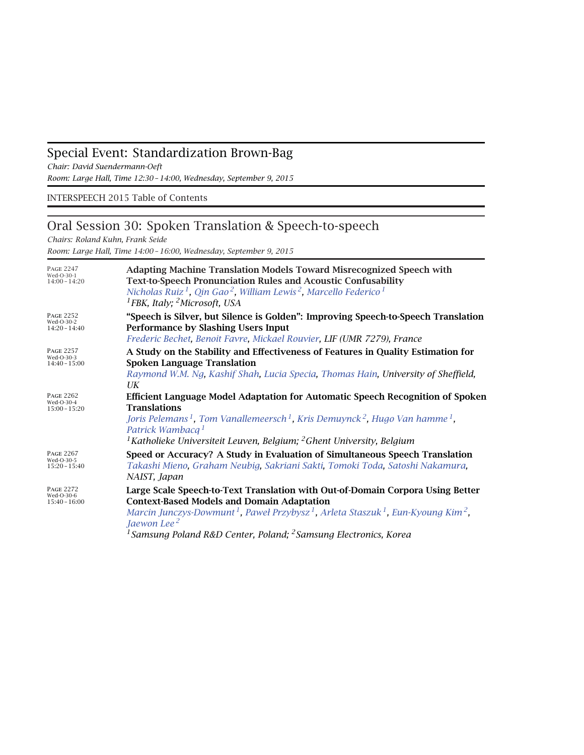## Special Event: Standardization Brown-Bag

*Chair: David Suendermann-Oeft*

*Room: Large Hall, Time 12:30 – 14:00, Wednesday, September 9, 2015*

INTERSPEECH 2015 Table of Contents

## Oral Session 30: Spoken Translation & Speech-to-speech

*Chairs: Roland Kuhn, Frank Seide*

*Room: Large Hall, Time 14:00 – 16:00, Wednesday, September 9, 2015*

Page 2247
Wed-O-30-1
14:00 – 14:20

**Adapting Machine Translation Models Toward Misrecognized Speech with Text-to-Speech Pronunciation Rules and Acoustic Confusability**
*Nicholas Ruiz[1], Qin Gao[2], William Lewis[2], Marcello Federico[1]*
*[1]FBK, Italy; [2]Microsoft, USA*

Page 2252
Wed-O-30-2
14:20 – 14:40

**"Speech is Silver, but Silence is Golden": Improving Speech-to-Speech Translation Performance by Slashing Users Input**
*Frederic Bechet, Benoit Favre, Mickael Rouvier, LIF (UMR 7279), France*

Page 2257
Wed-O-30-3
14:40 – 15:00

**A Study on the Stability and Effectiveness of Features in Quality Estimation for Spoken Language Translation**
*Raymond W.M. Ng, Kashif Shah, Lucia Specia, Thomas Hain, University of Sheffield, UK*

Page 2262
Wed-O-30-4
15:00 – 15:20

**Efficient Language Model Adaptation for Automatic Speech Recognition of Spoken Translations**
*Joris Pelemans[1], Tom Vanallemeersch[1], Kris Demuynck[2], Hugo Van hamme[1], Patrick Wambacq[1]*
*[1]Katholieke Universiteit Leuven, Belgium; [2]Ghent University, Belgium*

Page 2267
Wed-O-30-5
15:20 – 15:40

**Speed or Accuracy? A Study in Evaluation of Simultaneous Speech Translation**
*Takashi Mieno, Graham Neubig, Sakriani Sakti, Tomoki Toda, Satoshi Nakamura, NAIST, Japan*

Page 2272
Wed-O-30-6
15:40 – 16:00

**Large Scale Speech-to-Text Translation with Out-of-Domain Corpora Using Better Context-Based Models and Domain Adaptation**
*Marcin Junczys-Dowmunt[1], Paweł Przybysz[1], Arleta Staszuk[1], Eun-Kyoung Kim[2], Jaewon Lee[2]*
*[1]Samsung Poland R&D Center, Poland; [2]Samsung Electronics, Korea*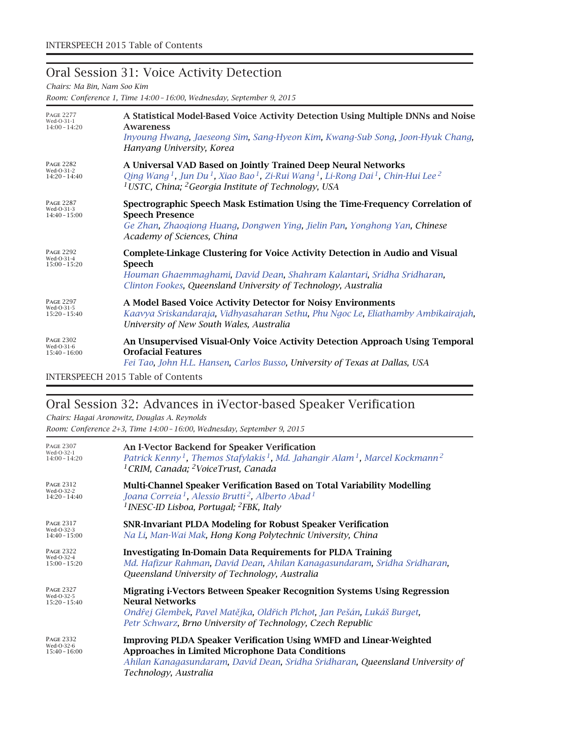## Oral Session 31: Voice Activity Detection

*Chairs: Ma Bin, Nam Soo Kim*

*Room: Conference 1, Time 14:00 – 16:00, Wednesday, September 9, 2015*

PAGE 2277
Wed-O-31-1
14:00 – 14:20

**A Statistical Model-Based Voice Activity Detection Using Multiple DNNs and Noise Awareness**
*Inyoung Hwang, Jaeseong Sim, Sang-Hyeon Kim, Kwang-Sub Song, Joon-Hyuk Chang, Hanyang University, Korea*

PAGE 2282
Wed-O-31-2
14:20 – 14:40

**A Universal VAD Based on Jointly Trained Deep Neural Networks**
*Qing Wang [1], Jun Du [1], Xiao Bao [1], Zi-Rui Wang [1], Li-Rong Dai [1], Chin-Hui Lee [2]*
*[1] USTC, China; [2] Georgia Institute of Technology, USA*

PAGE 2287
Wed-O-31-3
14:40 – 15:00

**Spectrographic Speech Mask Estimation Using the Time-Frequency Correlation of Speech Presence**
*Ge Zhan, Zhaoqiong Huang, Dongwen Ying, Jielin Pan, Yonghong Yan, Chinese Academy of Sciences, China*

PAGE 2292
Wed-O-31-4
15:00 – 15:20

**Complete-Linkage Clustering for Voice Activity Detection in Audio and Visual Speech**
*Houman Ghaemmaghami, David Dean, Shahram Kalantari, Sridha Sridharan, Clinton Fookes, Queensland University of Technology, Australia*

PAGE 2297
Wed-O-31-5
15:20 – 15:40

**A Model Based Voice Activity Detector for Noisy Environments**
*Kaavya Sriskandaraja, Vidhyasaharan Sethu, Phu Ngoc Le, Eliathamby Ambikairajah, University of New South Wales, Australia*

PAGE 2302
Wed-O-31-6
15:40 – 16:00

**An Unsupervised Visual-Only Voice Activity Detection Approach Using Temporal Orofacial Features**
*Fei Tao, John H.L. Hansen, Carlos Busso, University of Texas at Dallas, USA*

## Oral Session 32: Advances in iVector-based Speaker Verification

*Chairs: Hagai Aronowitz, Douglas A. Reynolds*

*Room: Conference 2+3, Time 14:00 – 16:00, Wednesday, September 9, 2015*

PAGE 2307
Wed-O-32-1
14:00 – 14:20

**An I-Vector Backend for Speaker Verification**
*Patrick Kenny [1], Themos Stafylakis [1], Md. Jahangir Alam [1], Marcel Kockmann [2]*
*[1] CRIM, Canada; [2] VoiceTrust, Canada*

PAGE 2312
Wed-O-32-2
14:20 – 14:40

**Multi-Channel Speaker Verification Based on Total Variability Modelling**
*Joana Correia [1], Alessio Brutti [2], Alberto Abad [1]*
*[1] INESC-ID Lisboa, Portugal; [2] FBK, Italy*

PAGE 2317
Wed-O-32-3
14:40 – 15:00

**SNR-Invariant PLDA Modeling for Robust Speaker Verification**
*Na Li, Man-Wai Mak, Hong Kong Polytechnic University, China*

PAGE 2322
Wed-O-32-4
15:00 – 15:20

**Investigating In-Domain Data Requirements for PLDA Training**
*Md. Hafizur Rahman, David Dean, Ahilan Kanagasundaram, Sridha Sridharan, Queensland University of Technology, Australia*

PAGE 2327
Wed-O-32-5
15:20 – 15:40

**Migrating i-Vectors Between Speaker Recognition Systems Using Regression Neural Networks**
*Ondřej Glembek, Pavel Matějka, Oldřich Plchot, Jan Pešán, Lukáš Burget, Petr Schwarz, Brno University of Technology, Czech Republic*

PAGE 2332
Wed-O-32-6
15:40 – 16:00

**Improving PLDA Speaker Verification Using WMFD and Linear-Weighted Approaches in Limited Microphone Data Conditions**
*Ahilan Kanagasundaram, David Dean, Sridha Sridharan, Queensland University of Technology, Australia*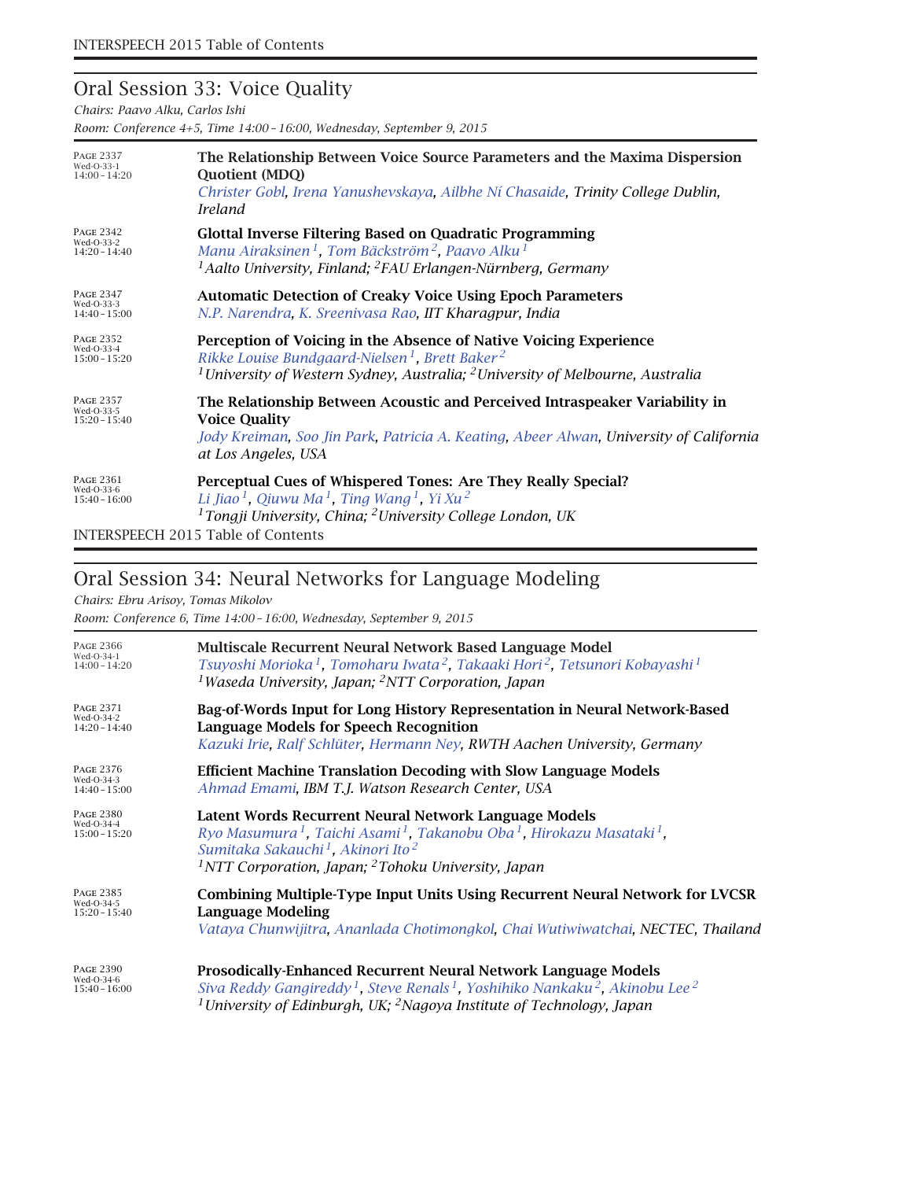## Oral Session 33: Voice Quality

*Chairs: Paavo Alku, Carlos Ishi*

*Room: Conference 4+5, Time 14:00–16:00, Wednesday, September 9, 2015*

PAGE 2337
Wed-O-33-1
14:00–14:20

**The Relationship Between Voice Source Parameters and the Maxima Dispersion Quotient (MDQ)**
*Christer Gobl, Irena Yanushevskaya, Ailbhe Ní Chasaide, Trinity College Dublin, Ireland*

PAGE 2342
Wed-O-33-2
14:20–14:40

**Glottal Inverse Filtering Based on Quadratic Programming**
*Manu Airaksinen[1], Tom Bäckström[2], Paavo Alku[1]*
*[1]Aalto University, Finland; [2]FAU Erlangen-Nürnberg, Germany*

PAGE 2347
Wed-O-33-3
14:40–15:00

**Automatic Detection of Creaky Voice Using Epoch Parameters**
*N.P. Narendra, K. Sreenivasa Rao, IIT Kharagpur, India*

PAGE 2352
Wed-O-33-4
15:00–15:20

**Perception of Voicing in the Absence of Native Voicing Experience**
*Rikke Louise Bundgaard-Nielsen[1], Brett Baker[2]*
*[1]University of Western Sydney, Australia; [2]University of Melbourne, Australia*

PAGE 2357
Wed-O-33-5
15:20–15:40

**The Relationship Between Acoustic and Perceived Intraspeaker Variability in Voice Quality**
*Jody Kreiman, Soo Jin Park, Patricia A. Keating, Abeer Alwan, University of California at Los Angeles, USA*

PAGE 2361
Wed-O-33-6
15:40–16:00

**Perceptual Cues of Whispered Tones: Are They Really Special?**
*Li Jiao[1], Qiuwu Ma[1], Ting Wang[1], Yi Xu[2]*
*[1]Tongji University, China; [2]University College London, UK*

## Oral Session 34: Neural Networks for Language Modeling

*Chairs: Ebru Arisoy, Tomas Mikolov*

*Room: Conference 6, Time 14:00–16:00, Wednesday, September 9, 2015*

PAGE 2366
Wed-O-34-1
14:00–14:20

**Multiscale Recurrent Neural Network Based Language Model**
*Tsuyoshi Morioka[1], Tomoharu Iwata[2], Takaaki Hori[2], Tetsunori Kobayashi[1]*
*[1]Waseda University, Japan; [2]NTT Corporation, Japan*

PAGE 2371
Wed-O-34-2
14:20–14:40

**Bag-of-Words Input for Long History Representation in Neural Network-Based Language Models for Speech Recognition**
*Kazuki Irie, Ralf Schlüter, Hermann Ney, RWTH Aachen University, Germany*

PAGE 2376
Wed-O-34-3
14:40–15:00

**Efficient Machine Translation Decoding with Slow Language Models**
*Ahmad Emami, IBM T.J. Watson Research Center, USA*

PAGE 2380
Wed-O-34-4
15:00–15:20

**Latent Words Recurrent Neural Network Language Models**
*Ryo Masumura[1], Taichi Asami[1], Takanobu Oba[1], Hirokazu Masataki[1], Sumitaka Sakauchi[1], Akinori Ito[2]*
*[1]NTT Corporation, Japan; [2]Tohoku University, Japan*

PAGE 2385
Wed-O-34-5
15:20–15:40

**Combining Multiple-Type Input Units Using Recurrent Neural Network for LVCSR Language Modeling**
*Vataya Chunwijitra, Ananlada Chotimongkol, Chai Wutiwiwatchai, NECTEC, Thailand*

PAGE 2390
Wed-O-34-6
15:40–16:00

**Prosodically-Enhanced Recurrent Neural Network Language Models**
*Siva Reddy Gangireddy[1], Steve Renals[1], Yoshihiko Nankaku[2], Akinobu Lee[2]*
*[1]University of Edinburgh, UK; [2]Nagoya Institute of Technology, Japan*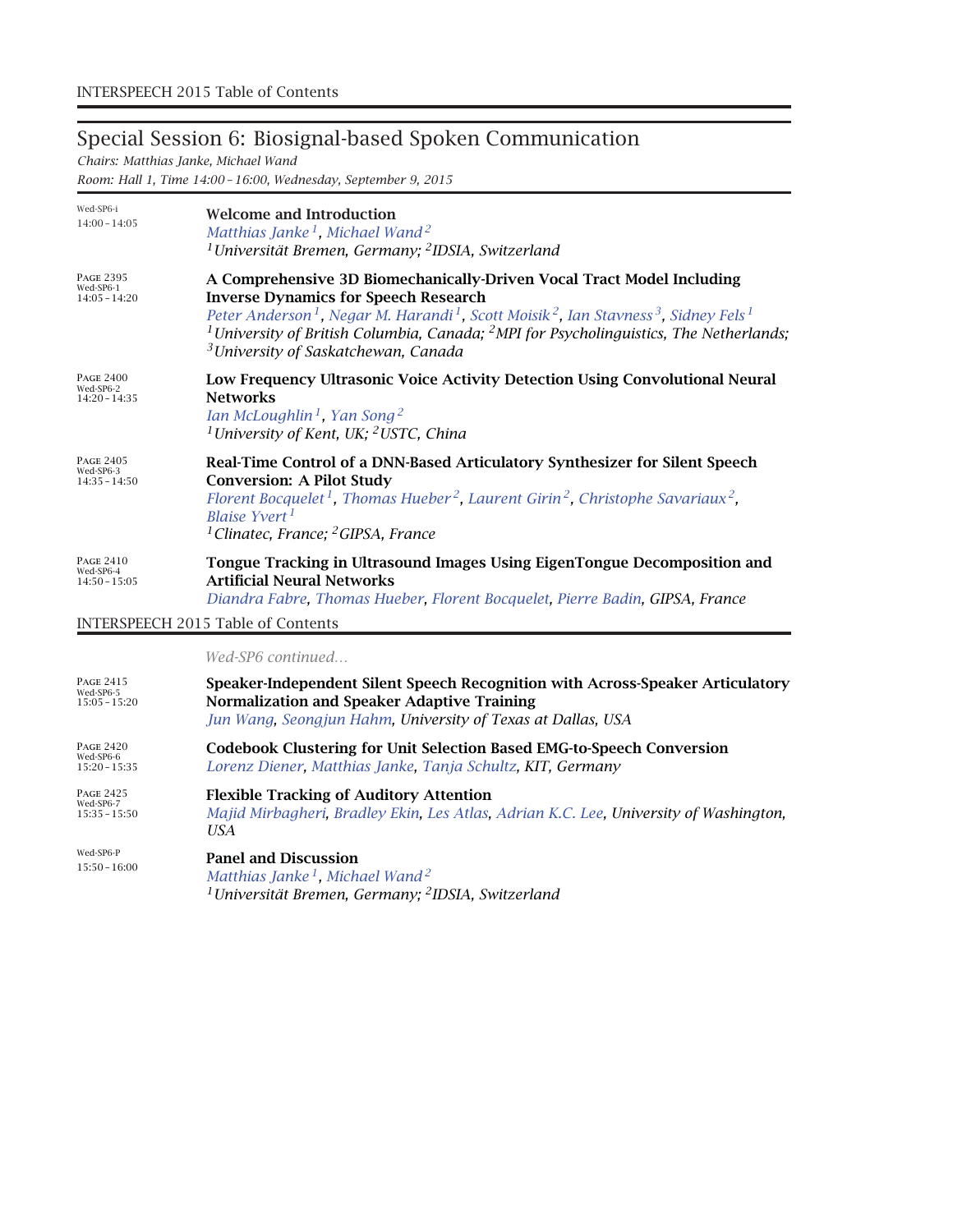## Special Session 6: Biosignal-based Spoken Communication

*Chairs: Matthias Janke, Michael Wand*

*Room: Hall 1, Time 14:00 – 16:00, Wednesday, September 9, 2015*

Wed-SP6-i
14:00 – 14:05

**Welcome and Introduction**
*Matthias Janke*[1], *Michael Wand*[2]
[1]*Universität Bremen, Germany;* [2]*IDSIA, Switzerland*

Page 2395
Wed-SP6-1
14:05 – 14:20

**A Comprehensive 3D Biomechanically-Driven Vocal Tract Model Including Inverse Dynamics for Speech Research**
*Peter Anderson*[1], *Negar M. Harandi*[1], *Scott Moisik*[2], *Ian Stavness*[3], *Sidney Fels*[1]
[1]*University of British Columbia, Canada;* [2]*MPI for Psycholinguistics, The Netherlands;* [3]*University of Saskatchewan, Canada*

Page 2400
Wed-SP6-2
14:20 – 14:35

**Low Frequency Ultrasonic Voice Activity Detection Using Convolutional Neural Networks**
*Ian McLoughlin*[1], *Yan Song*[2]
[1]*University of Kent, UK;* [2]*USTC, China*

Page 2405
Wed-SP6-3
14:35 – 14:50

**Real-Time Control of a DNN-Based Articulatory Synthesizer for Silent Speech Conversion: A Pilot Study**
*Florent Bocquelet*[1], *Thomas Hueber*[2], *Laurent Girin*[2], *Christophe Savariaux*[2], *Blaise Yvert*[1]
[1]*Clinatec, France;* [2]*GIPSA, France*

Page 2410
Wed-SP6-4
14:50 – 15:05

**Tongue Tracking in Ultrasound Images Using EigenTongue Decomposition and Artificial Neural Networks**
*Diandra Fabre, Thomas Hueber, Florent Bocquelet, Pierre Badin, GIPSA, France*

*Wed-SP6 continued...*

Page 2415
Wed-SP6-5
15:05 – 15:20

**Speaker-Independent Silent Speech Recognition with Across-Speaker Articulatory Normalization and Speaker Adaptive Training**
*Jun Wang, Seongjun Hahm, University of Texas at Dallas, USA*

Page 2420
Wed-SP6-6
15:20 – 15:35

**Codebook Clustering for Unit Selection Based EMG-to-Speech Conversion**
*Lorenz Diener, Matthias Janke, Tanja Schultz, KIT, Germany*

Page 2425
Wed-SP6-7
15:35 – 15:50

**Flexible Tracking of Auditory Attention**
*Majid Mirbagheri, Bradley Ekin, Les Atlas, Adrian K.C. Lee, University of Washington, USA*

Wed-SP6-P
15:50 – 16:00

**Panel and Discussion**
*Matthias Janke*[1], *Michael Wand*[2]
[1]*Universität Bremen, Germany;* [2]*IDSIA, Switzerland*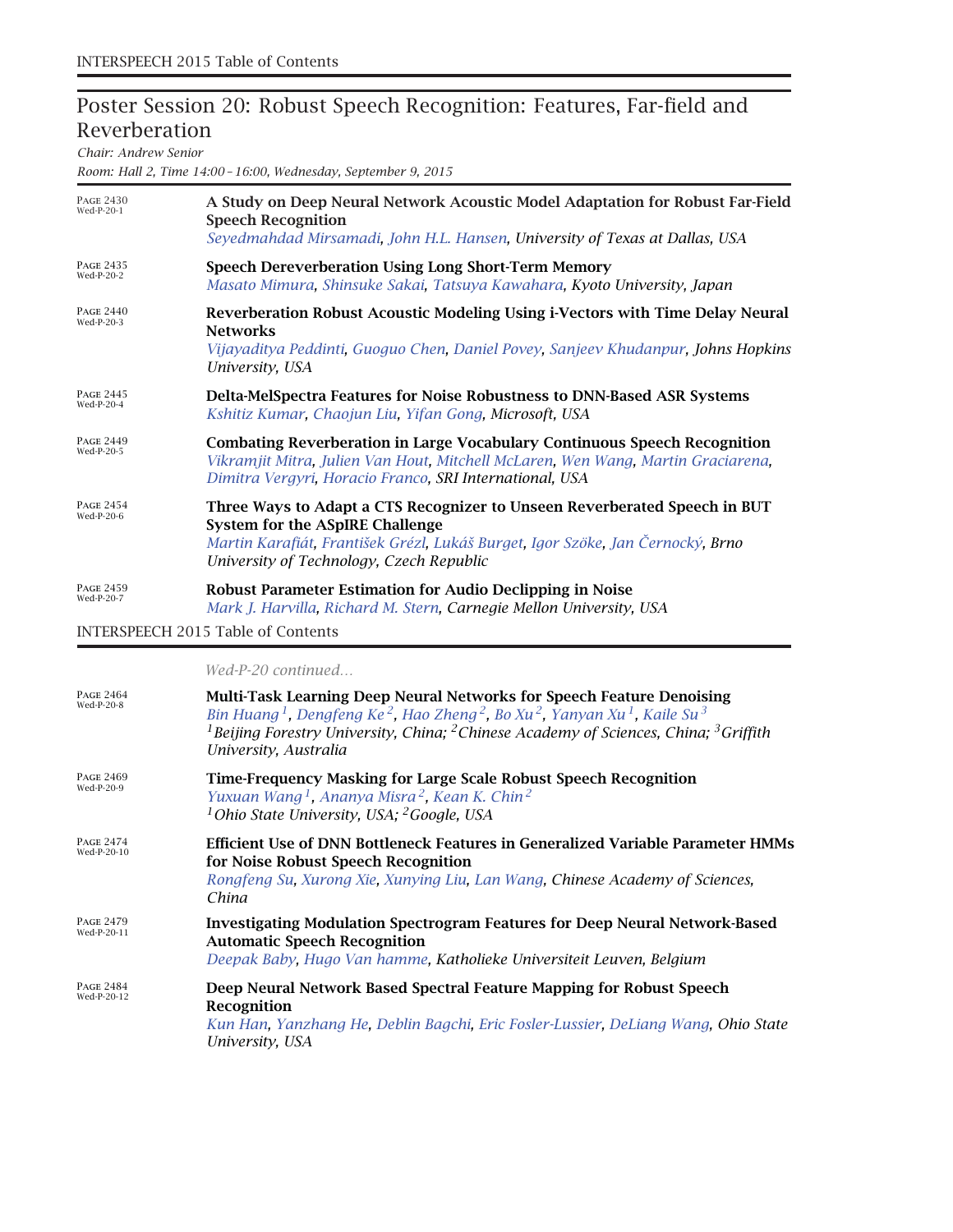## Poster Session 20: Robust Speech Recognition: Features, Far-field and Reverberation

*Chair: Andrew Senior*

*Room: Hall 2, Time 14:00 – 16:00, Wednesday, September 9, 2015*

PAGE 2430 Wed-P-20-1
**A Study on Deep Neural Network Acoustic Model Adaptation for Robust Far-Field Speech Recognition**
*Seyedmahdad Mirsamadi, John H.L. Hansen, University of Texas at Dallas, USA*

PAGE 2435 Wed-P-20-2
**Speech Dereverberation Using Long Short-Term Memory**
*Masato Mimura, Shinsuke Sakai, Tatsuya Kawahara, Kyoto University, Japan*

PAGE 2440 Wed-P-20-3
**Reverberation Robust Acoustic Modeling Using i-Vectors with Time Delay Neural Networks**
*Vijayaditya Peddinti, Guoguo Chen, Daniel Povey, Sanjeev Khudanpur, Johns Hopkins University, USA*

PAGE 2445 Wed-P-20-4
**Delta-MelSpectra Features for Noise Robustness to DNN-Based ASR Systems**
*Kshitiz Kumar, Chaojun Liu, Yifan Gong, Microsoft, USA*

PAGE 2449 Wed-P-20-5
**Combating Reverberation in Large Vocabulary Continuous Speech Recognition**
*Vikramjit Mitra, Julien Van Hout, Mitchell McLaren, Wen Wang, Martin Graciarena, Dimitra Vergyri, Horacio Franco, SRI International, USA*

PAGE 2454 Wed-P-20-6
**Three Ways to Adapt a CTS Recognizer to Unseen Reverberated Speech in BUT System for the ASpIRE Challenge**
*Martin Karafiát, František Grézl, Lukáš Burget, Igor Szöke, Jan Černocký, Brno University of Technology, Czech Republic*

PAGE 2459 Wed-P-20-7
**Robust Parameter Estimation for Audio Declipping in Noise**
*Mark J. Harvilla, Richard M. Stern, Carnegie Mellon University, USA*

*Wed-P-20 continued...*

PAGE 2464 Wed-P-20-8
**Multi-Task Learning Deep Neural Networks for Speech Feature Denoising**
*Bin Huang[1], Dengfeng Ke[2], Hao Zheng[2], Bo Xu[2], Yanyan Xu[1], Kaile Su[3]*
*[1]Beijing Forestry University, China; [2]Chinese Academy of Sciences, China; [3]Griffith University, Australia*

PAGE 2469 Wed-P-20-9
**Time-Frequency Masking for Large Scale Robust Speech Recognition**
*Yuxuan Wang[1], Ananya Misra[2], Kean K. Chin[2]*
*[1]Ohio State University, USA; [2]Google, USA*

PAGE 2474 Wed-P-20-10
**Efficient Use of DNN Bottleneck Features in Generalized Variable Parameter HMMs for Noise Robust Speech Recognition**
*Rongfeng Su, Xurong Xie, Xunying Liu, Lan Wang, Chinese Academy of Sciences, China*

PAGE 2479 Wed-P-20-11
**Investigating Modulation Spectrogram Features for Deep Neural Network-Based Automatic Speech Recognition**
*Deepak Baby, Hugo Van hamme, Katholieke Universiteit Leuven, Belgium*

PAGE 2484 Wed-P-20-12
**Deep Neural Network Based Spectral Feature Mapping for Robust Speech Recognition**
*Kun Han, Yanzhang He, Deblin Bagchi, Eric Fosler-Lussier, DeLiang Wang, Ohio State University, USA*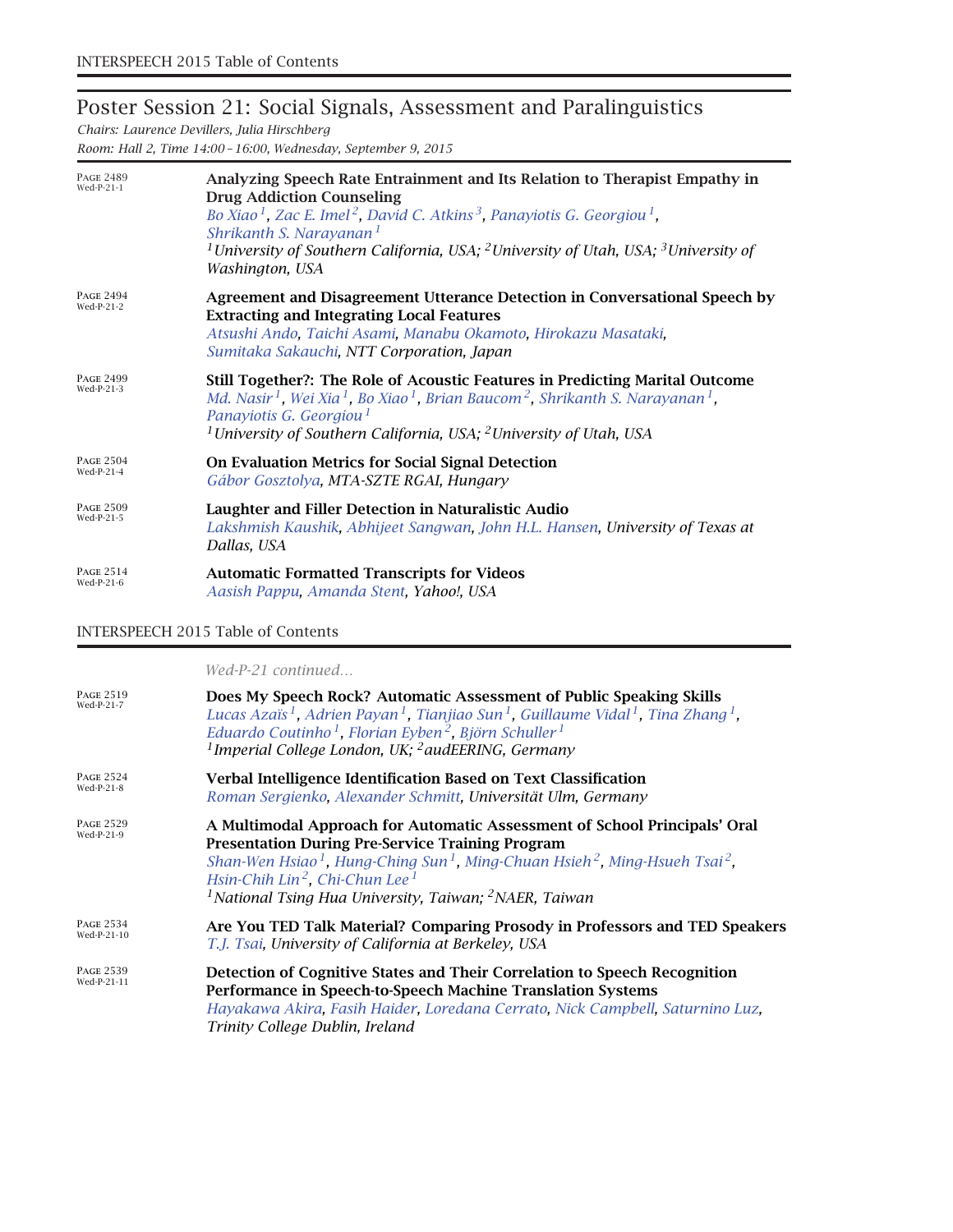## Poster Session 21: Social Signals, Assessment and Paralinguistics

*Chairs: Laurence Devillers, Julia Hirschberg*

*Room: Hall 2, Time 14:00–16:00, Wednesday, September 9, 2015*

PAGE 2489
Wed-P-21-1

**Analyzing Speech Rate Entrainment and Its Relation to Therapist Empathy in Drug Addiction Counseling**

*Bo Xiao[1], Zac E. Imel[2], David C. Atkins[3], Panayiotis G. Georgiou[1], Shrikanth S. Narayanan[1]*

*[1]University of Southern California, USA; [2]University of Utah, USA; [3]University of Washington, USA*

PAGE 2494
Wed-P-21-2

**Agreement and Disagreement Utterance Detection in Conversational Speech by Extracting and Integrating Local Features**

*Atsushi Ando, Taichi Asami, Manabu Okamoto, Hirokazu Masataki, Sumitaka Sakauchi, NTT Corporation, Japan*

PAGE 2499
Wed-P-21-3

**Still Together?: The Role of Acoustic Features in Predicting Marital Outcome**

*Md. Nasir[1], Wei Xia[1], Bo Xiao[1], Brian Baucom[2], Shrikanth S. Narayanan[1], Panayiotis G. Georgiou[1]*

*[1]University of Southern California, USA; [2]University of Utah, USA*

PAGE 2504
Wed-P-21-4

**On Evaluation Metrics for Social Signal Detection**

*Gábor Gosztolya, MTA-SZTE RGAI, Hungary*

PAGE 2509
Wed-P-21-5

**Laughter and Filler Detection in Naturalistic Audio**

*Lakshmish Kaushik, Abhijeet Sangwan, John H.L. Hansen, University of Texas at Dallas, USA*

PAGE 2514
Wed-P-21-6

**Automatic Formatted Transcripts for Videos**

*Aasish Pappu, Amanda Stent, Yahoo!, USA*

*Wed-P-21 continued…*

PAGE 2519
Wed-P-21-7

**Does My Speech Rock? Automatic Assessment of Public Speaking Skills**

*Lucas Azaïs[1], Adrien Payan[1], Tianjiao Sun[1], Guillaume Vidal[1], Tina Zhang[1], Eduardo Coutinho[1], Florian Eyben[2], Björn Schuller[1]*

*[1]Imperial College London, UK; [2]audEERING, Germany*

PAGE 2524
Wed-P-21-8

**Verbal Intelligence Identification Based on Text Classification**

*Roman Sergienko, Alexander Schmitt, Universität Ulm, Germany*

PAGE 2529
Wed-P-21-9

**A Multimodal Approach for Automatic Assessment of School Principals' Oral Presentation During Pre-Service Training Program**

*Shan-Wen Hsiao[1], Hung-Ching Sun[1], Ming-Chuan Hsieh[2], Ming-Hsueh Tsai[2], Hsin-Chih Lin[2], Chi-Chun Lee[1]*

*[1]National Tsing Hua University, Taiwan; [2]NAER, Taiwan*

PAGE 2534
Wed-P-21-10

**Are You TED Talk Material? Comparing Prosody in Professors and TED Speakers**

*T.J. Tsai, University of California at Berkeley, USA*

PAGE 2539
Wed-P-21-11

**Detection of Cognitive States and Their Correlation to Speech Recognition Performance in Speech-to-Speech Machine Translation Systems**

*Hayakawa Akira, Fasih Haider, Loredana Cerrato, Nick Campbell, Saturnino Luz, Trinity College Dublin, Ireland*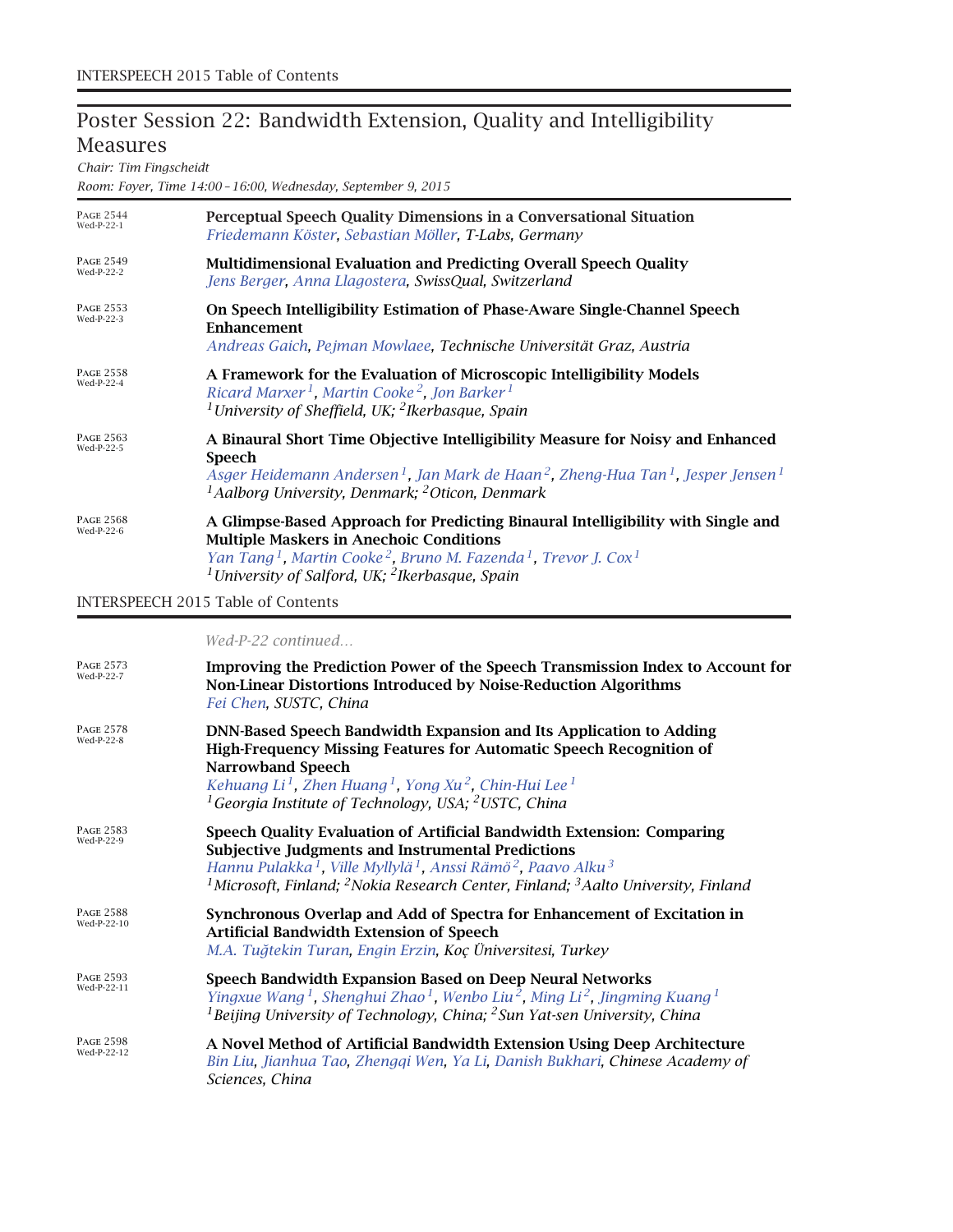## Poster Session 22: Bandwidth Extension, Quality and Intelligibility Measures

*Chair: Tim Fingscheidt*

*Room: Foyer, Time 14:00 – 16:00, Wednesday, September 9, 2015*

PAGE 2544 Wed-P-22-1

**Perceptual Speech Quality Dimensions in a Conversational Situation**
*Friedemann Köster, Sebastian Möller, T-Labs, Germany*

PAGE 2549 Wed-P-22-2

**Multidimensional Evaluation and Predicting Overall Speech Quality**
*Jens Berger, Anna Llagostera, SwissQual, Switzerland*

PAGE 2553 Wed-P-22-3

**On Speech Intelligibility Estimation of Phase-Aware Single-Channel Speech Enhancement**
*Andreas Gaich, Pejman Mowlaee, Technische Universität Graz, Austria*

PAGE 2558 Wed-P-22-4

**A Framework for the Evaluation of Microscopic Intelligibility Models**
*Ricard Marxer[1], Martin Cooke[2], Jon Barker[1]*
*[1]University of Sheffield, UK; [2]Ikerbasque, Spain*

PAGE 2563 Wed-P-22-5

**A Binaural Short Time Objective Intelligibility Measure for Noisy and Enhanced Speech**
*Asger Heidemann Andersen[1], Jan Mark de Haan[2], Zheng-Hua Tan[1], Jesper Jensen[1]*
*[1]Aalborg University, Denmark; [2]Oticon, Denmark*

PAGE 2568 Wed-P-22-6

**A Glimpse-Based Approach for Predicting Binaural Intelligibility with Single and Multiple Maskers in Anechoic Conditions**
*Yan Tang[1], Martin Cooke[2], Bruno M. Fazenda[1], Trevor J. Cox[1]*
*[1]University of Salford, UK; [2]Ikerbasque, Spain*

*Wed-P-22 continued…*

PAGE 2573 Wed-P-22-7

**Improving the Prediction Power of the Speech Transmission Index to Account for Non-Linear Distortions Introduced by Noise-Reduction Algorithms**
*Fei Chen, SUSTC, China*

PAGE 2578 Wed-P-22-8

**DNN-Based Speech Bandwidth Expansion and Its Application to Adding High-Frequency Missing Features for Automatic Speech Recognition of Narrowband Speech**
*Kehuang Li[1], Zhen Huang[1], Yong Xu[2], Chin-Hui Lee[1]*
*[1]Georgia Institute of Technology, USA; [2]USTC, China*

PAGE 2583 Wed-P-22-9

**Speech Quality Evaluation of Artificial Bandwidth Extension: Comparing Subjective Judgments and Instrumental Predictions**
*Hannu Pulakka[1], Ville Myllylä[1], Anssi Rämö[2], Paavo Alku[3]*
*[1]Microsoft, Finland; [2]Nokia Research Center, Finland; [3]Aalto University, Finland*

PAGE 2588 Wed-P-22-10

**Synchronous Overlap and Add of Spectra for Enhancement of Excitation in Artificial Bandwidth Extension of Speech**
*M.A. Tuğtekin Turan, Engin Erzin, Koç Üniversitesi, Turkey*

PAGE 2593 Wed-P-22-11

**Speech Bandwidth Expansion Based on Deep Neural Networks**
*Yingxue Wang[1], Shenghui Zhao[1], Wenbo Liu[2], Ming Li[2], Jingming Kuang[1]*
*[1]Beijing University of Technology, China; [2]Sun Yat-sen University, China*

PAGE 2598 Wed-P-22-12

**A Novel Method of Artificial Bandwidth Extension Using Deep Architecture**
*Bin Liu, Jianhua Tao, Zhengqi Wen, Ya Li, Danish Bukhari, Chinese Academy of Sciences, China*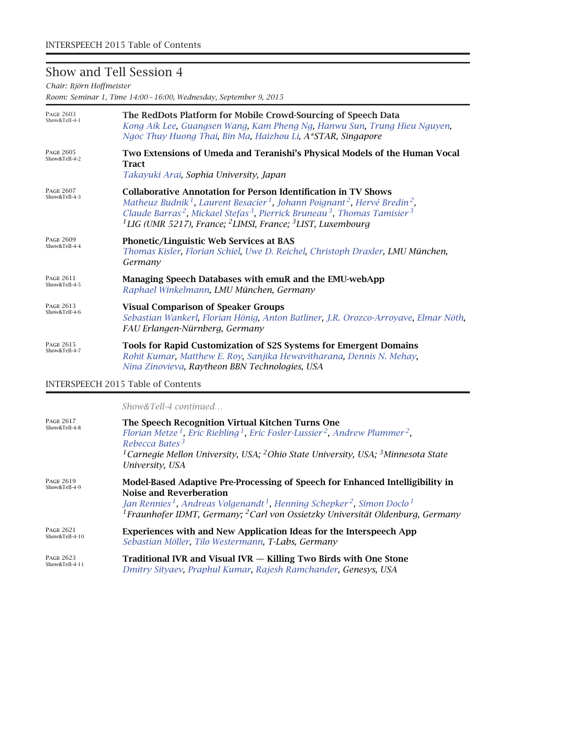## Show and Tell Session 4

*Chair: Björn Hoffmeister*

*Room: Seminar 1, Time 14:00 – 16:00, Wednesday, September 9, 2015*

PAGE 2603 Show&Tell-4-1

**The RedDots Platform for Mobile Crowd-Sourcing of Speech Data**
*Kong Aik Lee, Guangsen Wang, Kam Pheng Ng, Hanwu Sun, Trung Hieu Nguyen, Ngoc Thuy Huong Thai, Bin Ma, Haizhou Li, A\*STAR, Singapore*

PAGE 2605 Show&Tell-4-2

**Two Extensions of Umeda and Teranishi's Physical Models of the Human Vocal Tract**
*Takayuki Arai, Sophia University, Japan*

PAGE 2607 Show&Tell-4-3

**Collaborative Annotation for Person Identification in TV Shows**
*Matheuz Budnik[1], Laurent Besacier[1], Johann Poignant[2], Hervé Bredin[2], Claude Barras[2], Mickael Stefas[3], Pierrick Bruneau[3], Thomas Tamisier[3]*
*[1]LIG (UMR 5217), France; [2]LIMSI, France; [3]LIST, Luxembourg*

PAGE 2609 Show&Tell-4-4

**Phonetic/Linguistic Web Services at BAS**
*Thomas Kisler, Florian Schiel, Uwe D. Reichel, Christoph Draxler, LMU München, Germany*

PAGE 2611 Show&Tell-4-5

**Managing Speech Databases with emuR and the EMU-webApp**
*Raphael Winkelmann, LMU München, Germany*

PAGE 2613 Show&Tell-4-6

**Visual Comparison of Speaker Groups**
*Sebastian Wankerl, Florian Hönig, Anton Batliner, J.R. Orozco-Arroyave, Elmar Nöth, FAU Erlangen-Nürnberg, Germany*

PAGE 2615 Show&Tell-4-7

**Tools for Rapid Customization of S2S Systems for Emergent Domains**
*Rohit Kumar, Matthew E. Roy, Sanjika Hewavitharana, Dennis N. Mehay, Nina Zinovieva, Raytheon BBN Technologies, USA*

*Show&Tell-4 continued...*

PAGE 2617 Show&Tell-4-8

**The Speech Recognition Virtual Kitchen Turns One**
*Florian Metze[1], Eric Riebling[1], Eric Fosler-Lussier[2], Andrew Plummer[2], Rebecca Bates[3]*
*[1]Carnegie Mellon University, USA; [2]Ohio State University, USA; [3]Minnesota State University, USA*

PAGE 2619 Show&Tell-4-9

**Model-Based Adaptive Pre-Processing of Speech for Enhanced Intelligibility in Noise and Reverberation**
*Jan Rennies[1], Andreas Volgenandt[1], Henning Schepker[2], Simon Doclo[1]*
*[1]Fraunhofer IDMT, Germany; [2]Carl von Ossietzky Universität Oldenburg, Germany*

PAGE 2621 Show&Tell-4-10

**Experiences with and New Application Ideas for the Interspeech App**
*Sebastian Möller, Tilo Westermann, T-Labs, Germany*

PAGE 2623 Show&Tell-4-11

**Traditional IVR and Visual IVR — Killing Two Birds with One Stone**
*Dmitry Sityaev, Praphul Kumar, Rajesh Ramchander, Genesys, USA*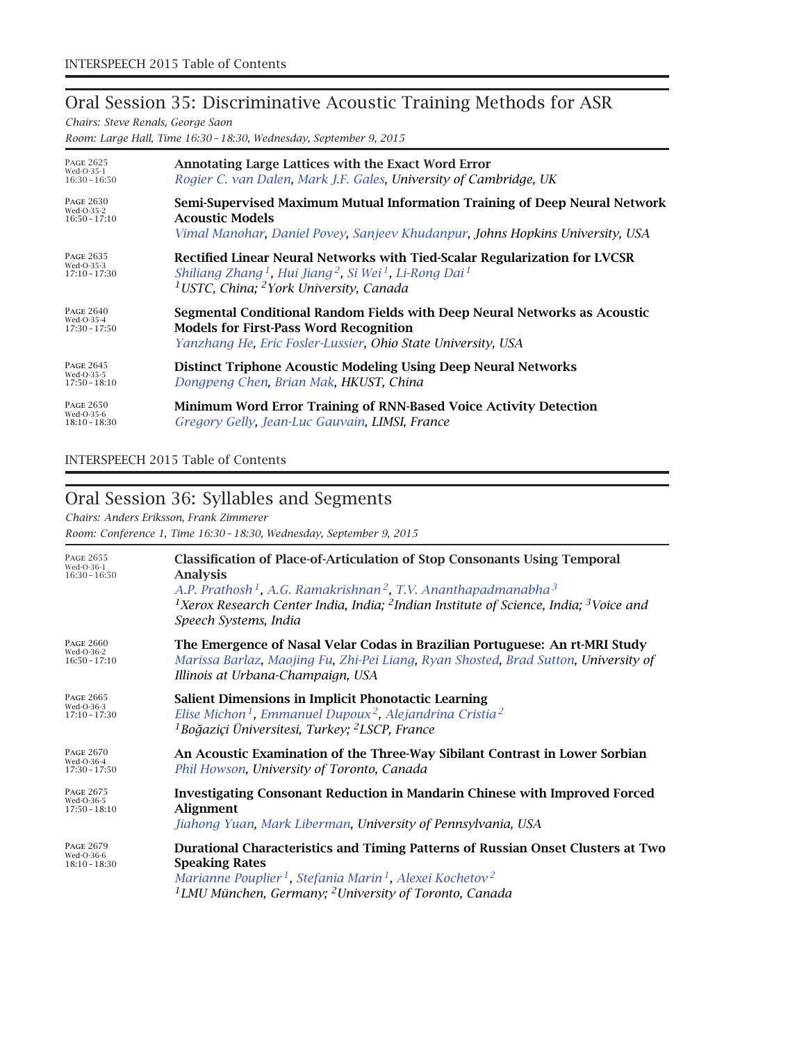## Oral Session 35: Discriminative Acoustic Training Methods for ASR

*Chairs: Steve Renals, George Saon*

*Room: Large Hall, Time 16:30 – 18:30, Wednesday, September 9, 2015*

Page 2625
Wed-O-35-1
16:30 – 16:50

**Annotating Large Lattices with the Exact Word Error**
*Rogier C. van Dalen, Mark J.F. Gales, University of Cambridge, UK*

Page 2630
Wed-O-35-2
16:50 – 17:10

**Semi-Supervised Maximum Mutual Information Training of Deep Neural Network Acoustic Models**
*Vimal Manohar, Daniel Povey, Sanjeev Khudanpur, Johns Hopkins University, USA*

Page 2635
Wed-O-35-3
17:10 – 17:30

**Rectified Linear Neural Networks with Tied-Scalar Regularization for LVCSR**
*Shiliang Zhang[1], Hui Jiang[2], Si Wei[1], Li-Rong Dai[1]*
*[1]USTC, China; [2]York University, Canada*

Page 2640
Wed-O-35-4
17:30 – 17:50

**Segmental Conditional Random Fields with Deep Neural Networks as Acoustic Models for First-Pass Word Recognition**
*Yanzhang He, Eric Fosler-Lussier, Ohio State University, USA*

Page 2645
Wed-O-35-5
17:50 – 18:10

**Distinct Triphone Acoustic Modeling Using Deep Neural Networks**
*Dongpeng Chen, Brian Mak, HKUST, China*

Page 2650
Wed-O-35-6
18:10 – 18:30

**Minimum Word Error Training of RNN-Based Voice Activity Detection**
*Gregory Gelly, Jean-Luc Gauvain, LIMSI, France*

## Oral Session 36: Syllables and Segments

*Chairs: Anders Eriksson, Frank Zimmerer*

*Room: Conference 1, Time 16:30 – 18:30, Wednesday, September 9, 2015*

Page 2655
Wed-O-36-1
16:30 – 16:50

**Classification of Place-of-Articulation of Stop Consonants Using Temporal Analysis**
*A.P. Prathosh[1], A.G. Ramakrishnan[2], T.V. Ananthapadmanabha[3]*
*[1]Xerox Research Center India, India; [2]Indian Institute of Science, India; [3]Voice and Speech Systems, India*

Page 2660
Wed-O-36-2
16:50 – 17:10

**The Emergence of Nasal Velar Codas in Brazilian Portuguese: An rt-MRI Study**
*Marissa Barlaz, Maojing Fu, Zhi-Pei Liang, Ryan Shosted, Brad Sutton, University of Illinois at Urbana-Champaign, USA*

Page 2665
Wed-O-36-3
17:10 – 17:30

**Salient Dimensions in Implicit Phonotactic Learning**
*Elise Michon[1], Emmanuel Dupoux[2], Alejandrina Cristia[2]*
*[1]Boğaziçi Üniversitesi, Turkey; [2]LSCP, France*

Page 2670
Wed-O-36-4
17:30 – 17:50

**An Acoustic Examination of the Three-Way Sibilant Contrast in Lower Sorbian**
*Phil Howson, University of Toronto, Canada*

Page 2675
Wed-O-36-5
17:50 – 18:10

**Investigating Consonant Reduction in Mandarin Chinese with Improved Forced Alignment**
*Jiahong Yuan, Mark Liberman, University of Pennsylvania, USA*

Page 2679
Wed-O-36-6
18:10 – 18:30

**Durational Characteristics and Timing Patterns of Russian Onset Clusters at Two Speaking Rates**
*Marianne Pouplier[1], Stefania Marin[1], Alexei Kochetov[2]*
*[1]LMU München, Germany; [2]University of Toronto, Canada*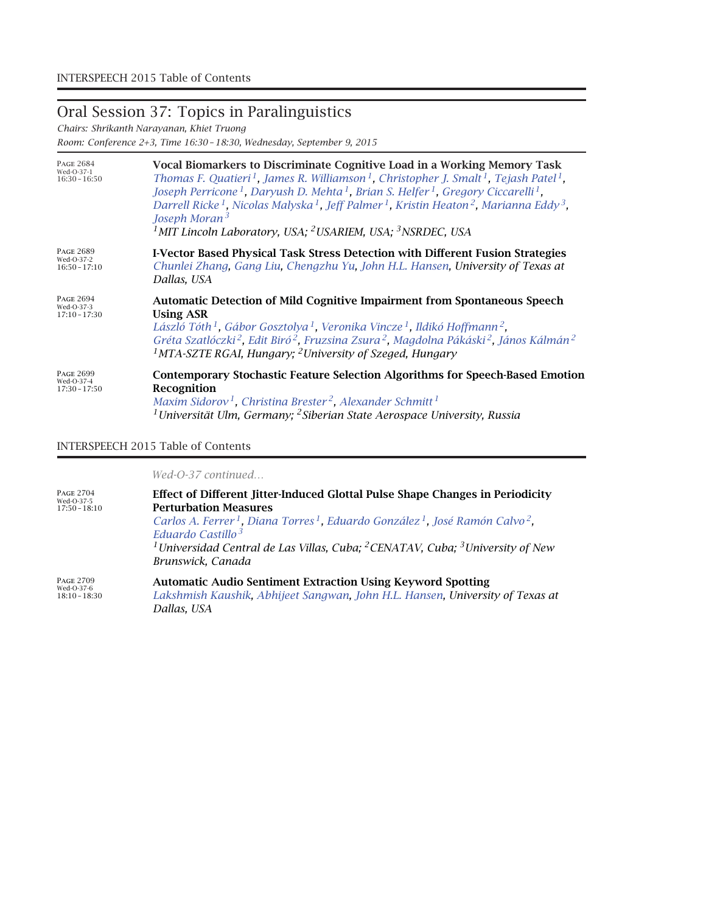## Oral Session 37: Topics in Paralinguistics

*Chairs: Shrikanth Narayanan, Khiet Truong*

*Room: Conference 2+3, Time 16:30 – 18:30, Wednesday, September 9, 2015*

PAGE 2684
Wed-O-37-1
16:30 – 16:50

**Vocal Biomarkers to Discriminate Cognitive Load in a Working Memory Task**
*Thomas F. Quatieri[1], James R. Williamson[1], Christopher J. Smalt[1], Tejash Patel[1], Joseph Perricone[1], Daryush D. Mehta[1], Brian S. Helfer[1], Gregory Ciccarelli[1], Darrell Ricke[1], Nicolas Malyska[1], Jeff Palmer[1], Kristin Heaton[2], Marianna Eddy[3], Joseph Moran[3]*
*[1]MIT Lincoln Laboratory, USA; [2]USARIEM, USA; [3]NSRDEC, USA*

PAGE 2689
Wed-O-37-2
16:50 – 17:10

**I-Vector Based Physical Task Stress Detection with Different Fusion Strategies**
*Chunlei Zhang, Gang Liu, Chengzhu Yu, John H.L. Hansen, University of Texas at Dallas, USA*

PAGE 2694
Wed-O-37-3
17:10 – 17:30

**Automatic Detection of Mild Cognitive Impairment from Spontaneous Speech Using ASR**
*László Tóth[1], Gábor Gosztolya[1], Veronika Vincze[1], Ildikó Hoffmann[2], Gréta Szatlóczki[2], Edit Biró[2], Fruzsina Zsura[2], Magdolna Pákáski[2], János Kálmán[2]*
*[1]MTA-SZTE RGAI, Hungary; [2]University of Szeged, Hungary*

PAGE 2699
Wed-O-37-4
17:30 – 17:50

**Contemporary Stochastic Feature Selection Algorithms for Speech-Based Emotion Recognition**
*Maxim Sidorov[1], Christina Brester[2], Alexander Schmitt[1]*
*[1]Universität Ulm, Germany; [2]Siberian State Aerospace University, Russia*

*Wed-O-37 continued…*

PAGE 2704
Wed-O-37-5
17:50 – 18:10

**Effect of Different Jitter-Induced Glottal Pulse Shape Changes in Periodicity Perturbation Measures**
*Carlos A. Ferrer[1], Diana Torres[1], Eduardo González[1], José Ramón Calvo[2], Eduardo Castillo[3]*
*[1]Universidad Central de Las Villas, Cuba; [2]CENATAV, Cuba; [3]University of New Brunswick, Canada*

PAGE 2709
Wed-O-37-6
18:10 – 18:30

**Automatic Audio Sentiment Extraction Using Keyword Spotting**
*Lakshmish Kaushik, Abhijeet Sangwan, John H.L. Hansen, University of Texas at Dallas, USA*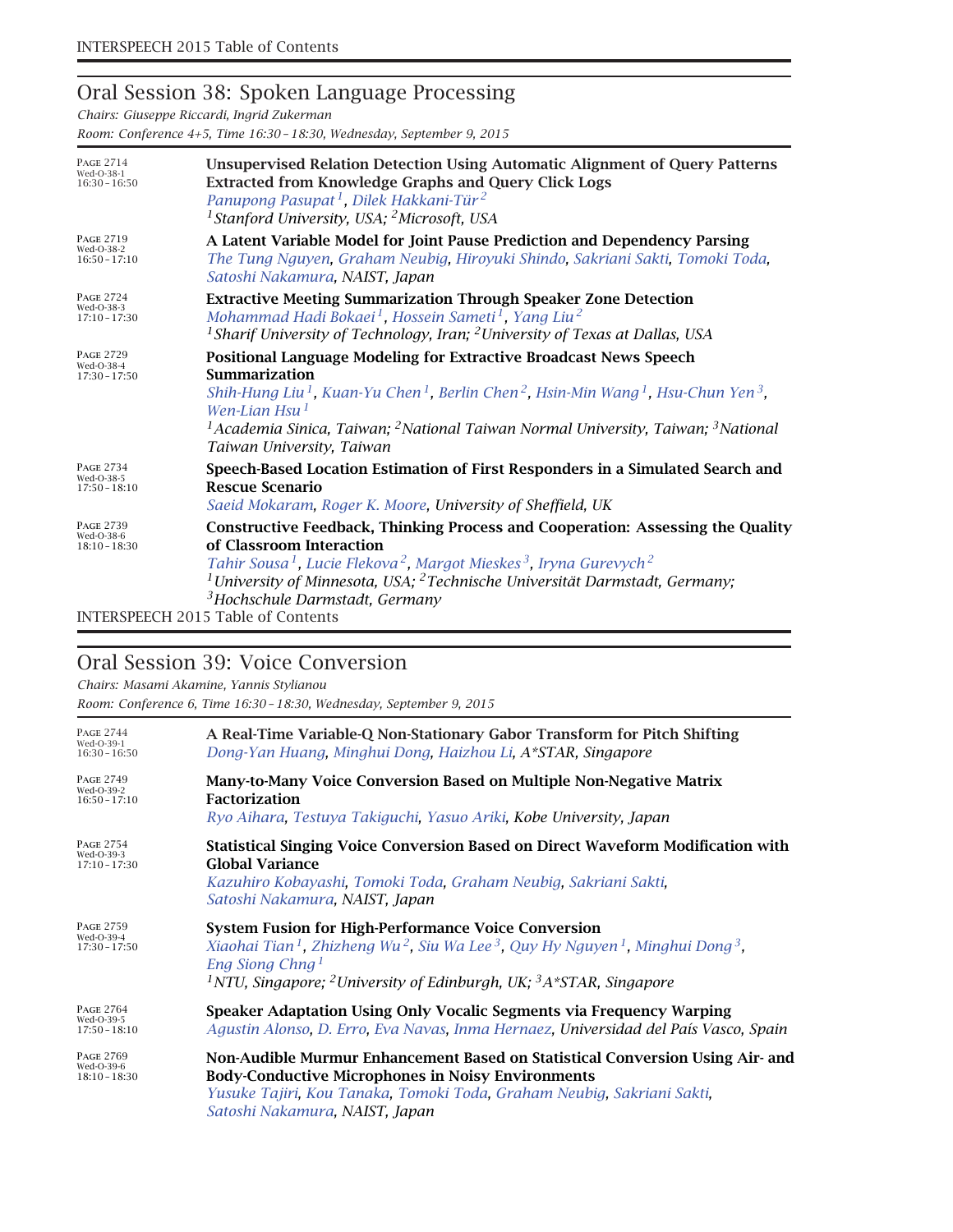## Oral Session 38: Spoken Language Processing

*Chairs: Giuseppe Riccardi, Ingrid Zukerman*

*Room: Conference 4+5, Time 16:30 – 18:30, Wednesday, September 9, 2015*

PAGE 2714
Wed-O-38-1
16:30 – 16:50

**Unsupervised Relation Detection Using Automatic Alignment of Query Patterns Extracted from Knowledge Graphs and Query Click Logs**
Panupong Pasupat[1], Dilek Hakkani-Tür[2]
[1]*Stanford University, USA;* [2]*Microsoft, USA*

PAGE 2719
Wed-O-38-2
16:50 – 17:10

**A Latent Variable Model for Joint Pause Prediction and Dependency Parsing**
The Tung Nguyen, Graham Neubig, Hiroyuki Shindo, Sakriani Sakti, Tomoki Toda, Satoshi Nakamura, *NAIST, Japan*

PAGE 2724
Wed-O-38-3
17:10 – 17:30

**Extractive Meeting Summarization Through Speaker Zone Detection**
Mohammad Hadi Bokaei[1], Hossein Sameti[1], Yang Liu[2]
[1]*Sharif University of Technology, Iran;* [2]*University of Texas at Dallas, USA*

PAGE 2729
Wed-O-38-4
17:30 – 17:50

**Positional Language Modeling for Extractive Broadcast News Speech Summarization**
Shih-Hung Liu[1], Kuan-Yu Chen[1], Berlin Chen[2], Hsin-Min Wang[1], Hsu-Chun Yen[3], Wen-Lian Hsu[1]
[1]*Academia Sinica, Taiwan;* [2]*National Taiwan Normal University, Taiwan;* [3]*National Taiwan University, Taiwan*

PAGE 2734
Wed-O-38-5
17:50 – 18:10

**Speech-Based Location Estimation of First Responders in a Simulated Search and Rescue Scenario**
Saeid Mokaram, Roger K. Moore, *University of Sheffield, UK*

PAGE 2739
Wed-O-38-6
18:10 – 18:30

**Constructive Feedback, Thinking Process and Cooperation: Assessing the Quality of Classroom Interaction**
Tahir Sousa[1], Lucie Flekova[2], Margot Mieskes[3], Iryna Gurevych[2]
[1]*University of Minnesota, USA;* [2]*Technische Universität Darmstadt, Germany;* [3]*Hochschule Darmstadt, Germany*

## Oral Session 39: Voice Conversion

*Chairs: Masami Akamine, Yannis Stylianou*

*Room: Conference 6, Time 16:30 – 18:30, Wednesday, September 9, 2015*

PAGE 2744
Wed-O-39-1
16:30 – 16:50

**A Real-Time Variable-Q Non-Stationary Gabor Transform for Pitch Shifting**
Dong-Yan Huang, Minghui Dong, Haizhou Li, *A\*STAR, Singapore*

PAGE 2749
Wed-O-39-2
16:50 – 17:10

**Many-to-Many Voice Conversion Based on Multiple Non-Negative Matrix Factorization**
Ryo Aihara, Testuya Takiguchi, Yasuo Ariki, *Kobe University, Japan*

PAGE 2754
Wed-O-39-3
17:10 – 17:30

**Statistical Singing Voice Conversion Based on Direct Waveform Modification with Global Variance**
Kazuhiro Kobayashi, Tomoki Toda, Graham Neubig, Sakriani Sakti, Satoshi Nakamura, *NAIST, Japan*

PAGE 2759
Wed-O-39-4
17:30 – 17:50

**System Fusion for High-Performance Voice Conversion**
Xiaohai Tian[1], Zhizheng Wu[2], Siu Wa Lee[3], Quy Hy Nguyen[1], Minghui Dong[3], Eng Siong Chng[1]
[1]*NTU, Singapore;* [2]*University of Edinburgh, UK;* [3]*A\*STAR, Singapore*

PAGE 2764
Wed-O-39-5
17:50 – 18:10

**Speaker Adaptation Using Only Vocalic Segments via Frequency Warping**
Agustin Alonso, D. Erro, Eva Navas, Inma Hernaez, *Universidad del País Vasco, Spain*

PAGE 2769
Wed-O-39-6
18:10 – 18:30

**Non-Audible Murmur Enhancement Based on Statistical Conversion Using Air- and Body-Conductive Microphones in Noisy Environments**
Yusuke Tajiri, Kou Tanaka, Tomoki Toda, Graham Neubig, Sakriani Sakti, Satoshi Nakamura, *NAIST, Japan*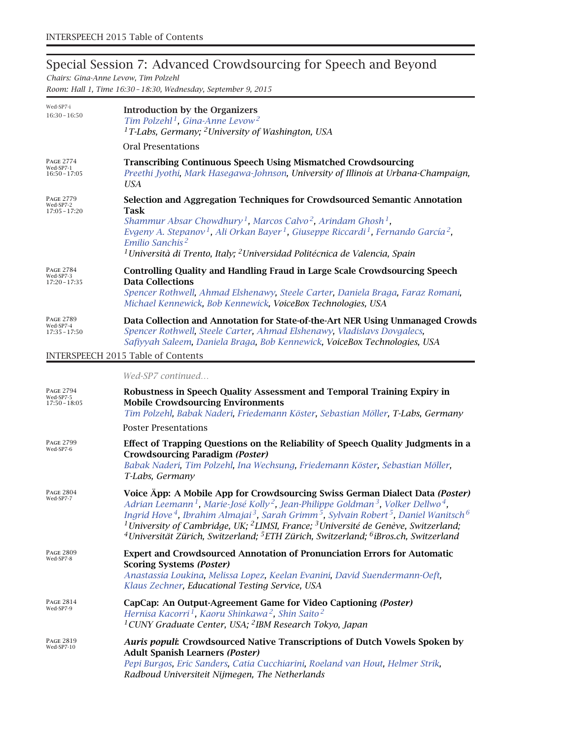## Special Session 7: Advanced Crowdsourcing for Speech and Beyond

*Chairs: Gina-Anne Levow, Tim Polzehl*
*Room: Hall 1, Time 16:30 – 18:30, Wednesday, September 9, 2015*

Wed-SP7-i
16:30 – 16:50

**Introduction by the Organizers**
*Tim Polzehl[1], Gina-Anne Levow[2]*
*[1]T-Labs, Germany; [2]University of Washington, USA*

Oral Presentations

Page 2774
Wed-SP7-1
16:50 – 17:05

**Transcribing Continuous Speech Using Mismatched Crowdsourcing**
*Preethi Jyothi, Mark Hasegawa-Johnson, University of Illinois at Urbana-Champaign, USA*

Page 2779
Wed-SP7-2
17:05 – 17:20

**Selection and Aggregation Techniques for Crowdsourced Semantic Annotation Task**
*Shammur Absar Chowdhury[1], Marcos Calvo[2], Arindam Ghosh[1], Evgeny A. Stepanov[1], Ali Orkan Bayer[1], Giuseppe Riccardi[1], Fernando García[2], Emilio Sanchis[2]*
*[1]Università di Trento, Italy; [2]Universidad Politécnica de Valencia, Spain*

Page 2784
Wed-SP7-3
17:20 – 17:35

**Controlling Quality and Handling Fraud in Large Scale Crowdsourcing Speech Data Collections**
*Spencer Rothwell, Ahmad Elshenawy, Steele Carter, Daniela Braga, Faraz Romani, Michael Kennewick, Bob Kennewick, VoiceBox Technologies, USA*

Page 2789
Wed-SP7-4
17:35 – 17:50

**Data Collection and Annotation for State-of-the-Art NER Using Unmanaged Crowds**
*Spencer Rothwell, Steele Carter, Ahmad Elshenawy, Vladislavs Dovgalecs, Safiyyah Saleem, Daniela Braga, Bob Kennewick, VoiceBox Technologies, USA*

*Wed-SP7 continued…*

Page 2794
Wed-SP7-5
17:50 – 18:05

**Robustness in Speech Quality Assessment and Temporal Training Expiry in Mobile Crowdsourcing Environments**
*Tim Polzehl, Babak Naderi, Friedemann Köster, Sebastian Möller, T-Labs, Germany*

Poster Presentations

Page 2799
Wed-SP7-6

**Effect of Trapping Questions on the Reliability of Speech Quality Judgments in a Crowdsourcing Paradigm *(Poster)***
*Babak Naderi, Tim Polzehl, Ina Wechsung, Friedemann Köster, Sebastian Möller, T-Labs, Germany*

Page 2804
Wed-SP7-7

**Voice Äpp: A Mobile App for Crowdsourcing Swiss German Dialect Data *(Poster)***
*Adrian Leemann[1], Marie-José Kolly[2], Jean-Philippe Goldman[3], Volker Dellwo[4], Ingrid Hove[4], Ibrahim Almajai[3], Sarah Grimm[5], Sylvain Robert[5], Daniel Wanitsch[6]*
*[1]University of Cambridge, UK; [2]LIMSI, France; [3]Université de Genève, Switzerland; [4]Universität Zürich, Switzerland; [5]ETH Zürich, Switzerland; [6]iBros.ch, Switzerland*

Page 2809
Wed-SP7-8

**Expert and Crowdsourced Annotation of Pronunciation Errors for Automatic Scoring Systems *(Poster)***
*Anastassia Loukina, Melissa Lopez, Keelan Evanini, David Suendermann-Oeft, Klaus Zechner, Educational Testing Service, USA*

Page 2814
Wed-SP7-9

**CapCap: An Output-Agreement Game for Video Captioning *(Poster)***
*Hernisa Kacorri[1], Kaoru Shinkawa[2], Shin Saito[2]*
*[1]CUNY Graduate Center, USA; [2]IBM Research Tokyo, Japan*

Page 2819
Wed-SP7-10

***Auris populi*: Crowdsourced Native Transcriptions of Dutch Vowels Spoken by Adult Spanish Learners *(Poster)***
*Pepi Burgos, Eric Sanders, Catia Cucchiarini, Roeland van Hout, Helmer Strik, Radboud Universiteit Nijmegen, The Netherlands*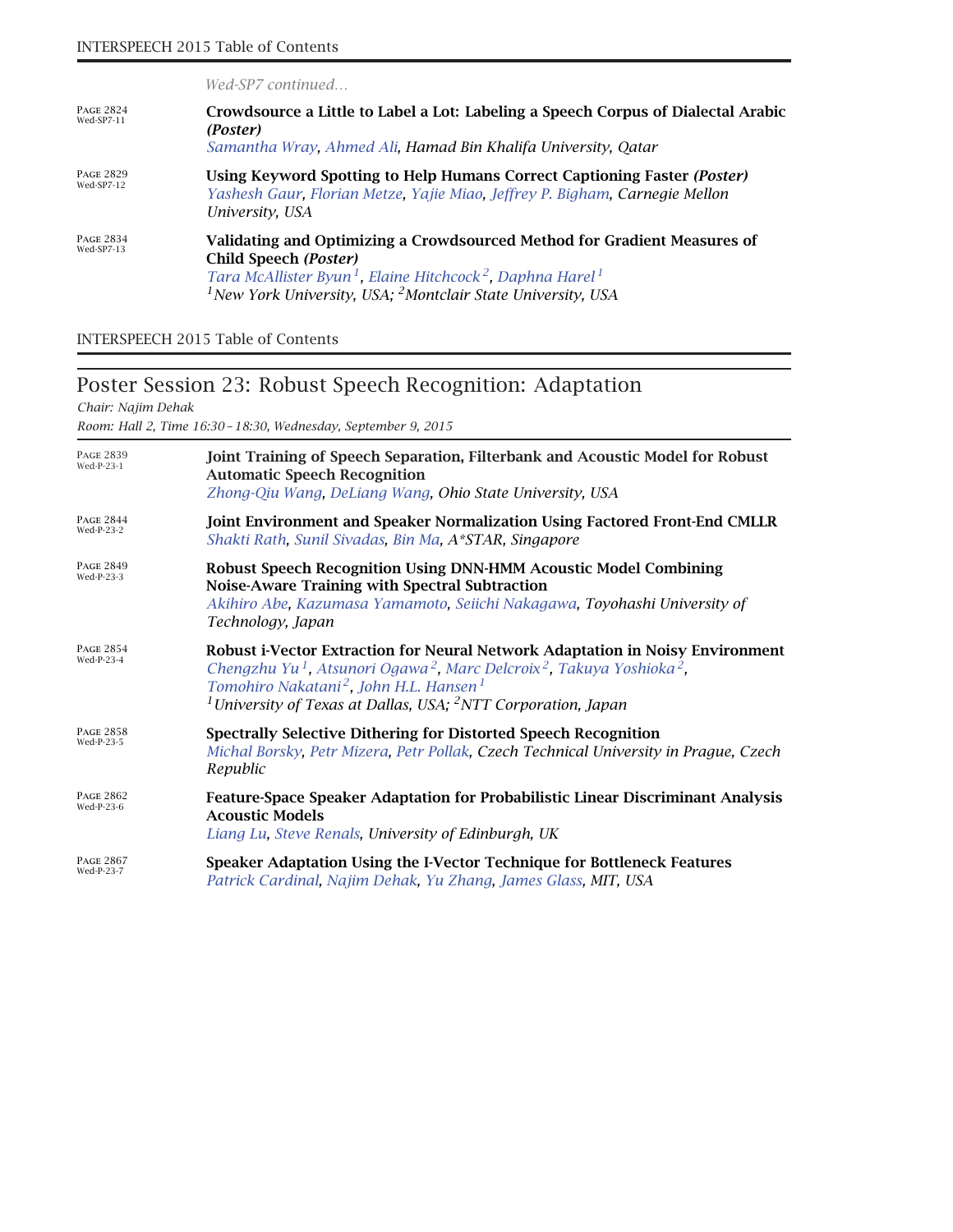*Wed-SP7 continued...*

PAGE 2824
Wed-SP7-11

**Crowdsource a Little to Label a Lot: Labeling a Speech Corpus of Dialectal Arabic *(Poster)***
*Samantha Wray, Ahmed Ali, Hamad Bin Khalifa University, Qatar*

PAGE 2829
Wed-SP7-12

**Using Keyword Spotting to Help Humans Correct Captioning Faster *(Poster)***
*Yashesh Gaur, Florian Metze, Yajie Miao, Jeffrey P. Bigham, Carnegie Mellon University, USA*

PAGE 2834
Wed-SP7-13

**Validating and Optimizing a Crowdsourced Method for Gradient Measures of Child Speech *(Poster)***
*Tara McAllister Byun[1], Elaine Hitchcock[2], Daphna Harel[1]*
*[1]New York University, USA; [2]Montclair State University, USA*

## Poster Session 23: Robust Speech Recognition: Adaptation

*Chair: Najim Dehak*

*Room: Hall 2, Time 16:30 – 18:30, Wednesday, September 9, 2015*

PAGE 2839
Wed-P-23-1

**Joint Training of Speech Separation, Filterbank and Acoustic Model for Robust Automatic Speech Recognition**
*Zhong-Qiu Wang, DeLiang Wang, Ohio State University, USA*

PAGE 2844
Wed-P-23-2

**Joint Environment and Speaker Normalization Using Factored Front-End CMLLR**
*Shakti Rath, Sunil Sivadas, Bin Ma, A\*STAR, Singapore*

PAGE 2849
Wed-P-23-3

**Robust Speech Recognition Using DNN-HMM Acoustic Model Combining Noise-Aware Training with Spectral Subtraction**
*Akihiro Abe, Kazumasa Yamamoto, Seiichi Nakagawa, Toyohashi University of Technology, Japan*

PAGE 2854
Wed-P-23-4

**Robust i-Vector Extraction for Neural Network Adaptation in Noisy Environment**
*Chengzhu Yu[1], Atsunori Ogawa[2], Marc Delcroix[2], Takuya Yoshioka[2], Tomohiro Nakatani[2], John H.L. Hansen[1]*
*[1]University of Texas at Dallas, USA; [2]NTT Corporation, Japan*

PAGE 2858
Wed-P-23-5

**Spectrally Selective Dithering for Distorted Speech Recognition**
*Michal Borsky, Petr Mizera, Petr Pollak, Czech Technical University in Prague, Czech Republic*

PAGE 2862
Wed-P-23-6

**Feature-Space Speaker Adaptation for Probabilistic Linear Discriminant Analysis Acoustic Models**
*Liang Lu, Steve Renals, University of Edinburgh, UK*

PAGE 2867
Wed-P-23-7

**Speaker Adaptation Using the I-Vector Technique for Bottleneck Features**
*Patrick Cardinal, Najim Dehak, Yu Zhang, James Glass, MIT, USA*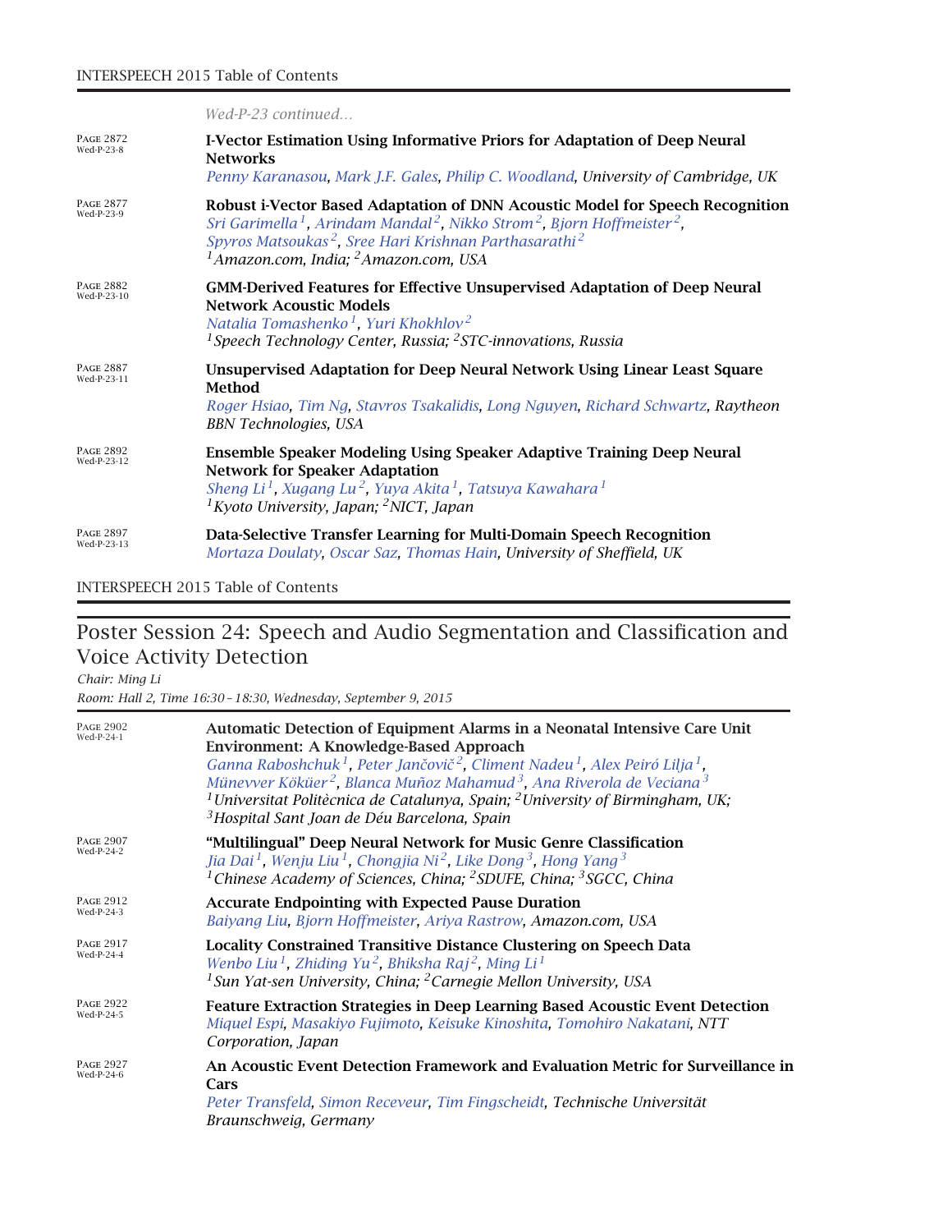*Wed-P-23 continued…*

PAGE 2872
Wed-P-23-8

**I-Vector Estimation Using Informative Priors for Adaptation of Deep Neural Networks**
*Penny Karanasou, Mark J.F. Gales, Philip C. Woodland, University of Cambridge, UK*

PAGE 2877
Wed-P-23-9

**Robust i-Vector Based Adaptation of DNN Acoustic Model for Speech Recognition**
*Sri Garimella[1], Arindam Mandal[2], Nikko Strom[2], Bjorn Hoffmeister[2], Spyros Matsoukas[2], Sree Hari Krishnan Parthasarathi[2]*
*[1]Amazon.com, India; [2]Amazon.com, USA*

PAGE 2882
Wed-P-23-10

**GMM-Derived Features for Effective Unsupervised Adaptation of Deep Neural Network Acoustic Models**
*Natalia Tomashenko[1], Yuri Khokhlov[2]*
*[1]Speech Technology Center, Russia; [2]STC-innovations, Russia*

PAGE 2887
Wed-P-23-11

**Unsupervised Adaptation for Deep Neural Network Using Linear Least Square Method**
*Roger Hsiao, Tim Ng, Stavros Tsakalidis, Long Nguyen, Richard Schwartz, Raytheon BBN Technologies, USA*

PAGE 2892
Wed-P-23-12

**Ensemble Speaker Modeling Using Speaker Adaptive Training Deep Neural Network for Speaker Adaptation**
*Sheng Li[1], Xugang Lu[2], Yuya Akita[1], Tatsuya Kawahara[1]*
*[1]Kyoto University, Japan; [2]NICT, Japan*

PAGE 2897
Wed-P-23-13

**Data-Selective Transfer Learning for Multi-Domain Speech Recognition**
*Mortaza Doulaty, Oscar Saz, Thomas Hain, University of Sheffield, UK*

## Poster Session 24: Speech and Audio Segmentation and Classification and Voice Activity Detection

*Chair: Ming Li*
*Room: Hall 2, Time 16:30–18:30, Wednesday, September 9, 2015*

PAGE 2902
Wed-P-24-1

**Automatic Detection of Equipment Alarms in a Neonatal Intensive Care Unit Environment: A Knowledge-Based Approach**
*Ganna Raboshchuk[1], Peter Jančovič[2], Climent Nadeu[1], Alex Peiró Lilja[1], Münevver Köküer[2], Blanca Muñoz Mahamud[3], Ana Riverola de Veciana[3]*
*[1]Universitat Politècnica de Catalunya, Spain; [2]University of Birmingham, UK; [3]Hospital Sant Joan de Déu Barcelona, Spain*

PAGE 2907
Wed-P-24-2

**"Multilingual" Deep Neural Network for Music Genre Classification**
*Jia Dai[1], Wenju Liu[1], Chongjia Ni[2], Like Dong[3], Hong Yang[3]*
*[1]Chinese Academy of Sciences, China; [2]SDUFE, China; [3]SGCC, China*

PAGE 2912
Wed-P-24-3

**Accurate Endpointing with Expected Pause Duration**
*Baiyang Liu, Bjorn Hoffmeister, Ariya Rastrow, Amazon.com, USA*

PAGE 2917
Wed-P-24-4

**Locality Constrained Transitive Distance Clustering on Speech Data**
*Wenbo Liu[1], Zhiding Yu[2], Bhiksha Raj[2], Ming Li[1]*
*[1]Sun Yat-sen University, China; [2]Carnegie Mellon University, USA*

PAGE 2922
Wed-P-24-5

**Feature Extraction Strategies in Deep Learning Based Acoustic Event Detection**
*Miquel Espi, Masakiyo Fujimoto, Keisuke Kinoshita, Tomohiro Nakatani, NTT Corporation, Japan*

PAGE 2927
Wed-P-24-6

**An Acoustic Event Detection Framework and Evaluation Metric for Surveillance in Cars**
*Peter Transfeld, Simon Receveur, Tim Fingscheidt, Technische Universität Braunschweig, Germany*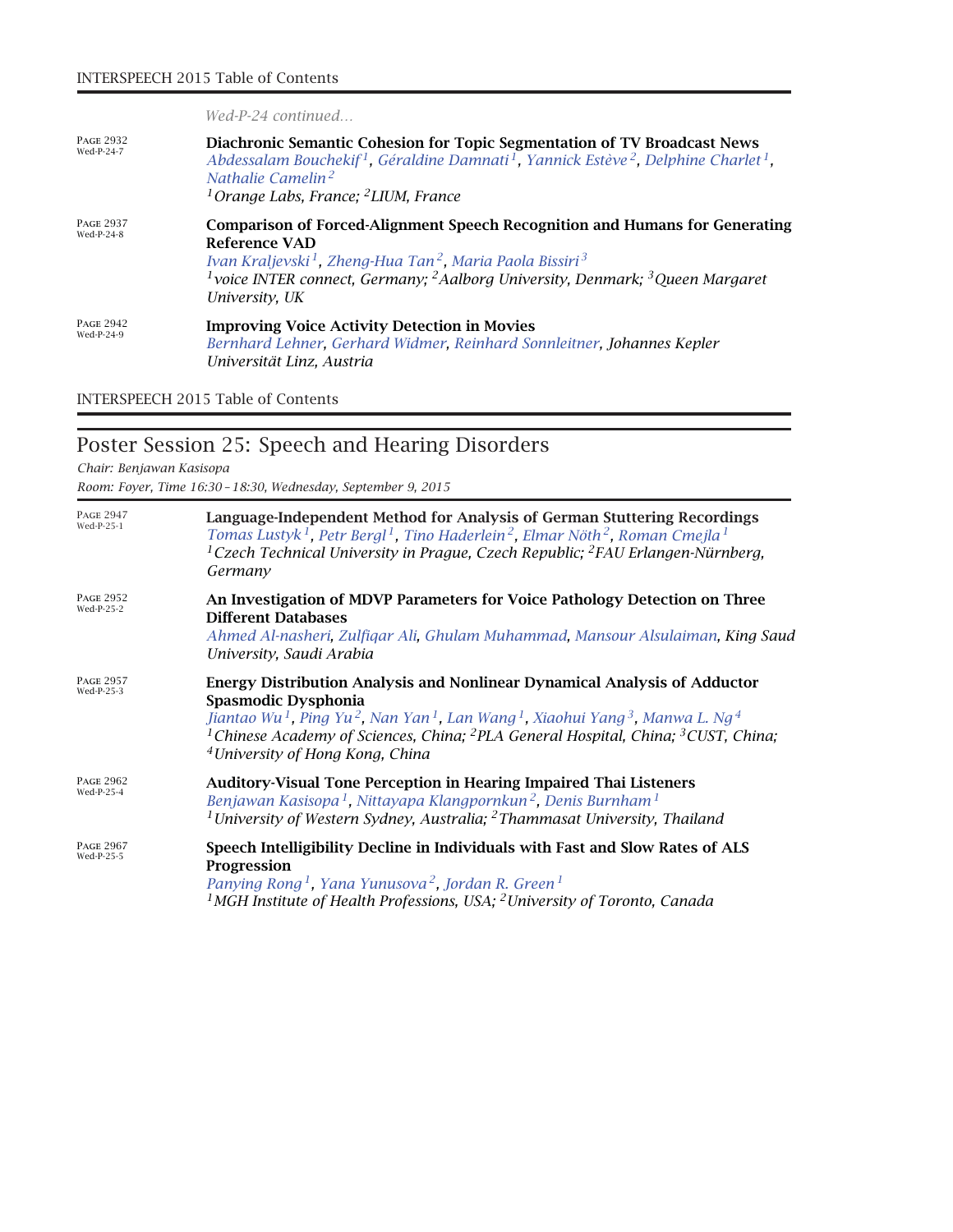*Wed-P-24 continued...*

PAGE 2932
Wed-P-24-7

**Diachronic Semantic Cohesion for Topic Segmentation of TV Broadcast News**
*Abdessalam Bouchekif[1], Géraldine Damnati[1], Yannick Estève[2], Delphine Charlet[1], Nathalie Camelin[2]*
*[1]Orange Labs, France; [2]LIUM, France*

PAGE 2937
Wed-P-24-8

**Comparison of Forced-Alignment Speech Recognition and Humans for Generating Reference VAD**
*Ivan Kraljevski[1], Zheng-Hua Tan[2], Maria Paola Bissiri[3]*
*[1]voice INTER connect, Germany; [2]Aalborg University, Denmark; [3]Queen Margaret University, UK*

PAGE 2942
Wed-P-24-9

**Improving Voice Activity Detection in Movies**
*Bernhard Lehner, Gerhard Widmer, Reinhard Sonnleitner, Johannes Kepler Universität Linz, Austria*

## Poster Session 25: Speech and Hearing Disorders

*Chair: Benjawan Kasisopa*
*Room: Foyer, Time 16:30 – 18:30, Wednesday, September 9, 2015*

PAGE 2947
Wed-P-25-1

**Language-Independent Method for Analysis of German Stuttering Recordings**
*Tomas Lustyk[1], Petr Bergl[1], Tino Haderlein[2], Elmar Nöth[2], Roman Cmejla[1]*
*[1]Czech Technical University in Prague, Czech Republic; [2]FAU Erlangen-Nürnberg, Germany*

PAGE 2952
Wed-P-25-2

**An Investigation of MDVP Parameters for Voice Pathology Detection on Three Different Databases**
*Ahmed Al-nasheri, Zulfiqar Ali, Ghulam Muhammad, Mansour Alsulaiman, King Saud University, Saudi Arabia*

PAGE 2957
Wed-P-25-3

**Energy Distribution Analysis and Nonlinear Dynamical Analysis of Adductor Spasmodic Dysphonia**
*Jiantao Wu[1], Ping Yu[2], Nan Yan[1], Lan Wang[1], Xiaohui Yang[3], Manwa L. Ng[4]*
*[1]Chinese Academy of Sciences, China; [2]PLA General Hospital, China; [3]CUST, China; [4]University of Hong Kong, China*

PAGE 2962
Wed-P-25-4

**Auditory-Visual Tone Perception in Hearing Impaired Thai Listeners**
*Benjawan Kasisopa[1], Nittayapa Klangpornkun[2], Denis Burnham[1]*
*[1]University of Western Sydney, Australia; [2]Thammasat University, Thailand*

PAGE 2967
Wed-P-25-5

**Speech Intelligibility Decline in Individuals with Fast and Slow Rates of ALS Progression**
*Panying Rong[1], Yana Yunusova[2], Jordan R. Green[1]*
*[1]MGH Institute of Health Professions, USA; [2]University of Toronto, Canada*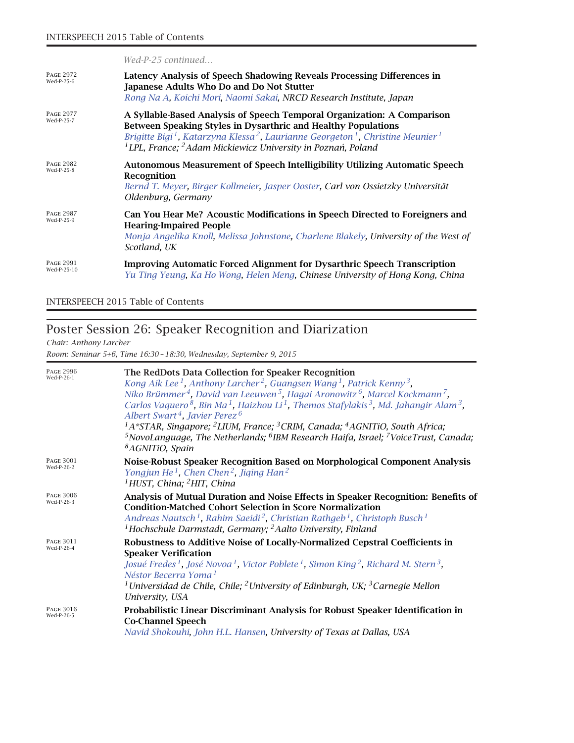*Wed-P-25 continued...*

PAGE 2972
Wed-P-25-6

**Latency Analysis of Speech Shadowing Reveals Processing Differences in Japanese Adults Who Do and Do Not Stutter**
*Rong Na A, Koichi Mori, Naomi Sakai, NRCD Research Institute, Japan*

PAGE 2977
Wed-P-25-7

**A Syllable-Based Analysis of Speech Temporal Organization: A Comparison Between Speaking Styles in Dysarthric and Healthy Populations**
*Brigitte Bigi[1], Katarzyna Klessa[2], Laurianne Georgeton[1], Christine Meunier[1]*
*[1]LPL, France; [2]Adam Mickiewicz University in Poznań, Poland*

PAGE 2982
Wed-P-25-8

**Autonomous Measurement of Speech Intelligibility Utilizing Automatic Speech Recognition**
*Bernd T. Meyer, Birger Kollmeier, Jasper Ooster, Carl von Ossietzky Universität Oldenburg, Germany*

PAGE 2987
Wed-P-25-9

**Can You Hear Me? Acoustic Modifications in Speech Directed to Foreigners and Hearing-Impaired People**
*Monja Angelika Knoll, Melissa Johnstone, Charlene Blakely, University of the West of Scotland, UK*

PAGE 2991
Wed-P-25-10

**Improving Automatic Forced Alignment for Dysarthric Speech Transcription**
*Yu Ting Yeung, Ka Ho Wong, Helen Meng, Chinese University of Hong Kong, China*

## Poster Session 26: Speaker Recognition and Diarization

*Chair: Anthony Larcher*

*Room: Seminar 5+6, Time 16:30 – 18:30, Wednesday, September 9, 2015*

PAGE 2996
Wed-P-26-1

**The RedDots Data Collection for Speaker Recognition**
*Kong Aik Lee[1], Anthony Larcher[2], Guangsen Wang[1], Patrick Kenny[3], Niko Brümmer[4], David van Leeuwen[5], Hagai Aronowitz[6], Marcel Kockmann[7], Carlos Vaquero[8], Bin Ma[1], Haizhou Li[1], Themos Stafylakis[3], Md. Jahangir Alam[3], Albert Swart[4], Javier Perez[6]*
*[1]A*STAR, Singapore; [2]LIUM, France; [3]CRIM, Canada; [4]AGNITiO, South Africa; [5]NovoLanguage, The Netherlands; [6]IBM Research Haifa, Israel; [7]VoiceTrust, Canada; [8]AGNITiO, Spain*

PAGE 3001
Wed-P-26-2

**Noise-Robust Speaker Recognition Based on Morphological Component Analysis**
*Yongjun He[1], Chen Chen[2], Jiqing Han[2]*
*[1]HUST, China; [2]HIT, China*

PAGE 3006
Wed-P-26-3

**Analysis of Mutual Duration and Noise Effects in Speaker Recognition: Benefits of Condition-Matched Cohort Selection in Score Normalization**
*Andreas Nautsch[1], Rahim Saeidi[2], Christian Rathgeb[1], Christoph Busch[1]*
*[1]Hochschule Darmstadt, Germany; [2]Aalto University, Finland*

PAGE 3011
Wed-P-26-4

**Robustness to Additive Noise of Locally-Normalized Cepstral Coefficients in Speaker Verification**
*Josué Fredes[1], José Novoa[1], Victor Poblete[1], Simon King[2], Richard M. Stern[3], Néstor Becerra Yoma[1]*
*[1]Universidad de Chile, Chile; [2]University of Edinburgh, UK; [3]Carnegie Mellon University, USA*

PAGE 3016
Wed-P-26-5

**Probabilistic Linear Discriminant Analysis for Robust Speaker Identification in Co-Channel Speech**
*Navid Shokouhi, John H.L. Hansen, University of Texas at Dallas, USA*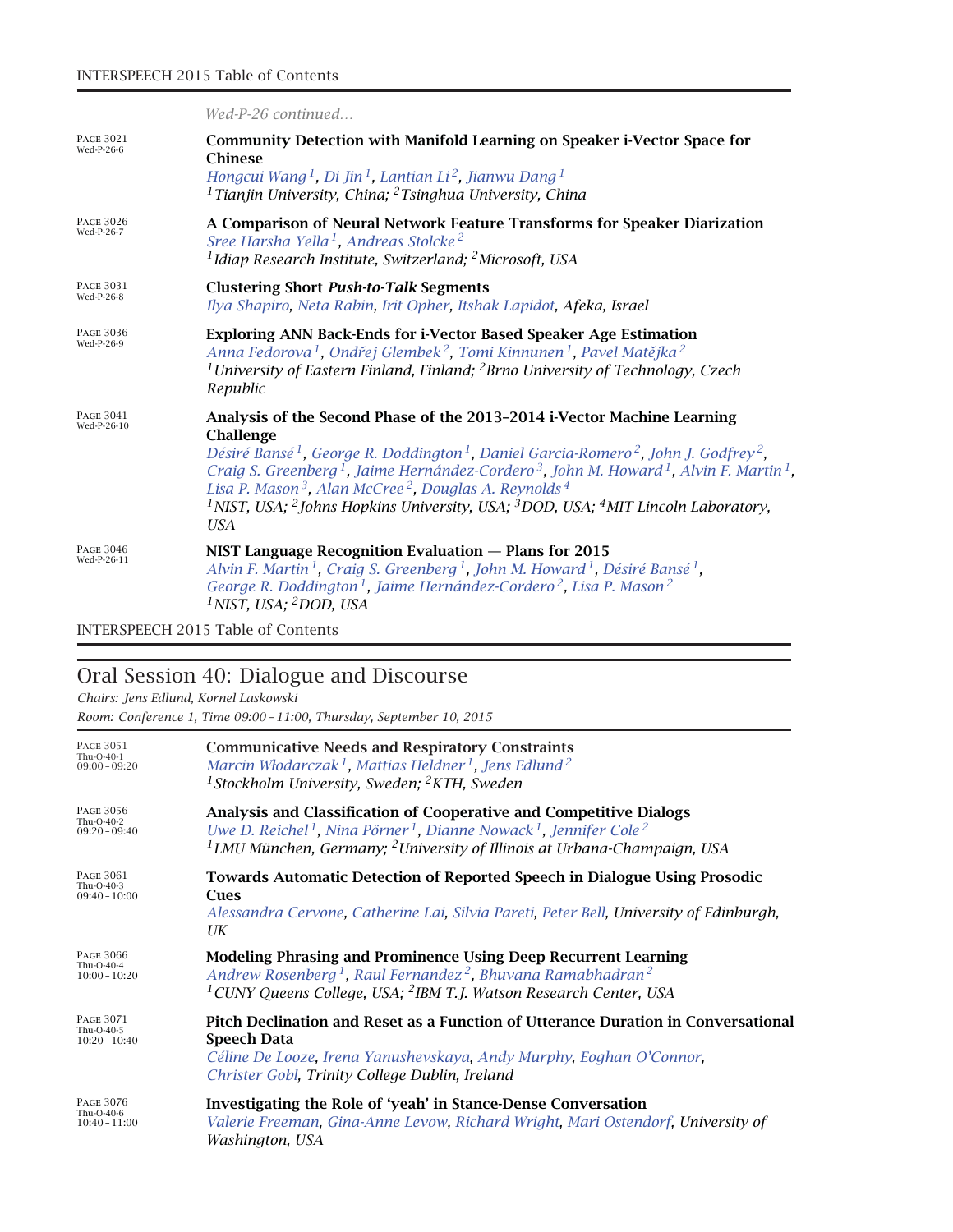*Wed-P-26 continued…*

PAGE 3021
Wed-P-26-6

**Community Detection with Manifold Learning on Speaker i-Vector Space for Chinese**
*Hongcui Wang[1], Di Jin[1], Lantian Li[2], Jianwu Dang[1]*
*[1]Tianjin University, China; [2]Tsinghua University, China*

PAGE 3026
Wed-P-26-7

**A Comparison of Neural Network Feature Transforms for Speaker Diarization**
*Sree Harsha Yella[1], Andreas Stolcke[2]*
*[1]Idiap Research Institute, Switzerland; [2]Microsoft, USA*

PAGE 3031
Wed-P-26-8

**Clustering Short *Push-to-Talk* Segments**
*Ilya Shapiro, Neta Rabin, Irit Opher, Itshak Lapidot, Afeka, Israel*

PAGE 3036
Wed-P-26-9

**Exploring ANN Back-Ends for i-Vector Based Speaker Age Estimation**
*Anna Fedorova[1], Ondřej Glembek[2], Tomi Kinnunen[1], Pavel Matějka[2]*
*[1]University of Eastern Finland, Finland; [2]Brno University of Technology, Czech Republic*

PAGE 3041
Wed-P-26-10

**Analysis of the Second Phase of the 2013–2014 i-Vector Machine Learning Challenge**
*Désiré Bansé[1], George R. Doddington[1], Daniel Garcia-Romero[2], John J. Godfrey[2], Craig S. Greenberg[1], Jaime Hernández-Cordero[3], John M. Howard[1], Alvin F. Martin[1], Lisa P. Mason[3], Alan McCree[2], Douglas A. Reynolds[4]*
*[1]NIST, USA; [2]Johns Hopkins University, USA; [3]DOD, USA; [4]MIT Lincoln Laboratory, USA*

PAGE 3046
Wed-P-26-11

**NIST Language Recognition Evaluation — Plans for 2015**
*Alvin F. Martin[1], Craig S. Greenberg[1], John M. Howard[1], Désiré Bansé[1], George R. Doddington[1], Jaime Hernández-Cordero[2], Lisa P. Mason[2]*
*[1]NIST, USA; [2]DOD, USA*

## Oral Session 40: Dialogue and Discourse

*Chairs: Jens Edlund, Kornel Laskowski*
*Room: Conference 1, Time 09:00 – 11:00, Thursday, September 10, 2015*

PAGE 3051
Thu-O-40-1
09:00 – 09:20

**Communicative Needs and Respiratory Constraints**
*Marcin Włodarczak[1], Mattias Heldner[1], Jens Edlund[2]*
*[1]Stockholm University, Sweden; [2]KTH, Sweden*

PAGE 3056
Thu-O-40-2
09:20 – 09:40

**Analysis and Classification of Cooperative and Competitive Dialogs**
*Uwe D. Reichel[1], Nina Pörner[1], Dianne Nowack[1], Jennifer Cole[2]*
*[1]LMU München, Germany; [2]University of Illinois at Urbana-Champaign, USA*

PAGE 3061
Thu-O-40-3
09:40 – 10:00

**Towards Automatic Detection of Reported Speech in Dialogue Using Prosodic Cues**
*Alessandra Cervone, Catherine Lai, Silvia Pareti, Peter Bell, University of Edinburgh, UK*

PAGE 3066
Thu-O-40-4
10:00 – 10:20

**Modeling Phrasing and Prominence Using Deep Recurrent Learning**
*Andrew Rosenberg[1], Raul Fernandez[2], Bhuvana Ramabhadran[2]*
*[1]CUNY Queens College, USA; [2]IBM T.J. Watson Research Center, USA*

PAGE 3071
Thu-O-40-5
10:20 – 10:40

**Pitch Declination and Reset as a Function of Utterance Duration in Conversational Speech Data**
*Céline De Looze, Irena Yanushevskaya, Andy Murphy, Eoghan O'Connor, Christer Gobl, Trinity College Dublin, Ireland*

PAGE 3076
Thu-O-40-6
10:40 – 11:00

**Investigating the Role of 'yeah' in Stance-Dense Conversation**
*Valerie Freeman, Gina-Anne Levow, Richard Wright, Mari Ostendorf, University of Washington, USA*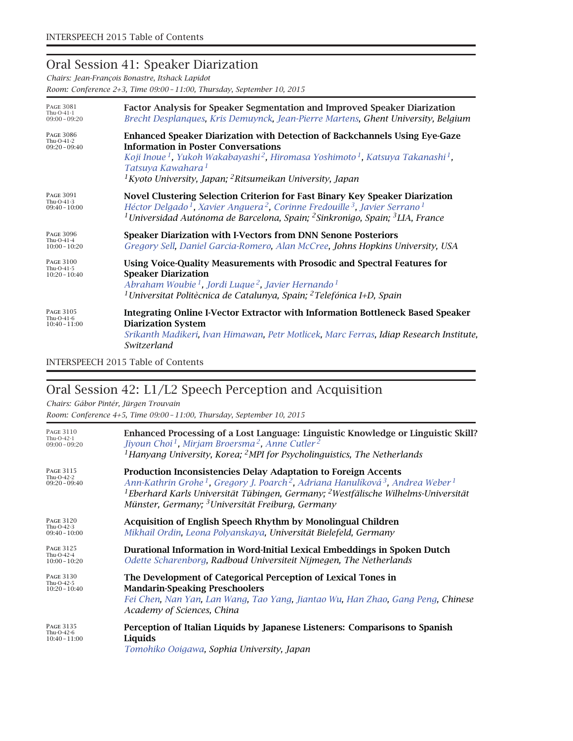## Oral Session 41: Speaker Diarization

*Chairs: Jean-François Bonastre, Itshack Lapidot*
*Room: Conference 2+3, Time 09:00 – 11:00, Thursday, September 10, 2015*

Page 3081
Thu-O-41-1
09:00 – 09:20

**Factor Analysis for Speaker Segmentation and Improved Speaker Diarization**
*Brecht Desplanques, Kris Demuynck, Jean-Pierre Martens, Ghent University, Belgium*

Page 3086
Thu-O-41-2
09:20 – 09:40

**Enhanced Speaker Diarization with Detection of Backchannels Using Eye-Gaze Information in Poster Conversations**
*Koji Inoue [1], Yukoh Wakabayashi [2], Hiromasa Yoshimoto [1], Katsuya Takanashi [1], Tatsuya Kawahara [1]*
*[1] Kyoto University, Japan; [2] Ritsumeikan University, Japan*

Page 3091
Thu-O-41-3
09:40 – 10:00

**Novel Clustering Selection Criterion for Fast Binary Key Speaker Diarization**
*Héctor Delgado [1], Xavier Anguera [2], Corinne Fredouille [3], Javier Serrano [1]*
*[1] Universidad Autónoma de Barcelona, Spain; [2] Sinkronigo, Spain; [3] LIA, France*

Page 3096
Thu-O-41-4
10:00 – 10:20

**Speaker Diarization with I-Vectors from DNN Senone Posteriors**
*Gregory Sell, Daniel Garcia-Romero, Alan McCree, Johns Hopkins University, USA*

Page 3100
Thu-O-41-5
10:20 – 10:40

**Using Voice-Quality Measurements with Prosodic and Spectral Features for Speaker Diarization**
*Abraham Woubie [1], Jordi Luque [2], Javier Hernando [1]*
*[1] Universitat Politècnica de Catalunya, Spain; [2] Telefónica I+D, Spain*

Page 3105
Thu-O-41-6
10:40 – 11:00

**Integrating Online I-Vector Extractor with Information Bottleneck Based Speaker Diarization System**
*Srikanth Madikeri, Ivan Himawan, Petr Motlicek, Marc Ferras, Idiap Research Institute, Switzerland*

## Oral Session 42: L1/L2 Speech Perception and Acquisition

*Chairs: Gábor Pintér, Jürgen Trouvain*
*Room: Conference 4+5, Time 09:00 – 11:00, Thursday, September 10, 2015*

Page 3110
Thu-O-42-1
09:00 – 09:20

**Enhanced Processing of a Lost Language: Linguistic Knowledge or Linguistic Skill?**
*Jiyoun Choi [1], Mirjam Broersma [2], Anne Cutler [2]*
*[1] Hanyang University, Korea; [2] MPI for Psycholinguistics, The Netherlands*

Page 3115
Thu-O-42-2
09:20 – 09:40

**Production Inconsistencies Delay Adaptation to Foreign Accents**
*Ann-Kathrin Grohe [1], Gregory J. Poarch [2], Adriana Hanulíková [3], Andrea Weber [1]*
*[1] Eberhard Karls Universität Tübingen, Germany; [2] Westfälische Wilhelms-Universität Münster, Germany; [3] Universität Freiburg, Germany*

Page 3120
Thu-O-42-3
09:40 – 10:00

**Acquisition of English Speech Rhythm by Monolingual Children**
*Mikhail Ordin, Leona Polyanskaya, Universität Bielefeld, Germany*

Page 3125
Thu-O-42-4
10:00 – 10:20

**Durational Information in Word-Initial Lexical Embeddings in Spoken Dutch**
*Odette Scharenborg, Radboud Universiteit Nijmegen, The Netherlands*

Page 3130
Thu-O-42-5
10:20 – 10:40

**The Development of Categorical Perception of Lexical Tones in Mandarin-Speaking Preschoolers**
*Fei Chen, Nan Yan, Lan Wang, Tao Yang, Jiantao Wu, Han Zhao, Gang Peng, Chinese Academy of Sciences, China*

Page 3135
Thu-O-42-6
10:40 – 11:00

**Perception of Italian Liquids by Japanese Listeners: Comparisons to Spanish Liquids**
*Tomohiko Ooigawa, Sophia University, Japan*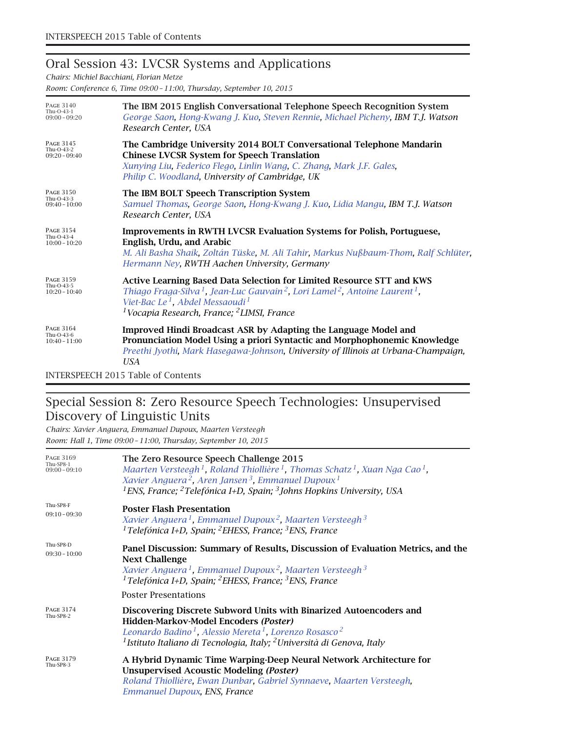## Oral Session 43: LVCSR Systems and Applications

*Chairs: Michiel Bacchiani, Florian Metze*

*Room: Conference 6, Time 09:00 – 11:00, Thursday, September 10, 2015*

PAGE 3140
Thu-O-43-1
09:00 – 09:20

**The IBM 2015 English Conversational Telephone Speech Recognition System**
*George Saon, Hong-Kwang J. Kuo, Steven Rennie, Michael Picheny, IBM T.J. Watson Research Center, USA*

PAGE 3145
Thu-O-43-2
09:20 – 09:40

**The Cambridge University 2014 BOLT Conversational Telephone Mandarin Chinese LVCSR System for Speech Translation**
*Xunying Liu, Federico Flego, Linlin Wang, C. Zhang, Mark J.F. Gales, Philip C. Woodland, University of Cambridge, UK*

PAGE 3150
Thu-O-43-3
09:40 – 10:00

**The IBM BOLT Speech Transcription System**
*Samuel Thomas, George Saon, Hong-Kwang J. Kuo, Lidia Mangu, IBM T.J. Watson Research Center, USA*

PAGE 3154
Thu-O-43-4
10:00 – 10:20

**Improvements in RWTH LVCSR Evaluation Systems for Polish, Portuguese, English, Urdu, and Arabic**
*M. Ali Basha Shaik, Zoltán Tüske, M. Ali Tahir, Markus Nußbaum-Thom, Ralf Schlüter, Hermann Ney, RWTH Aachen University, Germany*

PAGE 3159
Thu-O-43-5
10:20 – 10:40

**Active Learning Based Data Selection for Limited Resource STT and KWS**
*Thiago Fraga-Silva[1], Jean-Luc Gauvain[2], Lori Lamel[2], Antoine Laurent[1], Viet-Bac Le[1], Abdel Messaoudi[1]*
*[1]Vocapia Research, France; [2]LIMSI, France*

PAGE 3164
Thu-O-43-6
10:40 – 11:00

**Improved Hindi Broadcast ASR by Adapting the Language Model and Pronunciation Model Using a priori Syntactic and Morphophonemic Knowledge**
*Preethi Jyothi, Mark Hasegawa-Johnson, University of Illinois at Urbana-Champaign, USA*

## Special Session 8: Zero Resource Speech Technologies: Unsupervised Discovery of Linguistic Units

*Chairs: Xavier Anguera, Emmanuel Dupoux, Maarten Versteegh*

*Room: Hall 1, Time 09:00 – 11:00, Thursday, September 10, 2015*

PAGE 3169
Thu-SP8-1
09:00 – 09:10

**The Zero Resource Speech Challenge 2015**
*Maarten Versteegh[1], Roland Thiollière[1], Thomas Schatz[1], Xuan Nga Cao[1], Xavier Anguera[2], Aren Jansen[3], Emmanuel Dupoux[1]*
*[1]ENS, France; [2]Telefónica I+D, Spain; [3]Johns Hopkins University, USA*

Thu-SP8-F
09:10 – 09:30

**Poster Flash Presentation**
*Xavier Anguera[1], Emmanuel Dupoux[2], Maarten Versteegh[3]*
*[1]Telefónica I+D, Spain; [2]EHESS, France; [3]ENS, France*

Thu-SP8-D
09:30 – 10:00

**Panel Discussion: Summary of Results, Discussion of Evaluation Metrics, and the Next Challenge**
*Xavier Anguera[1], Emmanuel Dupoux[2], Maarten Versteegh[3]*
*[1]Telefónica I+D, Spain; [2]EHESS, France; [3]ENS, France*

Poster Presentations

PAGE 3174
Thu-SP8-2

**Discovering Discrete Subword Units with Binarized Autoencoders and Hidden-Markov-Model Encoders *(Poster)***
*Leonardo Badino[1], Alessio Mereta[1], Lorenzo Rosasco[2]*
*[1]Istituto Italiano di Tecnologia, Italy; [2]Università di Genova, Italy*

PAGE 3179
Thu-SP8-3

**A Hybrid Dynamic Time Warping-Deep Neural Network Architecture for Unsupervised Acoustic Modeling *(Poster)***
*Roland Thiollière, Ewan Dunbar, Gabriel Synnaeve, Maarten Versteegh, Emmanuel Dupoux, ENS, France*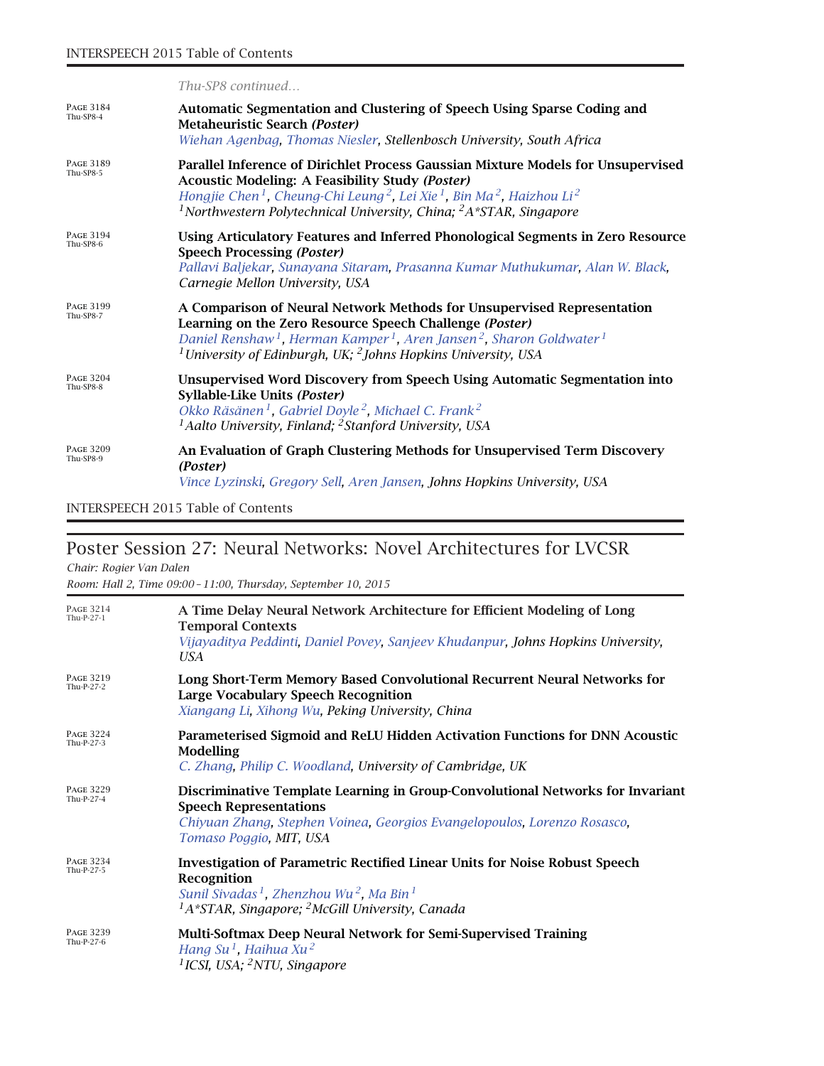*Thu-SP8 continued...*

PAGE 3184 Thu-SP8-4

**Automatic Segmentation and Clustering of Speech Using Sparse Coding and Metaheuristic Search *(Poster)***
*Wiehan Agenbag, Thomas Niesler, Stellenbosch University, South Africa*

PAGE 3189 Thu-SP8-5

**Parallel Inference of Dirichlet Process Gaussian Mixture Models for Unsupervised Acoustic Modeling: A Feasibility Study *(Poster)***
*Hongjie Chen[1], Cheung-Chi Leung[2], Lei Xie[1], Bin Ma[2], Haizhou Li[2]*
*[1]Northwestern Polytechnical University, China; [2]A\*STAR, Singapore*

PAGE 3194 Thu-SP8-6

**Using Articulatory Features and Inferred Phonological Segments in Zero Resource Speech Processing *(Poster)***
*Pallavi Baljekar, Sunayana Sitaram, Prasanna Kumar Muthukumar, Alan W. Black, Carnegie Mellon University, USA*

PAGE 3199 Thu-SP8-7

**A Comparison of Neural Network Methods for Unsupervised Representation Learning on the Zero Resource Speech Challenge *(Poster)***
*Daniel Renshaw[1], Herman Kamper[1], Aren Jansen[2], Sharon Goldwater[1]*
*[1]University of Edinburgh, UK; [2]Johns Hopkins University, USA*

PAGE 3204 Thu-SP8-8

**Unsupervised Word Discovery from Speech Using Automatic Segmentation into Syllable-Like Units *(Poster)***
*Okko Räsänen[1], Gabriel Doyle[2], Michael C. Frank[2]*
*[1]Aalto University, Finland; [2]Stanford University, USA*

PAGE 3209 Thu-SP8-9

**An Evaluation of Graph Clustering Methods for Unsupervised Term Discovery *(Poster)***
*Vince Lyzinski, Gregory Sell, Aren Jansen, Johns Hopkins University, USA*

## Poster Session 27: Neural Networks: Novel Architectures for LVCSR

*Chair: Rogier Van Dalen*
*Room: Hall 2, Time 09:00 – 11:00, Thursday, September 10, 2015*

PAGE 3214 Thu-P-27-1

**A Time Delay Neural Network Architecture for Efficient Modeling of Long Temporal Contexts**
*Vijayaditya Peddinti, Daniel Povey, Sanjeev Khudanpur, Johns Hopkins University, USA*

PAGE 3219 Thu-P-27-2

**Long Short-Term Memory Based Convolutional Recurrent Neural Networks for Large Vocabulary Speech Recognition**
*Xiangang Li, Xihong Wu, Peking University, China*

PAGE 3224 Thu-P-27-3

**Parameterised Sigmoid and ReLU Hidden Activation Functions for DNN Acoustic Modelling**
*C. Zhang, Philip C. Woodland, University of Cambridge, UK*

PAGE 3229 Thu-P-27-4

**Discriminative Template Learning in Group-Convolutional Networks for Invariant Speech Representations**
*Chiyuan Zhang, Stephen Voinea, Georgios Evangelopoulos, Lorenzo Rosasco, Tomaso Poggio, MIT, USA*

PAGE 3234 Thu-P-27-5

**Investigation of Parametric Rectified Linear Units for Noise Robust Speech Recognition**
*Sunil Sivadas[1], Zhenzhou Wu[2], Ma Bin[1]*
*[1]A\*STAR, Singapore; [2]McGill University, Canada*

PAGE 3239 Thu-P-27-6

**Multi-Softmax Deep Neural Network for Semi-Supervised Training**
*Hang Su[1], Haihua Xu[2]*
*[1]ICSI, USA; [2]NTU, Singapore*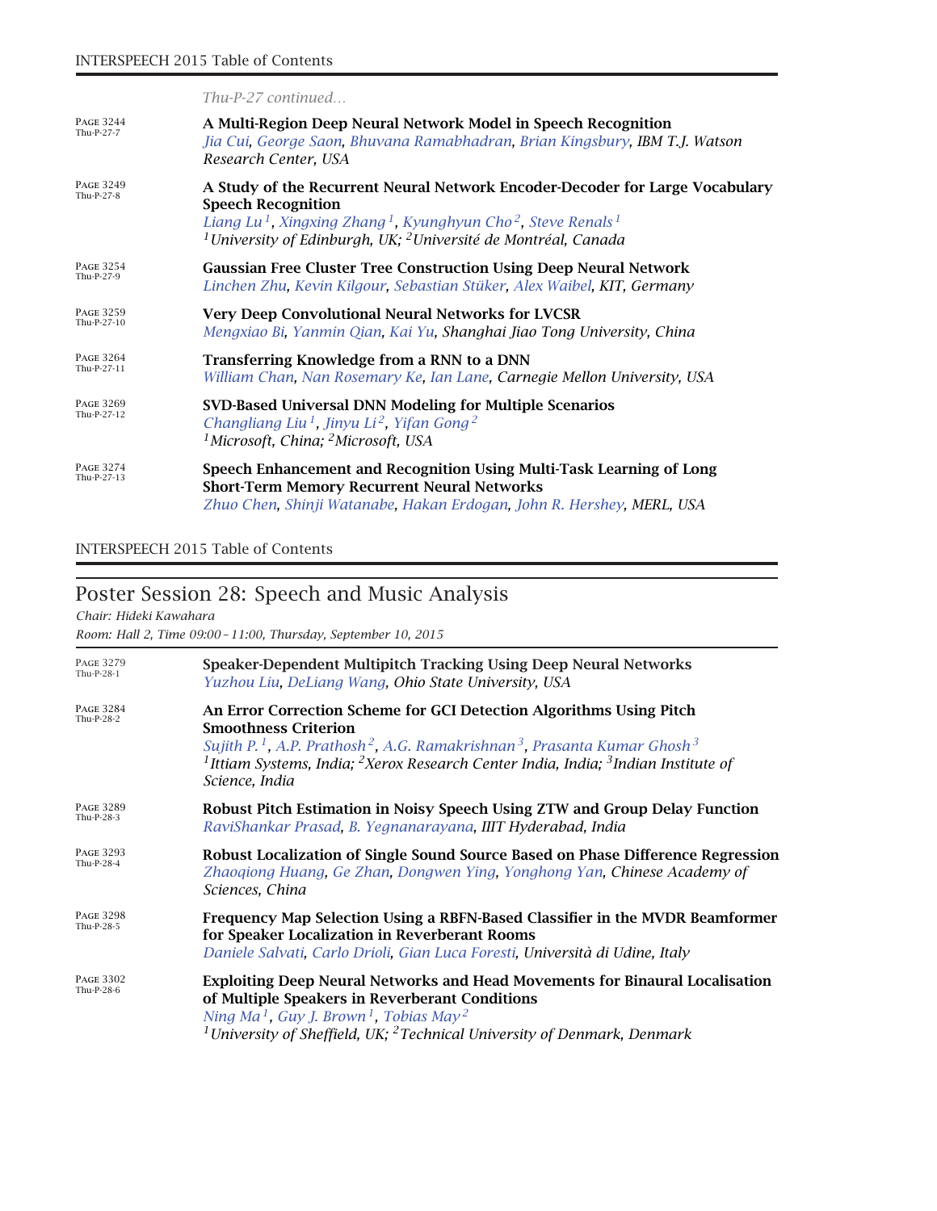*Thu-P-27 continued...*

PAGE 3244
Thu-P-27-7

**A Multi-Region Deep Neural Network Model in Speech Recognition**
*Jia Cui, George Saon, Bhuvana Ramabhadran, Brian Kingsbury, IBM T.J. Watson Research Center, USA*

PAGE 3249
Thu-P-27-8

**A Study of the Recurrent Neural Network Encoder-Decoder for Large Vocabulary Speech Recognition**
*Liang Lu[1], Xingxing Zhang[1], Kyunghyun Cho[2], Steve Renals[1]*
*[1]University of Edinburgh, UK; [2]Université de Montréal, Canada*

PAGE 3254
Thu-P-27-9

**Gaussian Free Cluster Tree Construction Using Deep Neural Network**
*Linchen Zhu, Kevin Kilgour, Sebastian Stüker, Alex Waibel, KIT, Germany*

PAGE 3259
Thu-P-27-10

**Very Deep Convolutional Neural Networks for LVCSR**
*Mengxiao Bi, Yanmin Qian, Kai Yu, Shanghai Jiao Tong University, China*

PAGE 3264
Thu-P-27-11

**Transferring Knowledge from a RNN to a DNN**
*William Chan, Nan Rosemary Ke, Ian Lane, Carnegie Mellon University, USA*

PAGE 3269
Thu-P-27-12

**SVD-Based Universal DNN Modeling for Multiple Scenarios**
*Changliang Liu[1], Jinyu Li[2], Yifan Gong[2]*
*[1]Microsoft, China; [2]Microsoft, USA*

PAGE 3274
Thu-P-27-13

**Speech Enhancement and Recognition Using Multi-Task Learning of Long Short-Term Memory Recurrent Neural Networks**
*Zhuo Chen, Shinji Watanabe, Hakan Erdogan, John R. Hershey, MERL, USA*

## Poster Session 28: Speech and Music Analysis

*Chair: Hideki Kawahara*

*Room: Hall 2, Time 09:00–11:00, Thursday, September 10, 2015*

PAGE 3279
Thu-P-28-1

**Speaker-Dependent Multipitch Tracking Using Deep Neural Networks**
*Yuzhou Liu, DeLiang Wang, Ohio State University, USA*

PAGE 3284
Thu-P-28-2

**An Error Correction Scheme for GCI Detection Algorithms Using Pitch Smoothness Criterion**
*Sujith P.[1], A.P. Prathosh[2], A.G. Ramakrishnan[3], Prasanta Kumar Ghosh[3]*
*[1]Ittiam Systems, India; [2]Xerox Research Center India, India; [3]Indian Institute of Science, India*

PAGE 3289
Thu-P-28-3

**Robust Pitch Estimation in Noisy Speech Using ZTW and Group Delay Function**
*RaviShankar Prasad, B. Yegnanarayana, IIIT Hyderabad, India*

PAGE 3293
Thu-P-28-4

**Robust Localization of Single Sound Source Based on Phase Difference Regression**
*Zhaoqiong Huang, Ge Zhan, Dongwen Ying, Yonghong Yan, Chinese Academy of Sciences, China*

PAGE 3298
Thu-P-28-5

**Frequency Map Selection Using a RBFN-Based Classifier in the MVDR Beamformer for Speaker Localization in Reverberant Rooms**
*Daniele Salvati, Carlo Drioli, Gian Luca Foresti, Università di Udine, Italy*

PAGE 3302
Thu-P-28-6

**Exploiting Deep Neural Networks and Head Movements for Binaural Localisation of Multiple Speakers in Reverberant Conditions**
*Ning Ma[1], Guy J. Brown[1], Tobias May[2]*
*[1]University of Sheffield, UK; [2]Technical University of Denmark, Denmark*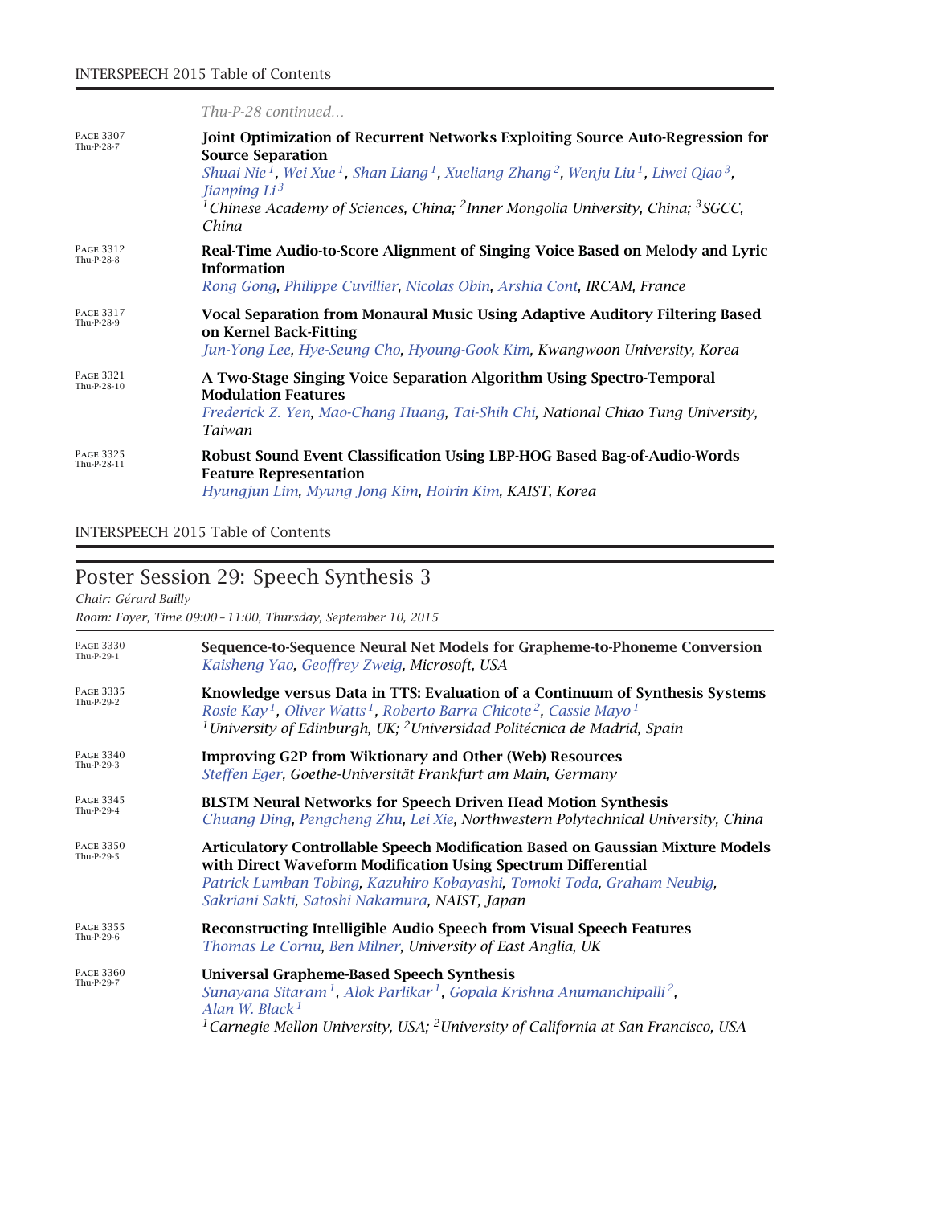*Thu-P-28 continued…*

Page 3307 Thu-P-28-7

**Joint Optimization of Recurrent Networks Exploiting Source Auto-Regression for Source Separation**
*Shuai Nie[1], Wei Xue[1], Shan Liang[1], Xueliang Zhang[2], Wenju Liu[1], Liwei Qiao[3], Jianping Li[3]*
*[1]Chinese Academy of Sciences, China; [2]Inner Mongolia University, China; [3]SGCC, China*

Page 3312 Thu-P-28-8

**Real-Time Audio-to-Score Alignment of Singing Voice Based on Melody and Lyric Information**
*Rong Gong, Philippe Cuvillier, Nicolas Obin, Arshia Cont, IRCAM, France*

Page 3317 Thu-P-28-9

**Vocal Separation from Monaural Music Using Adaptive Auditory Filtering Based on Kernel Back-Fitting**
*Jun-Yong Lee, Hye-Seung Cho, Hyoung-Gook Kim, Kwangwoon University, Korea*

Page 3321 Thu-P-28-10

**A Two-Stage Singing Voice Separation Algorithm Using Spectro-Temporal Modulation Features**
*Frederick Z. Yen, Mao-Chang Huang, Tai-Shih Chi, National Chiao Tung University, Taiwan*

Page 3325 Thu-P-28-11

**Robust Sound Event Classification Using LBP-HOG Based Bag-of-Audio-Words Feature Representation**
*Hyungjun Lim, Myung Jong Kim, Hoirin Kim, KAIST, Korea*

## Poster Session 29: Speech Synthesis 3

*Chair: Gérard Bailly*

*Room: Foyer, Time 09:00 – 11:00, Thursday, September 10, 2015*

Page 3330 Thu-P-29-1

**Sequence-to-Sequence Neural Net Models for Grapheme-to-Phoneme Conversion**
*Kaisheng Yao, Geoffrey Zweig, Microsoft, USA*

Page 3335 Thu-P-29-2

**Knowledge versus Data in TTS: Evaluation of a Continuum of Synthesis Systems**
*Rosie Kay[1], Oliver Watts[1], Roberto Barra Chicote[2], Cassie Mayo[1]*
*[1]University of Edinburgh, UK; [2]Universidad Politécnica de Madrid, Spain*

Page 3340 Thu-P-29-3

**Improving G2P from Wiktionary and Other (Web) Resources**
*Steffen Eger, Goethe-Universität Frankfurt am Main, Germany*

Page 3345 Thu-P-29-4

**BLSTM Neural Networks for Speech Driven Head Motion Synthesis**
*Chuang Ding, Pengcheng Zhu, Lei Xie, Northwestern Polytechnical University, China*

Page 3350 Thu-P-29-5

**Articulatory Controllable Speech Modification Based on Gaussian Mixture Models with Direct Waveform Modification Using Spectrum Differential**
*Patrick Lumban Tobing, Kazuhiro Kobayashi, Tomoki Toda, Graham Neubig, Sakriani Sakti, Satoshi Nakamura, NAIST, Japan*

Page 3355 Thu-P-29-6

**Reconstructing Intelligible Audio Speech from Visual Speech Features**
*Thomas Le Cornu, Ben Milner, University of East Anglia, UK*

Page 3360 Thu-P-29-7

**Universal Grapheme-Based Speech Synthesis**
*Sunayana Sitaram[1], Alok Parlikar[1], Gopala Krishna Anumanchipalli[2], Alan W. Black[1]*
*[1]Carnegie Mellon University, USA; [2]University of California at San Francisco, USA*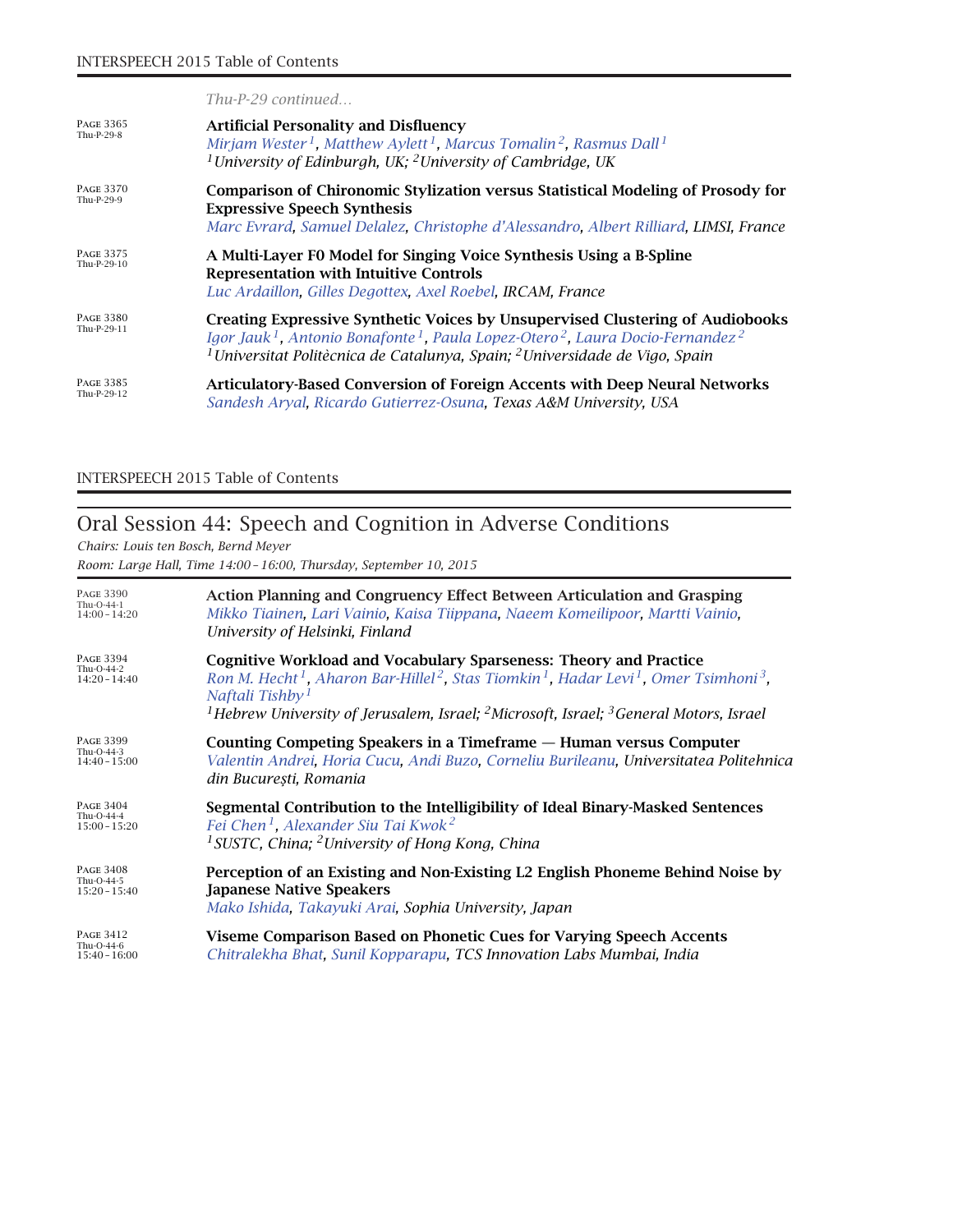*Thu-P-29 continued…*

PAGE 3365
Thu-P-29-8

**Artificial Personality and Disfluency**
*Mirjam Wester[1], Matthew Aylett[1], Marcus Tomalin[2], Rasmus Dall[1]*
*[1]University of Edinburgh, UK; [2]University of Cambridge, UK*

PAGE 3370
Thu-P-29-9

**Comparison of Chironomic Stylization versus Statistical Modeling of Prosody for Expressive Speech Synthesis**
*Marc Evrard, Samuel Delalez, Christophe d'Alessandro, Albert Rilliard, LIMSI, France*

PAGE 3375
Thu-P-29-10

**A Multi-Layer F0 Model for Singing Voice Synthesis Using a B-Spline Representation with Intuitive Controls**
*Luc Ardaillon, Gilles Degottex, Axel Roebel, IRCAM, France*

PAGE 3380
Thu-P-29-11

**Creating Expressive Synthetic Voices by Unsupervised Clustering of Audiobooks**
*Igor Jauk[1], Antonio Bonafonte[1], Paula Lopez-Otero[2], Laura Docio-Fernandez[2]*
*[1]Universitat Politècnica de Catalunya, Spain; [2]Universidade de Vigo, Spain*

PAGE 3385
Thu-P-29-12

**Articulatory-Based Conversion of Foreign Accents with Deep Neural Networks**
*Sandesh Aryal, Ricardo Gutierrez-Osuna, Texas A&M University, USA*

# Oral Session 44: Speech and Cognition in Adverse Conditions

*Chairs: Louis ten Bosch, Bernd Meyer*

*Room: Large Hall, Time 14:00 – 16:00, Thursday, September 10, 2015*

PAGE 3390
Thu-O-44-1
14:00 – 14:20

**Action Planning and Congruency Effect Between Articulation and Grasping**
*Mikko Tiainen, Lari Vainio, Kaisa Tiippana, Naeem Komeilipoor, Martti Vainio, University of Helsinki, Finland*

PAGE 3394
Thu-O-44-2
14:20 – 14:40

**Cognitive Workload and Vocabulary Sparseness: Theory and Practice**
*Ron M. Hecht[1], Aharon Bar-Hillel[2], Stas Tiomkin[1], Hadar Levi[1], Omer Tsimhoni[3], Naftali Tishby[1]*
*[1]Hebrew University of Jerusalem, Israel; [2]Microsoft, Israel; [3]General Motors, Israel*

PAGE 3399
Thu-O-44-3
14:40 – 15:00

**Counting Competing Speakers in a Timeframe — Human versus Computer**
*Valentin Andrei, Horia Cucu, Andi Buzo, Corneliu Burileanu, Universitatea Politehnica din București, Romania*

PAGE 3404
Thu-O-44-4
15:00 – 15:20

**Segmental Contribution to the Intelligibility of Ideal Binary-Masked Sentences**
*Fei Chen[1], Alexander Siu Tai Kwok[2]*
*[1]SUSTC, China; [2]University of Hong Kong, China*

PAGE 3408
Thu-O-44-5
15:20 – 15:40

**Perception of an Existing and Non-Existing L2 English Phoneme Behind Noise by Japanese Native Speakers**
*Mako Ishida, Takayuki Arai, Sophia University, Japan*

PAGE 3412
Thu-O-44-6
15:40 – 16:00

**Viseme Comparison Based on Phonetic Cues for Varying Speech Accents**
*Chitralekha Bhat, Sunil Kopparapu, TCS Innovation Labs Mumbai, India*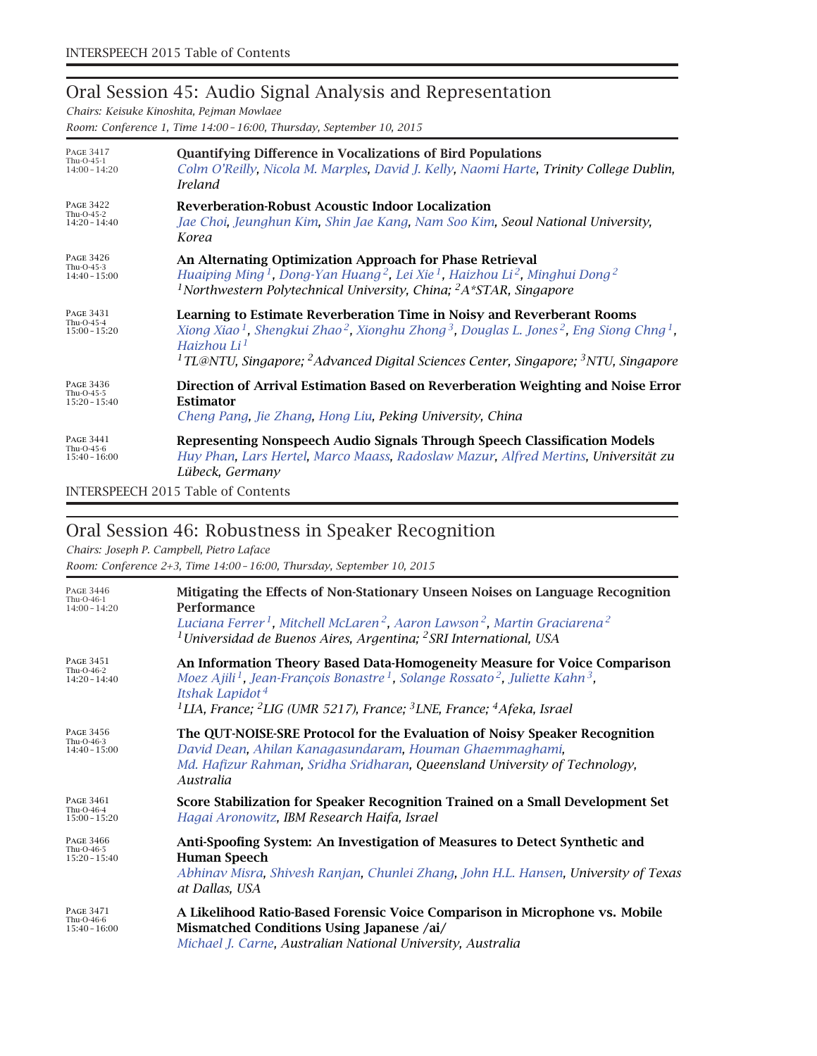## Oral Session 45: Audio Signal Analysis and Representation

*Chairs: Keisuke Kinoshita, Pejman Mowlaee*

*Room: Conference 1, Time 14:00 – 16:00, Thursday, September 10, 2015*

PAGE 3417
Thu-O-45-1
14:00 – 14:20

**Quantifying Difference in Vocalizations of Bird Populations**
*Colm O'Reilly, Nicola M. Marples, David J. Kelly, Naomi Harte, Trinity College Dublin, Ireland*

PAGE 3422
Thu-O-45-2
14:20 – 14:40

**Reverberation-Robust Acoustic Indoor Localization**
*Jae Choi, Jeunghun Kim, Shin Jae Kang, Nam Soo Kim, Seoul National University, Korea*

PAGE 3426
Thu-O-45-3
14:40 – 15:00

**An Alternating Optimization Approach for Phase Retrieval**
*Huaiping Ming[1], Dong-Yan Huang[2], Lei Xie[1], Haizhou Li[2], Minghui Dong[2]*
*[1]Northwestern Polytechnical University, China; [2]A*STAR, Singapore*

PAGE 3431
Thu-O-45-4
15:00 – 15:20

**Learning to Estimate Reverberation Time in Noisy and Reverberant Rooms**
*Xiong Xiao[1], Shengkui Zhao[2], Xionghu Zhong[3], Douglas L. Jones[2], Eng Siong Chng[1], Haizhou Li[1]*
*[1]TL@NTU, Singapore; [2]Advanced Digital Sciences Center, Singapore; [3]NTU, Singapore*

PAGE 3436
Thu-O-45-5
15:20 – 15:40

**Direction of Arrival Estimation Based on Reverberation Weighting and Noise Error Estimator**
*Cheng Pang, Jie Zhang, Hong Liu, Peking University, China*

PAGE 3441
Thu-O-45-6
15:40 – 16:00

**Representing Nonspeech Audio Signals Through Speech Classification Models**
*Huy Phan, Lars Hertel, Marco Maass, Radoslaw Mazur, Alfred Mertins, Universität zu Lübeck, Germany*

## Oral Session 46: Robustness in Speaker Recognition

*Chairs: Joseph P. Campbell, Pietro Laface*

*Room: Conference 2+3, Time 14:00 – 16:00, Thursday, September 10, 2015*

PAGE 3446
Thu-O-46-1
14:00 – 14:20

**Mitigating the Effects of Non-Stationary Unseen Noises on Language Recognition Performance**
*Luciana Ferrer[1], Mitchell McLaren[2], Aaron Lawson[2], Martin Graciarena[2]*
*[1]Universidad de Buenos Aires, Argentina; [2]SRI International, USA*

PAGE 3451
Thu-O-46-2
14:20 – 14:40

**An Information Theory Based Data-Homogeneity Measure for Voice Comparison**
*Moez Ajili[1], Jean-François Bonastre[1], Solange Rossato[2], Juliette Kahn[3], Itshak Lapidot[4]*
*[1]LIA, France; [2]LIG (UMR 5217), France; [3]LNE, France; [4]Afeka, Israel*

PAGE 3456
Thu-O-46-3
14:40 – 15:00

**The QUT-NOISE-SRE Protocol for the Evaluation of Noisy Speaker Recognition**
*David Dean, Ahilan Kanagasundaram, Houman Ghaemmaghami, Md. Hafizur Rahman, Sridha Sridharan, Queensland University of Technology, Australia*

PAGE 3461
Thu-O-46-4
15:00 – 15:20

**Score Stabilization for Speaker Recognition Trained on a Small Development Set**
*Hagai Aronowitz, IBM Research Haifa, Israel*

PAGE 3466
Thu-O-46-5
15:20 – 15:40

**Anti-Spoofing System: An Investigation of Measures to Detect Synthetic and Human Speech**
*Abhinav Misra, Shivesh Ranjan, Chunlei Zhang, John H.L. Hansen, University of Texas at Dallas, USA*

PAGE 3471
Thu-O-46-6
15:40 – 16:00

**A Likelihood Ratio-Based Forensic Voice Comparison in Microphone vs. Mobile Mismatched Conditions Using Japanese /ai/**
*Michael J. Carne, Australian National University, Australia*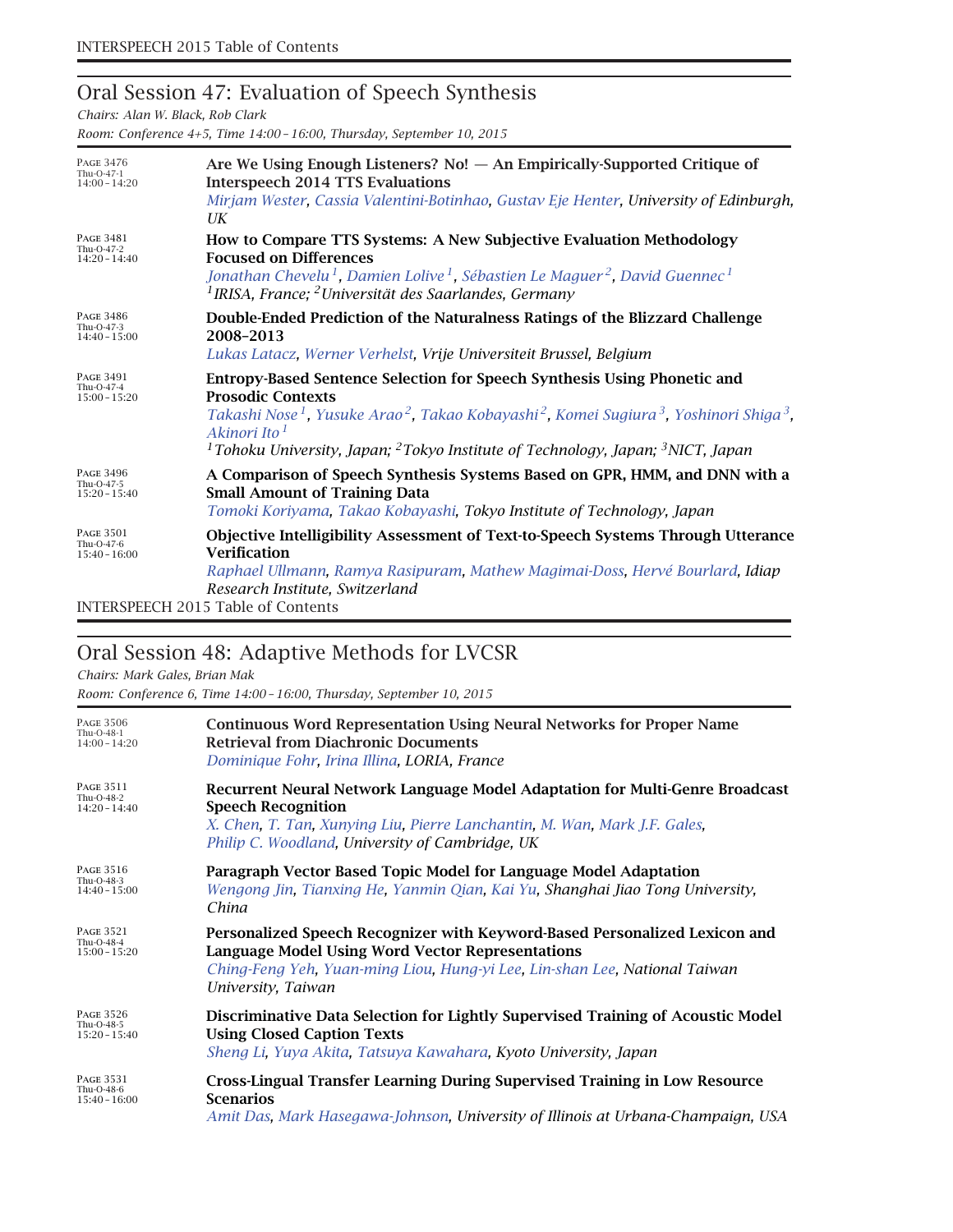## Oral Session 47: Evaluation of Speech Synthesis

*Chairs: Alan W. Black, Rob Clark*

*Room: Conference 4+5, Time 14:00 – 16:00, Thursday, September 10, 2015*

PAGE 3476
Thu-O-47-1
14:00 – 14:20

**Are We Using Enough Listeners? No! — An Empirically-Supported Critique of Interspeech 2014 TTS Evaluations**
*Mirjam Wester, Cassia Valentini-Botinhao, Gustav Eje Henter, University of Edinburgh, UK*

PAGE 3481
Thu-O-47-2
14:20 – 14:40

**How to Compare TTS Systems: A New Subjective Evaluation Methodology Focused on Differences**
*Jonathan Chevelu[1], Damien Lolive[1], Sébastien Le Maguer[2], David Guennec[1]*
*[1]IRISA, France; [2]Universität des Saarlandes, Germany*

PAGE 3486
Thu-O-47-3
14:40 – 15:00

**Double-Ended Prediction of the Naturalness Ratings of the Blizzard Challenge 2008–2013**
*Lukas Latacz, Werner Verhelst, Vrije Universiteit Brussel, Belgium*

PAGE 3491
Thu-O-47-4
15:00 – 15:20

**Entropy-Based Sentence Selection for Speech Synthesis Using Phonetic and Prosodic Contexts**
*Takashi Nose[1], Yusuke Arao[2], Takao Kobayashi[2], Komei Sugiura[3], Yoshinori Shiga[3], Akinori Ito[1]*
*[1]Tohoku University, Japan; [2]Tokyo Institute of Technology, Japan; [3]NICT, Japan*

PAGE 3496
Thu-O-47-5
15:20 – 15:40

**A Comparison of Speech Synthesis Systems Based on GPR, HMM, and DNN with a Small Amount of Training Data**
*Tomoki Koriyama, Takao Kobayashi, Tokyo Institute of Technology, Japan*

PAGE 3501
Thu-O-47-6
15:40 – 16:00

**Objective Intelligibility Assessment of Text-to-Speech Systems Through Utterance Verification**
*Raphael Ullmann, Ramya Rasipuram, Mathew Magimai-Doss, Hervé Bourlard, Idiap Research Institute, Switzerland*

## Oral Session 48: Adaptive Methods for LVCSR

*Chairs: Mark Gales, Brian Mak*

*Room: Conference 6, Time 14:00 – 16:00, Thursday, September 10, 2015*

PAGE 3506
Thu-O-48-1
14:00 – 14:20

**Continuous Word Representation Using Neural Networks for Proper Name Retrieval from Diachronic Documents**
*Dominique Fohr, Irina Illina, LORIA, France*

PAGE 3511
Thu-O-48-2
14:20 – 14:40

**Recurrent Neural Network Language Model Adaptation for Multi-Genre Broadcast Speech Recognition**
*X. Chen, T. Tan, Xunying Liu, Pierre Lanchantin, M. Wan, Mark J.F. Gales, Philip C. Woodland, University of Cambridge, UK*

PAGE 3516
Thu-O-48-3
14:40 – 15:00

**Paragraph Vector Based Topic Model for Language Model Adaptation**
*Wengong Jin, Tianxing He, Yanmin Qian, Kai Yu, Shanghai Jiao Tong University, China*

PAGE 3521
Thu-O-48-4
15:00 – 15:20

**Personalized Speech Recognizer with Keyword-Based Personalized Lexicon and Language Model Using Word Vector Representations**
*Ching-Feng Yeh, Yuan-ming Liou, Hung-yi Lee, Lin-shan Lee, National Taiwan University, Taiwan*

PAGE 3526
Thu-O-48-5
15:20 – 15:40

**Discriminative Data Selection for Lightly Supervised Training of Acoustic Model Using Closed Caption Texts**
*Sheng Li, Yuya Akita, Tatsuya Kawahara, Kyoto University, Japan*

PAGE 3531
Thu-O-48-6
15:40 – 16:00

**Cross-Lingual Transfer Learning During Supervised Training in Low Resource Scenarios**
*Amit Das, Mark Hasegawa-Johnson, University of Illinois at Urbana-Champaign, USA*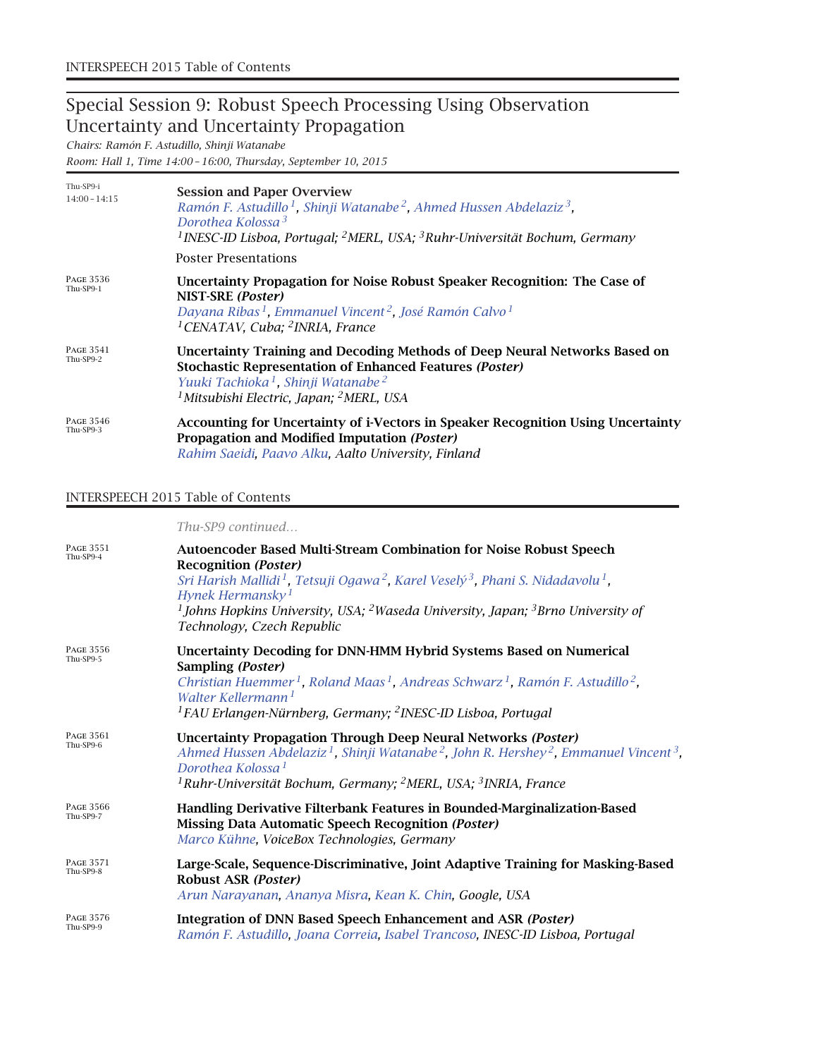## Special Session 9: Robust Speech Processing Using Observation Uncertainty and Uncertainty Propagation

*Chairs: Ramón F. Astudillo, Shinji Watanabe*

*Room: Hall 1, Time 14:00 – 16:00, Thursday, September 10, 2015*

Thu-SP9-i
14:00 – 14:15

**Session and Paper Overview**
*Ramón F. Astudillo*[1], *Shinji Watanabe*[2], *Ahmed Hussen Abdelaziz*[3], *Dorothea Kolossa*[3]
[1]*INESC-ID Lisboa, Portugal;* [2]*MERL, USA;* [3]*Ruhr-Universität Bochum, Germany*

Poster Presentations

Page 3536
Thu-SP9-1

**Uncertainty Propagation for Noise Robust Speaker Recognition: The Case of NIST-SRE *(Poster)***
*Dayana Ribas*[1], *Emmanuel Vincent*[2], *José Ramón Calvo*[1]
[1]*CENATAV, Cuba;* [2]*INRIA, France*

Page 3541
Thu-SP9-2

**Uncertainty Training and Decoding Methods of Deep Neural Networks Based on Stochastic Representation of Enhanced Features *(Poster)***
*Yuuki Tachioka*[1], *Shinji Watanabe*[2]
[1]*Mitsubishi Electric, Japan;* [2]*MERL, USA*

Page 3546
Thu-SP9-3

**Accounting for Uncertainty of i-Vectors in Speaker Recognition Using Uncertainty Propagation and Modified Imputation *(Poster)***
*Rahim Saeidi, Paavo Alku, Aalto University, Finland*

*Thu-SP9 continued…*

Page 3551
Thu-SP9-4

**Autoencoder Based Multi-Stream Combination for Noise Robust Speech Recognition *(Poster)***
*Sri Harish Mallidi*[1], *Tetsuji Ogawa*[2], *Karel Veselý*[3], *Phani S. Nidadavolu*[1], *Hynek Hermansky*[1]
[1]*Johns Hopkins University, USA;* [2]*Waseda University, Japan;* [3]*Brno University of Technology, Czech Republic*

Page 3556
Thu-SP9-5

**Uncertainty Decoding for DNN-HMM Hybrid Systems Based on Numerical Sampling *(Poster)***
*Christian Huemmer*[1], *Roland Maas*[1], *Andreas Schwarz*[1], *Ramón F. Astudillo*[2], *Walter Kellermann*[1]
[1]*FAU Erlangen-Nürnberg, Germany;* [2]*INESC-ID Lisboa, Portugal*

Page 3561
Thu-SP9-6

**Uncertainty Propagation Through Deep Neural Networks *(Poster)***
*Ahmed Hussen Abdelaziz*[1], *Shinji Watanabe*[2], *John R. Hershey*[2], *Emmanuel Vincent*[3], *Dorothea Kolossa*[1]
[1]*Ruhr-Universität Bochum, Germany;* [2]*MERL, USA;* [3]*INRIA, France*

Page 3566
Thu-SP9-7

**Handling Derivative Filterbank Features in Bounded-Marginalization-Based Missing Data Automatic Speech Recognition *(Poster)***
*Marco Kühne, VoiceBox Technologies, Germany*

Page 3571
Thu-SP9-8

**Large-Scale, Sequence-Discriminative, Joint Adaptive Training for Masking-Based Robust ASR *(Poster)***
*Arun Narayanan, Ananya Misra, Kean K. Chin, Google, USA*

Page 3576
Thu-SP9-9

**Integration of DNN Based Speech Enhancement and ASR *(Poster)***
*Ramón F. Astudillo, Joana Correia, Isabel Trancoso, INESC-ID Lisboa, Portugal*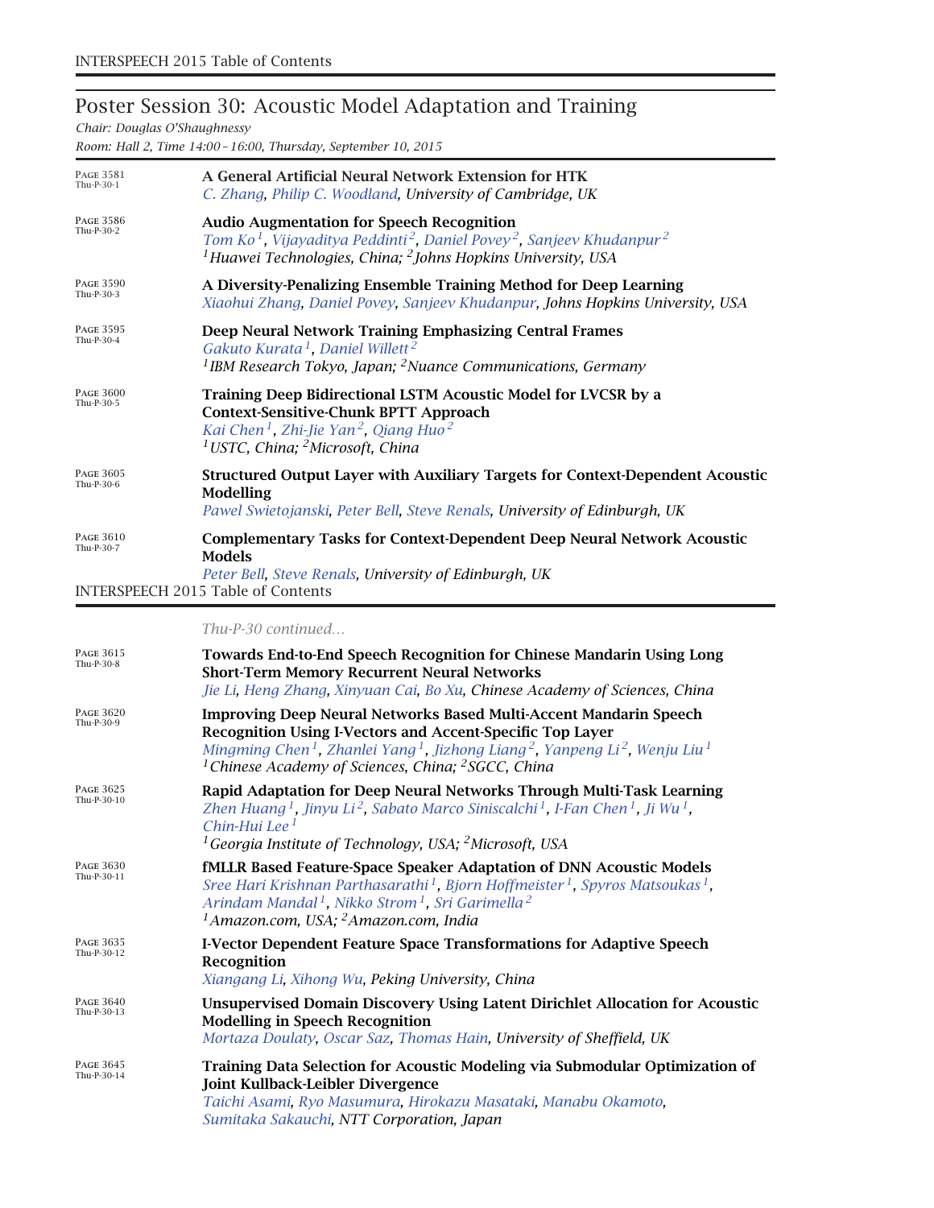## Poster Session 30: Acoustic Model Adaptation and Training

*Chair: Douglas O'Shaughnessy*

*Room: Hall 2, Time 14:00 – 16:00, Thursday, September 10, 2015*

PAGE 3581 Thu-P-30-1

**A General Artificial Neural Network Extension for HTK**
*C. Zhang, Philip C. Woodland, University of Cambridge, UK*

PAGE 3586 Thu-P-30-2

**Audio Augmentation for Speech Recognition**
*Tom Ko[1], Vijayaditya Peddinti[2], Daniel Povey[2], Sanjeev Khudanpur[2]*
*[1]Huawei Technologies, China; [2]Johns Hopkins University, USA*

PAGE 3590 Thu-P-30-3

**A Diversity-Penalizing Ensemble Training Method for Deep Learning**
*Xiaohui Zhang, Daniel Povey, Sanjeev Khudanpur, Johns Hopkins University, USA*

PAGE 3595 Thu-P-30-4

**Deep Neural Network Training Emphasizing Central Frames**
*Gakuto Kurata[1], Daniel Willett[2]*
*[1]IBM Research Tokyo, Japan; [2]Nuance Communications, Germany*

PAGE 3600 Thu-P-30-5

**Training Deep Bidirectional LSTM Acoustic Model for LVCSR by a Context-Sensitive-Chunk BPTT Approach**
*Kai Chen[1], Zhi-Jie Yan[2], Qiang Huo[2]*
*[1]USTC, China; [2]Microsoft, China*

PAGE 3605 Thu-P-30-6

**Structured Output Layer with Auxiliary Targets for Context-Dependent Acoustic Modelling**
*Pawel Swietojanski, Peter Bell, Steve Renals, University of Edinburgh, UK*

PAGE 3610 Thu-P-30-7

**Complementary Tasks for Context-Dependent Deep Neural Network Acoustic Models**
*Peter Bell, Steve Renals, University of Edinburgh, UK*

*Thu-P-30 continued…*

PAGE 3615 Thu-P-30-8

**Towards End-to-End Speech Recognition for Chinese Mandarin Using Long Short-Term Memory Recurrent Neural Networks**
*Jie Li, Heng Zhang, Xinyuan Cai, Bo Xu, Chinese Academy of Sciences, China*

PAGE 3620 Thu-P-30-9

**Improving Deep Neural Networks Based Multi-Accent Mandarin Speech Recognition Using I-Vectors and Accent-Specific Top Layer**
*Mingming Chen[1], Zhanlei Yang[1], Jizhong Liang[2], Yanpeng Li[2], Wenju Liu[1]*
*[1]Chinese Academy of Sciences, China; [2]SGCC, China*

PAGE 3625 Thu-P-30-10

**Rapid Adaptation for Deep Neural Networks Through Multi-Task Learning**
*Zhen Huang[1], Jinyu Li[2], Sabato Marco Siniscalchi[1], I-Fan Chen[1], Ji Wu[1], Chin-Hui Lee[1]*
*[1]Georgia Institute of Technology, USA; [2]Microsoft, USA*

PAGE 3630 Thu-P-30-11

**fMLLR Based Feature-Space Speaker Adaptation of DNN Acoustic Models**
*Sree Hari Krishnan Parthasarathi[1], Bjorn Hoffmeister[1], Spyros Matsoukas[1], Arindam Mandal[1], Nikko Strom[1], Sri Garimella[2]*
*[1]Amazon.com, USA; [2]Amazon.com, India*

PAGE 3635 Thu-P-30-12

**I-Vector Dependent Feature Space Transformations for Adaptive Speech Recognition**
*Xiangang Li, Xihong Wu, Peking University, China*

PAGE 3640 Thu-P-30-13

**Unsupervised Domain Discovery Using Latent Dirichlet Allocation for Acoustic Modelling in Speech Recognition**
*Mortaza Doulaty, Oscar Saz, Thomas Hain, University of Sheffield, UK*

PAGE 3645 Thu-P-30-14

**Training Data Selection for Acoustic Modeling via Submodular Optimization of Joint Kullback-Leibler Divergence**
*Taichi Asami, Ryo Masumura, Hirokazu Masataki, Manabu Okamoto, Sumitaka Sakauchi, NTT Corporation, Japan*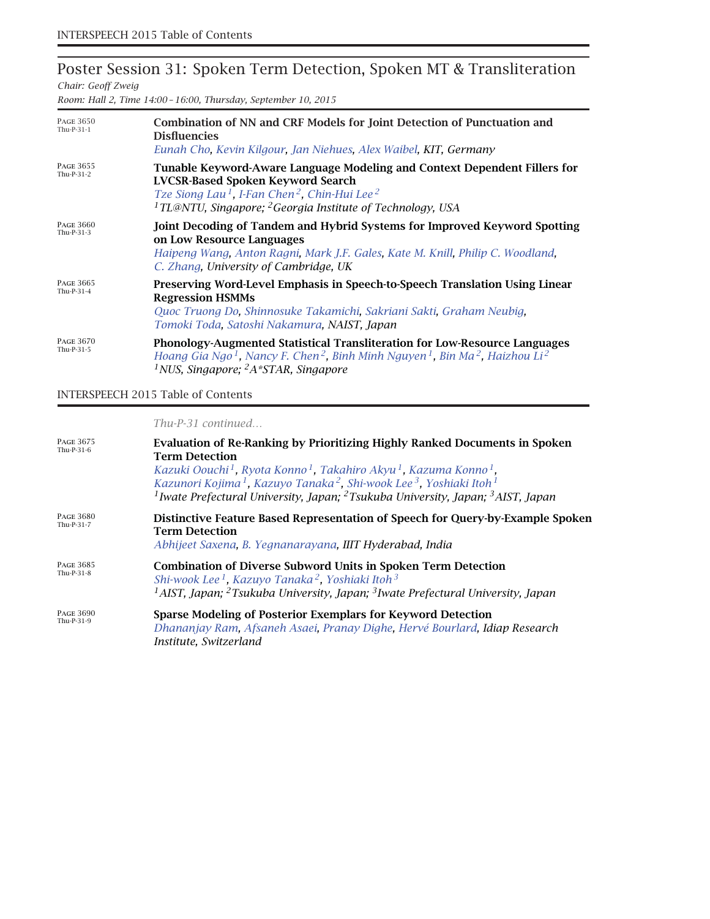## Poster Session 31: Spoken Term Detection, Spoken MT & Transliteration

*Chair: Geoff Zweig*

*Room: Hall 2, Time 14:00 – 16:00, Thursday, September 10, 2015*

PAGE 3650 Thu-P-31-1

**Combination of NN and CRF Models for Joint Detection of Punctuation and Disfluencies**
*Eunah Cho, Kevin Kilgour, Jan Niehues, Alex Waibel, KIT, Germany*

PAGE 3655 Thu-P-31-2

**Tunable Keyword-Aware Language Modeling and Context Dependent Fillers for LVCSR-Based Spoken Keyword Search**
*Tze Siong Lau[1], I-Fan Chen[2], Chin-Hui Lee[2]*
*[1]TL@NTU, Singapore; [2]Georgia Institute of Technology, USA*

PAGE 3660 Thu-P-31-3

**Joint Decoding of Tandem and Hybrid Systems for Improved Keyword Spotting on Low Resource Languages**
*Haipeng Wang, Anton Ragni, Mark J.F. Gales, Kate M. Knill, Philip C. Woodland, C. Zhang, University of Cambridge, UK*

PAGE 3665 Thu-P-31-4

**Preserving Word-Level Emphasis in Speech-to-Speech Translation Using Linear Regression HSMMs**
*Quoc Truong Do, Shinnosuke Takamichi, Sakriani Sakti, Graham Neubig, Tomoki Toda, Satoshi Nakamura, NAIST, Japan*

PAGE 3670 Thu-P-31-5

**Phonology-Augmented Statistical Transliteration for Low-Resource Languages**
*Hoang Gia Ngo[1], Nancy F. Chen[2], Binh Minh Nguyen[1], Bin Ma[2], Haizhou Li[2]*
*[1]NUS, Singapore; [2]A*STAR, Singapore*

*Thu-P-31 continued…*

PAGE 3675 Thu-P-31-6

**Evaluation of Re-Ranking by Prioritizing Highly Ranked Documents in Spoken Term Detection**
*Kazuki Oouchi[1], Ryota Konno[1], Takahiro Akyu[1], Kazuma Konno[1], Kazunori Kojima[1], Kazuyo Tanaka[2], Shi-wook Lee[3], Yoshiaki Itoh[1]*
*[1]Iwate Prefectural University, Japan; [2]Tsukuba University, Japan; [3]AIST, Japan*

PAGE 3680 Thu-P-31-7

**Distinctive Feature Based Representation of Speech for Query-by-Example Spoken Term Detection**
*Abhijeet Saxena, B. Yegnanarayana, IIIT Hyderabad, India*

PAGE 3685 Thu-P-31-8

**Combination of Diverse Subword Units in Spoken Term Detection**
*Shi-wook Lee[1], Kazuyo Tanaka[2], Yoshiaki Itoh[3]*
*[1]AIST, Japan; [2]Tsukuba University, Japan; [3]Iwate Prefectural University, Japan*

PAGE 3690 Thu-P-31-9

**Sparse Modeling of Posterior Exemplars for Keyword Detection**
*Dhananjay Ram, Afsaneh Asaei, Pranay Dighe, Hervé Bourlard, Idiap Research Institute, Switzerland*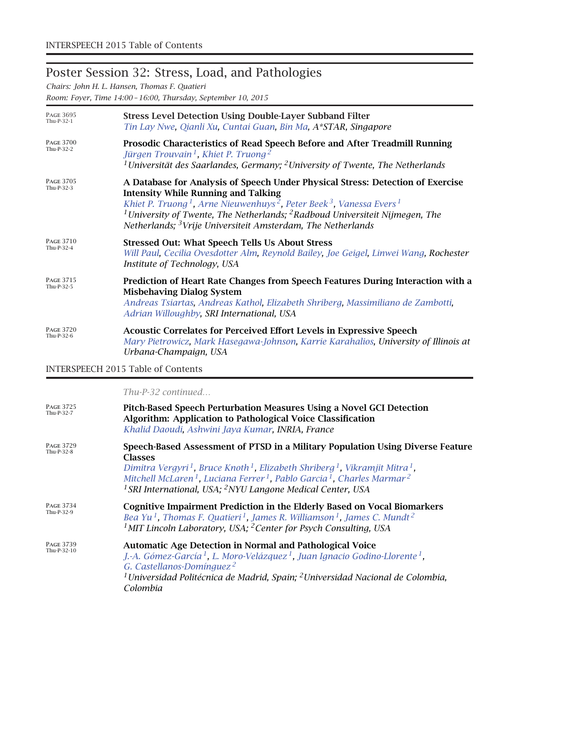## Poster Session 32: Stress, Load, and Pathologies

*Chairs: John H. L. Hansen, Thomas F. Quatieri*

*Room: Foyer, Time 14:00 – 16:00, Thursday, September 10, 2015*

PAGE 3695
Thu-P-32-1

**Stress Level Detection Using Double-Layer Subband Filter**
*Tin Lay Nwe, Qianli Xu, Cuntai Guan, Bin Ma, A\*STAR, Singapore*

PAGE 3700
Thu-P-32-2

**Prosodic Characteristics of Read Speech Before and After Treadmill Running**
*Jürgen Trouvain[1], Khiet P. Truong[2]*
*[1]Universität des Saarlandes, Germany; [2]University of Twente, The Netherlands*

PAGE 3705
Thu-P-32-3

**A Database for Analysis of Speech Under Physical Stress: Detection of Exercise Intensity While Running and Talking**
*Khiet P. Truong[1], Arne Nieuwenhuys[2], Peter Beek[3], Vanessa Evers[1]*
*[1]University of Twente, The Netherlands; [2]Radboud Universiteit Nijmegen, The Netherlands; [3]Vrije Universiteit Amsterdam, The Netherlands*

PAGE 3710
Thu-P-32-4

**Stressed Out: What Speech Tells Us About Stress**
*Will Paul, Cecilia Ovesdotter Alm, Reynold Bailey, Joe Geigel, Linwei Wang, Rochester Institute of Technology, USA*

PAGE 3715
Thu-P-32-5

**Prediction of Heart Rate Changes from Speech Features During Interaction with a Misbehaving Dialog System**
*Andreas Tsiartas, Andreas Kathol, Elizabeth Shriberg, Massimiliano de Zambotti, Adrian Willoughby, SRI International, USA*

PAGE 3720
Thu-P-32-6

**Acoustic Correlates for Perceived Effort Levels in Expressive Speech**
*Mary Pietrowicz, Mark Hasegawa-Johnson, Karrie Karahalios, University of Illinois at Urbana-Champaign, USA*

*Thu-P-32 continued…*

PAGE 3725
Thu-P-32-7

**Pitch-Based Speech Perturbation Measures Using a Novel GCI Detection Algorithm: Application to Pathological Voice Classification**
*Khalid Daoudi, Ashwini Jaya Kumar, INRIA, France*

PAGE 3729
Thu-P-32-8

**Speech-Based Assessment of PTSD in a Military Population Using Diverse Feature Classes**
*Dimitra Vergyri[1], Bruce Knoth[1], Elizabeth Shriberg[1], Vikramjit Mitra[1], Mitchell McLaren[1], Luciana Ferrer[1], Pablo Garcia[1], Charles Marmar[2]*
*[1]SRI International, USA; [2]NYU Langone Medical Center, USA*

PAGE 3734
Thu-P-32-9

**Cognitive Impairment Prediction in the Elderly Based on Vocal Biomarkers**
*Bea Yu[1], Thomas F. Quatieri[1], James R. Williamson[1], James C. Mundt[2]*
*[1]MIT Lincoln Laboratory, USA; [2]Center for Psych Consulting, USA*

PAGE 3739
Thu-P-32-10

**Automatic Age Detection in Normal and Pathological Voice**
*J.-A. Gómez-García[1], L. Moro-Velázquez[1], Juan Ignacio Godino-Llorente[1], G. Castellanos-Domínguez[2]*
*[1]Universidad Politécnica de Madrid, Spain; [2]Universidad Nacional de Colombia, Colombia*